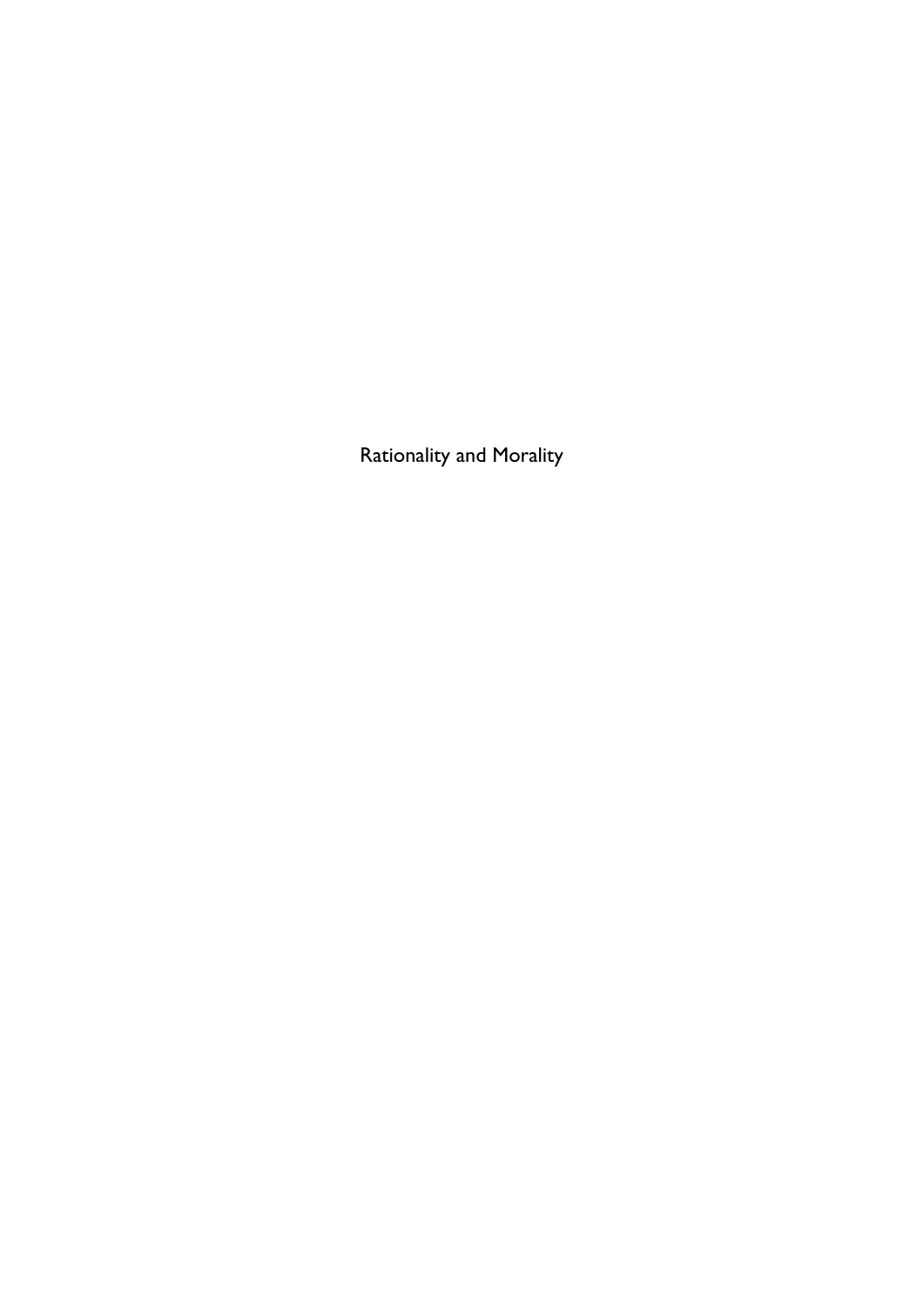# Rationality and Morality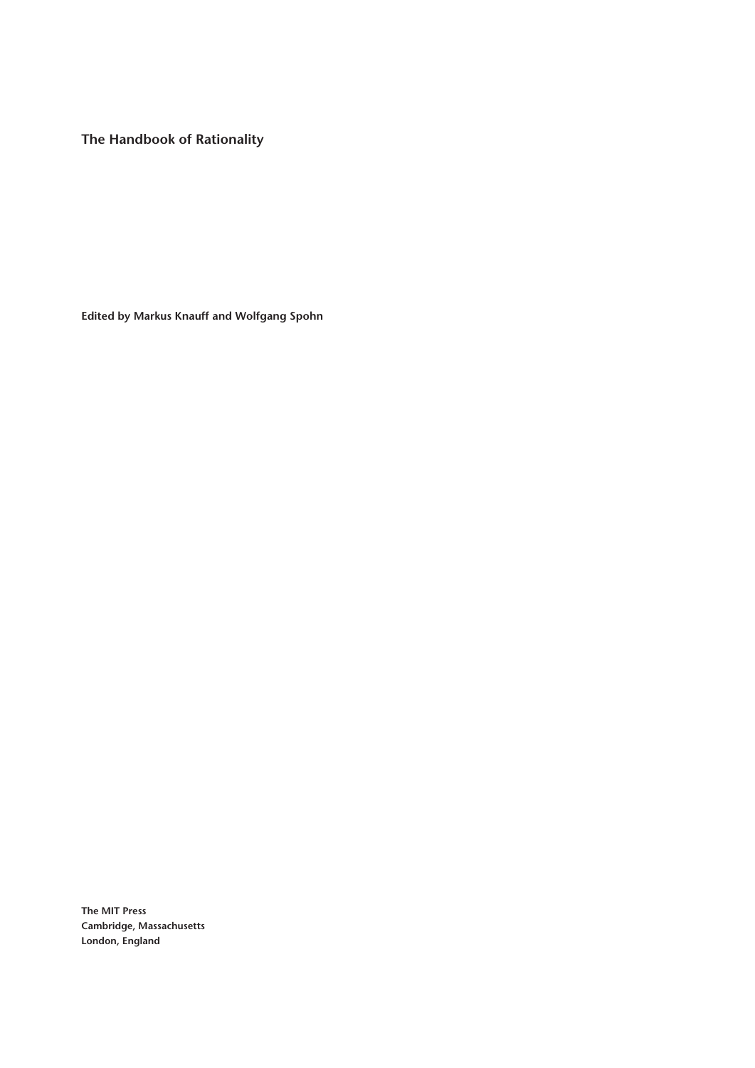# The Handbook of Rationality

Edited by Markus Knauff and Wolfgang Spohn

The MIT Press
Cambridge, Massachusetts
London, England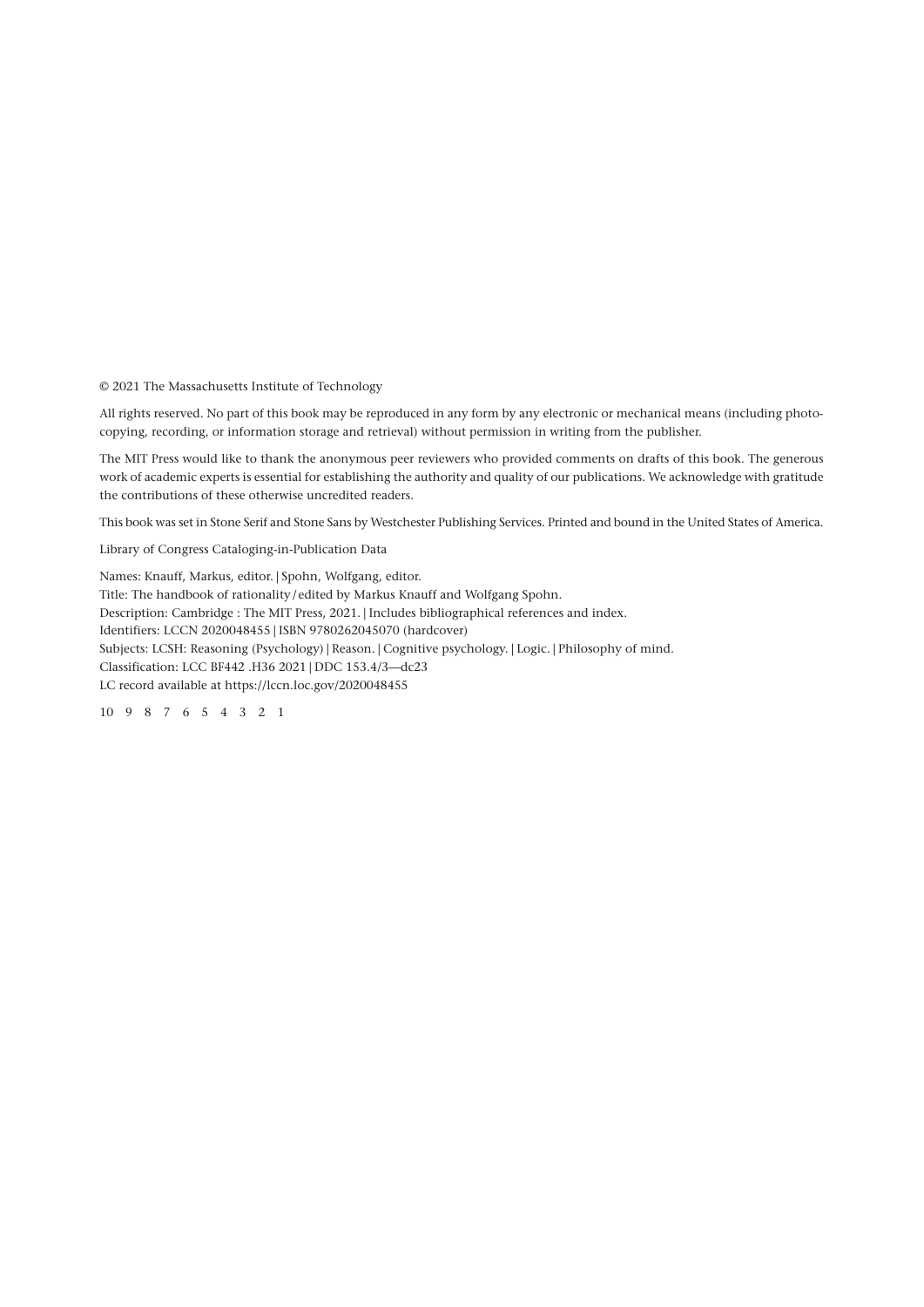© 2021 The Massachusetts Institute of Technology

All rights reserved. No part of this book may be reproduced in any form by any electronic or mechanical means (including photocopying, recording, or information storage and retrieval) without permission in writing from the publisher.

The MIT Press would like to thank the anonymous peer reviewers who provided comments on drafts of this book. The generous work of academic experts is essential for establishing the authority and quality of our publications. We acknowledge with gratitude the contributions of these otherwise uncredited readers.

This book was set in Stone Serif and Stone Sans by Westchester Publishing Services. Printed and bound in the United States of America.

Library of Congress Cataloging-in-Publication Data

Names: Knauff, Markus, editor. | Spohn, Wolfgang, editor.
Title: The handbook of rationality / edited by Markus Knauff and Wolfgang Spohn.
Description: Cambridge : The MIT Press, 2021. | Includes bibliographical references and index.
Identifiers: LCCN 2020048455 | ISBN 9780262045070 (hardcover)
Subjects: LCSH: Reasoning (Psychology) | Reason. | Cognitive psychology. | Logic. | Philosophy of mind.
Classification: LCC BF442 .H36 2021 | DDC 153.4/3—dc23
LC record available at https://lccn.loc.gov/2020048455

10 9 8 7 6 5 4 3 2 1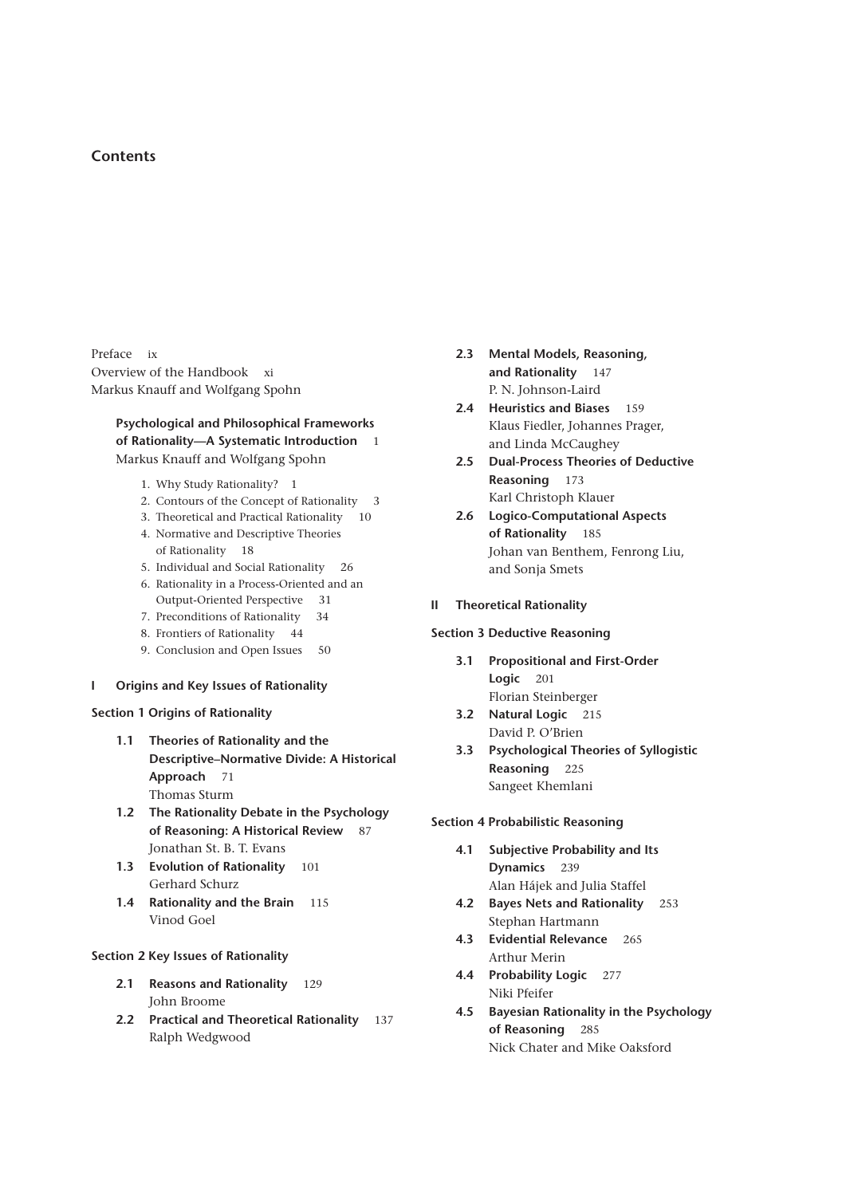# Contents

Preface ix

Overview of the Handbook xi
Markus Knauff and Wolfgang Spohn

**Psychological and Philosophical Frameworks of Rationality—A Systematic Introduction** 1
Markus Knauff and Wolfgang Spohn

1. Why Study Rationality? 1
2. Contours of the Concept of Rationality 3
3. Theoretical and Practical Rationality 10
4. Normative and Descriptive Theories of Rationality 18
5. Individual and Social Rationality 26
6. Rationality in a Process-Oriented and an Output-Oriented Perspective 31
7. Preconditions of Rationality 34
8. Frontiers of Rationality 44
9. Conclusion and Open Issues 50

## I Origins and Key Issues of Rationality

### Section 1 Origins of Rationality

**1.1 Theories of Rationality and the Descriptive–Normative Divide: A Historical Approach** 71
Thomas Sturm

**1.2 The Rationality Debate in the Psychology of Reasoning: A Historical Review** 87
Jonathan St. B. T. Evans

**1.3 Evolution of Rationality** 101
Gerhard Schurz

**1.4 Rationality and the Brain** 115
Vinod Goel

### Section 2 Key Issues of Rationality

**2.1 Reasons and Rationality** 129
John Broome

**2.2 Practical and Theoretical Rationality** 137
Ralph Wedgwood

**2.3 Mental Models, Reasoning, and Rationality** 147
P. N. Johnson-Laird

**2.4 Heuristics and Biases** 159
Klaus Fiedler, Johannes Prager, and Linda McCaughey

**2.5 Dual-Process Theories of Deductive Reasoning** 173
Karl Christoph Klauer

**2.6 Logico-Computational Aspects of Rationality** 185
Johan van Benthem, Fenrong Liu, and Sonja Smets

## II Theoretical Rationality

### Section 3 Deductive Reasoning

**3.1 Propositional and First-Order Logic** 201
Florian Steinberger

**3.2 Natural Logic** 215
David P. O'Brien

**3.3 Psychological Theories of Syllogistic Reasoning** 225
Sangeet Khemlani

### Section 4 Probabilistic Reasoning

**4.1 Subjective Probability and Its Dynamics** 239
Alan Hájek and Julia Staffel

**4.2 Bayes Nets and Rationality** 253
Stephan Hartmann

**4.3 Evidential Relevance** 265
Arthur Merin

**4.4 Probability Logic** 277
Niki Pfeifer

**4.5 Bayesian Rationality in the Psychology of Reasoning** 285
Nick Chater and Mike Oaksford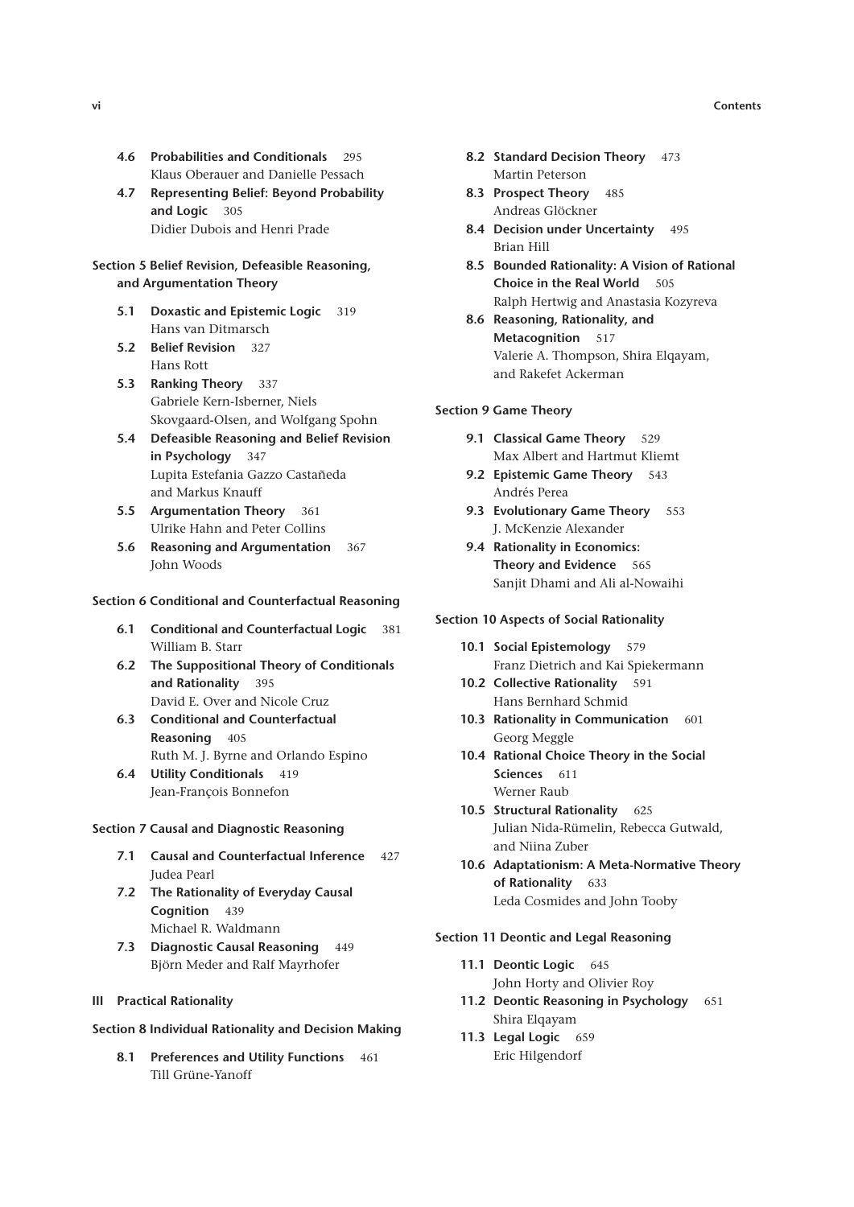- **4.6 Probabilities and Conditionals** 295
  Klaus Oberauer and Danielle Pessach
- **4.7 Representing Belief: Beyond Probability and Logic** 305
  Didier Dubois and Henri Prade

**Section 5 Belief Revision, Defeasible Reasoning, and Argumentation Theory**

- **5.1 Doxastic and Epistemic Logic** 319
  Hans van Ditmarsch
- **5.2 Belief Revision** 327
  Hans Rott
- **5.3 Ranking Theory** 337
  Gabriele Kern-Isberner, Niels Skovgaard-Olsen, and Wolfgang Spohn
- **5.4 Defeasible Reasoning and Belief Revision in Psychology** 347
  Lupita Estefania Gazzo Castañeda and Markus Knauff
- **5.5 Argumentation Theory** 361
  Ulrike Hahn and Peter Collins
- **5.6 Reasoning and Argumentation** 367
  John Woods

**Section 6 Conditional and Counterfactual Reasoning**

- **6.1 Conditional and Counterfactual Logic** 381
  William B. Starr
- **6.2 The Suppositional Theory of Conditionals and Rationality** 395
  David E. Over and Nicole Cruz
- **6.3 Conditional and Counterfactual Reasoning** 405
  Ruth M. J. Byrne and Orlando Espino
- **6.4 Utility Conditionals** 419
  Jean-François Bonnefon

**Section 7 Causal and Diagnostic Reasoning**

- **7.1 Causal and Counterfactual Inference** 427
  Judea Pearl
- **7.2 The Rationality of Everyday Causal Cognition** 439
  Michael R. Waldmann
- **7.3 Diagnostic Causal Reasoning** 449
  Björn Meder and Ralf Mayrhofer

**III Practical Rationality**

**Section 8 Individual Rationality and Decision Making**

- **8.1 Preferences and Utility Functions** 461
  Till Grüne-Yanoff
- **8.2 Standard Decision Theory** 473
  Martin Peterson
- **8.3 Prospect Theory** 485
  Andreas Glöckner
- **8.4 Decision under Uncertainty** 495
  Brian Hill
- **8.5 Bounded Rationality: A Vision of Rational Choice in the Real World** 505
  Ralph Hertwig and Anastasia Kozyreva
- **8.6 Reasoning, Rationality, and Metacognition** 517
  Valerie A. Thompson, Shira Elqayam, and Rakefet Ackerman

**Section 9 Game Theory**

- **9.1 Classical Game Theory** 529
  Max Albert and Hartmut Kliemt
- **9.2 Epistemic Game Theory** 543
  Andrés Perea
- **9.3 Evolutionary Game Theory** 553
  J. McKenzie Alexander
- **9.4 Rationality in Economics: Theory and Evidence** 565
  Sanjit Dhami and Ali al-Nowaihi

**Section 10 Aspects of Social Rationality**

- **10.1 Social Epistemology** 579
  Franz Dietrich and Kai Spiekermann
- **10.2 Collective Rationality** 591
  Hans Bernhard Schmid
- **10.3 Rationality in Communication** 601
  Georg Meggle
- **10.4 Rational Choice Theory in the Social Sciences** 611
  Werner Raub
- **10.5 Structural Rationality** 625
  Julian Nida-Rümelin, Rebecca Gutwald, and Niina Zuber
- **10.6 Adaptationism: A Meta-Normative Theory of Rationality** 633
  Leda Cosmides and John Tooby

**Section 11 Deontic and Legal Reasoning**

- **11.1 Deontic Logic** 645
  John Horty and Olivier Roy
- **11.2 Deontic Reasoning in Psychology** 651
  Shira Elqayam
- **11.3 Legal Logic** 659
  Eric Hilgendorf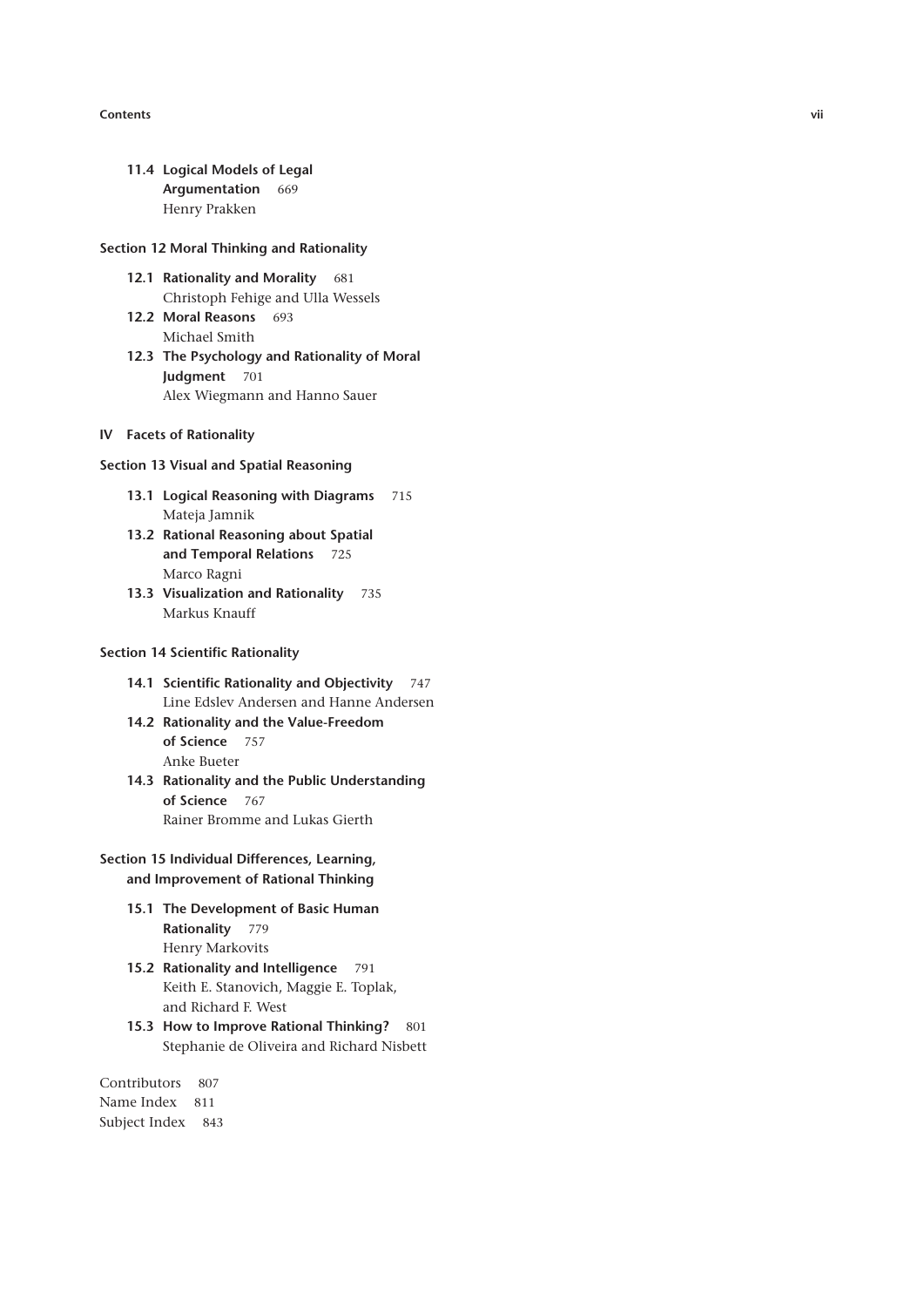**11.4 Logical Models of Legal Argumentation** 669
Henry Prakken

**Section 12 Moral Thinking and Rationality**

**12.1 Rationality and Morality** 681
Christoph Fehige and Ulla Wessels

**12.2 Moral Reasons** 693
Michael Smith

**12.3 The Psychology and Rationality of Moral Judgment** 701
Alex Wiegmann and Hanno Sauer

**IV Facets of Rationality**

**Section 13 Visual and Spatial Reasoning**

**13.1 Logical Reasoning with Diagrams** 715
Mateja Jamnik

**13.2 Rational Reasoning about Spatial and Temporal Relations** 725
Marco Ragni

**13.3 Visualization and Rationality** 735
Markus Knauff

**Section 14 Scientific Rationality**

**14.1 Scientific Rationality and Objectivity** 747
Line Edslev Andersen and Hanne Andersen

**14.2 Rationality and the Value-Freedom of Science** 757
Anke Bueter

**14.3 Rationality and the Public Understanding of Science** 767
Rainer Bromme and Lukas Gierth

**Section 15 Individual Differences, Learning, and Improvement of Rational Thinking**

**15.1 The Development of Basic Human Rationality** 779
Henry Markovits

**15.2 Rationality and Intelligence** 791
Keith E. Stanovich, Maggie E. Toplak, and Richard F. West

**15.3 How to Improve Rational Thinking?** 801
Stephanie de Oliveira and Richard Nisbett

Contributors 807
Name Index 811
Subject Index 843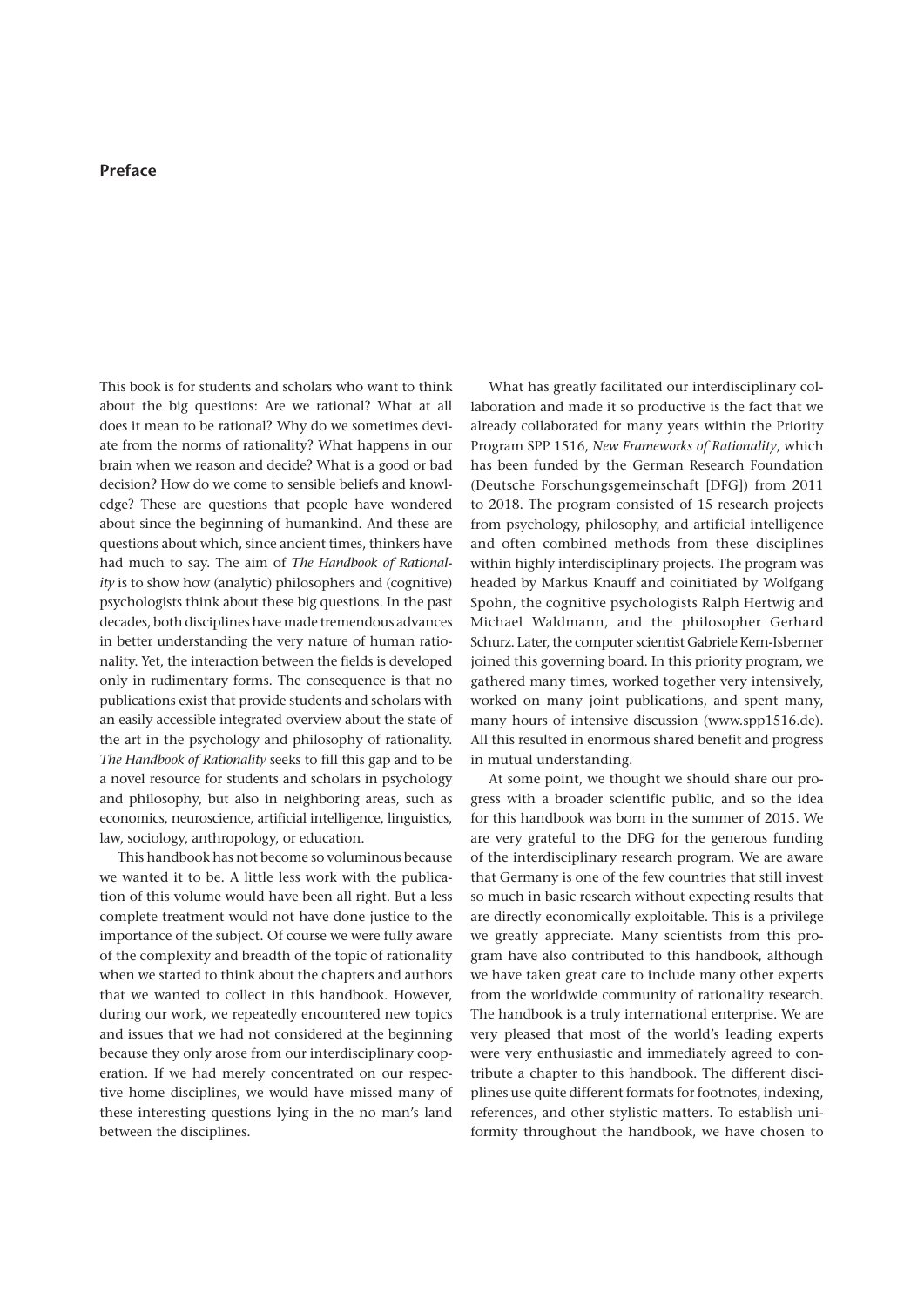## Preface

This book is for students and scholars who want to think about the big questions: Are we rational? What at all does it mean to be rational? Why do we sometimes deviate from the norms of rationality? What happens in our brain when we reason and decide? What is a good or bad decision? How do we come to sensible beliefs and knowledge? These are questions that people have wondered about since the beginning of humankind. And these are questions about which, since ancient times, thinkers have had much to say. The aim of *The Handbook of Rationality* is to show how (analytic) philosophers and (cognitive) psychologists think about these big questions. In the past decades, both disciplines have made tremendous advances in better understanding the very nature of human rationality. Yet, the interaction between the fields is developed only in rudimentary forms. The consequence is that no publications exist that provide students and scholars with an easily accessible integrated overview about the state of the art in the psychology and philosophy of rationality. *The Handbook of Rationality* seeks to fill this gap and to be a novel resource for students and scholars in psychology and philosophy, but also in neighboring areas, such as economics, neuroscience, artificial intelligence, linguistics, law, sociology, anthropology, or education.

This handbook has not become so voluminous because we wanted it to be. A little less work with the publication of this volume would have been all right. But a less complete treatment would not have done justice to the importance of the subject. Of course we were fully aware of the complexity and breadth of the topic of rationality when we started to think about the chapters and authors that we wanted to collect in this handbook. However, during our work, we repeatedly encountered new topics and issues that we had not considered at the beginning because they only arose from our interdisciplinary cooperation. If we had merely concentrated on our respective home disciplines, we would have missed many of these interesting questions lying in the no man's land between the disciplines.

What has greatly facilitated our interdisciplinary collaboration and made it so productive is the fact that we already collaborated for many years within the Priority Program SPP 1516, *New Frameworks of Rationality*, which has been funded by the German Research Foundation (Deutsche Forschungsgemeinschaft [DFG]) from 2011 to 2018. The program consisted of 15 research projects from psychology, philosophy, and artificial intelligence and often combined methods from these disciplines within highly interdisciplinary projects. The program was headed by Markus Knauff and coinitiated by Wolfgang Spohn, the cognitive psychologists Ralph Hertwig and Michael Waldmann, and the philosopher Gerhard Schurz. Later, the computer scientist Gabriele Kern-Isberner joined this governing board. In this priority program, we gathered many times, worked together very intensively, worked on many joint publications, and spent many, many hours of intensive discussion (www.spp1516.de). All this resulted in enormous shared benefit and progress in mutual understanding.

At some point, we thought we should share our progress with a broader scientific public, and so the idea for this handbook was born in the summer of 2015. We are very grateful to the DFG for the generous funding of the interdisciplinary research program. We are aware that Germany is one of the few countries that still invest so much in basic research without expecting results that are directly economically exploitable. This is a privilege we greatly appreciate. Many scientists from this program have also contributed to this handbook, although we have taken great care to include many other experts from the worldwide community of rationality research. The handbook is a truly international enterprise. We are very pleased that most of the world's leading experts were very enthusiastic and immediately agreed to contribute a chapter to this handbook. The different disciplines use quite different formats for footnotes, indexing, references, and other stylistic matters. To establish uniformity throughout the handbook, we have chosen to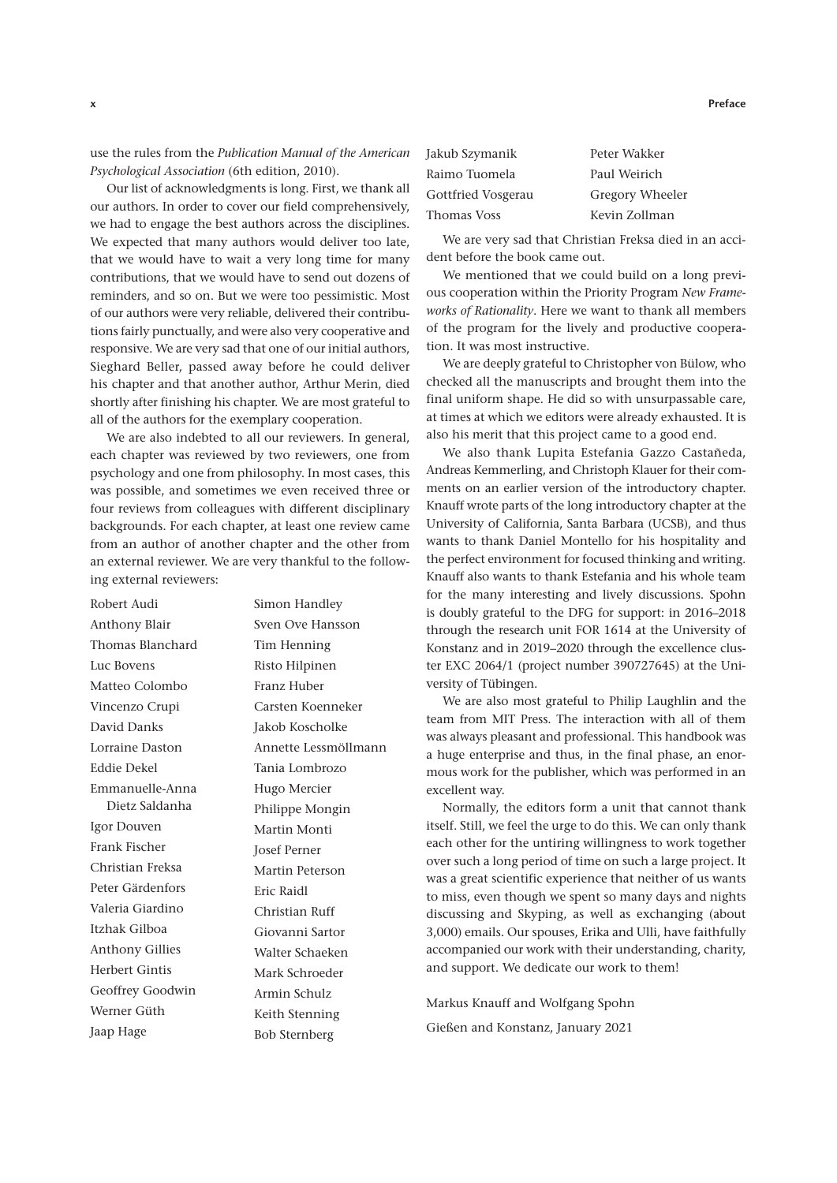use the rules from the *Publication Manual of the American Psychological Association* (6th edition, 2010).

Our list of acknowledgments is long. First, we thank all our authors. In order to cover our field comprehensively, we had to engage the best authors across the disciplines. We expected that many authors would deliver too late, that we would have to wait a very long time for many contributions, that we would have to send out dozens of reminders, and so on. But we were too pessimistic. Most of our authors were very reliable, delivered their contributions fairly punctually, and were also very cooperative and responsive. We are very sad that one of our initial authors, Sieghard Beller, passed away before he could deliver his chapter and that another author, Arthur Merin, died shortly after finishing his chapter. We are most grateful to all of the authors for the exemplary cooperation.

We are also indebted to all our reviewers. In general, each chapter was reviewed by two reviewers, one from psychology and one from philosophy. In most cases, this was possible, and sometimes we even received three or four reviews from colleagues with different disciplinary backgrounds. For each chapter, at least one review came from an author of another chapter and the other from an external reviewer. We are very thankful to the following external reviewers:

Robert Audi
Anthony Blair
Thomas Blanchard
Luc Bovens
Matteo Colombo
Vincenzo Crupi
David Danks
Lorraine Daston
Eddie Dekel
Emmanuelle-Anna Dietz Saldanha
Igor Douven
Frank Fischer
Christian Freksa
Peter Gärdenfors
Valeria Giardino
Itzhak Gilboa
Anthony Gillies
Herbert Gintis
Geoffrey Goodwin
Werner Güth
Jaap Hage
Simon Handley
Sven Ove Hansson
Tim Henning
Risto Hilpinen
Franz Huber
Carsten Koenneker
Jakob Koscholke
Annette Lessmöllmann
Tania Lombrozo
Hugo Mercier
Philippe Mongin
Martin Monti
Josef Perner
Martin Peterson
Eric Raidl
Christian Ruff
Giovanni Sartor
Walter Schaeken
Mark Schroeder
Armin Schulz
Keith Stenning
Bob Sternberg
Jakub Szymanik
Raimo Tuomela
Gottfried Vosgerau
Thomas Voss
Peter Wakker
Paul Weirich
Gregory Wheeler
Kevin Zollman

We are very sad that Christian Freksa died in an accident before the book came out.

We mentioned that we could build on a long previous cooperation within the Priority Program *New Frameworks of Rationality*. Here we want to thank all members of the program for the lively and productive cooperation. It was most instructive.

We are deeply grateful to Christopher von Bülow, who checked all the manuscripts and brought them into the final uniform shape. He did so with unsurpassable care, at times at which we editors were already exhausted. It is also his merit that this project came to a good end.

We also thank Lupita Estefania Gazzo Castañeda, Andreas Kemmerling, and Christoph Klauer for their comments on an earlier version of the introductory chapter. Knauff wrote parts of the long introductory chapter at the University of California, Santa Barbara (UCSB), and thus wants to thank Daniel Montello for his hospitality and the perfect environment for focused thinking and writing. Knauff also wants to thank Estefania and his whole team for the many interesting and lively discussions. Spohn is doubly grateful to the DFG for support: in 2016–2018 through the research unit FOR 1614 at the University of Konstanz and in 2019–2020 through the excellence cluster EXC 2064/1 (project number 390727645) at the University of Tübingen.

We are also most grateful to Philip Laughlin and the team from MIT Press. The interaction with all of them was always pleasant and professional. This handbook was a huge enterprise and thus, in the final phase, an enormous work for the publisher, which was performed in an excellent way.

Normally, the editors form a unit that cannot thank itself. Still, we feel the urge to do this. We can only thank each other for the untiring willingness to work together over such a long period of time on such a large project. It was a great scientific experience that neither of us wants to miss, even though we spent so many days and nights discussing and Skyping, as well as exchanging (about 3,000) emails. Our spouses, Erika and Ulli, have faithfully accompanied our work with their understanding, charity, and support. We dedicate our work to them!

Markus Knauff and Wolfgang Spohn

Gießen and Konstanz, January 2021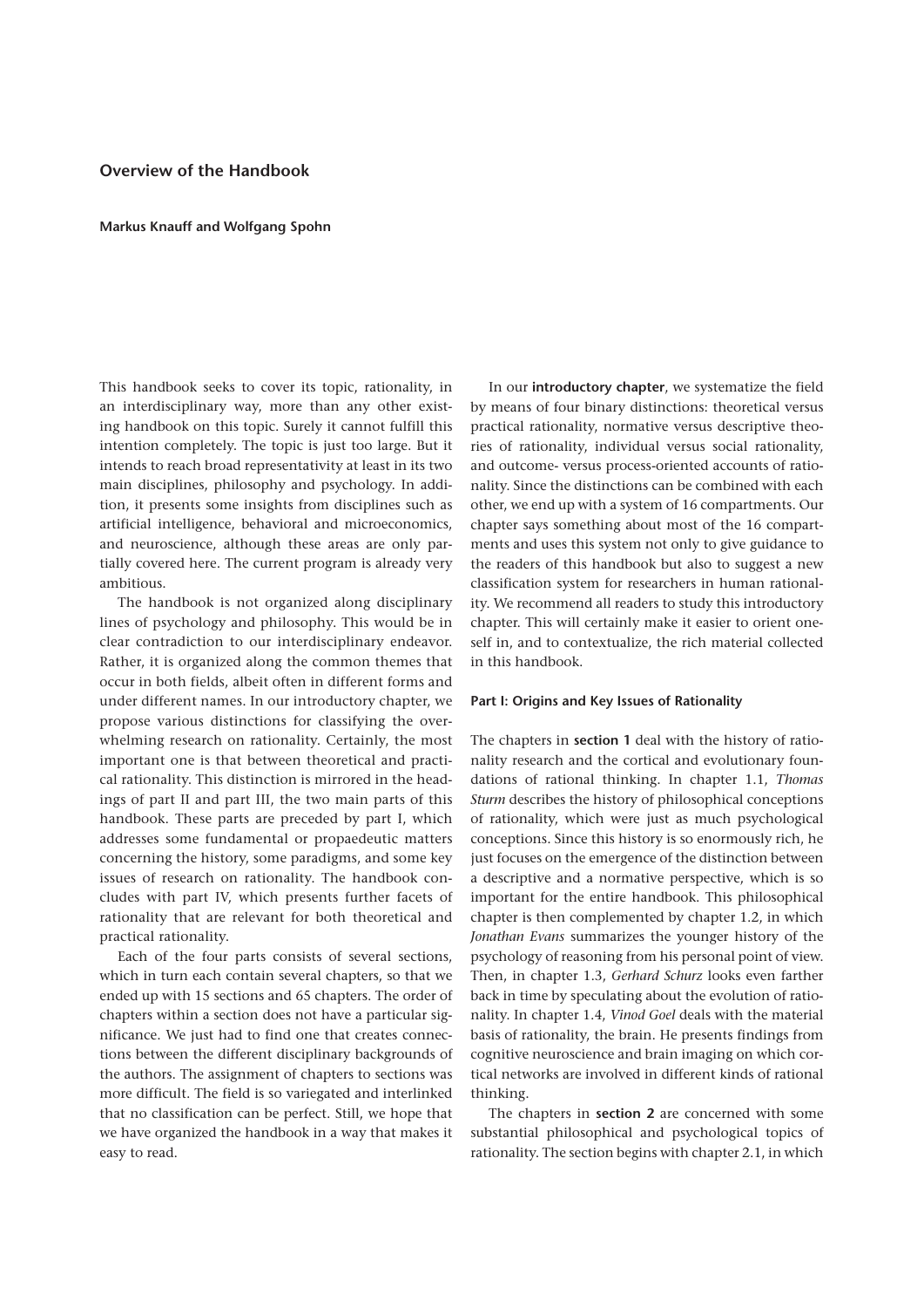# Overview of the Handbook

**Markus Knauff and Wolfgang Spohn**

This handbook seeks to cover its topic, rationality, in an interdisciplinary way, more than any other existing handbook on this topic. Surely it cannot fulfill this intention completely. The topic is just too large. But it intends to reach broad representativity at least in its two main disciplines, philosophy and psychology. In addition, it presents some insights from disciplines such as artificial intelligence, behavioral and microeconomics, and neuroscience, although these areas are only partially covered here. The current program is already very ambitious.

The handbook is not organized along disciplinary lines of psychology and philosophy. This would be in clear contradiction to our interdisciplinary endeavor. Rather, it is organized along the common themes that occur in both fields, albeit often in different forms and under different names. In our introductory chapter, we propose various distinctions for classifying the overwhelming research on rationality. Certainly, the most important one is that between theoretical and practical rationality. This distinction is mirrored in the headings of part II and part III, the two main parts of this handbook. These parts are preceded by part I, which addresses some fundamental or propaedeutic matters concerning the history, some paradigms, and some key issues of research on rationality. The handbook concludes with part IV, which presents further facets of rationality that are relevant for both theoretical and practical rationality.

Each of the four parts consists of several sections, which in turn each contain several chapters, so that we ended up with 15 sections and 65 chapters. The order of chapters within a section does not have a particular significance. We just had to find one that creates connections between the different disciplinary backgrounds of the authors. The assignment of chapters to sections was more difficult. The field is so variegated and interlinked that no classification can be perfect. Still, we hope that we have organized the handbook in a way that makes it easy to read.

In our **introductory chapter**, we systematize the field by means of four binary distinctions: theoretical versus practical rationality, normative versus descriptive theories of rationality, individual versus social rationality, and outcome- versus process-oriented accounts of rationality. Since the distinctions can be combined with each other, we end up with a system of 16 compartments. Our chapter says something about most of the 16 compartments and uses this system not only to give guidance to the readers of this handbook but also to suggest a new classification system for researchers in human rationality. We recommend all readers to study this introductory chapter. This will certainly make it easier to orient oneself in, and to contextualize, the rich material collected in this handbook.

#### Part I: Origins and Key Issues of Rationality

The chapters in **section 1** deal with the history of rationality research and the cortical and evolutionary foundations of rational thinking. In chapter 1.1, *Thomas Sturm* describes the history of philosophical conceptions of rationality, which were just as much psychological conceptions. Since this history is so enormously rich, he just focuses on the emergence of the distinction between a descriptive and a normative perspective, which is so important for the entire handbook. This philosophical chapter is then complemented by chapter 1.2, in which *Jonathan Evans* summarizes the younger history of the psychology of reasoning from his personal point of view. Then, in chapter 1.3, *Gerhard Schurz* looks even farther back in time by speculating about the evolution of rationality. In chapter 1.4, *Vinod Goel* deals with the material basis of rationality, the brain. He presents findings from cognitive neuroscience and brain imaging on which cortical networks are involved in different kinds of rational thinking.

The chapters in **section 2** are concerned with some substantial philosophical and psychological topics of rationality. The section begins with chapter 2.1, in which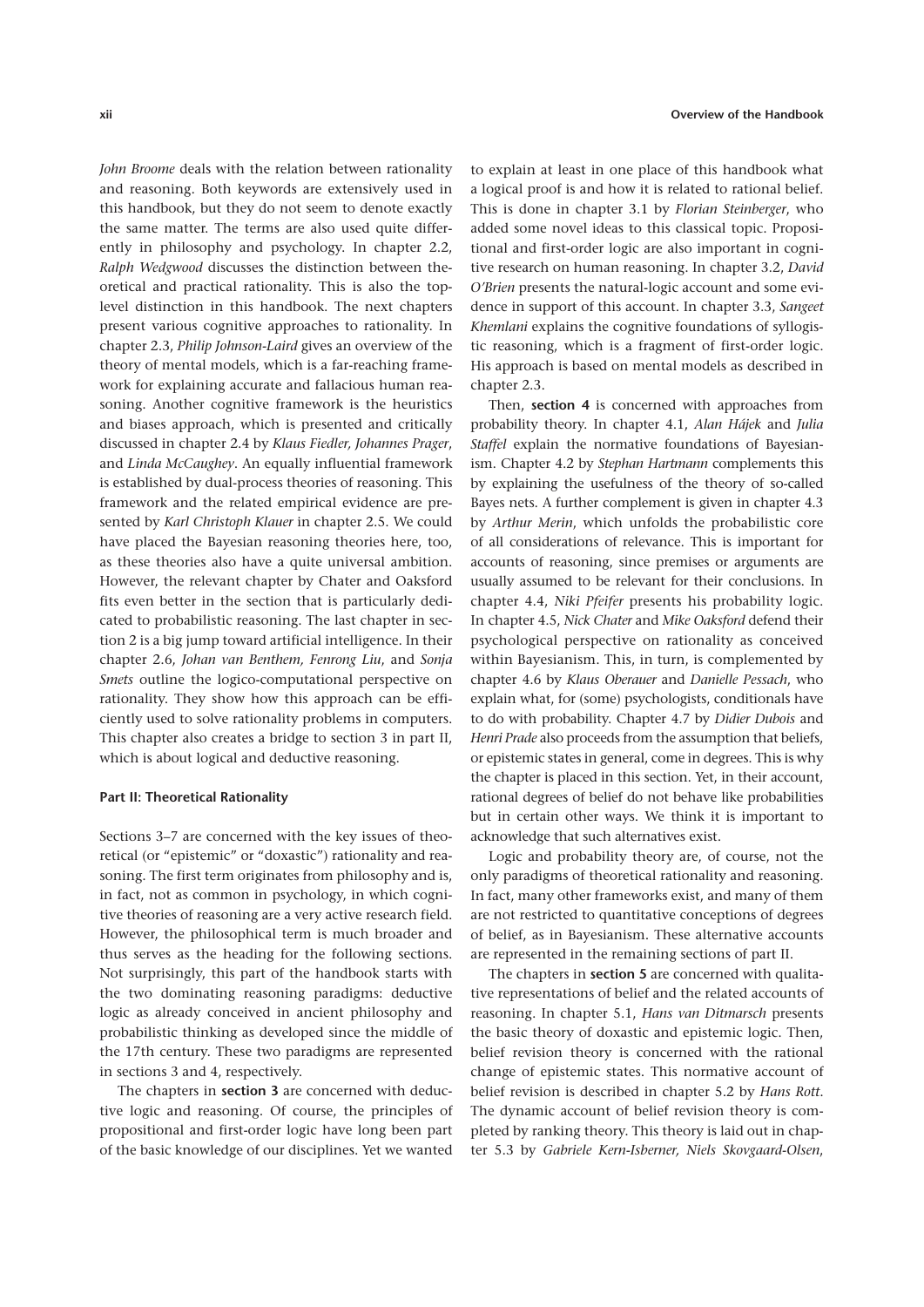*John Broome* deals with the relation between rationality and reasoning. Both keywords are extensively used in this handbook, but they do not seem to denote exactly the same matter. The terms are also used quite differently in philosophy and psychology. In chapter 2.2, *Ralph Wedgwood* discusses the distinction between theoretical and practical rationality. This is also the top-level distinction in this handbook. The next chapters present various cognitive approaches to rationality. In chapter 2.3, *Philip Johnson-Laird* gives an overview of the theory of mental models, which is a far-reaching framework for explaining accurate and fallacious human reasoning. Another cognitive framework is the heuristics and biases approach, which is presented and critically discussed in chapter 2.4 by *Klaus Fiedler, Johannes Prager*, and *Linda McCaughey*. An equally influential framework is established by dual-process theories of reasoning. This framework and the related empirical evidence are presented by *Karl Christoph Klauer* in chapter 2.5. We could have placed the Bayesian reasoning theories here, too, as these theories also have a quite universal ambition. However, the relevant chapter by Chater and Oaksford fits even better in the section that is particularly dedicated to probabilistic reasoning. The last chapter in section 2 is a big jump toward artificial intelligence. In their chapter 2.6, *Johan van Benthem, Fenrong Liu*, and *Sonja Smets* outline the logico-computational perspective on rationality. They show how this approach can be efficiently used to solve rationality problems in computers. This chapter also creates a bridge to section 3 in part II, which is about logical and deductive reasoning.

### Part II: Theoretical Rationality

Sections 3–7 are concerned with the key issues of theoretical (or "epistemic" or "doxastic") rationality and reasoning. The first term originates from philosophy and is, in fact, not as common in psychology, in which cognitive theories of reasoning are a very active research field. However, the philosophical term is much broader and thus serves as the heading for the following sections. Not surprisingly, this part of the handbook starts with the two dominating reasoning paradigms: deductive logic as already conceived in ancient philosophy and probabilistic thinking as developed since the middle of the 17th century. These two paradigms are represented in sections 3 and 4, respectively.

The chapters in **section 3** are concerned with deductive logic and reasoning. Of course, the principles of propositional and first-order logic have long been part of the basic knowledge of our disciplines. Yet we wanted to explain at least in one place of this handbook what a logical proof is and how it is related to rational belief. This is done in chapter 3.1 by *Florian Steinberger*, who added some novel ideas to this classical topic. Propositional and first-order logic are also important in cognitive research on human reasoning. In chapter 3.2, *David O'Brien* presents the natural-logic account and some evidence in support of this account. In chapter 3.3, *Sangeet Khemlani* explains the cognitive foundations of syllogistic reasoning, which is a fragment of first-order logic. His approach is based on mental models as described in chapter 2.3.

Then, **section 4** is concerned with approaches from probability theory. In chapter 4.1, *Alan Hájek* and *Julia Staffel* explain the normative foundations of Bayesianism. Chapter 4.2 by *Stephan Hartmann* complements this by explaining the usefulness of the theory of so-called Bayes nets. A further complement is given in chapter 4.3 by *Arthur Merin*, which unfolds the probabilistic core of all considerations of relevance. This is important for accounts of reasoning, since premises or arguments are usually assumed to be relevant for their conclusions. In chapter 4.4, *Niki Pfeifer* presents his probability logic. In chapter 4.5, *Nick Chater* and *Mike Oaksford* defend their psychological perspective on rationality as conceived within Bayesianism. This, in turn, is complemented by chapter 4.6 by *Klaus Oberauer* and *Danielle Pessach*, who explain what, for (some) psychologists, conditionals have to do with probability. Chapter 4.7 by *Didier Dubois* and *Henri Prade* also proceeds from the assumption that beliefs, or epistemic states in general, come in degrees. This is why the chapter is placed in this section. Yet, in their account, rational degrees of belief do not behave like probabilities but in certain other ways. We think it is important to acknowledge that such alternatives exist.

Logic and probability theory are, of course, not the only paradigms of theoretical rationality and reasoning. In fact, many other frameworks exist, and many of them are not restricted to quantitative conceptions of degrees of belief, as in Bayesianism. These alternative accounts are represented in the remaining sections of part II.

The chapters in **section 5** are concerned with qualitative representations of belief and the related accounts of reasoning. In chapter 5.1, *Hans van Ditmarsch* presents the basic theory of doxastic and epistemic logic. Then, belief revision theory is concerned with the rational change of epistemic states. This normative account of belief revision is described in chapter 5.2 by *Hans Rott*. The dynamic account of belief revision theory is completed by ranking theory. This theory is laid out in chapter 5.3 by *Gabriele Kern-Isberner, Niels Skovgaard-Olsen*,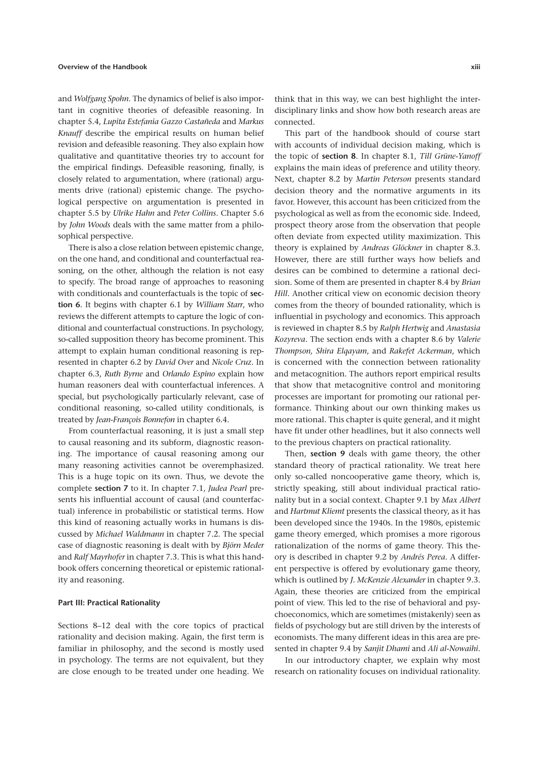and *Wolfgang Spohn*. The dynamics of belief is also important in cognitive theories of defeasible reasoning. In chapter 5.4, *Lupita Estefania Gazzo Castañeda* and *Markus Knauff* describe the empirical results on human belief revision and defeasible reasoning. They also explain how qualitative and quantitative theories try to account for the empirical findings. Defeasible reasoning, finally, is closely related to argumentation, where (rational) arguments drive (rational) epistemic change. The psychological perspective on argumentation is presented in chapter 5.5 by *Ulrike Hahn* and *Peter Collins*. Chapter 5.6 by *John Woods* deals with the same matter from a philosophical perspective.

There is also a close relation between epistemic change, on the one hand, and conditional and counterfactual reasoning, on the other, although the relation is not easy to specify. The broad range of approaches to reasoning with conditionals and counterfactuals is the topic of **section 6**. It begins with chapter 6.1 by *William Starr*, who reviews the different attempts to capture the logic of conditional and counterfactual constructions. In psychology, so-called supposition theory has become prominent. This attempt to explain human conditional reasoning is represented in chapter 6.2 by *David Over* and *Nicole Cruz*. In chapter 6.3, *Ruth Byrne* and *Orlando Espino* explain how human reasoners deal with counterfactual inferences. A special, but psychologically particularly relevant, case of conditional reasoning, so-called utility conditionals, is treated by *Jean-François Bonnefon* in chapter 6.4.

From counterfactual reasoning, it is just a small step to causal reasoning and its subform, diagnostic reasoning. The importance of causal reasoning among our many reasoning activities cannot be overemphasized. This is a huge topic on its own. Thus, we devote the complete **section 7** to it. In chapter 7.1, *Judea Pearl* presents his influential account of causal (and counterfactual) inference in probabilistic or statistical terms. How this kind of reasoning actually works in humans is discussed by *Michael Waldmann* in chapter 7.2. The special case of diagnostic reasoning is dealt with by *Björn Meder* and *Ralf Mayrhofer* in chapter 7.3. This is what this handbook offers concerning theoretical or epistemic rationality and reasoning.

### Part III: Practical Rationality

Sections 8–12 deal with the core topics of practical rationality and decision making. Again, the first term is familiar in philosophy, and the second is mostly used in psychology. The terms are not equivalent, but they are close enough to be treated under one heading. We think that in this way, we can best highlight the interdisciplinary links and show how both research areas are connected.

This part of the handbook should of course start with accounts of individual decision making, which is the topic of **section 8**. In chapter 8.1, *Till Grüne-Yanoff* explains the main ideas of preference and utility theory. Next, chapter 8.2 by *Martin Peterson* presents standard decision theory and the normative arguments in its favor. However, this account has been criticized from the psychological as well as from the economic side. Indeed, prospect theory arose from the observation that people often deviate from expected utility maximization. This theory is explained by *Andreas Glöckner* in chapter 8.3. However, there are still further ways how beliefs and desires can be combined to determine a rational decision. Some of them are presented in chapter 8.4 by *Brian Hill*. Another critical view on economic decision theory comes from the theory of bounded rationality, which is influential in psychology and economics. This approach is reviewed in chapter 8.5 by *Ralph Hertwig* and *Anastasia Kozyreva*. The section ends with a chapter 8.6 by *Valerie Thompson, Shira Elqayam*, and *Rakefet Ackerman*, which is concerned with the connection between rationality and metacognition. The authors report empirical results that show that metacognitive control and monitoring processes are important for promoting our rational performance. Thinking about our own thinking makes us more rational. This chapter is quite general, and it might have fit under other headlines, but it also connects well to the previous chapters on practical rationality.

Then, **section 9** deals with game theory, the other standard theory of practical rationality. We treat here only so-called noncooperative game theory, which is, strictly speaking, still about individual practical rationality but in a social context. Chapter 9.1 by *Max Albert* and *Hartmut Kliemt* presents the classical theory, as it has been developed since the 1940s. In the 1980s, epistemic game theory emerged, which promises a more rigorous rationalization of the norms of game theory. This theory is described in chapter 9.2 by *Andrés Perea*. A different perspective is offered by evolutionary game theory, which is outlined by *J. McKenzie Alexander* in chapter 9.3. Again, these theories are criticized from the empirical point of view. This led to the rise of behavioral and psychoeconomics, which are sometimes (mistakenly) seen as fields of psychology but are still driven by the interests of economists. The many different ideas in this area are presented in chapter 9.4 by *Sanjit Dhami* and *Ali al-Nowaihi*.

In our introductory chapter, we explain why most research on rationality focuses on individual rationality.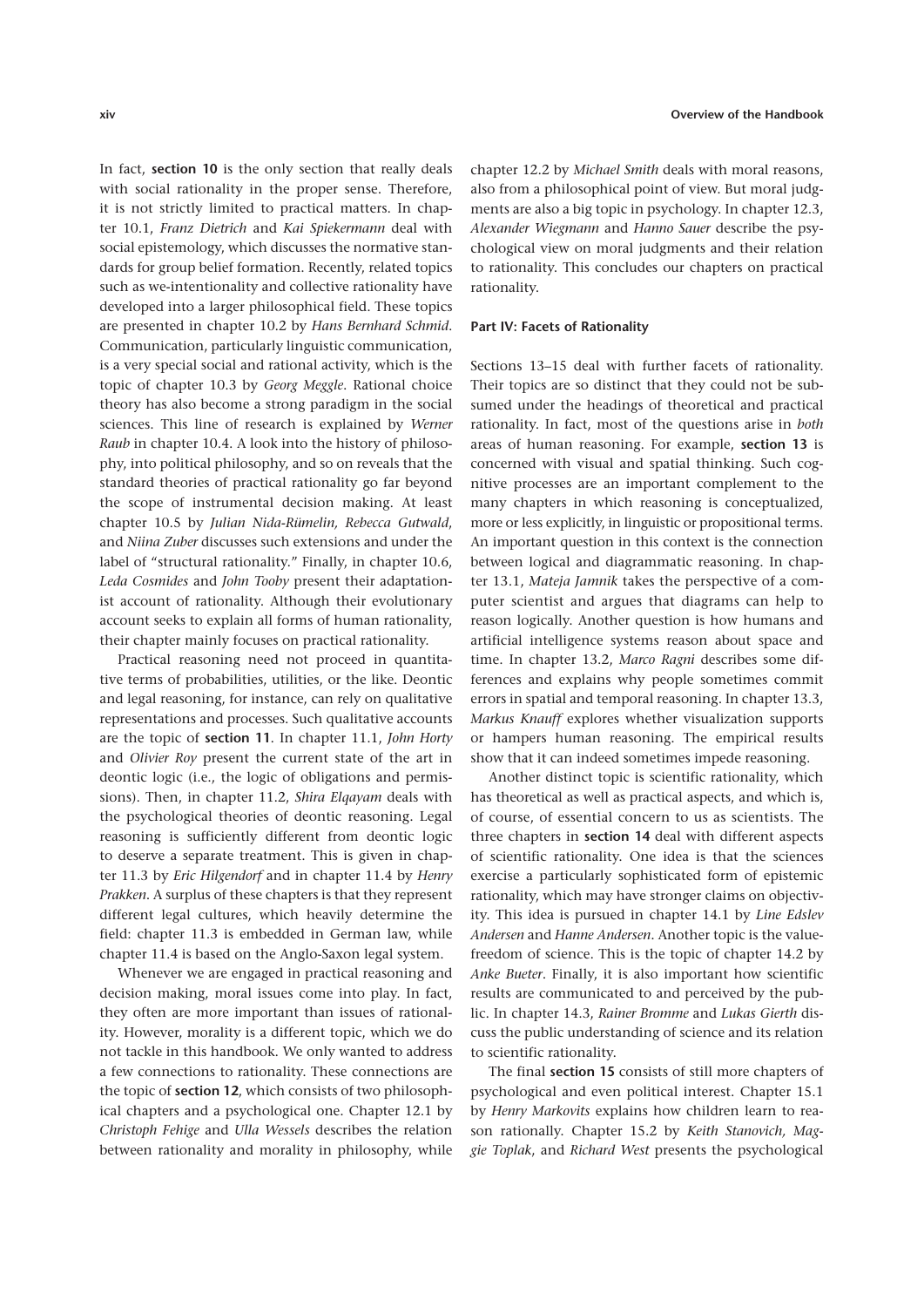In fact, **section 10** is the only section that really deals with social rationality in the proper sense. Therefore, it is not strictly limited to practical matters. In chapter 10.1, *Franz Dietrich* and *Kai Spiekermann* deal with social epistemology, which discusses the normative standards for group belief formation. Recently, related topics such as we-intentionality and collective rationality have developed into a larger philosophical field. These topics are presented in chapter 10.2 by *Hans Bernhard Schmid*. Communication, particularly linguistic communication, is a very special social and rational activity, which is the topic of chapter 10.3 by *Georg Meggle*. Rational choice theory has also become a strong paradigm in the social sciences. This line of research is explained by *Werner Raub* in chapter 10.4. A look into the history of philosophy, into political philosophy, and so on reveals that the standard theories of practical rationality go far beyond the scope of instrumental decision making. At least chapter 10.5 by *Julian Nida-Rümelin, Rebecca Gutwald*, and *Niina Zuber* discusses such extensions and under the label of "structural rationality." Finally, in chapter 10.6, *Leda Cosmides* and *John Tooby* present their adaptationist account of rationality. Although their evolutionary account seeks to explain all forms of human rationality, their chapter mainly focuses on practical rationality.

Practical reasoning need not proceed in quantitative terms of probabilities, utilities, or the like. Deontic and legal reasoning, for instance, can rely on qualitative representations and processes. Such qualitative accounts are the topic of **section 11**. In chapter 11.1, *John Horty* and *Olivier Roy* present the current state of the art in deontic logic (i.e., the logic of obligations and permissions). Then, in chapter 11.2, *Shira Elqayam* deals with the psychological theories of deontic reasoning. Legal reasoning is sufficiently different from deontic logic to deserve a separate treatment. This is given in chapter 11.3 by *Eric Hilgendorf* and in chapter 11.4 by *Henry Prakken*. A surplus of these chapters is that they represent different legal cultures, which heavily determine the field: chapter 11.3 is embedded in German law, while chapter 11.4 is based on the Anglo-Saxon legal system.

Whenever we are engaged in practical reasoning and decision making, moral issues come into play. In fact, they often are more important than issues of rationality. However, morality is a different topic, which we do not tackle in this handbook. We only wanted to address a few connections to rationality. These connections are the topic of **section 12**, which consists of two philosophical chapters and a psychological one. Chapter 12.1 by *Christoph Fehige* and *Ulla Wessels* describes the relation between rationality and morality in philosophy, while chapter 12.2 by *Michael Smith* deals with moral reasons, also from a philosophical point of view. But moral judgments are also a big topic in psychology. In chapter 12.3, *Alexander Wiegmann* and *Hanno Sauer* describe the psychological view on moral judgments and their relation to rationality. This concludes our chapters on practical rationality.

#### Part IV: Facets of Rationality

Sections 13–15 deal with further facets of rationality. Their topics are so distinct that they could not be subsumed under the headings of theoretical and practical rationality. In fact, most of the questions arise in *both* areas of human reasoning. For example, **section 13** is concerned with visual and spatial thinking. Such cognitive processes are an important complement to the many chapters in which reasoning is conceptualized, more or less explicitly, in linguistic or propositional terms. An important question in this context is the connection between logical and diagrammatic reasoning. In chapter 13.1, *Mateja Jamnik* takes the perspective of a computer scientist and argues that diagrams can help to reason logically. Another question is how humans and artificial intelligence systems reason about space and time. In chapter 13.2, *Marco Ragni* describes some differences and explains why people sometimes commit errors in spatial and temporal reasoning. In chapter 13.3, *Markus Knauff* explores whether visualization supports or hampers human reasoning. The empirical results show that it can indeed sometimes impede reasoning.

Another distinct topic is scientific rationality, which has theoretical as well as practical aspects, and which is, of course, of essential concern to us as scientists. The three chapters in **section 14** deal with different aspects of scientific rationality. One idea is that the sciences exercise a particularly sophisticated form of epistemic rationality, which may have stronger claims on objectivity. This idea is pursued in chapter 14.1 by *Line Edslev Andersen* and *Hanne Andersen*. Another topic is the value-freedom of science. This is the topic of chapter 14.2 by *Anke Bueter*. Finally, it is also important how scientific results are communicated to and perceived by the public. In chapter 14.3, *Rainer Bromme* and *Lukas Gierth* discuss the public understanding of science and its relation to scientific rationality.

The final **section 15** consists of still more chapters of psychological and even political interest. Chapter 15.1 by *Henry Markovits* explains how children learn to reason rationally. Chapter 15.2 by *Keith Stanovich, Maggie Toplak*, and *Richard West* presents the psychological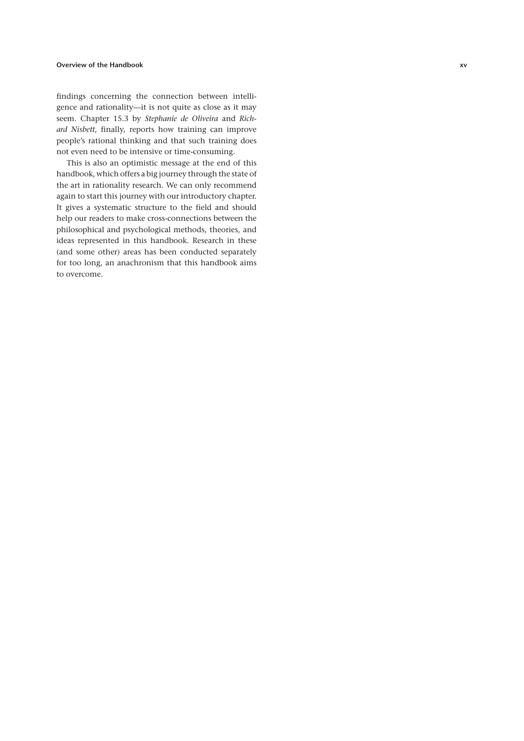findings concerning the connection between intelligence and rationality—it is not quite as close as it may seem. Chapter 15.3 by *Stephanie de Oliveira* and *Richard Nisbett*, finally, reports how training can improve people's rational thinking and that such training does not even need to be intensive or time-consuming.

This is also an optimistic message at the end of this handbook, which offers a big journey through the state of the art in rationality research. We can only recommend again to start this journey with our introductory chapter. It gives a systematic structure to the field and should help our readers to make cross-connections between the philosophical and psychological methods, theories, and ideas represented in this handbook. Research in these (and some other) areas has been conducted separately for too long, an anachronism that this handbook aims to overcome.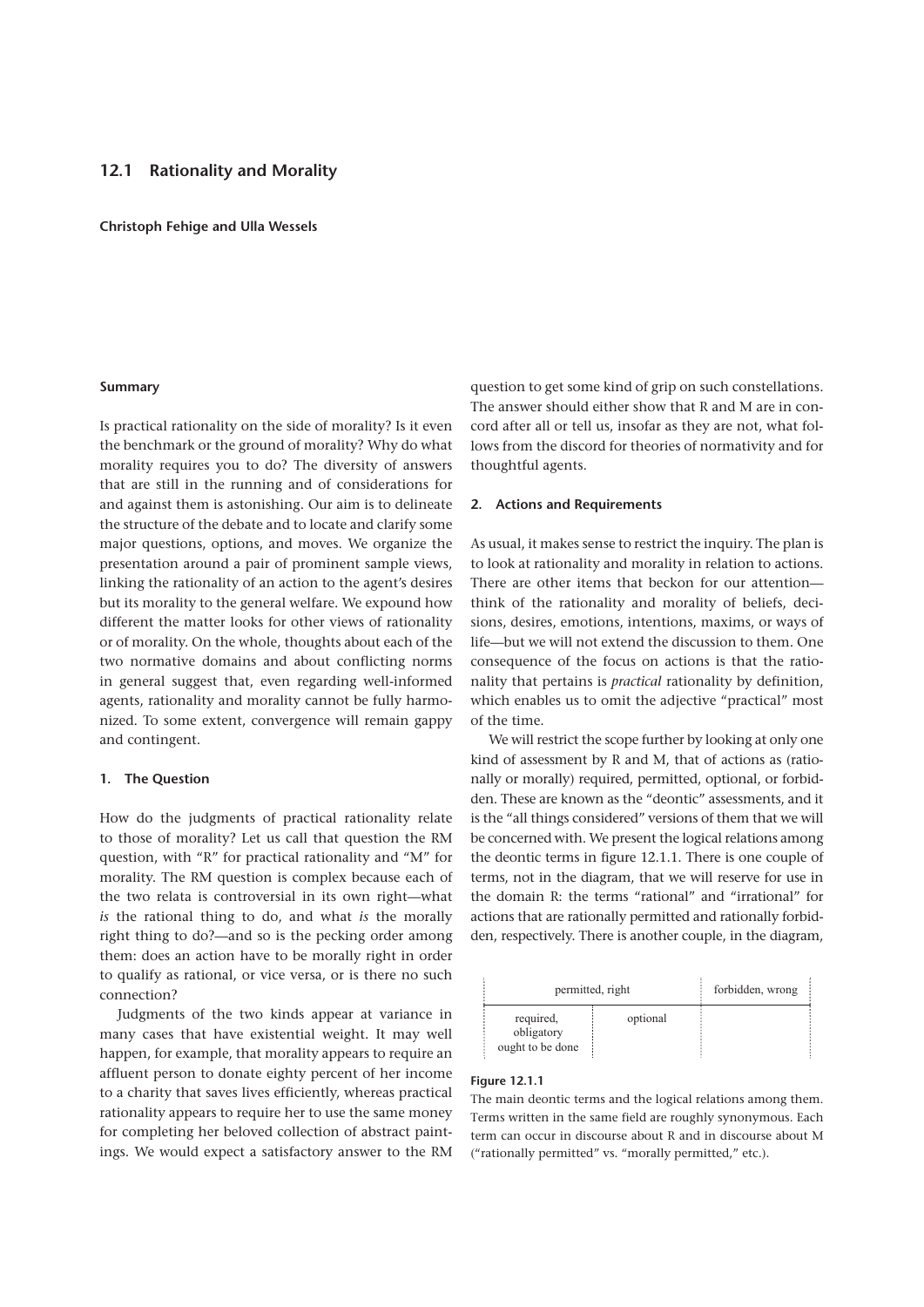## 12.1 Rationality and Morality

**Christoph Fehige and Ulla Wessels**

#### Summary

Is practical rationality on the side of morality? Is it even the benchmark or the ground of morality? Why do what morality requires you to do? The diversity of answers that are still in the running and of considerations for and against them is astonishing. Our aim is to delineate the structure of the debate and to locate and clarify some major questions, options, and moves. We organize the presentation around a pair of prominent sample views, linking the rationality of an action to the agent's desires but its morality to the general welfare. We expound how different the matter looks for other views of rationality or of morality. On the whole, thoughts about each of the two normative domains and about conflicting norms in general suggest that, even regarding well-informed agents, rationality and morality cannot be fully harmonized. To some extent, convergence will remain gappy and contingent.

#### 1. The Question

How do the judgments of practical rationality relate to those of morality? Let us call that question the RM question, with "R" for practical rationality and "M" for morality. The RM question is complex because each of the two relata is controversial in its own right—what *is* the rational thing to do, and what *is* the morally right thing to do?—and so is the pecking order among them: does an action have to be morally right in order to qualify as rational, or vice versa, or is there no such connection?

Judgments of the two kinds appear at variance in many cases that have existential weight. It may well happen, for example, that morality appears to require an affluent person to donate eighty percent of her income to a charity that saves lives efficiently, whereas practical rationality appears to require her to use the same money for completing her beloved collection of abstract paintings. We would expect a satisfactory answer to the RM question to get some kind of grip on such constellations. The answer should either show that R and M are in concord after all or tell us, insofar as they are not, what follows from the discord for theories of normativity and for thoughtful agents.

#### 2. Actions and Requirements

As usual, it makes sense to restrict the inquiry. The plan is to look at rationality and morality in relation to actions. There are other items that beckon for our attention—think of the rationality and morality of beliefs, decisions, desires, emotions, intentions, maxims, or ways of life—but we will not extend the discussion to them. One consequence of the focus on actions is that the rationality that pertains is *practical* rationality by definition, which enables us to omit the adjective "practical" most of the time.

We will restrict the scope further by looking at only one kind of assessment by R and M, that of actions as (rationally or morally) required, permitted, optional, or forbidden. These are known as the "deontic" assessments, and it is the "all things considered" versions of them that we will be concerned with. We present the logical relations among the deontic terms in figure 12.1.1. There is one couple of terms, not in the diagram, that we will reserve for use in the domain R: the terms "rational" and "irrational" for actions that are rationally permitted and rationally forbidden, respectively. There is another couple, in the diagram,

| permitted, right | | forbidden, wrong |
|---|---|---|
| required, obligatory ought to be done | optional | |

**Figure 12.1.1**

The main deontic terms and the logical relations among them. Terms written in the same field are roughly synonymous. Each term can occur in discourse about R and in discourse about M ("rationally permitted" vs. "morally permitted," etc.).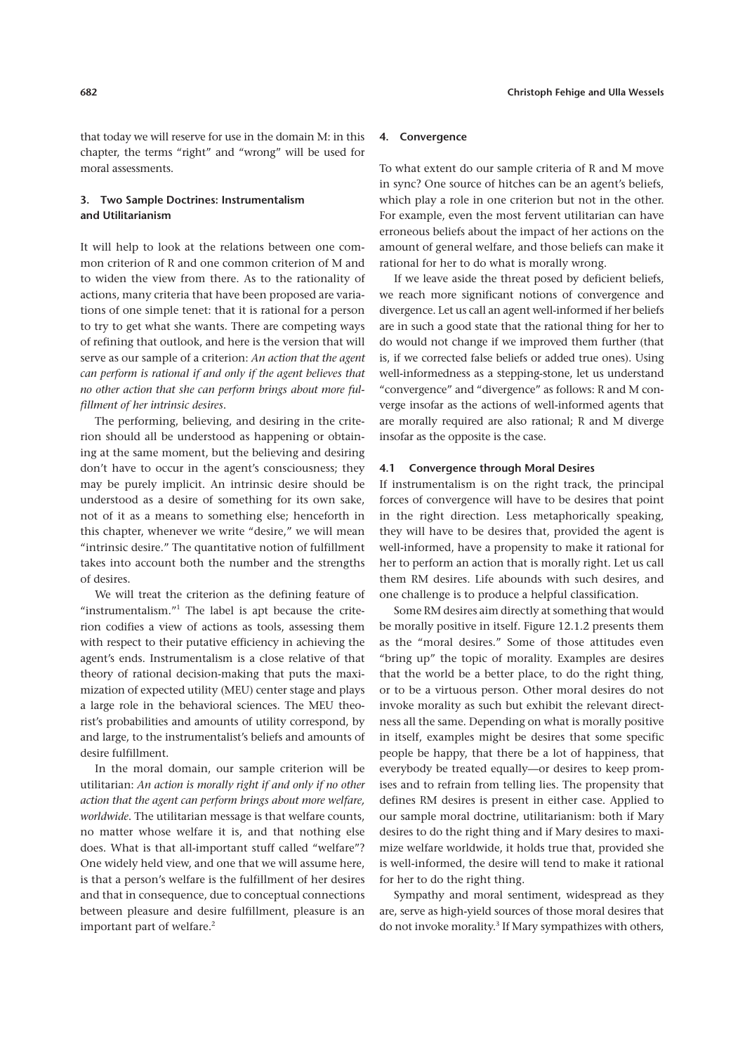that today we will reserve for use in the domain M: in this chapter, the terms "right" and "wrong" will be used for moral assessments.

### 3. Two Sample Doctrines: Instrumentalism and Utilitarianism

It will help to look at the relations between one common criterion of R and one common criterion of M and to widen the view from there. As to the rationality of actions, many criteria that have been proposed are variations of one simple tenet: that it is rational for a person to try to get what she wants. There are competing ways of refining that outlook, and here is the version that will serve as our sample of a criterion: *An action that the agent can perform is rational if and only if the agent believes that no other action that she can perform brings about more fulfillment of her intrinsic desires*.

The performing, believing, and desiring in the criterion should all be understood as happening or obtaining at the same moment, but the believing and desiring don't have to occur in the agent's consciousness; they may be purely implicit. An intrinsic desire should be understood as a desire of something for its own sake, not of it as a means to something else; henceforth in this chapter, whenever we write "desire," we will mean "intrinsic desire." The quantitative notion of fulfillment takes into account both the number and the strengths of desires.

We will treat the criterion as the defining feature of "instrumentalism."[1] The label is apt because the criterion codifies a view of actions as tools, assessing them with respect to their putative efficiency in achieving the agent's ends. Instrumentalism is a close relative of that theory of rational decision-making that puts the maximization of expected utility (MEU) center stage and plays a large role in the behavioral sciences. The MEU theorist's probabilities and amounts of utility correspond, by and large, to the instrumentalist's beliefs and amounts of desire fulfillment.

In the moral domain, our sample criterion will be utilitarian: *An action is morally right if and only if no other action that the agent can perform brings about more welfare, worldwide*. The utilitarian message is that welfare counts, no matter whose welfare it is, and that nothing else does. What is that all-important stuff called "welfare"? One widely held view, and one that we will assume here, is that a person's welfare is the fulfillment of her desires and that in consequence, due to conceptual connections between pleasure and desire fulfillment, pleasure is an important part of welfare.[2]

### 4. Convergence

To what extent do our sample criteria of R and M move in sync? One source of hitches can be an agent's beliefs, which play a role in one criterion but not in the other. For example, even the most fervent utilitarian can have erroneous beliefs about the impact of her actions on the amount of general welfare, and those beliefs can make it rational for her to do what is morally wrong.

If we leave aside the threat posed by deficient beliefs, we reach more significant notions of convergence and divergence. Let us call an agent well-informed if her beliefs are in such a good state that the rational thing for her to do would not change if we improved them further (that is, if we corrected false beliefs or added true ones). Using well-informedness as a stepping-stone, let us understand "convergence" and "divergence" as follows: R and M converge insofar as the actions of well-informed agents that are morally required are also rational; R and M diverge insofar as the opposite is the case.

#### 4.1 Convergence through Moral Desires

If instrumentalism is on the right track, the principal forces of convergence will have to be desires that point in the right direction. Less metaphorically speaking, they will have to be desires that, provided the agent is well-informed, have a propensity to make it rational for her to perform an action that is morally right. Let us call them RM desires. Life abounds with such desires, and one challenge is to produce a helpful classification.

Some RM desires aim directly at something that would be morally positive in itself. Figure 12.1.2 presents them as the "moral desires." Some of those attitudes even "bring up" the topic of morality. Examples are desires that the world be a better place, to do the right thing, or to be a virtuous person. Other moral desires do not invoke morality as such but exhibit the relevant directness all the same. Depending on what is morally positive in itself, examples might be desires that some specific people be happy, that there be a lot of happiness, that everybody be treated equally—or desires to keep promises and to refrain from telling lies. The propensity that defines RM desires is present in either case. Applied to our sample moral doctrine, utilitarianism: both if Mary desires to do the right thing and if Mary desires to maximize welfare worldwide, it holds true that, provided she is well-informed, the desire will tend to make it rational for her to do the right thing.

Sympathy and moral sentiment, widespread as they are, serve as high-yield sources of those moral desires that do not invoke morality.[3] If Mary sympathizes with others,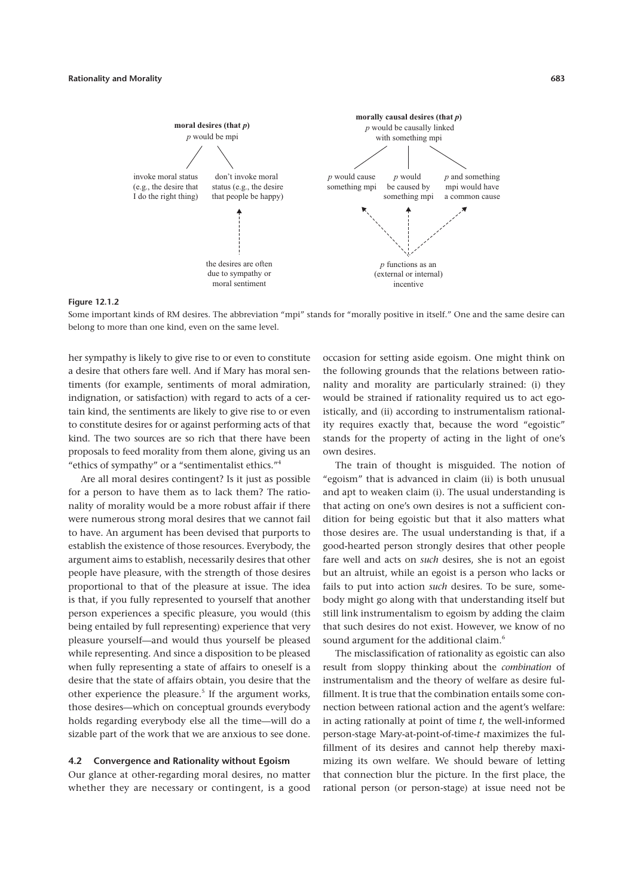**moral desires (that *p*)**
*p* would be mpi

- invoke moral status (e.g., the desire that I do the right thing)
- don't invoke moral status (e.g., the desire that people be happy)
  - the desires are often due to sympathy or moral sentiment

**morally causal desires (that *p*)**
*p* would be causally linked with something mpi

- *p* would cause something mpi
- *p* would be caused by something mpi
- *p* and something mpi would have a common cause
  - *p* functions as an (external or internal) incentive

**Figure 12.1.2**

Some important kinds of RM desires. The abbreviation "mpi" stands for "morally positive in itself." One and the same desire can belong to more than one kind, even on the same level.

her sympathy is likely to give rise to or even to constitute a desire that others fare well. And if Mary has moral sentiments (for example, sentiments of moral admiration, indignation, or satisfaction) with regard to acts of a certain kind, the sentiments are likely to give rise to or even to constitute desires for or against performing acts of that kind. The two sources are so rich that there have been proposals to feed morality from them alone, giving us an "ethics of sympathy" or a "sentimentalist ethics."[4]

Are all moral desires contingent? Is it just as possible for a person to have them as to lack them? The rationality of morality would be a more robust affair if there were numerous strong moral desires that we cannot fail to have. An argument has been devised that purports to establish the existence of those resources. Everybody, the argument aims to establish, necessarily desires that other people have pleasure, with the strength of those desires proportional to that of the pleasure at issue. The idea is that, if you fully represented to yourself that another person experiences a specific pleasure, you would (this being entailed by full representing) experience that very pleasure yourself—and would thus yourself be pleased while representing. And since a disposition to be pleased when fully representing a state of affairs to oneself is a desire that the state of affairs obtain, you desire that the other experience the pleasure.[5] If the argument works, those desires—which on conceptual grounds everybody holds regarding everybody else all the time—will do a sizable part of the work that we are anxious to see done.

### 4.2 Convergence and Rationality without Egoism

Our glance at other-regarding moral desires, no matter whether they are necessary or contingent, is a good occasion for setting aside egoism. One might think on the following grounds that the relations between rationality and morality are particularly strained: (i) they would be strained if rationality required us to act egoistically, and (ii) according to instrumentalism rationality requires exactly that, because the word "egoistic" stands for the property of acting in the light of one's own desires.

The train of thought is misguided. The notion of "egoism" that is advanced in claim (ii) is both unusual and apt to weaken claim (i). The usual understanding is that acting on one's own desires is not a sufficient condition for being egoistic but that it also matters what those desires are. The usual understanding is that, if a good-hearted person strongly desires that other people fare well and acts on *such* desires, she is not an egoist but an altruist, while an egoist is a person who lacks or fails to put into action *such* desires. To be sure, somebody might go along with that understanding itself but still link instrumentalism to egoism by adding the claim that such desires do not exist. However, we know of no sound argument for the additional claim.[6]

The misclassification of rationality as egoistic can also result from sloppy thinking about the *combination* of instrumentalism and the theory of welfare as desire fulfillment. It is true that the combination entails some connection between rational action and the agent's welfare: in acting rationally at point of time *t*, the well-informed person-stage Mary-at-point-of-time-*t* maximizes the fulfillment of its desires and cannot help thereby maximizing its own welfare. We should beware of letting that connection blur the picture. In the first place, the rational person (or person-stage) at issue need not be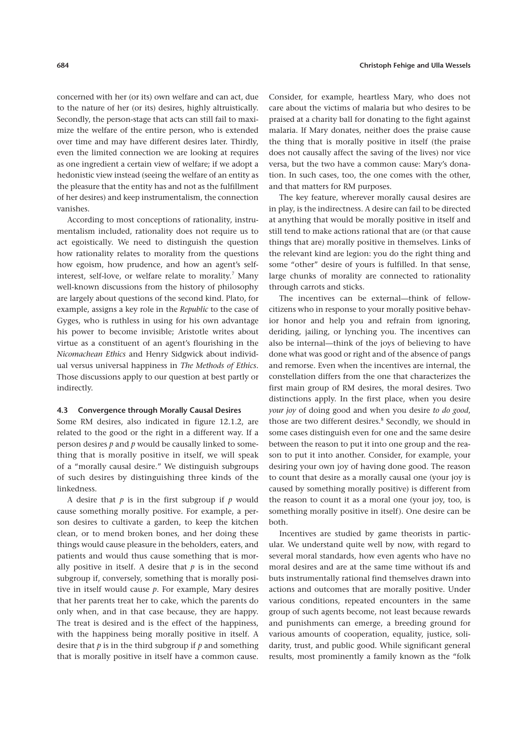concerned with her (or its) own welfare and can act, due to the nature of her (or its) desires, highly altruistically. Secondly, the person-stage that acts can still fail to maximize the welfare of the entire person, who is extended over time and may have different desires later. Thirdly, even the limited connection we are looking at requires as one ingredient a certain view of welfare; if we adopt a hedonistic view instead (seeing the welfare of an entity as the pleasure that the entity has and not as the fulfillment of her desires) and keep instrumentalism, the connection vanishes.

According to most conceptions of rationality, instrumentalism included, rationality does not require us to act egoistically. We need to distinguish the question how rationality relates to morality from the questions how egoism, how prudence, and how an agent's self-interest, self-love, or welfare relate to morality.[7] Many well-known discussions from the history of philosophy are largely about questions of the second kind. Plato, for example, assigns a key role in the *Republic* to the case of Gyges, who is ruthless in using for his own advantage his power to become invisible; Aristotle writes about virtue as a constituent of an agent's flourishing in the *Nicomachean Ethics* and Henry Sidgwick about individual versus universal happiness in *The Methods of Ethics*. Those discussions apply to our question at best partly or indirectly.

### 4.3 Convergence through Morally Causal Desires

Some RM desires, also indicated in figure 12.1.2, are related to the good or the right in a different way. If a person desires *p* and *p* would be causally linked to something that is morally positive in itself, we will speak of a "morally causal desire." We distinguish subgroups of such desires by distinguishing three kinds of the linkedness.

A desire that *p* is in the first subgroup if *p* would cause something morally positive. For example, a person desires to cultivate a garden, to keep the kitchen clean, or to mend broken bones, and her doing these things would cause pleasure in the beholders, eaters, and patients and would thus cause something that is morally positive in itself. A desire that *p* is in the second subgroup if, conversely, something that is morally positive in itself would cause *p*. For example, Mary desires that her parents treat her to cake, which the parents do only when, and in that case because, they are happy. The treat is desired and is the effect of the happiness, with the happiness being morally positive in itself. A desire that *p* is in the third subgroup if *p* and something that is morally positive in itself have a common cause. Consider, for example, heartless Mary, who does not care about the victims of malaria but who desires to be praised at a charity ball for donating to the fight against malaria. If Mary donates, neither does the praise cause the thing that is morally positive in itself (the praise does not causally affect the saving of the lives) nor vice versa, but the two have a common cause: Mary's donation. In such cases, too, the one comes with the other, and that matters for RM purposes.

The key feature, wherever morally causal desires are in play, is the indirectness. A desire can fail to be directed at anything that would be morally positive in itself and still tend to make actions rational that are (or that cause things that are) morally positive in themselves. Links of the relevant kind are legion: you do the right thing and some "other" desire of yours is fulfilled. In that sense, large chunks of morality are connected to rationality through carrots and sticks.

The incentives can be external—think of fellow-citizens who in response to your morally positive behavior honor and help you and refrain from ignoring, deriding, jailing, or lynching you. The incentives can also be internal—think of the joys of believing to have done what was good or right and of the absence of pangs and remorse. Even when the incentives are internal, the constellation differs from the one that characterizes the first main group of RM desires, the moral desires. Two distinctions apply. In the first place, when you desire *your joy* of doing good and when you desire *to do good*, those are two different desires.[8] Secondly, we should in some cases distinguish even for one and the same desire between the reason to put it into one group and the reason to put it into another. Consider, for example, your desiring your own joy of having done good. The reason to count that desire as a morally causal one (your joy is caused by something morally positive) is different from the reason to count it as a moral one (your joy, too, is something morally positive in itself). One desire can be both.

Incentives are studied by game theorists in particular. We understand quite well by now, with regard to several moral standards, how even agents who have no moral desires and are at the same time without ifs and buts instrumentally rational find themselves drawn into actions and outcomes that are morally positive. Under various conditions, repeated encounters in the same group of such agents become, not least because rewards and punishments can emerge, a breeding ground for various amounts of cooperation, equality, justice, solidarity, trust, and public good. While significant general results, most prominently a family known as the "folk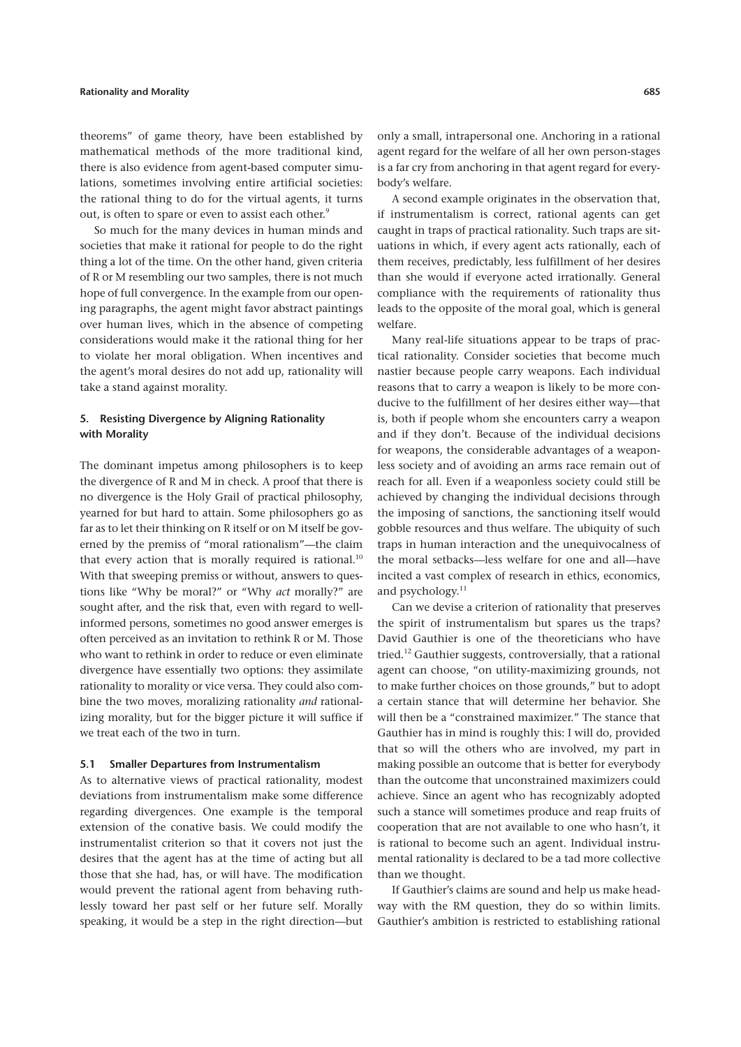theorems" of game theory, have been established by mathematical methods of the more traditional kind, there is also evidence from agent-based computer simulations, sometimes involving entire artificial societies: the rational thing to do for the virtual agents, it turns out, is often to spare or even to assist each other.[9]

So much for the many devices in human minds and societies that make it rational for people to do the right thing a lot of the time. On the other hand, given criteria of R or M resembling our two samples, there is not much hope of full convergence. In the example from our opening paragraphs, the agent might favor abstract paintings over human lives, which in the absence of competing considerations would make it the rational thing for her to violate her moral obligation. When incentives and the agent's moral desires do not add up, rationality will take a stand against morality.

## 5. Resisting Divergence by Aligning Rationality with Morality

The dominant impetus among philosophers is to keep the divergence of R and M in check. A proof that there is no divergence is the Holy Grail of practical philosophy, yearned for but hard to attain. Some philosophers go as far as to let their thinking on R itself or on M itself be governed by the premiss of "moral rationalism"—the claim that every action that is morally required is rational.[10] With that sweeping premiss or without, answers to questions like "Why be moral?" or "Why *act* morally?" are sought after, and the risk that, even with regard to well-informed persons, sometimes no good answer emerges is often perceived as an invitation to rethink R or M. Those who want to rethink in order to reduce or even eliminate divergence have essentially two options: they assimilate rationality to morality or vice versa. They could also combine the two moves, moralizing rationality *and* rationalizing morality, but for the bigger picture it will suffice if we treat each of the two in turn.

### 5.1 Smaller Departures from Instrumentalism

As to alternative views of practical rationality, modest deviations from instrumentalism make some difference regarding divergences. One example is the temporal extension of the conative basis. We could modify the instrumentalist criterion so that it covers not just the desires that the agent has at the time of acting but all those that she had, has, or will have. The modification would prevent the rational agent from behaving ruthlessly toward her past self or her future self. Morally speaking, it would be a step in the right direction—but only a small, intrapersonal one. Anchoring in a rational agent regard for the welfare of all her own person-stages is a far cry from anchoring in that agent regard for everybody's welfare.

A second example originates in the observation that, if instrumentalism is correct, rational agents can get caught in traps of practical rationality. Such traps are situations in which, if every agent acts rationally, each of them receives, predictably, less fulfillment of her desires than she would if everyone acted irrationally. General compliance with the requirements of rationality thus leads to the opposite of the moral goal, which is general welfare.

Many real-life situations appear to be traps of practical rationality. Consider societies that become much nastier because people carry weapons. Each individual reasons that to carry a weapon is likely to be more conducive to the fulfillment of her desires either way—that is, both if people whom she encounters carry a weapon and if they don't. Because of the individual decisions for weapons, the considerable advantages of a weaponless society and of avoiding an arms race remain out of reach for all. Even if a weaponless society could still be achieved by changing the individual decisions through the imposing of sanctions, the sanctioning itself would gobble resources and thus welfare. The ubiquity of such traps in human interaction and the unequivocalness of the moral setbacks—less welfare for one and all—have incited a vast complex of research in ethics, economics, and psychology.[11]

Can we devise a criterion of rationality that preserves the spirit of instrumentalism but spares us the traps? David Gauthier is one of the theoreticians who have tried.[12] Gauthier suggests, controversially, that a rational agent can choose, "on utility-maximizing grounds, not to make further choices on those grounds," but to adopt a certain stance that will determine her behavior. She will then be a "constrained maximizer." The stance that Gauthier has in mind is roughly this: I will do, provided that so will the others who are involved, my part in making possible an outcome that is better for everybody than the outcome that unconstrained maximizers could achieve. Since an agent who has recognizably adopted such a stance will sometimes produce and reap fruits of cooperation that are not available to one who hasn't, it is rational to become such an agent. Individual instrumental rationality is declared to be a tad more collective than we thought.

If Gauthier's claims are sound and help us make headway with the RM question, they do so within limits. Gauthier's ambition is restricted to establishing rational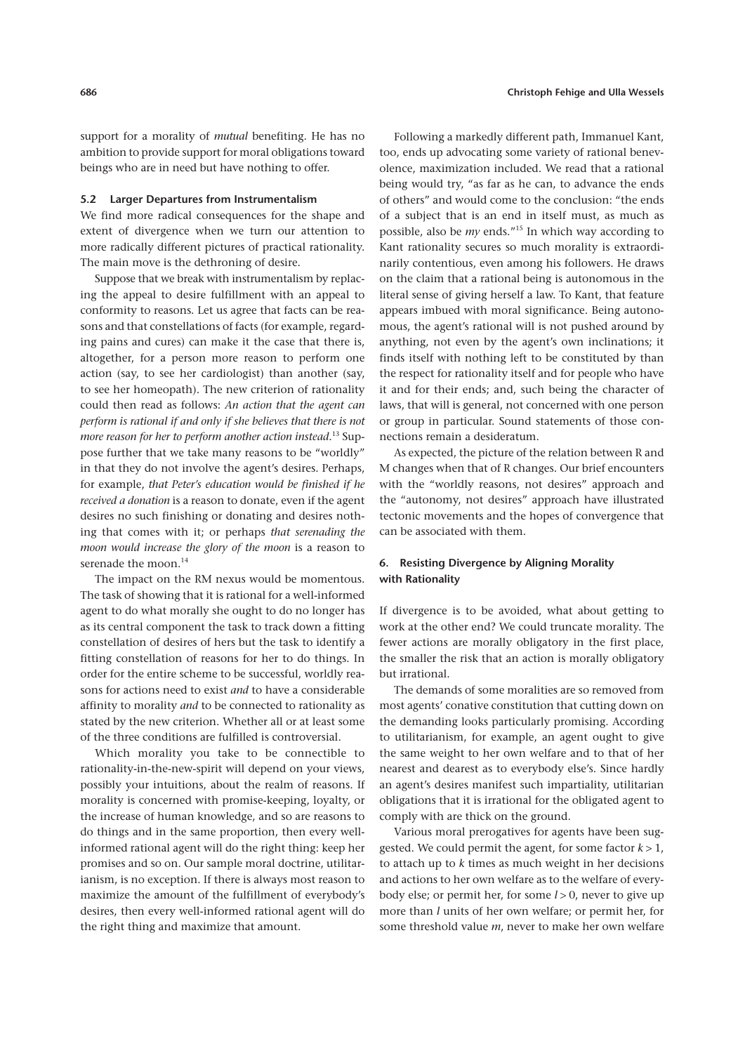support for a morality of *mutual* benefiting. He has no ambition to provide support for moral obligations toward beings who are in need but have nothing to offer.

### 5.2 Larger Departures from Instrumentalism

We find more radical consequences for the shape and extent of divergence when we turn our attention to more radically different pictures of practical rationality. The main move is the dethroning of desire.

Suppose that we break with instrumentalism by replacing the appeal to desire fulfillment with an appeal to conformity to reasons. Let us agree that facts can be reasons and that constellations of facts (for example, regarding pains and cures) can make it the case that there is, altogether, for a person more reason to perform one action (say, to see her cardiologist) than another (say, to see her homeopath). The new criterion of rationality could then read as follows: *An action that the agent can perform is rational if and only if she believes that there is not more reason for her to perform another action instead.*[13] Suppose further that we take many reasons to be "worldly" in that they do not involve the agent's desires. Perhaps, for example, *that Peter's education would be finished if he received a donation* is a reason to donate, even if the agent desires no such finishing or donating and desires nothing that comes with it; or perhaps *that serenading the moon would increase the glory of the moon* is a reason to serenade the moon.[14]

The impact on the RM nexus would be momentous. The task of showing that it is rational for a well-informed agent to do what morally she ought to do no longer has as its central component the task to track down a fitting constellation of desires of hers but the task to identify a fitting constellation of reasons for her to do things. In order for the entire scheme to be successful, worldly reasons for actions need to exist *and* to have a considerable affinity to morality *and* to be connected to rationality as stated by the new criterion. Whether all or at least some of the three conditions are fulfilled is controversial.

Which morality you take to be connectible to rationality-in-the-new-spirit will depend on your views, possibly your intuitions, about the realm of reasons. If morality is concerned with promise-keeping, loyalty, or the increase of human knowledge, and so are reasons to do things and in the same proportion, then every well-informed rational agent will do the right thing: keep her promises and so on. Our sample moral doctrine, utilitarianism, is no exception. If there is always most reason to maximize the amount of the fulfillment of everybody's desires, then every well-informed rational agent will do the right thing and maximize that amount.

Following a markedly different path, Immanuel Kant, too, ends up advocating some variety of rational benevolence, maximization included. We read that a rational being would try, "as far as he can, to advance the ends of others" and would come to the conclusion: "the ends of a subject that is an end in itself must, as much as possible, also be *my* ends."[15] In which way according to Kant rationality secures so much morality is extraordinarily contentious, even among his followers. He draws on the claim that a rational being is autonomous in the literal sense of giving herself a law. To Kant, that feature appears imbued with moral significance. Being autonomous, the agent's rational will is not pushed around by anything, not even by the agent's own inclinations; it finds itself with nothing left to be constituted by than the respect for rationality itself and for people who have it and for their ends; and, such being the character of laws, that will is general, not concerned with one person or group in particular. Sound statements of those connections remain a desideratum.

As expected, the picture of the relation between R and M changes when that of R changes. Our brief encounters with the "worldly reasons, not desires" approach and the "autonomy, not desires" approach have illustrated tectonic movements and the hopes of convergence that can be associated with them.

## 6. Resisting Divergence by Aligning Morality with Rationality

If divergence is to be avoided, what about getting to work at the other end? We could truncate morality. The fewer actions are morally obligatory in the first place, the smaller the risk that an action is morally obligatory but irrational.

The demands of some moralities are so removed from most agents' conative constitution that cutting down on the demanding looks particularly promising. According to utilitarianism, for example, an agent ought to give the same weight to her own welfare and to that of her nearest and dearest as to everybody else's. Since hardly an agent's desires manifest such impartiality, utilitarian obligations that it is irrational for the obligated agent to comply with are thick on the ground.

Various moral prerogatives for agents have been suggested. We could permit the agent, for some factor $k > 1$, to attach up to $k$ times as much weight in her decisions and actions to her own welfare as to the welfare of everybody else; or permit her, for some $l > 0$, never to give up more than $l$ units of her own welfare; or permit her, for some threshold value $m$, never to make her own welfare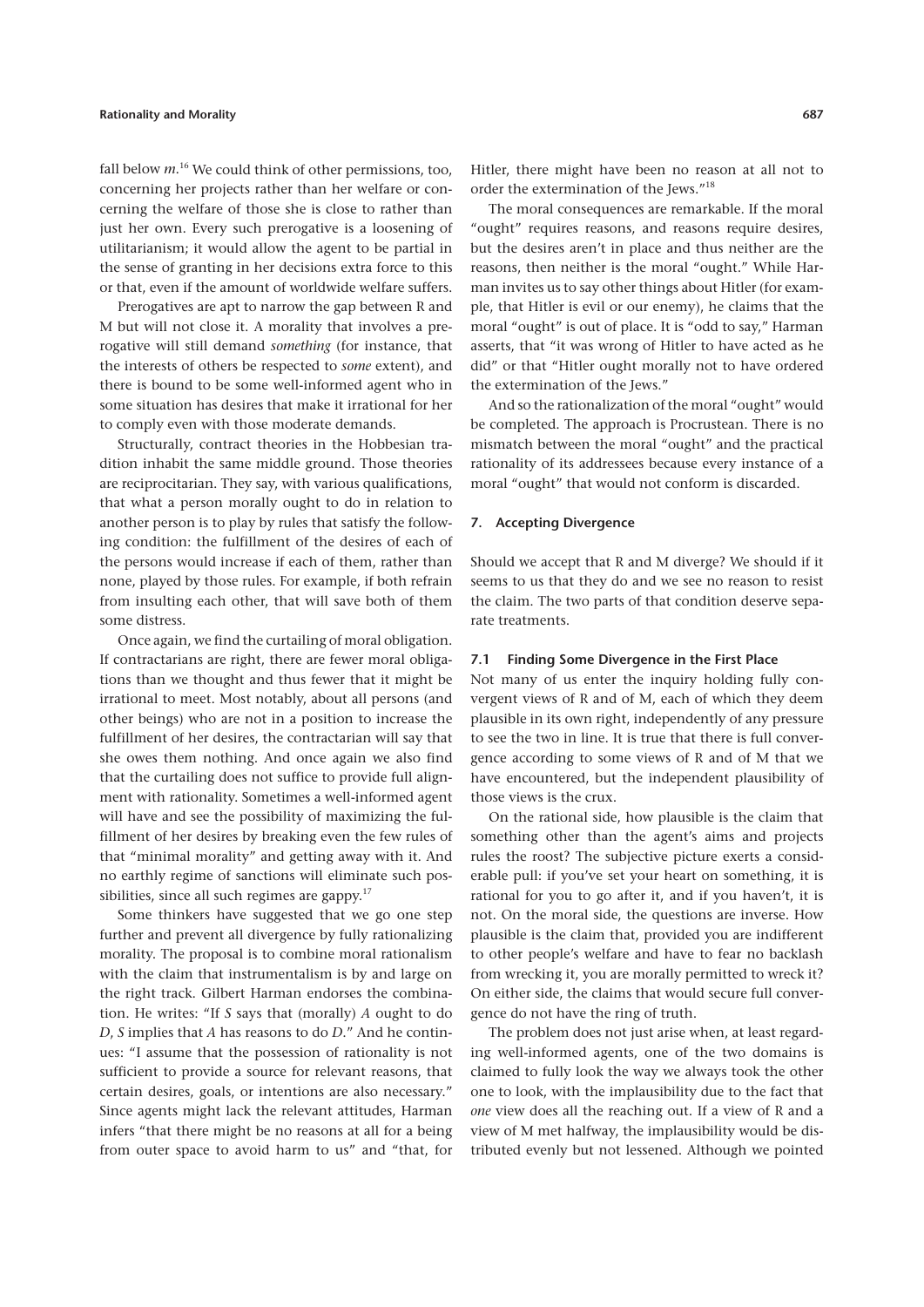fall below $m$.[16] We could think of other permissions, too, concerning her projects rather than her welfare or concerning the welfare of those she is close to rather than just her own. Every such prerogative is a loosening of utilitarianism; it would allow the agent to be partial in the sense of granting in her decisions extra force to this or that, even if the amount of worldwide welfare suffers.

Prerogatives are apt to narrow the gap between R and M but will not close it. A morality that involves a prerogative will still demand *something* (for instance, that the interests of others be respected to *some* extent), and there is bound to be some well-informed agent who in some situation has desires that make it irrational for her to comply even with those moderate demands.

Structurally, contract theories in the Hobbesian tradition inhabit the same middle ground. Those theories are reciprocitarian. They say, with various qualifications, that what a person morally ought to do in relation to another person is to play by rules that satisfy the following condition: the fulfillment of the desires of each of the persons would increase if each of them, rather than none, played by those rules. For example, if both refrain from insulting each other, that will save both of them some distress.

Once again, we find the curtailing of moral obligation. If contractarians are right, there are fewer moral obligations than we thought and thus fewer that it might be irrational to meet. Most notably, about all persons (and other beings) who are not in a position to increase the fulfillment of her desires, the contractarian will say that she owes them nothing. And once again we also find that the curtailing does not suffice to provide full alignment with rationality. Sometimes a well-informed agent will have and see the possibility of maximizing the fulfillment of her desires by breaking even the few rules of that "minimal morality" and getting away with it. And no earthly regime of sanctions will eliminate such possibilities, since all such regimes are gappy.[17]

Some thinkers have suggested that we go one step further and prevent all divergence by fully rationalizing morality. The proposal is to combine moral rationalism with the claim that instrumentalism is by and large on the right track. Gilbert Harman endorses the combination. He writes: "If *S* says that (morally) *A* ought to do *D*, *S* implies that *A* has reasons to do *D*." And he continues: "I assume that the possession of rationality is not sufficient to provide a source for relevant reasons, that certain desires, goals, or intentions are also necessary." Since agents might lack the relevant attitudes, Harman infers "that there might be no reasons at all for a being from outer space to avoid harm to us" and "that, for Hitler, there might have been no reason at all not to order the extermination of the Jews."[18]

The moral consequences are remarkable. If the moral "ought" requires reasons, and reasons require desires, but the desires aren't in place and thus neither are the reasons, then neither is the moral "ought." While Harman invites us to say other things about Hitler (for example, that Hitler is evil or our enemy), he claims that the moral "ought" is out of place. It is "odd to say," Harman asserts, that "it was wrong of Hitler to have acted as he did" or that "Hitler ought morally not to have ordered the extermination of the Jews."

And so the rationalization of the moral "ought" would be completed. The approach is Procrustean. There is no mismatch between the moral "ought" and the practical rationality of its addressees because every instance of a moral "ought" that would not conform is discarded.

## 7. Accepting Divergence

Should we accept that R and M diverge? We should if it seems to us that they do and we see no reason to resist the claim. The two parts of that condition deserve separate treatments.

### 7.1 Finding Some Divergence in the First Place

Not many of us enter the inquiry holding fully convergent views of R and of M, each of which they deem plausible in its own right, independently of any pressure to see the two in line. It is true that there is full convergence according to some views of R and of M that we have encountered, but the independent plausibility of those views is the crux.

On the rational side, how plausible is the claim that something other than the agent's aims and projects rules the roost? The subjective picture exerts a considerable pull: if you've set your heart on something, it is rational for you to go after it, and if you haven't, it is not. On the moral side, the questions are inverse. How plausible is the claim that, provided you are indifferent to other people's welfare and have to fear no backlash from wrecking it, you are morally permitted to wreck it? On either side, the claims that would secure full convergence do not have the ring of truth.

The problem does not just arise when, at least regarding well-informed agents, one of the two domains is claimed to fully look the way we always took the other one to look, with the implausibility due to the fact that *one* view does all the reaching out. If a view of R and a view of M met halfway, the implausibility would be distributed evenly but not lessened. Although we pointed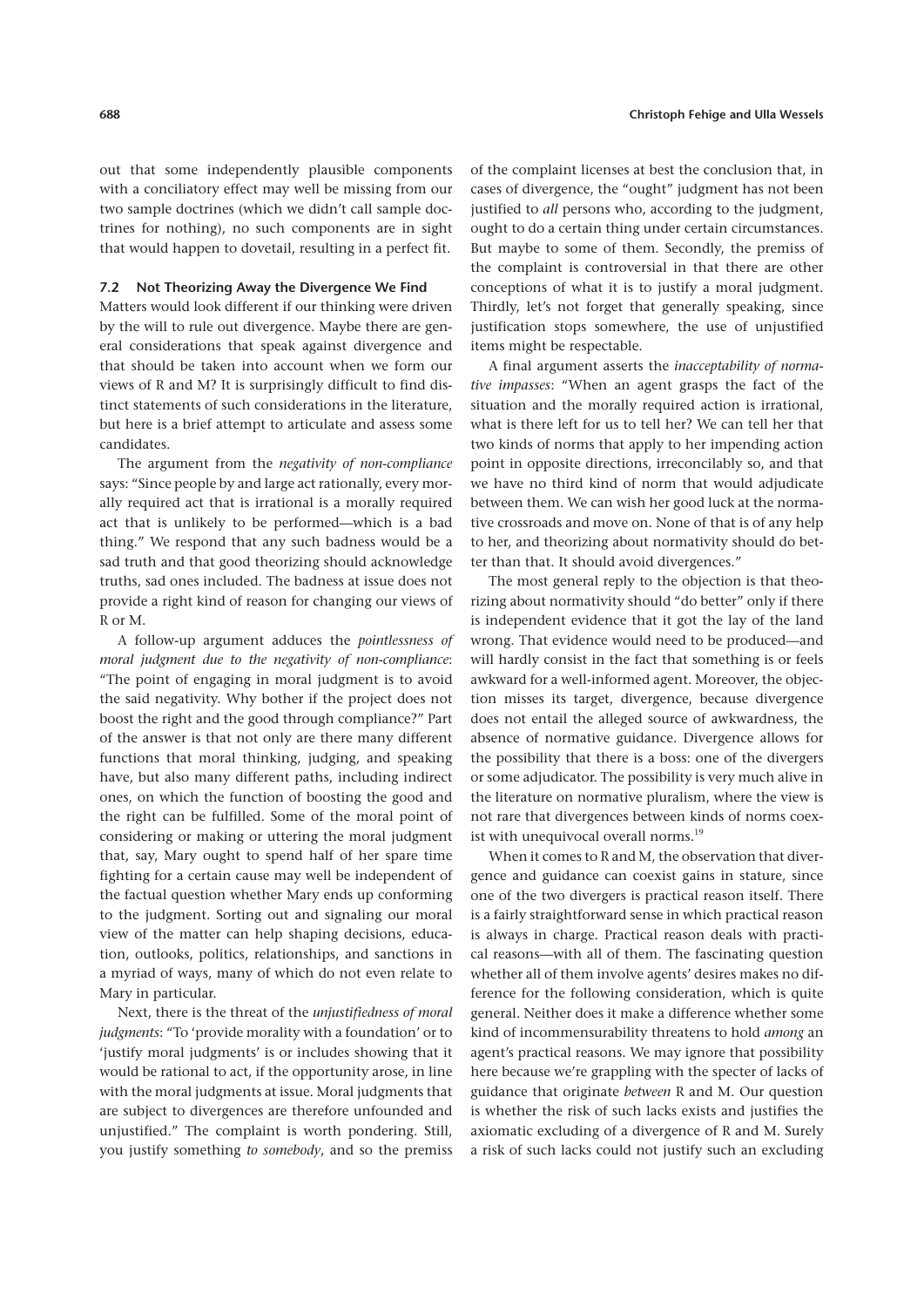out that some independently plausible components with a conciliatory effect may well be missing from our two sample doctrines (which we didn't call sample doctrines for nothing), no such components are in sight that would happen to dovetail, resulting in a perfect fit.

### 7.2 Not Theorizing Away the Divergence We Find

Matters would look different if our thinking were driven by the will to rule out divergence. Maybe there are general considerations that speak against divergence and that should be taken into account when we form our views of R and M? It is surprisingly difficult to find distinct statements of such considerations in the literature, but here is a brief attempt to articulate and assess some candidates.

The argument from the *negativity of non-compliance* says: "Since people by and large act rationally, every morally required act that is irrational is a morally required act that is unlikely to be performed—which is a bad thing." We respond that any such badness would be a sad truth and that good theorizing should acknowledge truths, sad ones included. The badness at issue does not provide a right kind of reason for changing our views of R or M.

A follow-up argument adduces the *pointlessness of moral judgment due to the negativity of non-compliance*: "The point of engaging in moral judgment is to avoid the said negativity. Why bother if the project does not boost the right and the good through compliance?" Part of the answer is that not only are there many different functions that moral thinking, judging, and speaking have, but also many different paths, including indirect ones, on which the function of boosting the good and the right can be fulfilled. Some of the moral point of considering or making or uttering the moral judgment that, say, Mary ought to spend half of her spare time fighting for a certain cause may well be independent of the factual question whether Mary ends up conforming to the judgment. Sorting out and signaling our moral view of the matter can help shaping decisions, education, outlooks, politics, relationships, and sanctions in a myriad of ways, many of which do not even relate to Mary in particular.

Next, there is the threat of the *unjustifiedness of moral judgments*: "To 'provide morality with a foundation' or to 'justify moral judgments' is or includes showing that it would be rational to act, if the opportunity arose, in line with the moral judgments at issue. Moral judgments that are subject to divergences are therefore unfounded and unjustified." The complaint is worth pondering. Still, you justify something *to somebody*, and so the premiss of the complaint licenses at best the conclusion that, in cases of divergence, the "ought" judgment has not been justified to *all* persons who, according to the judgment, ought to do a certain thing under certain circumstances. But maybe to some of them. Secondly, the premiss of the complaint is controversial in that there are other conceptions of what it is to justify a moral judgment. Thirdly, let's not forget that generally speaking, since justification stops somewhere, the use of unjustified items might be respectable.

A final argument asserts the *inacceptability of normative impasses*: "When an agent grasps the fact of the situation and the morally required action is irrational, what is there left for us to tell her? We can tell her that two kinds of norms that apply to her impending action point in opposite directions, irreconcilably so, and that we have no third kind of norm that would adjudicate between them. We can wish her good luck at the normative crossroads and move on. None of that is of any help to her, and theorizing about normativity should do better than that. It should avoid divergences."

The most general reply to the objection is that theorizing about normativity should "do better" only if there is independent evidence that it got the lay of the land wrong. That evidence would need to be produced—and will hardly consist in the fact that something is or feels awkward for a well-informed agent. Moreover, the objection misses its target, divergence, because divergence does not entail the alleged source of awkwardness, the absence of normative guidance. Divergence allows for the possibility that there is a boss: one of the divergers or some adjudicator. The possibility is very much alive in the literature on normative pluralism, where the view is not rare that divergences between kinds of norms coexist with unequivocal overall norms.[19]

When it comes to R and M, the observation that divergence and guidance can coexist gains in stature, since one of the two divergers is practical reason itself. There is a fairly straightforward sense in which practical reason is always in charge. Practical reason deals with practical reasons—with all of them. The fascinating question whether all of them involve agents' desires makes no difference for the following consideration, which is quite general. Neither does it make a difference whether some kind of incommensurability threatens to hold *among* an agent's practical reasons. We may ignore that possibility here because we're grappling with the specter of lacks of guidance that originate *between* R and M. Our question is whether the risk of such lacks exists and justifies the axiomatic excluding of a divergence of R and M. Surely a risk of such lacks could not justify such an excluding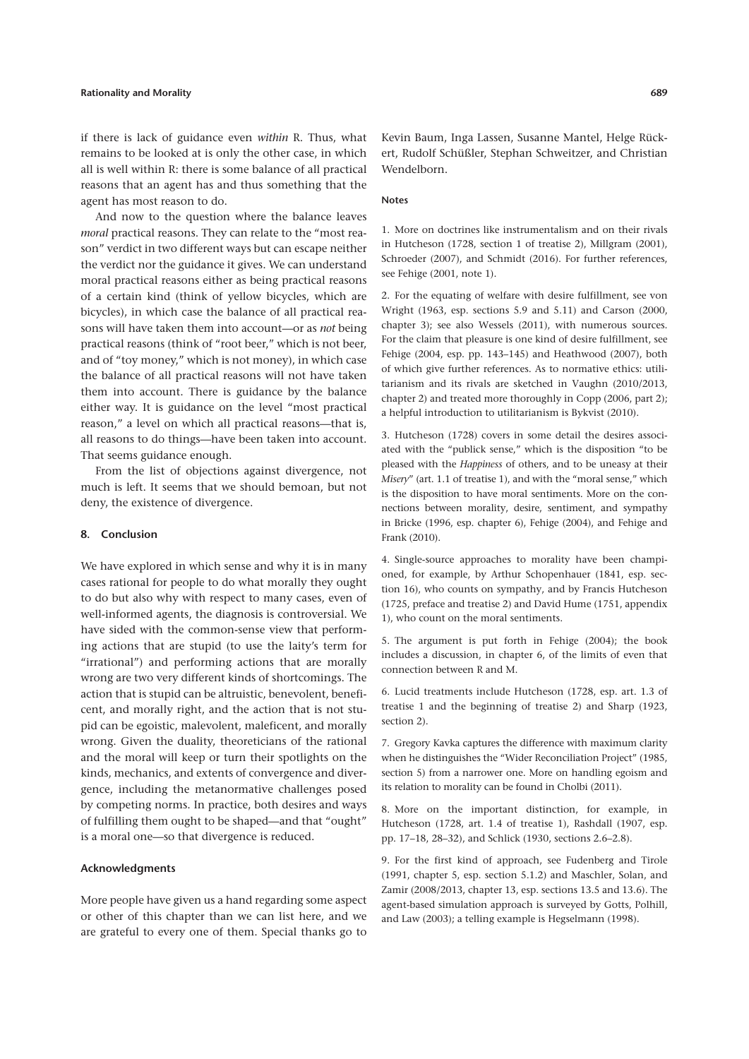if there is lack of guidance even *within* R. Thus, what remains to be looked at is only the other case, in which all is well within R: there is some balance of all practical reasons that an agent has and thus something that the agent has most reason to do.

And now to the question where the balance leaves *moral* practical reasons. They can relate to the "most reason" verdict in two different ways but can escape neither the verdict nor the guidance it gives. We can understand moral practical reasons either as being practical reasons of a certain kind (think of yellow bicycles, which are bicycles), in which case the balance of all practical reasons will have taken them into account—or as *not* being practical reasons (think of "root beer," which is not beer, and of "toy money," which is not money), in which case the balance of all practical reasons will not have taken them into account. There is guidance by the balance either way. It is guidance on the level "most practical reason," a level on which all practical reasons—that is, all reasons to do things—have been taken into account. That seems guidance enough.

From the list of objections against divergence, not much is left. It seems that we should bemoan, but not deny, the existence of divergence.

## 8. Conclusion

We have explored in which sense and why it is in many cases rational for people to do what morally they ought to do but also why with respect to many cases, even of well-informed agents, the diagnosis is controversial. We have sided with the common-sense view that performing actions that are stupid (to use the laity's term for "irrational") and performing actions that are morally wrong are two very different kinds of shortcomings. The action that is stupid can be altruistic, benevolent, beneficent, and morally right, and the action that is not stupid can be egoistic, malevolent, maleficent, and morally wrong. Given the duality, theoreticians of the rational and the moral will keep or turn their spotlights on the kinds, mechanics, and extents of convergence and divergence, including the metanormative challenges posed by competing norms. In practice, both desires and ways of fulfilling them ought to be shaped—and that "ought" is a moral one—so that divergence is reduced.

### Acknowledgments

More people have given us a hand regarding some aspect or other of this chapter than we can list here, and we are grateful to every one of them. Special thanks go to Kevin Baum, Inga Lassen, Susanne Mantel, Helge Rückert, Rudolf Schüßler, Stephan Schweitzer, and Christian Wendelborn.

### Notes

1. More on doctrines like instrumentalism and on their rivals in Hutcheson (1728, section 1 of treatise 2), Millgram (2001), Schroeder (2007), and Schmidt (2016). For further references, see Fehige (2001, note 1).

2. For the equating of welfare with desire fulfillment, see von Wright (1963, esp. sections 5.9 and 5.11) and Carson (2000, chapter 3); see also Wessels (2011), with numerous sources. For the claim that pleasure is one kind of desire fulfillment, see Fehige (2004, esp. pp. 143–145) and Heathwood (2007), both of which give further references. As to normative ethics: utilitarianism and its rivals are sketched in Vaughn (2010/2013, chapter 2) and treated more thoroughly in Copp (2006, part 2); a helpful introduction to utilitarianism is Bykvist (2010).

3. Hutcheson (1728) covers in some detail the desires associated with the "publick sense," which is the disposition "to be pleased with the *Happiness* of others, and to be uneasy at their *Misery*" (art. 1.1 of treatise 1), and with the "moral sense," which is the disposition to have moral sentiments. More on the connections between morality, desire, sentiment, and sympathy in Bricke (1996, esp. chapter 6), Fehige (2004), and Fehige and Frank (2010).

4. Single-source approaches to morality have been championed, for example, by Arthur Schopenhauer (1841, esp. section 16), who counts on sympathy, and by Francis Hutcheson (1725, preface and treatise 2) and David Hume (1751, appendix 1), who count on the moral sentiments.

5. The argument is put forth in Fehige (2004); the book includes a discussion, in chapter 6, of the limits of even that connection between R and M.

6. Lucid treatments include Hutcheson (1728, esp. art. 1.3 of treatise 1 and the beginning of treatise 2) and Sharp (1923, section 2).

7. Gregory Kavka captures the difference with maximum clarity when he distinguishes the "Wider Reconciliation Project" (1985, section 5) from a narrower one. More on handling egoism and its relation to morality can be found in Cholbi (2011).

8. More on the important distinction, for example, in Hutcheson (1728, art. 1.4 of treatise 1), Rashdall (1907, esp. pp. 17–18, 28–32), and Schlick (1930, sections 2.6–2.8).

9. For the first kind of approach, see Fudenberg and Tirole (1991, chapter 5, esp. section 5.1.2) and Maschler, Solan, and Zamir (2008/2013, chapter 13, esp. sections 13.5 and 13.6). The agent-based simulation approach is surveyed by Gotts, Polhill, and Law (2003); a telling example is Hegselmann (1998).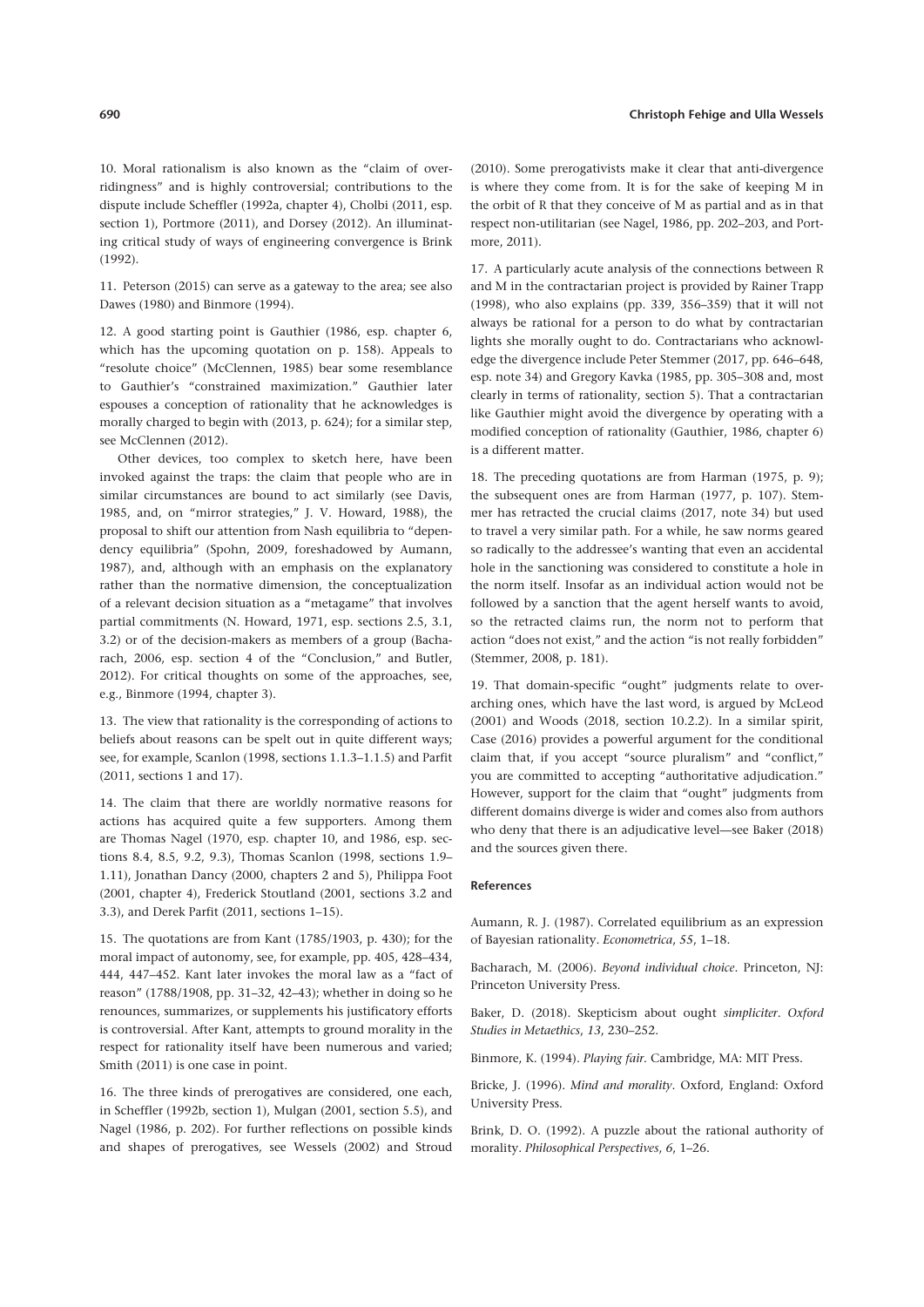10. Moral rationalism is also known as the "claim of overridingness" and is highly controversial; contributions to the dispute include Scheffler (1992a, chapter 4), Cholbi (2011, esp. section 1), Portmore (2011), and Dorsey (2012). An illuminating critical study of ways of engineering convergence is Brink (1992).

11. Peterson (2015) can serve as a gateway to the area; see also Dawes (1980) and Binmore (1994).

12. A good starting point is Gauthier (1986, esp. chapter 6, which has the upcoming quotation on p. 158). Appeals to "resolute choice" (McClennen, 1985) bear some resemblance to Gauthier's "constrained maximization." Gauthier later espouses a conception of rationality that he acknowledges is morally charged to begin with (2013, p. 624); for a similar step, see McClennen (2012).

Other devices, too complex to sketch here, have been invoked against the traps: the claim that people who are in similar circumstances are bound to act similarly (see Davis, 1985, and, on "mirror strategies," J. V. Howard, 1988), the proposal to shift our attention from Nash equilibria to "dependency equilibria" (Spohn, 2009, foreshadowed by Aumann, 1987), and, although with an emphasis on the explanatory rather than the normative dimension, the conceptualization of a relevant decision situation as a "metagame" that involves partial commitments (N. Howard, 1971, esp. sections 2.5, 3.1, 3.2) or of the decision-makers as members of a group (Bacharach, 2006, esp. section 4 of the "Conclusion," and Butler, 2012). For critical thoughts on some of the approaches, see, e.g., Binmore (1994, chapter 3).

13. The view that rationality is the corresponding of actions to beliefs about reasons can be spelt out in quite different ways; see, for example, Scanlon (1998, sections 1.1.3–1.1.5) and Parfit (2011, sections 1 and 17).

14. The claim that there are worldly normative reasons for actions has acquired quite a few supporters. Among them are Thomas Nagel (1970, esp. chapter 10, and 1986, esp. sections 8.4, 8.5, 9.2, 9.3), Thomas Scanlon (1998, sections 1.9–1.11), Jonathan Dancy (2000, chapters 2 and 5), Philippa Foot (2001, chapter 4), Frederick Stoutland (2001, sections 3.2 and 3.3), and Derek Parfit (2011, sections 1–15).

15. The quotations are from Kant (1785/1903, p. 430); for the moral impact of autonomy, see, for example, pp. 405, 428–434, 444, 447–452. Kant later invokes the moral law as a "fact of reason" (1788/1908, pp. 31–32, 42–43); whether in doing so he renounces, summarizes, or supplements his justificatory efforts is controversial. After Kant, attempts to ground morality in the respect for rationality itself have been numerous and varied; Smith (2011) is one case in point.

16. The three kinds of prerogatives are considered, one each, in Scheffler (1992b, section 1), Mulgan (2001, section 5.5), and Nagel (1986, p. 202). For further reflections on possible kinds and shapes of prerogatives, see Wessels (2002) and Stroud (2010). Some prerogativists make it clear that anti-divergence is where they come from. It is for the sake of keeping M in the orbit of R that they conceive of M as partial and as in that respect non-utilitarian (see Nagel, 1986, pp. 202–203, and Portmore, 2011).

17. A particularly acute analysis of the connections between R and M in the contractarian project is provided by Rainer Trapp (1998), who also explains (pp. 339, 356–359) that it will not always be rational for a person to do what by contractarian lights she morally ought to do. Contractarians who acknowledge the divergence include Peter Stemmer (2017, pp. 646–648, esp. note 34) and Gregory Kavka (1985, pp. 305–308 and, most clearly in terms of rationality, section 5). That a contractarian like Gauthier might avoid the divergence by operating with a modified conception of rationality (Gauthier, 1986, chapter 6) is a different matter.

18. The preceding quotations are from Harman (1975, p. 9); the subsequent ones are from Harman (1977, p. 107). Stemmer has retracted the crucial claims (2017, note 34) but used to travel a very similar path. For a while, he saw norms geared so radically to the addressee's wanting that even an accidental hole in the sanctioning was considered to constitute a hole in the norm itself. Insofar as an individual action would not be followed by a sanction that the agent herself wants to avoid, so the retracted claims run, the norm not to perform that action "does not exist," and the action "is not really forbidden" (Stemmer, 2008, p. 181).

19. That domain-specific "ought" judgments relate to overarching ones, which have the last word, is argued by McLeod (2001) and Woods (2018, section 10.2.2). In a similar spirit, Case (2016) provides a powerful argument for the conditional claim that, if you accept "source pluralism" and "conflict," you are committed to accepting "authoritative adjudication." However, support for the claim that "ought" judgments from different domains diverge is wider and comes also from authors who deny that there is an adjudicative level—see Baker (2018) and the sources given there.

#### References

Aumann, R. J. (1987). Correlated equilibrium as an expression of Bayesian rationality. *Econometrica*, *55*, 1–18.

Bacharach, M. (2006). *Beyond individual choice*. Princeton, NJ: Princeton University Press.

Baker, D. (2018). Skepticism about ought *simpliciter*. *Oxford Studies in Metaethics*, *13*, 230–252.

Binmore, K. (1994). *Playing fair*. Cambridge, MA: MIT Press.

Bricke, J. (1996). *Mind and morality*. Oxford, England: Oxford University Press.

Brink, D. O. (1992). A puzzle about the rational authority of morality. *Philosophical Perspectives*, *6*, 1–26.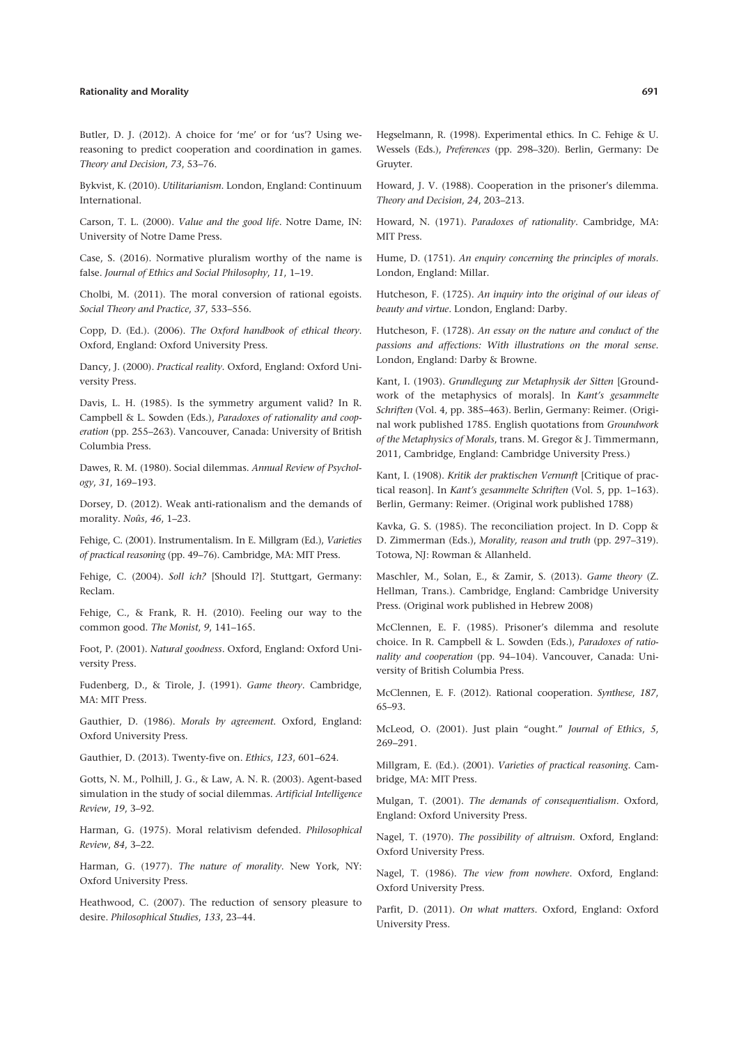Butler, D. J. (2012). A choice for 'me' or for 'us'? Using we-reasoning to predict cooperation and coordination in games. *Theory and Decision*, *73*, 53–76.

Bykvist, K. (2010). *Utilitarianism*. London, England: Continuum International.

Carson, T. L. (2000). *Value and the good life*. Notre Dame, IN: University of Notre Dame Press.

Case, S. (2016). Normative pluralism worthy of the name is false. *Journal of Ethics and Social Philosophy*, *11*, 1–19.

Cholbi, M. (2011). The moral conversion of rational egoists. *Social Theory and Practice*, *37*, 533–556.

Copp, D. (Ed.). (2006). *The Oxford handbook of ethical theory*. Oxford, England: Oxford University Press.

Dancy, J. (2000). *Practical reality*. Oxford, England: Oxford University Press.

Davis, L. H. (1985). Is the symmetry argument valid? In R. Campbell & L. Sowden (Eds.), *Paradoxes of rationality and cooperation* (pp. 255–263). Vancouver, Canada: University of British Columbia Press.

Dawes, R. M. (1980). Social dilemmas. *Annual Review of Psychology*, *31*, 169–193.

Dorsey, D. (2012). Weak anti-rationalism and the demands of morality. *Noûs*, *46*, 1–23.

Fehige, C. (2001). Instrumentalism. In E. Millgram (Ed.), *Varieties of practical reasoning* (pp. 49–76). Cambridge, MA: MIT Press.

Fehige, C. (2004). *Soll ich?* [Should I?]. Stuttgart, Germany: Reclam.

Fehige, C., & Frank, R. H. (2010). Feeling our way to the common good. *The Monist*, *9*, 141–165.

Foot, P. (2001). *Natural goodness*. Oxford, England: Oxford University Press.

Fudenberg, D., & Tirole, J. (1991). *Game theory*. Cambridge, MA: MIT Press.

Gauthier, D. (1986). *Morals by agreement*. Oxford, England: Oxford University Press.

Gauthier, D. (2013). Twenty-five on. *Ethics*, *123*, 601–624.

Gotts, N. M., Polhill, J. G., & Law, A. N. R. (2003). Agent-based simulation in the study of social dilemmas. *Artificial Intelligence Review*, *19*, 3–92.

Harman, G. (1975). Moral relativism defended. *Philosophical Review*, *84*, 3–22.

Harman, G. (1977). *The nature of morality*. New York, NY: Oxford University Press.

Heathwood, C. (2007). The reduction of sensory pleasure to desire. *Philosophical Studies*, *133*, 23–44.

Hegselmann, R. (1998). Experimental ethics. In C. Fehige & U. Wessels (Eds.), *Preferences* (pp. 298–320). Berlin, Germany: De Gruyter.

Howard, J. V. (1988). Cooperation in the prisoner's dilemma. *Theory and Decision*, *24*, 203–213.

Howard, N. (1971). *Paradoxes of rationality*. Cambridge, MA: MIT Press.

Hume, D. (1751). *An enquiry concerning the principles of morals*. London, England: Millar.

Hutcheson, F. (1725). *An inquiry into the original of our ideas of beauty and virtue*. London, England: Darby.

Hutcheson, F. (1728). *An essay on the nature and conduct of the passions and affections: With illustrations on the moral sense*. London, England: Darby & Browne.

Kant, I. (1903). *Grundlegung zur Metaphysik der Sitten* [Groundwork of the metaphysics of morals]. In *Kant's gesammelte Schriften* (Vol. 4, pp. 385–463). Berlin, Germany: Reimer. (Original work published 1785. English quotations from *Groundwork of the Metaphysics of Morals*, trans. M. Gregor & J. Timmermann, 2011, Cambridge, England: Cambridge University Press.)

Kant, I. (1908). *Kritik der praktischen Vernunft* [Critique of practical reason]. In *Kant's gesammelte Schriften* (Vol. 5, pp. 1–163). Berlin, Germany: Reimer. (Original work published 1788)

Kavka, G. S. (1985). The reconciliation project. In D. Copp & D. Zimmerman (Eds.), *Morality, reason and truth* (pp. 297–319). Totowa, NJ: Rowman & Allanheld.

Maschler, M., Solan, E., & Zamir, S. (2013). *Game theory* (Z. Hellman, Trans.). Cambridge, England: Cambridge University Press. (Original work published in Hebrew 2008)

McClennen, E. F. (1985). Prisoner's dilemma and resolute choice. In R. Campbell & L. Sowden (Eds.), *Paradoxes of rationality and cooperation* (pp. 94–104). Vancouver, Canada: University of British Columbia Press.

McClennen, E. F. (2012). Rational cooperation. *Synthese*, *187*, 65–93.

McLeod, O. (2001). Just plain "ought." *Journal of Ethics*, *5*, 269–291.

Millgram, E. (Ed.). (2001). *Varieties of practical reasoning*. Cambridge, MA: MIT Press.

Mulgan, T. (2001). *The demands of consequentialism*. Oxford, England: Oxford University Press.

Nagel, T. (1970). *The possibility of altruism*. Oxford, England: Oxford University Press.

Nagel, T. (1986). *The view from nowhere*. Oxford, England: Oxford University Press.

Parfit, D. (2011). *On what matters*. Oxford, England: Oxford University Press.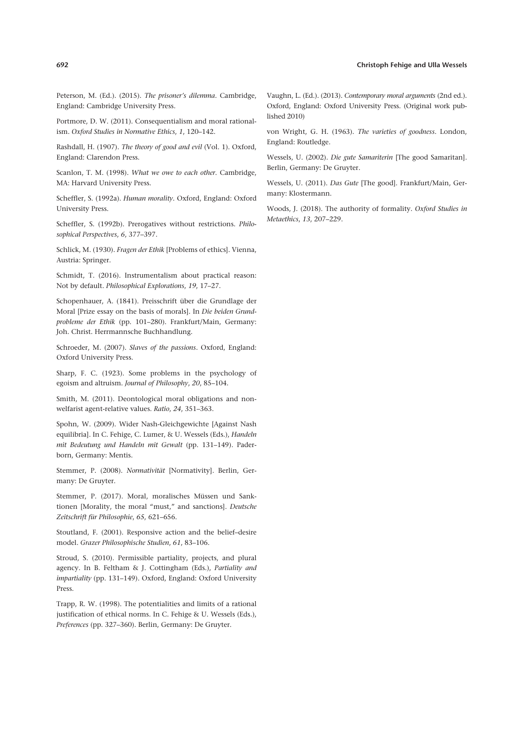Peterson, M. (Ed.). (2015). *The prisoner's dilemma*. Cambridge, England: Cambridge University Press.

Portmore, D. W. (2011). Consequentialism and moral rationalism. *Oxford Studies in Normative Ethics*, *1*, 120–142.

Rashdall, H. (1907). *The theory of good and evil* (Vol. 1). Oxford, England: Clarendon Press.

Scanlon, T. M. (1998). *What we owe to each other*. Cambridge, MA: Harvard University Press.

Scheffler, S. (1992a). *Human morality*. Oxford, England: Oxford University Press.

Scheffler, S. (1992b). Prerogatives without restrictions. *Philosophical Perspectives*, *6*, 377–397.

Schlick, M. (1930). *Fragen der Ethik* [Problems of ethics]. Vienna, Austria: Springer.

Schmidt, T. (2016). Instrumentalism about practical reason: Not by default. *Philosophical Explorations*, *19*, 17–27.

Schopenhauer, A. (1841). Preisschrift über die Grundlage der Moral [Prize essay on the basis of morals]. In *Die beiden Grundprobleme der Ethik* (pp. 101–280). Frankfurt/Main, Germany: Joh. Christ. Herrmannsche Buchhandlung.

Schroeder, M. (2007). *Slaves of the passions*. Oxford, England: Oxford University Press.

Sharp, F. C. (1923). Some problems in the psychology of egoism and altruism. *Journal of Philosophy*, *20*, 85–104.

Smith, M. (2011). Deontological moral obligations and non-welfarist agent-relative values. *Ratio*, *24*, 351–363.

Spohn, W. (2009). Wider Nash-Gleichgewichte [Against Nash equilibria]. In C. Fehige, C. Lumer, & U. Wessels (Eds.), *Handeln mit Bedeutung und Handeln mit Gewalt* (pp. 131–149). Paderborn, Germany: Mentis.

Stemmer, P. (2008). *Normativität* [Normativity]. Berlin, Germany: De Gruyter.

Stemmer, P. (2017). Moral, moralisches Müssen und Sanktionen [Morality, the moral "must," and sanctions]. *Deutsche Zeitschrift für Philosophie*, *65*, 621–656.

Stoutland, F. (2001). Responsive action and the belief–desire model. *Grazer Philosophische Studien*, *61*, 83–106.

Stroud, S. (2010). Permissible partiality, projects, and plural agency. In B. Feltham & J. Cottingham (Eds.), *Partiality and impartiality* (pp. 131–149). Oxford, England: Oxford University Press.

Trapp, R. W. (1998). The potentialities and limits of a rational justification of ethical norms. In C. Fehige & U. Wessels (Eds.), *Preferences* (pp. 327–360). Berlin, Germany: De Gruyter.

Vaughn, L. (Ed.). (2013). *Contemporary moral arguments* (2nd ed.). Oxford, England: Oxford University Press. (Original work published 2010)

von Wright, G. H. (1963). *The varieties of goodness*. London, England: Routledge.

Wessels, U. (2002). *Die gute Samariterin* [The good Samaritan]. Berlin, Germany: De Gruyter.

Wessels, U. (2011). *Das Gute* [The good]. Frankfurt/Main, Germany: Klostermann.

Woods, J. (2018). The authority of formality. *Oxford Studies in Metaethics*, *13*, 207–229.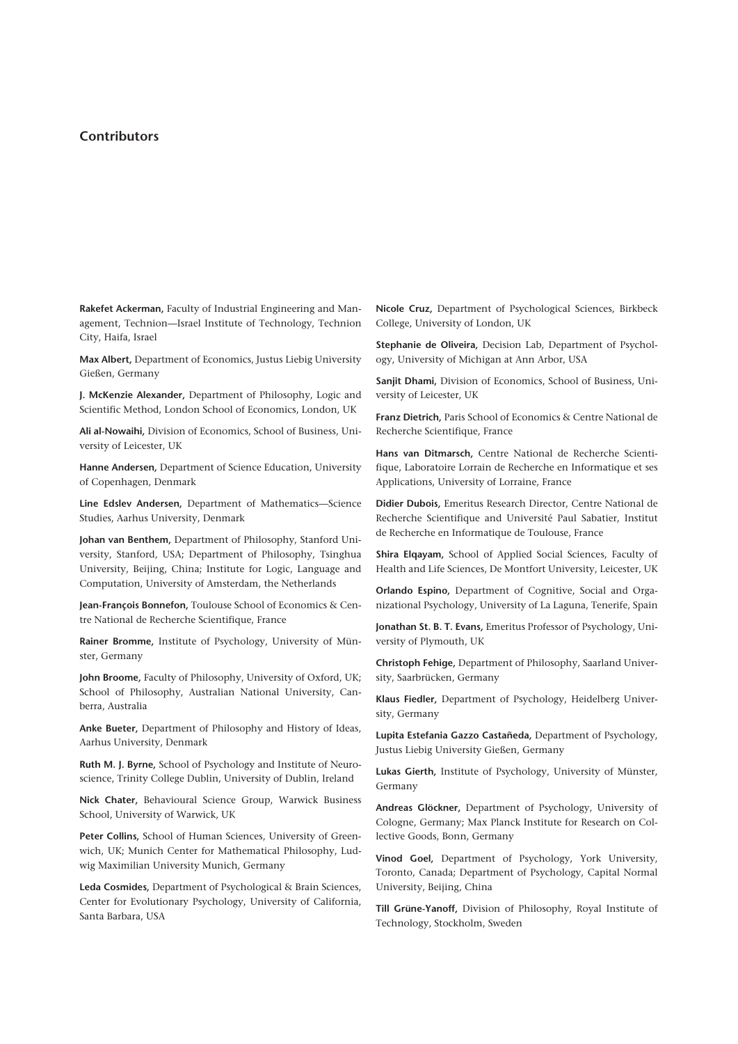## Contributors

**Rakefet Ackerman,** Faculty of Industrial Engineering and Management, Technion—Israel Institute of Technology, Technion City, Haifa, Israel

**Max Albert,** Department of Economics, Justus Liebig University Gießen, Germany

**J. McKenzie Alexander,** Department of Philosophy, Logic and Scientific Method, London School of Economics, London, UK

**Ali al-Nowaihi,** Division of Economics, School of Business, University of Leicester, UK

**Hanne Andersen,** Department of Science Education, University of Copenhagen, Denmark

**Line Edslev Andersen,** Department of Mathematics—Science Studies, Aarhus University, Denmark

**Johan van Benthem,** Department of Philosophy, Stanford University, Stanford, USA; Department of Philosophy, Tsinghua University, Beijing, China; Institute for Logic, Language and Computation, University of Amsterdam, the Netherlands

**Jean-François Bonnefon,** Toulouse School of Economics & Centre National de Recherche Scientifique, France

**Rainer Bromme,** Institute of Psychology, University of Münster, Germany

**John Broome,** Faculty of Philosophy, University of Oxford, UK; School of Philosophy, Australian National University, Canberra, Australia

**Anke Bueter,** Department of Philosophy and History of Ideas, Aarhus University, Denmark

**Ruth M. J. Byrne,** School of Psychology and Institute of Neuroscience, Trinity College Dublin, University of Dublin, Ireland

**Nick Chater,** Behavioural Science Group, Warwick Business School, University of Warwick, UK

**Peter Collins,** School of Human Sciences, University of Greenwich, UK; Munich Center for Mathematical Philosophy, Ludwig Maximilian University Munich, Germany

**Leda Cosmides,** Department of Psychological & Brain Sciences, Center for Evolutionary Psychology, University of California, Santa Barbara, USA

**Nicole Cruz,** Department of Psychological Sciences, Birkbeck College, University of London, UK

**Stephanie de Oliveira,** Decision Lab, Department of Psychology, University of Michigan at Ann Arbor, USA

**Sanjit Dhami,** Division of Economics, School of Business, University of Leicester, UK

**Franz Dietrich,** Paris School of Economics & Centre National de Recherche Scientifique, France

**Hans van Ditmarsch,** Centre National de Recherche Scientifique, Laboratoire Lorrain de Recherche en Informatique et ses Applications, University of Lorraine, France

**Didier Dubois,** Emeritus Research Director, Centre National de Recherche Scientifique and Université Paul Sabatier, Institut de Recherche en Informatique de Toulouse, France

**Shira Elqayam,** School of Applied Social Sciences, Faculty of Health and Life Sciences, De Montfort University, Leicester, UK

**Orlando Espino,** Department of Cognitive, Social and Organizational Psychology, University of La Laguna, Tenerife, Spain

**Jonathan St. B. T. Evans,** Emeritus Professor of Psychology, University of Plymouth, UK

**Christoph Fehige,** Department of Philosophy, Saarland University, Saarbrücken, Germany

**Klaus Fiedler,** Department of Psychology, Heidelberg University, Germany

**Lupita Estefania Gazzo Castañeda,** Department of Psychology, Justus Liebig University Gießen, Germany

**Lukas Gierth,** Institute of Psychology, University of Münster, Germany

**Andreas Glöckner,** Department of Psychology, University of Cologne, Germany; Max Planck Institute for Research on Collective Goods, Bonn, Germany

**Vinod Goel,** Department of Psychology, York University, Toronto, Canada; Department of Psychology, Capital Normal University, Beijing, China

**Till Grüne-Yanoff,** Division of Philosophy, Royal Institute of Technology, Stockholm, Sweden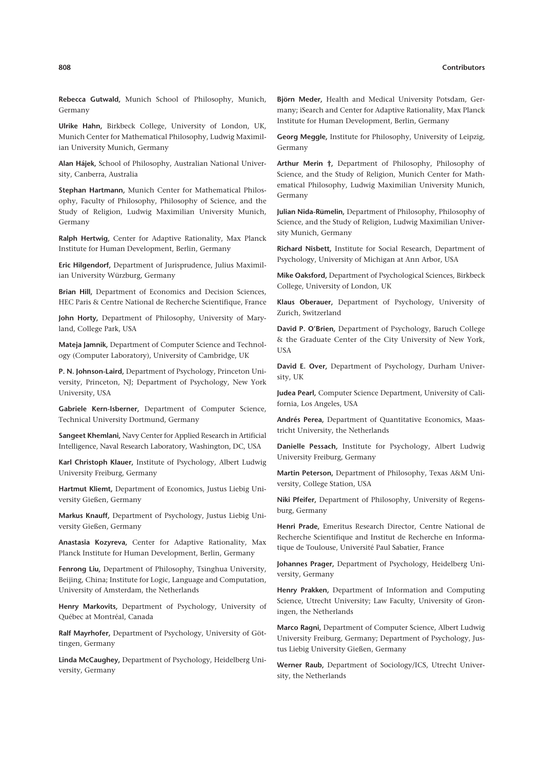**Rebecca Gutwald,** Munich School of Philosophy, Munich, Germany

**Ulrike Hahn,** Birkbeck College, University of London, UK, Munich Center for Mathematical Philosophy, Ludwig Maximilian University Munich, Germany

**Alan Hájek,** School of Philosophy, Australian National University, Canberra, Australia

**Stephan Hartmann,** Munich Center for Mathematical Philosophy, Faculty of Philosophy, Philosophy of Science, and the Study of Religion, Ludwig Maximilian University Munich, Germany

**Ralph Hertwig,** Center for Adaptive Rationality, Max Planck Institute for Human Development, Berlin, Germany

**Eric Hilgendorf,** Department of Jurisprudence, Julius Maximilian University Würzburg, Germany

**Brian Hill,** Department of Economics and Decision Sciences, HEC Paris & Centre National de Recherche Scientifique, France

**John Horty,** Department of Philosophy, University of Maryland, College Park, USA

**Mateja Jamnik,** Department of Computer Science and Technology (Computer Laboratory), University of Cambridge, UK

**P. N. Johnson-Laird,** Department of Psychology, Princeton University, Princeton, NJ; Department of Psychology, New York University, USA

**Gabriele Kern-Isberner,** Department of Computer Science, Technical University Dortmund, Germany

**Sangeet Khemlani,** Navy Center for Applied Research in Artificial Intelligence, Naval Research Laboratory, Washington, DC, USA

**Karl Christoph Klauer,** Institute of Psychology, Albert Ludwig University Freiburg, Germany

**Hartmut Kliemt,** Department of Economics, Justus Liebig University Gießen, Germany

**Markus Knauff,** Department of Psychology, Justus Liebig University Gießen, Germany

**Anastasia Kozyreva,** Center for Adaptive Rationality, Max Planck Institute for Human Development, Berlin, Germany

**Fenrong Liu,** Department of Philosophy, Tsinghua University, Beijing, China; Institute for Logic, Language and Computation, University of Amsterdam, the Netherlands

**Henry Markovits,** Department of Psychology, University of Québec at Montréal, Canada

**Ralf Mayrhofer,** Department of Psychology, University of Göttingen, Germany

**Linda McCaughey,** Department of Psychology, Heidelberg University, Germany

**Björn Meder,** Health and Medical University Potsdam, Germany; iSearch and Center for Adaptive Rationality, Max Planck Institute for Human Development, Berlin, Germany

**Georg Meggle,** Institute for Philosophy, University of Leipzig, Germany

**Arthur Merin †,** Department of Philosophy, Philosophy of Science, and the Study of Religion, Munich Center for Mathematical Philosophy, Ludwig Maximilian University Munich, Germany

**Julian Nida-Rümelin,** Department of Philosophy, Philosophy of Science, and the Study of Religion, Ludwig Maximilian University Munich, Germany

**Richard Nisbett,** Institute for Social Research, Department of Psychology, University of Michigan at Ann Arbor, USA

**Mike Oaksford,** Department of Psychological Sciences, Birkbeck College, University of London, UK

**Klaus Oberauer,** Department of Psychology, University of Zurich, Switzerland

**David P. O'Brien,** Department of Psychology, Baruch College & the Graduate Center of the City University of New York, USA

**David E. Over,** Department of Psychology, Durham University, UK

**Judea Pearl,** Computer Science Department, University of California, Los Angeles, USA

**Andrés Perea,** Department of Quantitative Economics, Maastricht University, the Netherlands

**Danielle Pessach,** Institute for Psychology, Albert Ludwig University Freiburg, Germany

**Martin Peterson,** Department of Philosophy, Texas A&M University, College Station, USA

**Niki Pfeifer,** Department of Philosophy, University of Regensburg, Germany

**Henri Prade,** Emeritus Research Director, Centre National de Recherche Scientifique and Institut de Recherche en Informatique de Toulouse, Université Paul Sabatier, France

**Johannes Prager,** Department of Psychology, Heidelberg University, Germany

**Henry Prakken,** Department of Information and Computing Science, Utrecht University; Law Faculty, University of Groningen, the Netherlands

**Marco Ragni,** Department of Computer Science, Albert Ludwig University Freiburg, Germany; Department of Psychology, Justus Liebig University Gießen, Germany

**Werner Raub,** Department of Sociology/ICS, Utrecht University, the Netherlands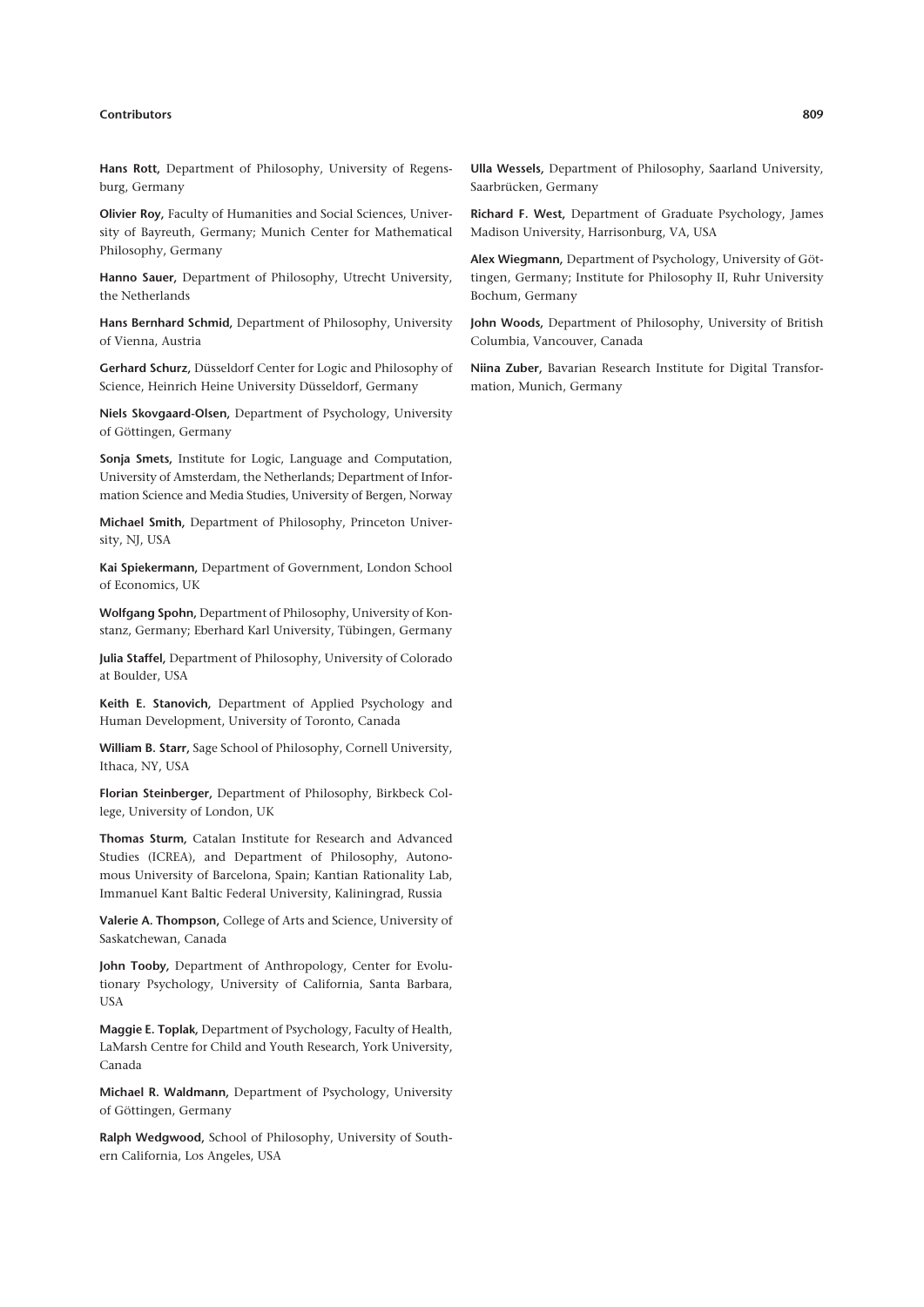**Hans Rott,** Department of Philosophy, University of Regensburg, Germany

**Olivier Roy,** Faculty of Humanities and Social Sciences, University of Bayreuth, Germany; Munich Center for Mathematical Philosophy, Germany

**Hanno Sauer,** Department of Philosophy, Utrecht University, the Netherlands

**Hans Bernhard Schmid,** Department of Philosophy, University of Vienna, Austria

**Gerhard Schurz,** Düsseldorf Center for Logic and Philosophy of Science, Heinrich Heine University Düsseldorf, Germany

**Niels Skovgaard-Olsen,** Department of Psychology, University of Göttingen, Germany

**Sonja Smets,** Institute for Logic, Language and Computation, University of Amsterdam, the Netherlands; Department of Information Science and Media Studies, University of Bergen, Norway

**Michael Smith,** Department of Philosophy, Princeton University, NJ, USA

**Kai Spiekermann,** Department of Government, London School of Economics, UK

**Wolfgang Spohn,** Department of Philosophy, University of Konstanz, Germany; Eberhard Karl University, Tübingen, Germany

**Julia Staffel,** Department of Philosophy, University of Colorado at Boulder, USA

**Keith E. Stanovich,** Department of Applied Psychology and Human Development, University of Toronto, Canada

**William B. Starr,** Sage School of Philosophy, Cornell University, Ithaca, NY, USA

**Florian Steinberger,** Department of Philosophy, Birkbeck College, University of London, UK

**Thomas Sturm,** Catalan Institute for Research and Advanced Studies (ICREA), and Department of Philosophy, Autonomous University of Barcelona, Spain; Kantian Rationality Lab, Immanuel Kant Baltic Federal University, Kaliningrad, Russia

**Valerie A. Thompson,** College of Arts and Science, University of Saskatchewan, Canada

**John Tooby,** Department of Anthropology, Center for Evolutionary Psychology, University of California, Santa Barbara, USA

**Maggie E. Toplak,** Department of Psychology, Faculty of Health, LaMarsh Centre for Child and Youth Research, York University, Canada

**Michael R. Waldmann,** Department of Psychology, University of Göttingen, Germany

**Ralph Wedgwood,** School of Philosophy, University of Southern California, Los Angeles, USA

**Ulla Wessels,** Department of Philosophy, Saarland University, Saarbrücken, Germany

**Richard F. West,** Department of Graduate Psychology, James Madison University, Harrisonburg, VA, USA

**Alex Wiegmann,** Department of Psychology, University of Göttingen, Germany; Institute for Philosophy II, Ruhr University Bochum, Germany

**John Woods,** Department of Philosophy, University of British Columbia, Vancouver, Canada

**Niina Zuber,** Bavarian Research Institute for Digital Transformation, Munich, Germany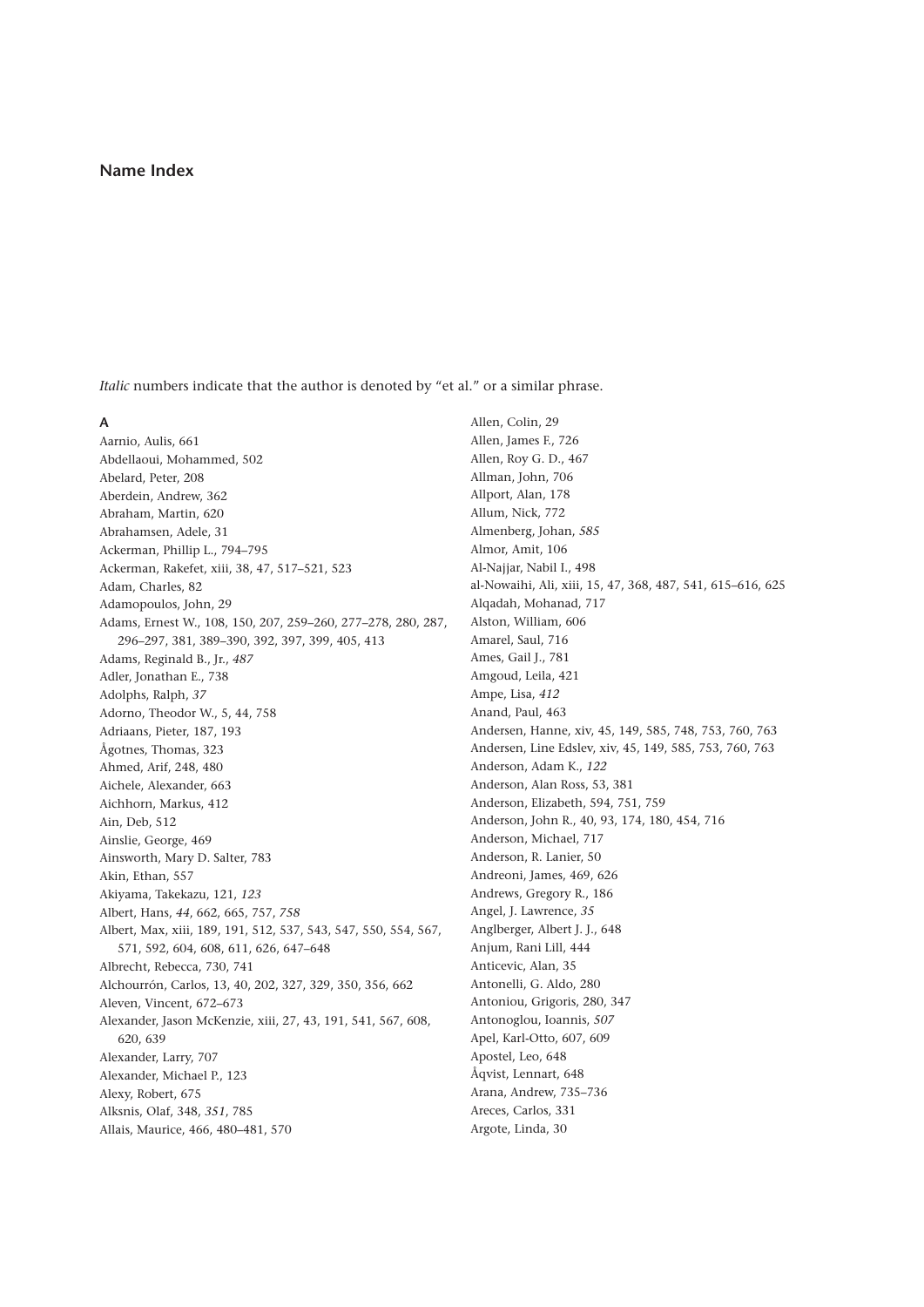# Name Index

*Italic* numbers indicate that the author is denoted by "et al." or a similar phrase.

**A**

Aarnio, Aulis, 661
Abdellaoui, Mohammed, 502
Abelard, Peter, 208
Aberdein, Andrew, 362
Abraham, Martin, 620
Abrahamsen, Adele, 31
Ackerman, Phillip L., 794–795
Ackerman, Rakefet, xiii, 38, 47, 517–521, 523
Adam, Charles, 82
Adamopoulos, John, 29
Adams, Ernest W., 108, 150, 207, 259–260, 277–278, 280, 287, 296–297, 381, 389–390, 392, 397, 399, 405, 413
Adams, Reginald B., Jr., *487*
Adler, Jonathan E., 738
Adolphs, Ralph, *37*
Adorno, Theodor W., 5, 44, 758
Adriaans, Pieter, 187, 193
Ågotnes, Thomas, 323
Ahmed, Arif, 248, 480
Aichele, Alexander, 663
Aichhorn, Markus, 412
Ain, Deb, 512
Ainslie, George, 469
Ainsworth, Mary D. Salter, 783
Akin, Ethan, 557
Akiyama, Takekazu, 121, *123*
Albert, Hans, *44*, 662, 665, 757, *758*
Albert, Max, xiii, 189, 191, 512, 537, 543, 547, 550, 554, 567, 571, 592, 604, 608, 611, 626, 647–648
Albrecht, Rebecca, 730, 741
Alchourrón, Carlos, 13, 40, 202, 327, 329, 350, 356, 662
Aleven, Vincent, 672–673
Alexander, Jason McKenzie, xiii, 27, 43, 191, 541, 567, 608, 620, 639
Alexander, Larry, 707
Alexander, Michael P., 123
Alexy, Robert, 675
Alksnis, Olaf, 348, *351*, 785
Allais, Maurice, 466, 480–481, 570
Allen, Colin, 29
Allen, James F., 726
Allen, Roy G. D., 467
Allman, John, 706
Allport, Alan, 178
Allum, Nick, 772
Almenberg, Johan, *585*
Almor, Amit, 106
Al-Najjar, Nabil I., 498
al-Nowaihi, Ali, xiii, 15, 47, 368, 487, 541, 615–616, 625
Alqadah, Mohanad, 717
Alston, William, 606
Amarel, Saul, 716
Ames, Gail J., 781
Amgoud, Leila, 421
Ampe, Lisa, *412*
Anand, Paul, 463
Andersen, Hanne, xiv, 45, 149, 585, 748, 753, 760, 763
Andersen, Line Edslev, xiv, 45, 149, 585, 753, 760, 763
Anderson, Adam K., *122*
Anderson, Alan Ross, 53, 381
Anderson, Elizabeth, 594, 751, 759
Anderson, John R., 40, 93, 174, 180, 454, 716
Anderson, Michael, 717
Anderson, R. Lanier, 50
Andreoni, James, 469, 626
Andrews, Gregory R., 186
Angel, J. Lawrence, *35*
Anglberger, Albert J. J., 648
Anjum, Rani Lill, 444
Anticevic, Alan, 35
Antonelli, G. Aldo, 280
Antoniou, Grigoris, 280, 347
Antonoglou, Ioannis, *507*
Apel, Karl-Otto, 607, 609
Apostel, Leo, 648
Åqvist, Lennart, 648
Arana, Andrew, 735–736
Areces, Carlos, 331
Argote, Linda, 30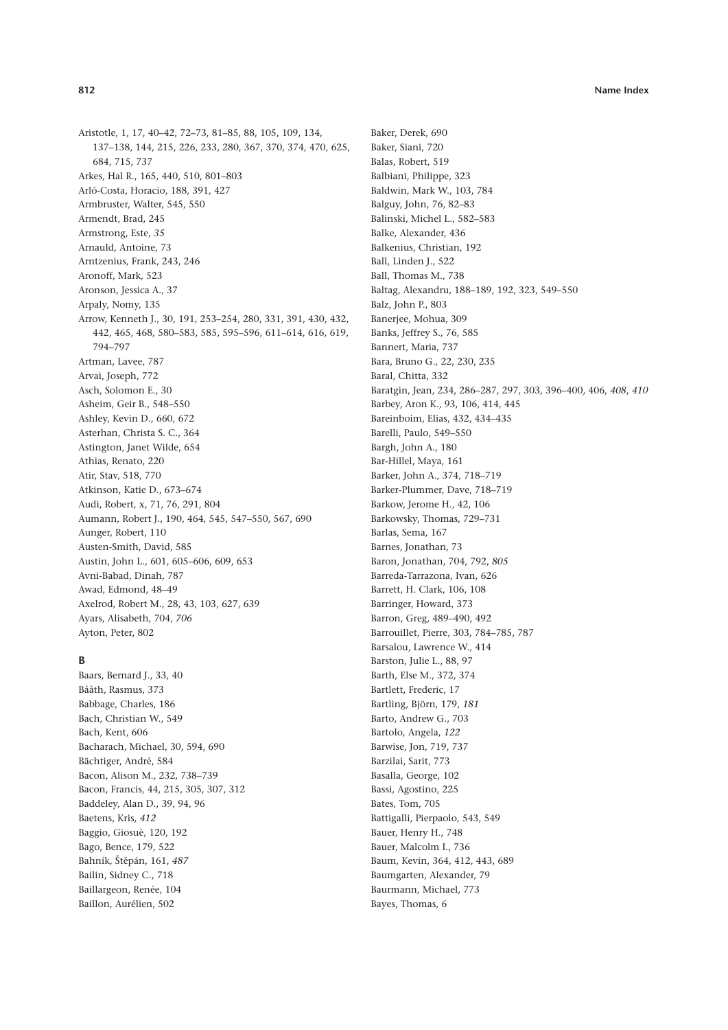Aristotle, 1, 17, 40–42, 72–73, 81–85, 88, 105, 109, 134, 137–138, 144, 215, 226, 233, 280, 367, 370, 374, 470, 625, 684, 715, 737
Arkes, Hal R., 165, 440, 510, 801–803
Arló-Costa, Horacio, 188, 391, 427
Armbruster, Walter, 545, 550
Armendt, Brad, 245
Armstrong, Este, *35*
Arnauld, Antoine, 73
Arntzenius, Frank, 243, 246
Aronoff, Mark, 523
Aronson, Jessica A., 37
Arpaly, Nomy, 135
Arrow, Kenneth J., 30, 191, 253–254, 280, 331, 391, 430, 432, 442, 465, 468, 580–583, 585, 595–596, 611–614, 616, 619, 794–797
Artman, Lavee, 787
Arvai, Joseph, 772
Asch, Solomon E., 30
Asheim, Geir B., 548–550
Ashley, Kevin D., 660, 672
Asterhan, Christa S. C., 364
Astington, Janet Wilde, 654
Athias, Renato, 220
Atir, Stav, 518, 770
Atkinson, Katie D., 673–674
Audi, Robert, x, 71, 76, 291, 804
Aumann, Robert J., 190, 464, 545, 547–550, 567, 690
Aunger, Robert, 110
Austen-Smith, David, 585
Austin, John L., 601, 605–606, 609, 653
Avni-Babad, Dinah, 787
Awad, Edmond, 48–49
Axelrod, Robert M., 28, 43, 103, 627, 639
Ayars, Alisabeth, 704, *706*
Ayton, Peter, 802

**B**

Baars, Bernard J., 33, 40
Bååth, Rasmus, 373
Babbage, Charles, 186
Bach, Christian W., 549
Bach, Kent, 606
Bacharach, Michael, 30, 594, 690
Bächtiger, André, 584
Bacon, Alison M., 232, 738–739
Bacon, Francis, 44, 215, 305, 307, 312
Baddeley, Alan D., 39, 94, 96
Baetens, Kris, *412*
Baggio, Giosuè, 120, 192
Bago, Bence, 179, 522
Bahník, Štěpán, 161, *487*
Bailin, Sidney C., 718
Baillargeon, Renée, 104
Baillon, Aurélien, 502
Baker, Derek, 690
Baker, Siani, 720
Balas, Robert, 519
Balbiani, Philippe, 323
Baldwin, Mark W., 103, 784
Balguy, John, 76, 82–83
Balinski, Michel L., 582–583
Balke, Alexander, 436
Balkenius, Christian, 192
Ball, Linden J., 522
Ball, Thomas M., 738
Baltag, Alexandru, 188–189, 192, 323, 549–550
Balz, John P., 803
Banerjee, Mohua, 309
Banks, Jeffrey S., 76, 585
Bannert, Maria, 737
Bara, Bruno G., 22, 230, 235
Baral, Chitta, 332
Baratgin, Jean, 234, 286–287, 297, 303, 396–400, 406, *408*, *410*
Barbey, Aron K., 93, 106, 414, 445
Bareinboim, Elias, 432, 434–435
Barelli, Paulo, 549–550
Bargh, John A., 180
Bar-Hillel, Maya, 161
Barker, John A., 374, 718–719
Barker-Plummer, Dave, 718–719
Barkow, Jerome H., 42, 106
Barkowsky, Thomas, 729–731
Barlas, Sema, 167
Barnes, Jonathan, 73
Baron, Jonathan, 704, 792, *805*
Barreda-Tarrazona, Ivan, 626
Barrett, H. Clark, 106, 108
Barringer, Howard, 373
Barron, Greg, 489–490, 492
Barrouillet, Pierre, 303, 784–785, 787
Barsalou, Lawrence W., 414
Barston, Julie L., 88, 97
Barth, Else M., 372, 374
Bartlett, Frederic, 17
Bartling, Björn, 179, *181*
Barto, Andrew G., 703
Bartolo, Angela, *122*
Barwise, Jon, 719, 737
Barzilai, Sarit, 773
Basalla, George, 102
Bassi, Agostino, 225
Bates, Tom, 705
Battigalli, Pierpaolo, 543, 549
Bauer, Henry H., 748
Bauer, Malcolm I., 736
Baum, Kevin, 364, 412, 443, 689
Baumgarten, Alexander, 79
Baurmann, Michael, 773
Bayes, Thomas, 6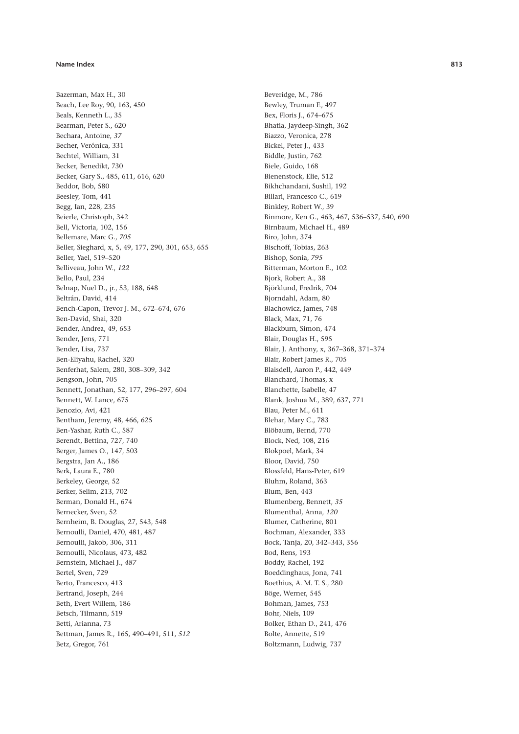Bazerman, Max H., 30
Beach, Lee Roy, 90, 163, 450
Beals, Kenneth L., 35
Bearman, Peter S., 620
Bechara, Antoine, *37*
Becher, Verónica, 331
Bechtel, William, 31
Becker, Benedikt, 730
Becker, Gary S., 485, 611, 616, 620
Beddor, Bob, 580
Beesley, Tom, 441
Begg, Ian, 228, 235
Beierle, Christoph, 342
Bell, Victoria, 102, 156
Bellemare, Marc G., *705*
Beller, Sieghard, x, 5, 49, 177, 290, 301, 653, 655
Beller, Yael, 519–520
Belliveau, John W., *122*
Bello, Paul, 234
Belnap, Nuel D., jr., 53, 188, 648
Beltrán, David, 414
Bench-Capon, Trevor J. M., 672–674, 676
Ben-David, Shai, 320
Bender, Andrea, 49, 653
Bender, Jens, 771
Bender, Lisa, 737
Ben-Eliyahu, Rachel, 320
Benferhat, Salem, 280, 308–309, 342
Bengson, John, 705
Bennett, Jonathan, 52, 177, 296–297, 604
Bennett, W. Lance, 675
Benozio, Avi, 421
Bentham, Jeremy, 48, 466, 625
Ben-Yashar, Ruth C., 587
Berendt, Bettina, 727, 740
Berger, James O., 147, 503
Bergstra, Jan A., 186
Berk, Laura E., 780
Berkeley, George, 52
Berker, Selim, 213, 702
Berman, Donald H., 674
Bernecker, Sven, 52
Bernheim, B. Douglas, 27, 543, 548
Bernoulli, Daniel, 470, 481, 487
Bernoulli, Jakob, 306, 311
Bernoulli, Nicolaus, 473, 482
Bernstein, Michael J., *487*
Bertel, Sven, 729
Berto, Francesco, 413
Bertrand, Joseph, 244
Beth, Evert Willem, 186
Betsch, Tilmann, 519
Betti, Arianna, 73
Bettman, James R., 165, 490–491, 511, *512*
Betz, Gregor, 761
Beveridge, M., 786
Bewley, Truman F., 497
Bex, Floris J., 674–675
Bhatia, Jaydeep-Singh, 362
Biazzo, Veronica, 278
Bickel, Peter J., 433
Biddle, Justin, 762
Biele, Guido, 168
Bienenstock, Elie, 512
Bikhchandani, Sushil, 192
Billari, Francesco C., 619
Binkley, Robert W., 39
Binmore, Ken G., 463, 467, 536–537, 540, 690
Birnbaum, Michael H., 489
Biro, John, 374
Bischoff, Tobias, 263
Bishop, Sonia, *795*
Bitterman, Morton E., 102
Bjork, Robert A., 38
Björklund, Fredrik, 704
Bjorndahl, Adam, 80
Blachowicz, James, 748
Black, Max, 71, 76
Blackburn, Simon, 474
Blair, Douglas H., 595
Blair, J. Anthony, x, 367–368, 371–374
Blair, Robert James R., 705
Blaisdell, Aaron P., 442, 449
Blanchard, Thomas, x
Blanchette, Isabelle, 47
Blank, Joshua M., 389, 637, 771
Blau, Peter M., 611
Blehar, Mary C., 783
Blöbaum, Bernd, 770
Block, Ned, 108, 216
Blokpoel, Mark, 34
Bloor, David, 750
Blossfeld, Hans-Peter, 619
Bluhm, Roland, 363
Blum, Ben, 443
Blumenberg, Bennett, *35*
Blumenthal, Anna, *120*
Blumer, Catherine, 801
Bochman, Alexander, 333
Bock, Tanja, 20, 342–343, 356
Bod, Rens, 193
Boddy, Rachel, 192
Boeddinghaus, Jona, 741
Boethius, A. M. T. S., 280
Böge, Werner, 545
Bohman, James, 753
Bohr, Niels, 109
Bolker, Ethan D., 241, 476
Bolte, Annette, 519
Boltzmann, Ludwig, 737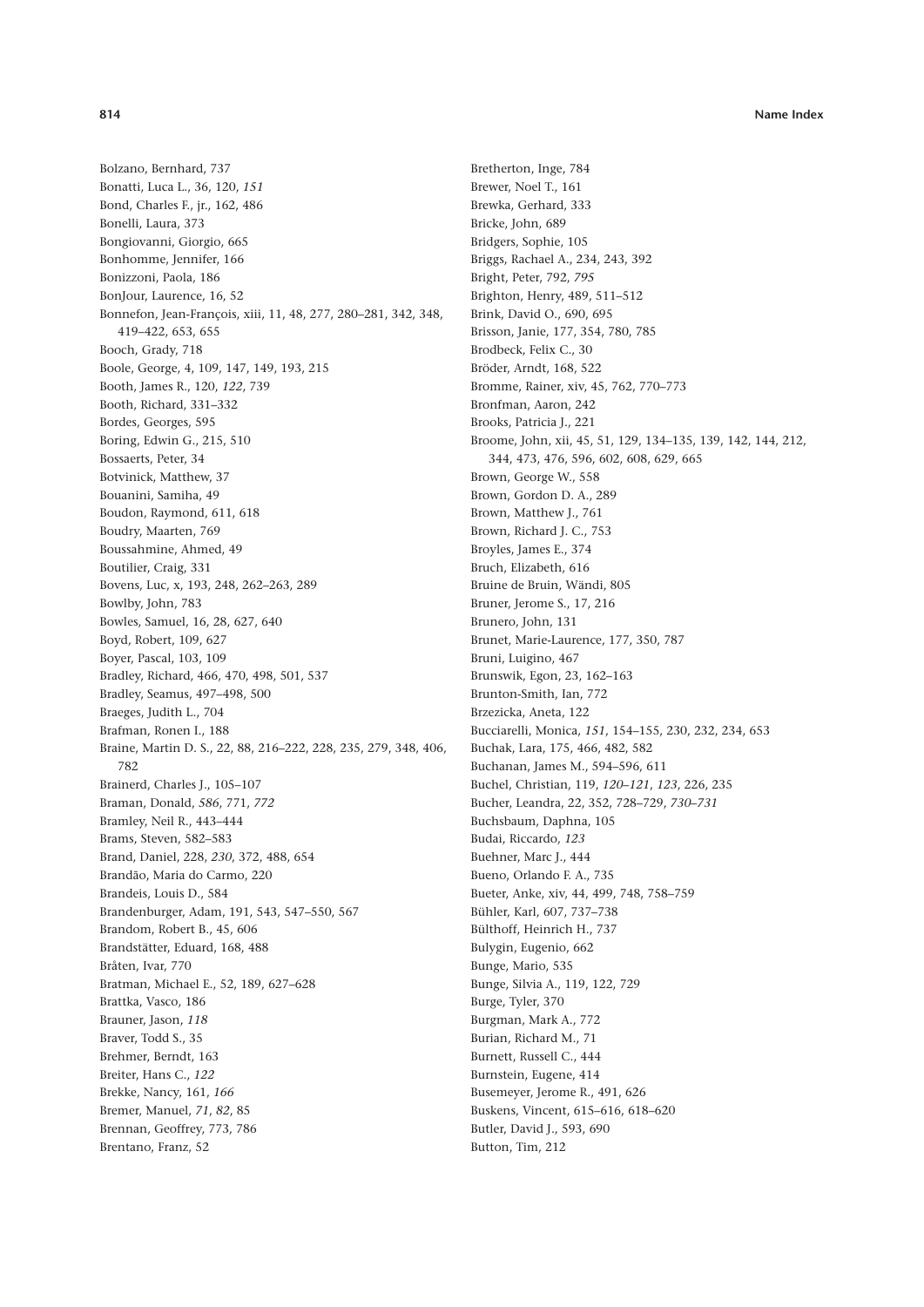Bolzano, Bernhard, 737
Bonatti, Luca L., 36, 120, *151*
Bond, Charles F., jr., 162, 486
Bonelli, Laura, 373
Bongiovanni, Giorgio, 665
Bonhomme, Jennifer, 166
Bonizzoni, Paola, 186
BonJour, Laurence, 16, 52
Bonnefon, Jean-François, xiii, 11, 48, 277, 280–281, 342, 348, 419–422, 653, 655
Booch, Grady, 718
Boole, George, 4, 109, 147, 149, 193, 215
Booth, James R., 120, *122*, 739
Booth, Richard, 331–332
Bordes, Georges, 595
Boring, Edwin G., 215, 510
Bossaerts, Peter, 34
Botvinick, Matthew, 37
Bouanini, Samiha, 49
Boudon, Raymond, 611, 618
Boudry, Maarten, 769
Boussahmine, Ahmed, 49
Boutilier, Craig, 331
Bovens, Luc, x, 193, 248, 262–263, 289
Bowlby, John, 783
Bowles, Samuel, 16, 28, 627, 640
Boyd, Robert, 109, 627
Boyer, Pascal, 103, 109
Bradley, Richard, 466, 470, 498, 501, 537
Bradley, Seamus, 497–498, 500
Braeges, Judith L., 704
Brafman, Ronen I., 188
Braine, Martin D. S., 22, 88, 216–222, 228, 235, 279, 348, 406, 782
Brainerd, Charles J., 105–107
Braman, Donald, *586*, 771, *772*
Bramley, Neil R., 443–444
Brams, Steven, 582–583
Brand, Daniel, 228, *230*, 372, 488, 654
Brandão, Maria do Carmo, 220
Brandeis, Louis D., 584
Brandenburger, Adam, 191, 543, 547–550, 567
Brandom, Robert B., 45, 606
Brandstätter, Eduard, 168, 488
Bråten, Ivar, 770
Bratman, Michael E., 52, 189, 627–628
Brattka, Vasco, 186
Brauner, Jason, *118*
Braver, Todd S., 35
Brehmer, Berndt, 163
Breiter, Hans C., *122*
Brekke, Nancy, 161, *166*
Bremer, Manuel, *71*, *82*, 85
Brennan, Geoffrey, 773, 786
Brentano, Franz, 52
Bretherton, Inge, 784
Brewer, Noel T., 161
Brewka, Gerhard, 333
Bricke, John, 689
Bridgers, Sophie, 105
Briggs, Rachael A., 234, 243, 392
Bright, Peter, 792, *795*
Brighton, Henry, 489, 511–512
Brink, David O., 690, 695
Brisson, Janie, 177, 354, 780, 785
Brodbeck, Felix C., 30
Bröder, Arndt, 168, 522
Bromme, Rainer, xiv, 45, 762, 770–773
Bronfman, Aaron, 242
Brooks, Patricia J., 221
Broome, John, xii, 45, 51, 129, 134–135, 139, 142, 144, 212, 344, 473, 476, 596, 602, 608, 629, 665
Brown, George W., 558
Brown, Gordon D. A., 289
Brown, Matthew J., 761
Brown, Richard J. C., 753
Broyles, James E., 374
Bruch, Elizabeth, 616
Bruine de Bruin, Wändi, 805
Bruner, Jerome S., 17, 216
Brunero, John, 131
Brunet, Marie-Laurence, 177, 350, 787
Bruni, Luigino, 467
Brunswik, Egon, 23, 162–163
Brunton-Smith, Ian, 772
Brzezicka, Aneta, 122
Bucciarelli, Monica, *151*, 154–155, 230, 232, 234, 653
Buchak, Lara, 175, 466, 482, 582
Buchanan, James M., 594–596, 611
Buchel, Christian, 119, *120–121*, *123*, 226, 235
Bucher, Leandra, 22, 352, 728–729, *730–731*
Buchsbaum, Daphna, 105
Budai, Riccardo, *123*
Buehner, Marc J., 444
Bueno, Orlando F. A., 735
Bueter, Anke, xiv, 44, 499, 748, 758–759
Bühler, Karl, 607, 737–738
Bülthoff, Heinrich H., 737
Bulygin, Eugenio, 662
Bunge, Mario, 535
Bunge, Silvia A., 119, 122, 729
Burge, Tyler, 370
Burgman, Mark A., 772
Burian, Richard M., 71
Burnett, Russell C., 444
Burnstein, Eugene, 414
Busemeyer, Jerome R., 491, 626
Buskens, Vincent, 615–616, 618–620
Butler, David J., 593, 690
Button, Tim, 212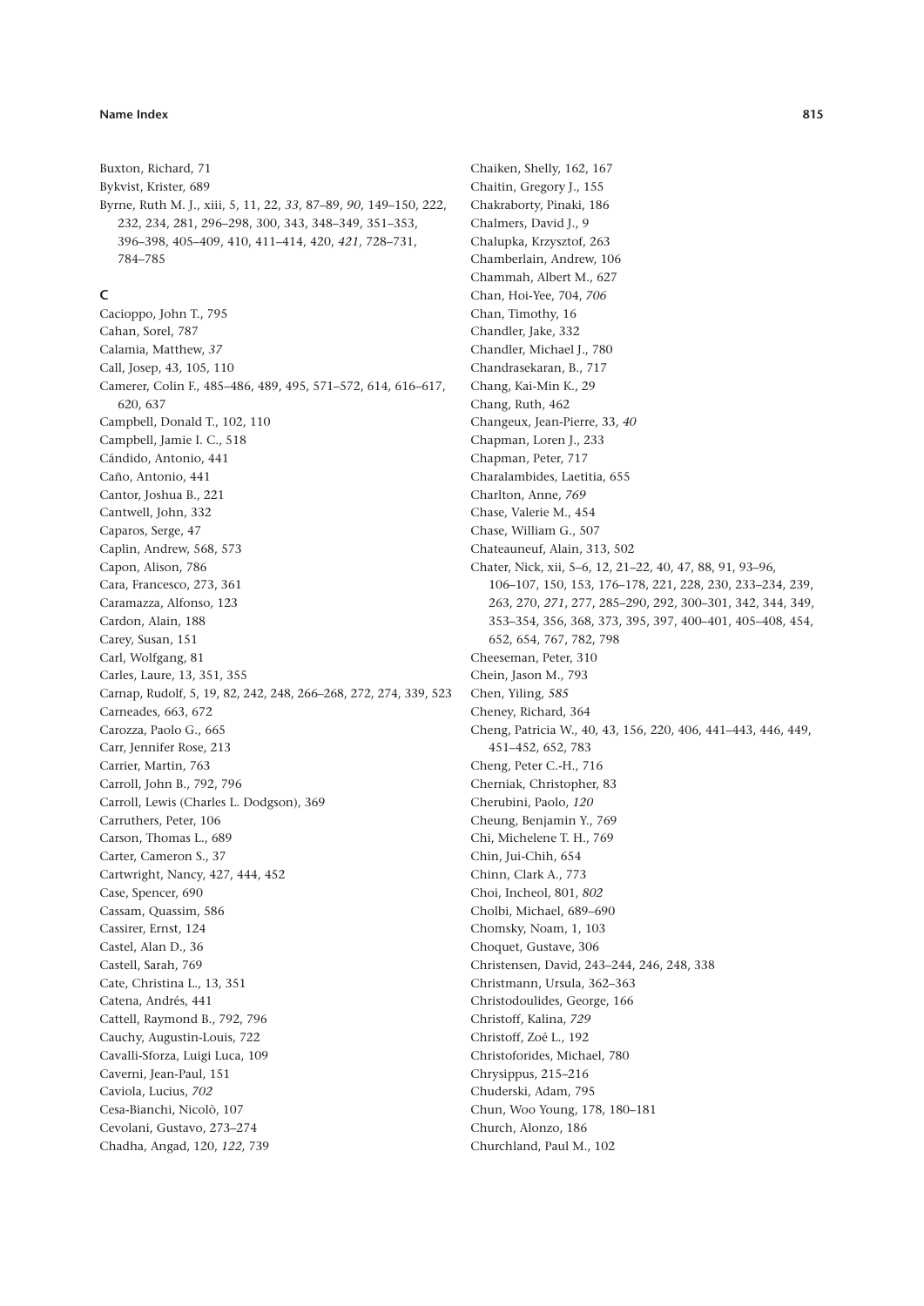Buxton, Richard, 71
Bykvist, Krister, 689
Byrne, Ruth M. J., xiii, 5, 11, 22, *33*, 87–89, *90*, 149–150, 222, 232, 234, 281, 296–298, 300, 343, 348–349, 351–353, 396–398, 405–409, 410, 411–414, 420, *421*, 728–731, 784–785

## C

Cacioppo, John T., 795
Cahan, Sorel, 787
Calamia, Matthew, *37*
Call, Josep, 43, 105, 110
Camerer, Colin F., 485–486, 489, 495, 571–572, 614, 616–617, 620, 637
Campbell, Donald T., 102, 110
Campbell, Jamie I. C., 518
Cándido, Antonio, 441
Caño, Antonio, 441
Cantor, Joshua B., 221
Cantwell, John, 332
Caparos, Serge, 47
Caplin, Andrew, 568, 573
Capon, Alison, 786
Cara, Francesco, 273, 361
Caramazza, Alfonso, 123
Cardon, Alain, 188
Carey, Susan, 151
Carl, Wolfgang, 81
Carles, Laure, 13, 351, 355
Carnap, Rudolf, 5, 19, 82, 242, 248, 266–268, 272, 274, 339, 523
Carneades, 663, 672
Carozza, Paolo G., 665
Carr, Jennifer Rose, 213
Carrier, Martin, 763
Carroll, John B., 792, 796
Carroll, Lewis (Charles L. Dodgson), 369
Carruthers, Peter, 106
Carson, Thomas L., 689
Carter, Cameron S., 37
Cartwright, Nancy, 427, 444, 452
Case, Spencer, 690
Cassam, Quassim, 586
Cassirer, Ernst, 124
Castel, Alan D., 36
Castell, Sarah, 769
Cate, Christina L., 13, 351
Catena, Andrés, 441
Cattell, Raymond B., 792, 796
Cauchy, Augustin-Louis, 722
Cavalli-Sforza, Luigi Luca, 109
Caverni, Jean-Paul, 151
Caviola, Lucius, *702*
Cesa-Bianchi, Nicolò, 107
Cevolani, Gustavo, 273–274
Chadha, Angad, 120, *122*, 739
Chaiken, Shelly, 162, 167
Chaitin, Gregory J., 155
Chakraborty, Pinaki, 186
Chalmers, David J., 9
Chalupka, Krzysztof, 263
Chamberlain, Andrew, 106
Chammah, Albert M., 627
Chan, Hoi-Yee, 704, *706*
Chan, Timothy, 16
Chandler, Jake, 332
Chandler, Michael J., 780
Chandrasekaran, B., 717
Chang, Kai-Min K., 29
Chang, Ruth, 462
Changeux, Jean-Pierre, 33, *40*
Chapman, Loren J., 233
Chapman, Peter, 717
Charalambides, Laetitia, 655
Charlton, Anne, *769*
Chase, Valerie M., 454
Chase, William G., 507
Chateauneuf, Alain, 313, 502
Chater, Nick, xii, 5–6, 12, 21–22, 40, 47, 88, 91, 93–96, 106–107, 150, 153, 176–178, 221, 228, 230, 233–234, 239, 263, 270, *271*, 277, 285–290, 292, 300–301, 342, 344, 349, 353–354, 356, 368, 373, 395, 397, 400–401, 405–408, 454, 652, 654, 767, 782, 798
Cheeseman, Peter, 310
Chein, Jason M., 793
Chen, Yiling, *585*
Cheney, Richard, 364
Cheng, Patricia W., 40, 43, 156, 220, 406, 441–443, 446, 449, 451–452, 652, 783
Cheng, Peter C.-H., 716
Cherniak, Christopher, 83
Cherubini, Paolo, *120*
Cheung, Benjamin Y., 769
Chi, Michelene T. H., 769
Chin, Jui-Chih, 654
Chinn, Clark A., 773
Choi, Incheol, 801, *802*
Cholbi, Michael, 689–690
Chomsky, Noam, 1, 103
Choquet, Gustave, 306
Christensen, David, 243–244, 246, 248, 338
Christmann, Ursula, 362–363
Christodoulides, George, 166
Christoff, Kalina, *729*
Christoff, Zoé L., 192
Christoforides, Michael, 780
Chrysippus, 215–216
Chuderski, Adam, 795
Chun, Woo Young, 178, 180–181
Church, Alonzo, 186
Churchland, Paul M., 102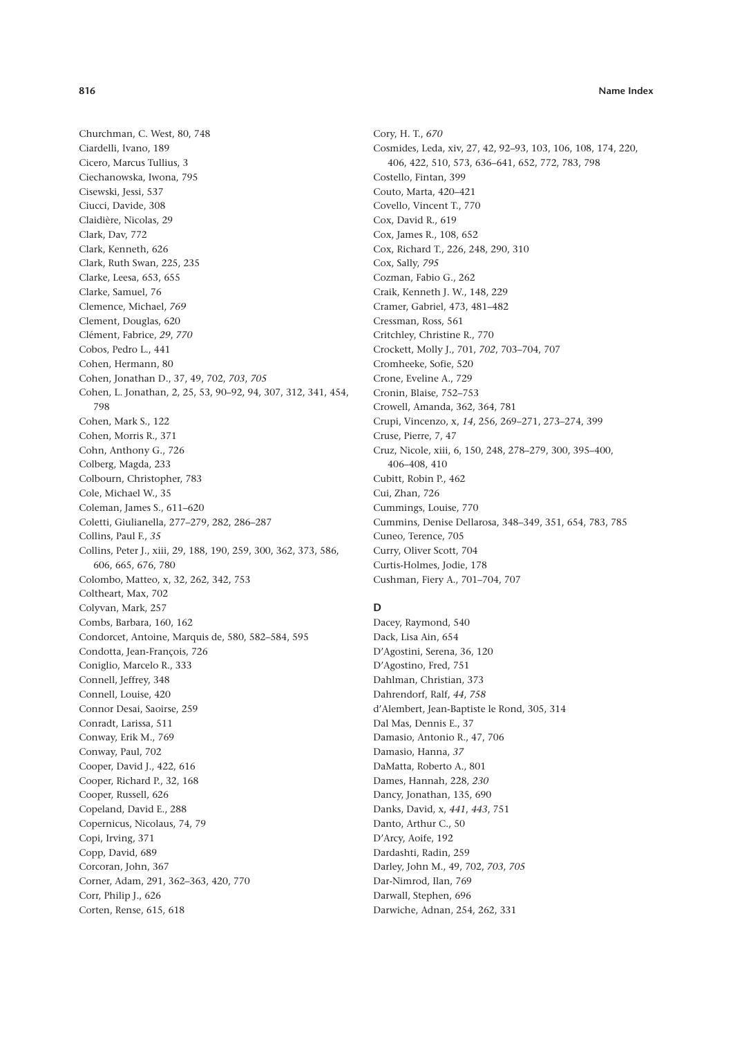Churchman, C. West, 80, 748
Ciardelli, Ivano, 189
Cicero, Marcus Tullius, 3
Ciechanowska, Iwona, 795
Cisewski, Jessi, 537
Ciucci, Davide, 308
Claidière, Nicolas, 29
Clark, Dav, 772
Clark, Kenneth, 626
Clark, Ruth Swan, 225, 235
Clarke, Leesa, 653, 655
Clarke, Samuel, 76
Clemence, Michael, *769*
Clement, Douglas, 620
Clément, Fabrice, *29*, *770*
Cobos, Pedro L., 441
Cohen, Hermann, 80
Cohen, Jonathan D., 37, 49, 702, *703*, *705*
Cohen, L. Jonathan, 2, 25, 53, 90–92, 94, 307, 312, 341, 454, 798
Cohen, Mark S., 122
Cohen, Morris R., 371
Cohn, Anthony G., 726
Colberg, Magda, 233
Colbourn, Christopher, 783
Cole, Michael W., 35
Coleman, James S., 611–620
Coletti, Giulianella, 277–279, 282, 286–287
Collins, Paul F., *35*
Collins, Peter J., xiii, 29, 188, 190, 259, 300, 362, 373, 586, 606, 665, 676, 780
Colombo, Matteo, x, 32, 262, 342, 753
Coltheart, Max, 702
Colyvan, Mark, 257
Combs, Barbara, 160, 162
Condorcet, Antoine, Marquis de, 580, 582–584, 595
Condotta, Jean-François, 726
Coniglio, Marcelo R., 333
Connell, Jeffrey, 348
Connell, Louise, 420
Connor Desai, Saoirse, 259
Conradt, Larissa, 511
Conway, Erik M., 769
Conway, Paul, 702
Cooper, David J., 422, 616
Cooper, Richard P., 32, 168
Cooper, Russell, 626
Copeland, David E., 288
Copernicus, Nicolaus, 74, 79
Copi, Irving, 371
Copp, David, 689
Corcoran, John, 367
Corner, Adam, 291, 362–363, 420, 770
Corr, Philip J., 626
Corten, Rense, 615, 618
Cory, H. T., *670*
Cosmides, Leda, xiv, 27, 42, 92–93, 103, 106, 108, 174, 220, 406, 422, 510, 573, 636–641, 652, 772, 783, 798
Costello, Fintan, 399
Couto, Marta, 420–421
Covello, Vincent T., 770
Cox, David R., 619
Cox, James R., 108, 652
Cox, Richard T., 226, 248, 290, 310
Cox, Sally, *795*
Cozman, Fabio G., 262
Craik, Kenneth J. W., 148, 229
Cramer, Gabriel, 473, 481–482
Cressman, Ross, 561
Critchley, Christine R., 770
Crockett, Molly J., 701, *702*, 703–704, 707
Cromheeke, Sofie, 520
Crone, Eveline A., 729
Cronin, Blaise, 752–753
Crowell, Amanda, 362, 364, 781
Crupi, Vincenzo, x, *14*, 256, 269–271, 273–274, 399
Cruse, Pierre, 7, 47
Cruz, Nicole, xiii, 6, 150, 248, 278–279, 300, 395–400, 406–408, 410
Cubitt, Robin P., 462
Cui, Zhan, 726
Cummings, Louise, 770
Cummins, Denise Dellarosa, 348–349, 351, 654, 783, 785
Cuneo, Terence, 705
Curry, Oliver Scott, 704
Curtis-Holmes, Jodie, 178
Cushman, Fiery A., 701–704, 707

## D

Dacey, Raymond, 540
Dack, Lisa Ain, 654
D'Agostini, Serena, 36, 120
D'Agostino, Fred, 751
Dahlman, Christian, 373
Dahrendorf, Ralf, *44*, *758*
d'Alembert, Jean-Baptiste le Rond, 305, 314
Dal Mas, Dennis E., 37
Damasio, Antonio R., 47, 706
Damasio, Hanna, *37*
DaMatta, Roberto A., 801
Dames, Hannah, 228, *230*
Dancy, Jonathan, 135, 690
Danks, David, x, *441*, *443*, 751
Danto, Arthur C., 50
D'Arcy, Aoife, 192
Dardashti, Radin, 259
Darley, John M., 49, 702, *703*, *705*
Dar-Nimrod, Ilan, 769
Darwall, Stephen, 696
Darwiche, Adnan, 254, 262, 331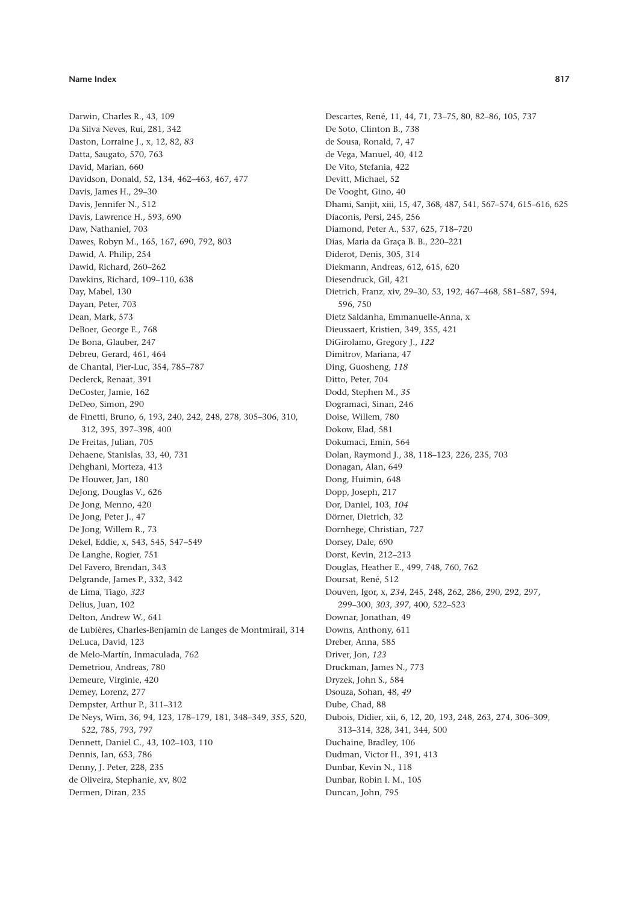Darwin, Charles R., 43, 109
Da Silva Neves, Rui, 281, 342
Daston, Lorraine J., x, 12, 82, *83*
Datta, Saugato, 570, 763
David, Marian, 660
Davidson, Donald, 52, 134, 462–463, 467, 477
Davis, James H., 29–30
Davis, Jennifer N., 512
Davis, Lawrence H., 593, 690
Daw, Nathaniel, 703
Dawes, Robyn M., 165, 167, 690, 792, 803
Dawid, A. Philip, 254
Dawid, Richard, 260–262
Dawkins, Richard, 109–110, 638
Day, Mabel, 130
Dayan, Peter, 703
Dean, Mark, 573
DeBoer, George E., 768
De Bona, Glauber, 247
Debreu, Gerard, 461, 464
de Chantal, Pier-Luc, 354, 785–787
Declerck, Renaat, 391
DeCoster, Jamie, 162
DeDeo, Simon, 290
de Finetti, Bruno, 6, 193, 240, 242, 248, 278, 305–306, 310, 312, 395, 397–398, 400
De Freitas, Julian, 705
Dehaene, Stanislas, 33, 40, 731
Dehghani, Morteza, 413
De Houwer, Jan, 180
DeJong, Douglas V., 626
De Jong, Menno, 420
De Jong, Peter J., 47
De Jong, Willem R., 73
Dekel, Eddie, x, 543, 545, 547–549
De Langhe, Rogier, 751
Del Favero, Brendan, 343
Delgrande, James P., 332, 342
de Lima, Tiago, *323*
Delius, Juan, 102
Delton, Andrew W., 641
de Lubières, Charles-Benjamin de Langes de Montmirail, 314
DeLuca, David, 123
de Melo-Martín, Inmaculada, 762
Demetriou, Andreas, 780
Demeure, Virginie, 420
Demey, Lorenz, 277
Dempster, Arthur P., 311–312
De Neys, Wim, 36, 94, 123, 178–179, 181, 348–349, *355*, 520, 522, 785, 793, 797
Dennett, Daniel C., 43, 102–103, 110
Dennis, Ian, 653, 786
Denny, J. Peter, 228, 235
de Oliveira, Stephanie, xv, 802
Dermen, Diran, 235
Descartes, René, 11, 44, 71, 73–75, 80, 82–86, 105, 737
De Soto, Clinton B., 738
de Sousa, Ronald, 7, 47
de Vega, Manuel, 40, 412
De Vito, Stefania, 422
Devitt, Michael, 52
De Vooght, Gino, 40
Dhami, Sanjit, xiii, 15, 47, 368, 487, 541, 567–574, 615–616, 625
Diaconis, Persi, 245, 256
Diamond, Peter A., 537, 625, 718–720
Dias, Maria da Graça B. B., 220–221
Diderot, Denis, 305, 314
Diekmann, Andreas, 612, 615, 620
Diesendruck, Gil, 421
Dietrich, Franz, xiv, 29–30, 53, 192, 467–468, 581–587, 594, 596, 750
Dietz Saldanha, Emmanuelle-Anna, x
Dieussaert, Kristien, 349, 355, 421
DiGirolamo, Gregory J., *122*
Dimitrov, Mariana, 47
Ding, Guosheng, *118*
Ditto, Peter, 704
Dodd, Stephen M., *35*
Dogramaci, Sinan, 246
Doise, Willem, 780
Dokow, Elad, 581
Dokumaci, Emin, 564
Dolan, Raymond J., 38, 118–123, 226, 235, 703
Donagan, Alan, 649
Dong, Huimin, 648
Dopp, Joseph, 217
Dor, Daniel, 103, *104*
Dörner, Dietrich, 32
Dornhege, Christian, *727*
Dorsey, Dale, 690
Dorst, Kevin, 212–213
Douglas, Heather E., 499, 748, 760, 762
Doursat, René, 512
Douven, Igor, x, *234*, 245, 248, 262, 286, 290, 292, 297, 299–300, *303*, *397*, 400, 522–523
Downar, Jonathan, 49
Downs, Anthony, 611
Dreber, Anna, 585
Driver, Jon, *123*
Druckman, James N., 773
Dryzek, John S., 584
Dsouza, Sohan, 48, *49*
Dube, Chad, 88
Dubois, Didier, xii, 6, 12, 20, 193, 248, 263, 274, 306–309, 313–314, 328, 341, 344, 500
Duchaine, Bradley, 106
Dudman, Victor H., 391, 413
Dunbar, Kevin N., 118
Dunbar, Robin I. M., 105
Duncan, John, 795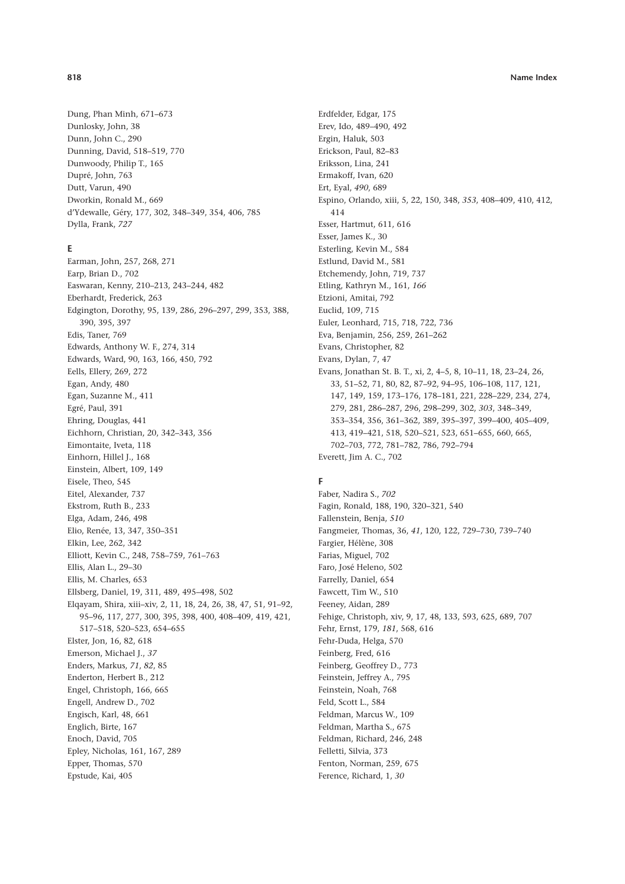Dung, Phan Minh, 671–673
Dunlosky, John, 38
Dunn, John C., 290
Dunning, David, 518–519, 770
Dunwoody, Philip T., 165
Dupré, John, 763
Dutt, Varun, 490
Dworkin, Ronald M., 669
d'Ydewalle, Géry, 177, 302, 348–349, 354, 406, 785
Dylla, Frank, *727*

**E**

Earman, John, 257, 268, 271
Earp, Brian D., 702
Easwaran, Kenny, 210–213, 243–244, 482
Eberhardt, Frederick, 263
Edgington, Dorothy, 95, 139, 286, 296–297, 299, 353, 388, 390, 395, 397
Edis, Taner, 769
Edwards, Anthony W. F., 274, 314
Edwards, Ward, 90, 163, 166, 450, 792
Eells, Ellery, 269, 272
Egan, Andy, 480
Egan, Suzanne M., 411
Egré, Paul, 391
Ehring, Douglas, 441
Eichhorn, Christian, 20, 342–343, 356
Eimontaite, Iveta, 118
Einhorn, Hillel J., 168
Einstein, Albert, 109, 149
Eisele, Theo, 545
Eitel, Alexander, 737
Ekstrom, Ruth B., 233
Elga, Adam, 246, 498
Elio, Renée, 13, 347, 350–351
Elkin, Lee, 262, 342
Elliott, Kevin C., 248, 758–759, 761–763
Ellis, Alan L., 29–30
Ellis, M. Charles, 653
Ellsberg, Daniel, 19, 311, 489, 495–498, 502
Elqayam, Shira, xiii–xiv, 2, 11, 18, 24, 26, 38, 47, 51, 91–92, 95–96, 117, 277, 300, 395, 398, 400, 408–409, 419, 421, 517–518, 520–523, 654–655
Elster, Jon, 16, 82, 618
Emerson, Michael J., *37*
Enders, Markus, *71*, *82*, 85
Enderton, Herbert B., 212
Engel, Christoph, 166, 665
Engell, Andrew D., 702
Engisch, Karl, 48, 661
Englich, Birte, 167
Enoch, David, 705
Epley, Nicholas, 161, 167, 289
Epper, Thomas, 570
Epstude, Kai, 405
Erdfelder, Edgar, 175
Erev, Ido, 489–490, 492
Ergin, Haluk, 503
Erickson, Paul, 82–83
Eriksson, Lina, 241
Ermakoff, Ivan, 620
Ert, Eyal, *490*, 689
Espino, Orlando, xiii, 5, 22, 150, 348, *353*, 408–409, 410, 412, 414
Esser, Hartmut, 611, 616
Esser, James K., 30
Esterling, Kevin M., 584
Estlund, David M., 581
Etchemendy, John, 719, 737
Etling, Kathryn M., 161, *166*
Etzioni, Amitai, 792
Euclid, 109, 715
Euler, Leonhard, 715, 718, 722, 736
Eva, Benjamin, 256, 259, 261–262
Evans, Christopher, 82
Evans, Dylan, 7, 47
Evans, Jonathan St. B. T., xi, 2, 4–5, 8, 10–11, 18, 23–24, 26, 33, 51–52, 71, 80, 82, 87–92, 94–95, 106–108, 117, 121, 147, 149, 159, 173–176, 178–181, 221, 228–229, 234, 274, 279, 281, 286–287, 296, 298–299, 302, *303*, 348–349, 353–354, 356, 361–362, 389, 395–397, 399–400, 405–409, 413, 419–421, 518, 520–521, 523, 651–655, 660, 665, 702–703, 772, 781–782, 786, 792–794
Everett, Jim A. C., 702

**F**

Faber, Nadira S., *702*
Fagin, Ronald, 188, 190, 320–321, 540
Fallenstein, Benja, *510*
Fangmeier, Thomas, 36, *41*, 120, 122, 729–730, 739–740
Fargier, Hélène, 308
Farias, Miguel, 702
Faro, José Heleno, 502
Farrelly, Daniel, 654
Fawcett, Tim W., 510
Feeney, Aidan, 289
Fehige, Christoph, xiv, 9, 17, 48, 133, 593, 625, 689, 707
Fehr, Ernst, 179, *181*, 568, 616
Fehr-Duda, Helga, 570
Feinberg, Fred, 616
Feinberg, Geoffrey D., 773
Feinstein, Jeffrey A., 795
Feinstein, Noah, 768
Feld, Scott L., 584
Feldman, Marcus W., 109
Feldman, Martha S., 675
Feldman, Richard, 246, 248
Felletti, Silvia, 373
Fenton, Norman, 259, 675
Ference, Richard, 1, *30*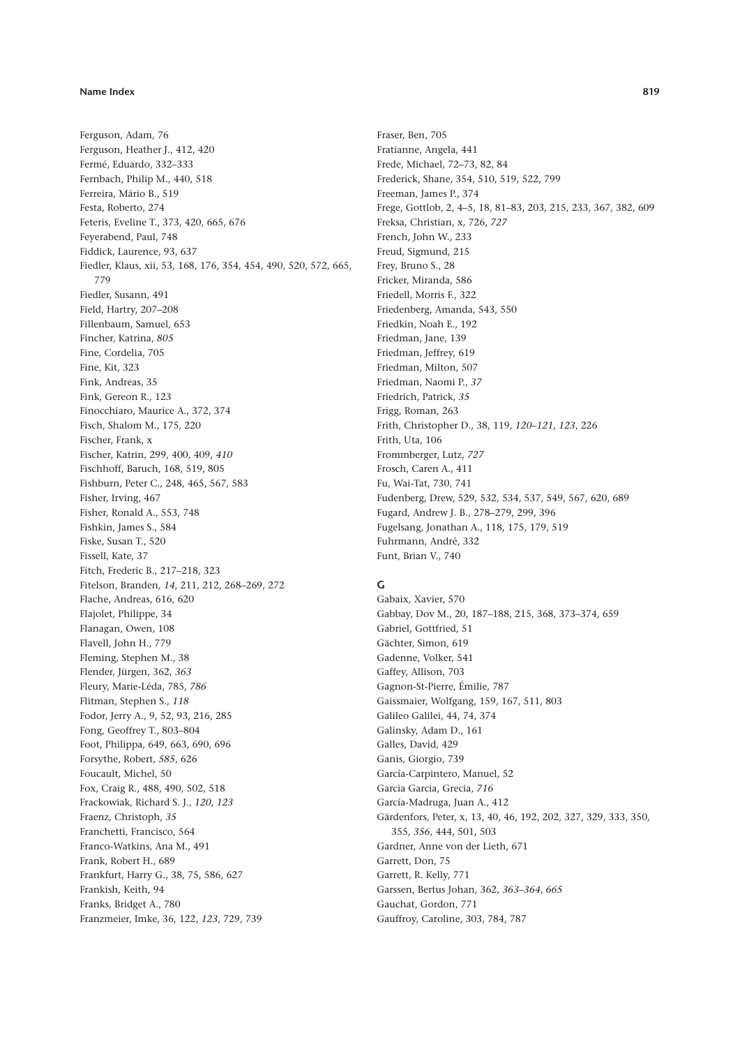Ferguson, Adam, 76
Ferguson, Heather J., 412, 420
Fermé, Eduardo, 332–333
Fernbach, Philip M., 440, 518
Ferreira, Mário B., 519
Festa, Roberto, 274
Feteris, Eveline T., 373, 420, 665, 676
Feyerabend, Paul, 748
Fiddick, Laurence, 93, 637
Fiedler, Klaus, xii, 53, 168, 176, 354, 454, 490, 520, 572, 665, 779
Fiedler, Susann, 491
Field, Hartry, 207–208
Fillenbaum, Samuel, 653
Fincher, Katrina, *805*
Fine, Cordelia, 705
Fine, Kit, 323
Fink, Andreas, 35
Fink, Gereon R., 123
Finocchiaro, Maurice A., 372, 374
Fisch, Shalom M., 175, 220
Fischer, Frank, x
Fischer, Katrin, 299, 400, 409, *410*
Fischhoff, Baruch, 168, 519, 805
Fishburn, Peter C., 248, 465, 567, 583
Fisher, Irving, 467
Fisher, Ronald A., 553, 748
Fishkin, James S., 584
Fiske, Susan T., 520
Fissell, Kate, 37
Fitch, Frederic B., 217–218, 323
Fitelson, Branden, *14*, 211, 212, 268–269, 272
Flache, Andreas, 616, 620
Flajolet, Philippe, 34
Flanagan, Owen, 108
Flavell, John H., 779
Fleming, Stephen M., 38
Flender, Jürgen, 362, *363*
Fleury, Marie-Léda, 785, *786*
Flitman, Stephen S., *118*
Fodor, Jerry A., 9, 52, 93, 216, 285
Fong, Geoffrey T., 803–804
Foot, Philippa, 649, 663, 690, 696
Forsythe, Robert, *585*, 626
Foucault, Michel, 50
Fox, Craig R., 488, 490, 502, 518
Frackowiak, Richard S. J., *120*, *123*
Fraenz, Christoph, *35*
Franchetti, Francisco, 564
Franco-Watkins, Ana M., 491
Frank, Robert H., 689
Frankfurt, Harry G., 38, 75, 586, 627
Frankish, Keith, 94
Franks, Bridget A., 780
Franzmeier, Imke, 36, 122, *123*, 729, 739
Fraser, Ben, 705
Fratianne, Angela, 441
Frede, Michael, 72–73, 82, 84
Frederick, Shane, 354, 510, 519, 522, 799
Freeman, James P., 374
Frege, Gottlob, 2, 4–5, 18, 81–83, 203, 215, 233, 367, 382, 609
Freksa, Christian, x, 726, *727*
French, John W., 233
Freud, Sigmund, 215
Frey, Bruno S., 28
Fricker, Miranda, 586
Friedell, Morris F., 322
Friedenberg, Amanda, 543, 550
Friedkin, Noah E., 192
Friedman, Jane, 139
Friedman, Jeffrey, 619
Friedman, Milton, 507
Friedman, Naomi P., *37*
Friedrich, Patrick, *35*
Frigg, Roman, 263
Frith, Christopher D., 38, 119, *120–121*, *123*, 226
Frith, Uta, 106
Frommberger, Lutz, *727*
Frosch, Caren A., 411
Fu, Wai-Tat, 730, 741
Fudenberg, Drew, 529, 532, 534, 537, 549, 567, 620, 689
Fugard, Andrew J. B., 278–279, 299, 396
Fugelsang, Jonathan A., 118, 175, 179, 519
Fuhrmann, André, 332
Funt, Brian V., 740

## G

Gabaix, Xavier, 570
Gabbay, Dov M., 20, 187–188, 215, 368, 373–374, 659
Gabriel, Gottfried, 51
Gächter, Simon, 619
Gadenne, Volker, 541
Gaffey, Allison, 703
Gagnon-St-Pierre, Émilie, 787
Gaissmaier, Wolfgang, 159, 167, 511, 803
Galileo Galilei, 44, 74, 374
Galinsky, Adam D., 161
Galles, David, 429
Ganis, Giorgio, 739
García-Carpintero, Manuel, 52
Garcia Garcia, Grecia, *716*
García-Madruga, Juan A., 412
Gärdenfors, Peter, x, 13, 40, 46, 192, 202, 327, 329, 333, 350, 355, *356*, 444, 501, 503
Gardner, Anne von der Lieth, 671
Garrett, Don, 75
Garrett, R. Kelly, 771
Garssen, Bertus Johan, 362, *363–364*, *665*
Gauchat, Gordon, 771
Gauffroy, Caroline, 303, 784, 787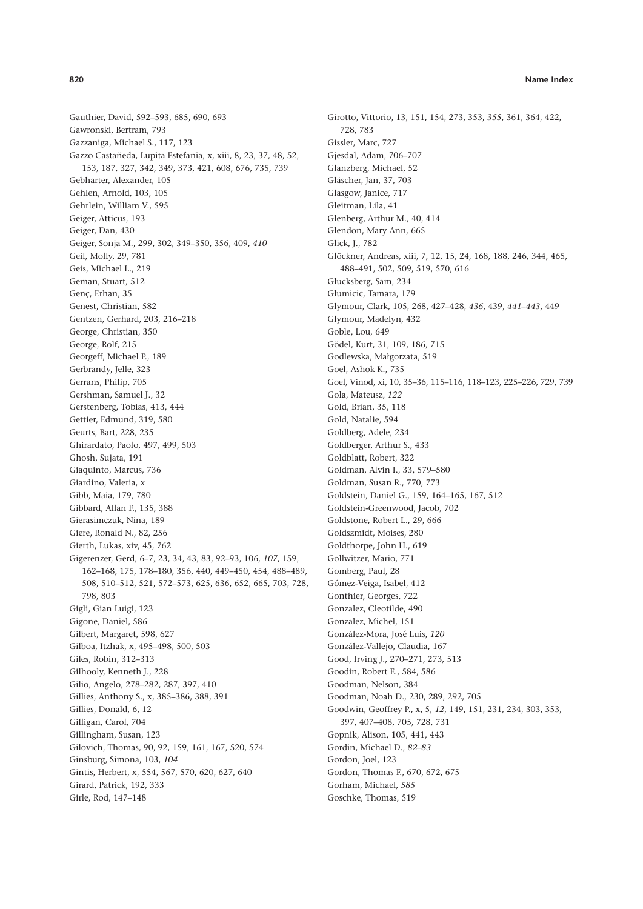Gauthier, David, 592–593, 685, 690, 693
Gawronski, Bertram, 793
Gazzaniga, Michael S., 117, 123
Gazzo Castañeda, Lupita Estefania, x, xiii, 8, 23, 37, 48, 52, 153, 187, 327, 342, 349, 373, 421, 608, 676, 735, 739
Gebharter, Alexander, 105
Gehlen, Arnold, 103, 105
Gehrlein, William V., 595
Geiger, Atticus, 193
Geiger, Dan, 430
Geiger, Sonja M., 299, 302, 349–350, 356, 409, *410*
Geil, Molly, 29, 781
Geis, Michael L., 219
Geman, Stuart, 512
Genç, Erhan, 35
Genest, Christian, 582
Gentzen, Gerhard, 203, 216–218
George, Christian, 350
George, Rolf, 215
Georgeff, Michael P., 189
Gerbrandy, Jelle, 323
Gerrans, Philip, 705
Gershman, Samuel J., 32
Gerstenberg, Tobias, 413, 444
Gettier, Edmund, 319, 580
Geurts, Bart, 228, 235
Ghirardato, Paolo, 497, 499, 503
Ghosh, Sujata, 191
Giaquinto, Marcus, 736
Giardino, Valeria, x
Gibb, Maia, 179, 780
Gibbard, Allan F., 135, 388
Gierasimczuk, Nina, 189
Giere, Ronald N., 82, 256
Gierth, Lukas, xiv, 45, 762
Gigerenzer, Gerd, 6–7, 23, 34, 43, 83, 92–93, 106, *107*, 159, 162–168, 175, 178–180, 356, 440, 449–450, 454, 488–489, 508, 510–512, 521, 572–573, 625, 636, 652, 665, 703, 728, 798, 803
Gigli, Gian Luigi, 123
Gigone, Daniel, 586
Gilbert, Margaret, 598, 627
Gilboa, Itzhak, x, 495–498, 500, 503
Giles, Robin, 312–313
Gilhooly, Kenneth J., 228
Gilio, Angelo, 278–282, 287, 397, 410
Gillies, Anthony S., x, 385–386, 388, 391
Gillies, Donald, 6, 12
Gilligan, Carol, 704
Gillingham, Susan, 123
Gilovich, Thomas, 90, 92, 159, 161, 167, 520, 574
Ginsburg, Simona, 103, *104*
Gintis, Herbert, x, 554, 567, 570, 620, 627, 640
Girard, Patrick, 192, 333
Girle, Rod, 147–148
Girotto, Vittorio, 13, 151, 154, 273, 353, *355*, 361, 364, 422, 728, 783
Gissler, Marc, 727
Gjesdal, Adam, 706–707
Glanzberg, Michael, 52
Gläscher, Jan, 37, 703
Glasgow, Janice, 717
Gleitman, Lila, 41
Glenberg, Arthur M., 40, 414
Glendon, Mary Ann, 665
Glick, J., 782
Glöckner, Andreas, xiii, 7, 12, 15, 24, 168, 188, 246, 344, 465, 488–491, 502, 509, 519, 570, 616
Glucksberg, Sam, 234
Glumicic, Tamara, 179
Glymour, Clark, 105, 268, 427–428, *436*, 439, *441–443*, 449
Glymour, Madelyn, 432
Goble, Lou, 649
Gödel, Kurt, 31, 109, 186, 715
Godlewska, Małgorzata, 519
Goel, Ashok K., 735
Goel, Vinod, xi, 10, 35–36, 115–116, 118–123, 225–226, 729, 739
Gola, Mateusz, *122*
Gold, Brian, 35, 118
Gold, Natalie, 594
Goldberg, Adele, 234
Goldberger, Arthur S., 433
Goldblatt, Robert, 322
Goldman, Alvin I., 33, 579–580
Goldman, Susan R., 770, 773
Goldstein, Daniel G., 159, 164–165, 167, 512
Goldstein-Greenwood, Jacob, 702
Goldstone, Robert L., 29, 666
Goldszmidt, Moises, 280
Goldthorpe, John H., 619
Gollwitzer, Mario, 771
Gomberg, Paul, 28
Gómez-Veiga, Isabel, 412
Gonthier, Georges, 722
Gonzalez, Cleotilde, 490
Gonzalez, Michel, 151
González-Mora, José Luis, *120*
González-Vallejo, Claudia, 167
Good, Irving J., 270–271, 273, 513
Goodin, Robert E., 584, 586
Goodman, Nelson, 384
Goodman, Noah D., 230, 289, 292, 705
Goodwin, Geoffrey P., x, 5, *12*, 149, 151, 231, 234, 303, 353, 397, 407–408, 705, 728, 731
Gopnik, Alison, 105, 441, 443
Gordin, Michael D., *82–83*
Gordon, Joel, 123
Gordon, Thomas F., 670, 672, 675
Gorham, Michael, *585*
Goschke, Thomas, 519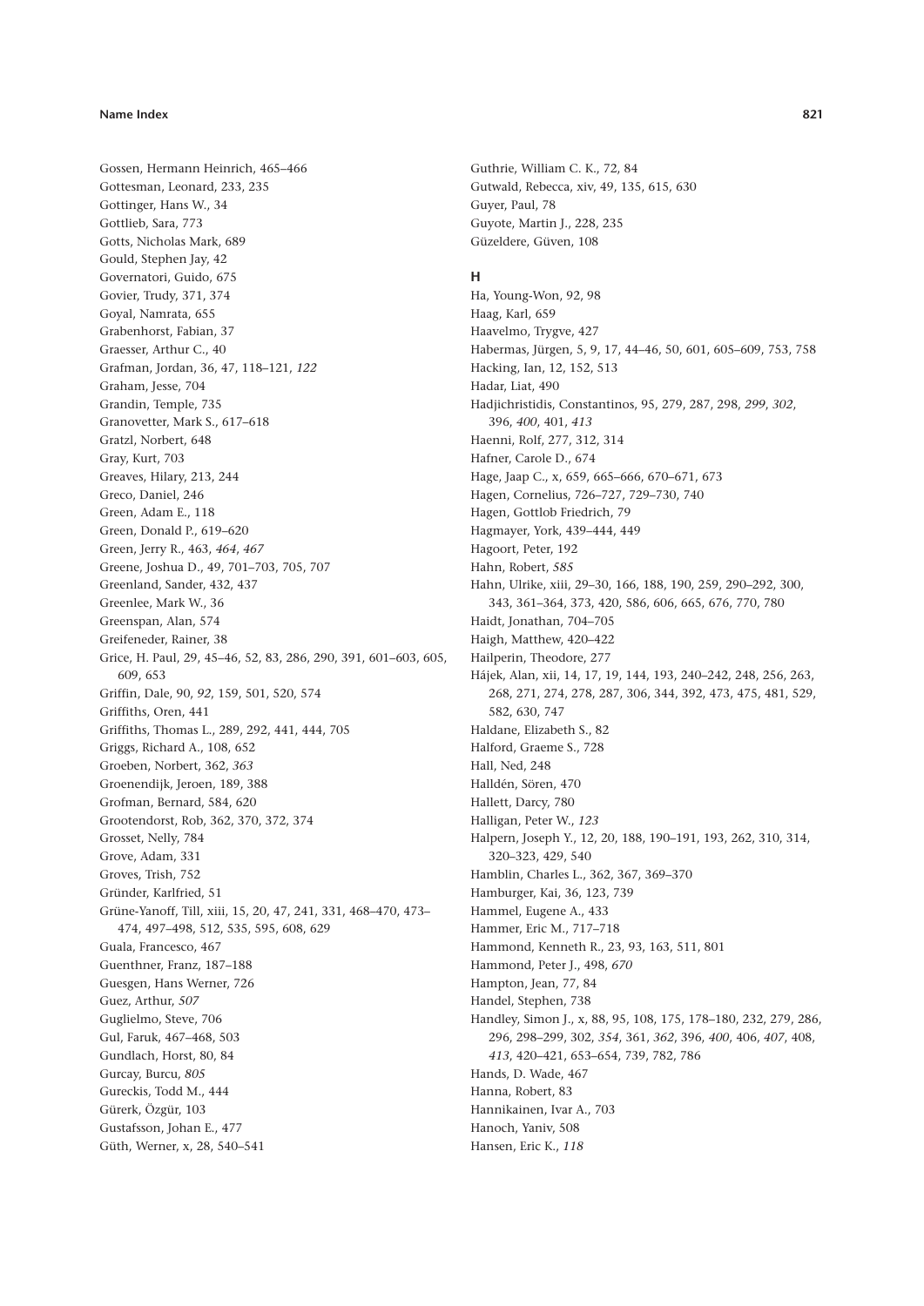Gossen, Hermann Heinrich, 465–466
Gottesman, Leonard, 233, 235
Gottinger, Hans W., 34
Gottlieb, Sara, 773
Gotts, Nicholas Mark, 689
Gould, Stephen Jay, 42
Governatori, Guido, 675
Govier, Trudy, 371, 374
Goyal, Namrata, 655
Grabenhorst, Fabian, 37
Graesser, Arthur C., 40
Grafman, Jordan, 36, 47, 118–121, *122*
Graham, Jesse, 704
Grandin, Temple, 735
Granovetter, Mark S., 617–618
Gratzl, Norbert, 648
Gray, Kurt, 703
Greaves, Hilary, 213, 244
Greco, Daniel, 246
Green, Adam E., 118
Green, Donald P., 619–620
Green, Jerry R., 463, *464*, *467*
Greene, Joshua D., 49, 701–703, 705, 707
Greenland, Sander, 432, 437
Greenlee, Mark W., 36
Greenspan, Alan, 574
Greifeneder, Rainer, 38
Grice, H. Paul, 29, 45–46, 52, 83, 286, 290, 391, 601–603, 605, 609, 653
Griffin, Dale, 90, *92*, 159, 501, 520, 574
Griffiths, Oren, 441
Griffiths, Thomas L., 289, 292, 441, 444, 705
Griggs, Richard A., 108, 652
Groeben, Norbert, 362, *363*
Groenendijk, Jeroen, 189, 388
Grofman, Bernard, 584, 620
Grootendorst, Rob, 362, 370, 372, 374
Grosset, Nelly, 784
Grove, Adam, 331
Groves, Trish, 752
Gründer, Karlfried, 51
Grüne-Yanoff, Till, xiii, 15, 20, 47, 241, 331, 468–470, 473–474, 497–498, 512, 535, 595, 608, 629
Guala, Francesco, 467
Guenthner, Franz, 187–188
Guesgen, Hans Werner, 726
Guez, Arthur, *507*
Guglielmo, Steve, 706
Gul, Faruk, 467–468, 503
Gundlach, Horst, 80, 84
Gurcay, Burcu, *805*
Gureckis, Todd M., 444
Gürerk, Özgür, 103
Gustafsson, Johan E., 477
Güth, Werner, x, 28, 540–541
Guthrie, William C. K., 72, 84
Gutwald, Rebecca, xiv, 49, 135, 615, 630
Guyer, Paul, 78
Guyote, Martin J., 228, 235
Güzeldere, Güven, 108

## H

Ha, Young-Won, 92, 98
Haag, Karl, 659
Haavelmo, Trygve, 427
Habermas, Jürgen, 5, 9, 17, 44–46, 50, 601, 605–609, 753, 758
Hacking, Ian, 12, 152, 513
Hadar, Liat, 490
Hadjichristidis, Constantinos, 95, 279, 287, 298, *299*, *302*, 396, *400*, 401, *413*
Haenni, Rolf, 277, 312, 314
Hafner, Carole D., 674
Hage, Jaap C., x, 659, 665–666, 670–671, 673
Hagen, Cornelius, 726–727, 729–730, 740
Hagen, Gottlob Friedrich, 79
Hagmayer, York, 439–444, 449
Hagoort, Peter, 192
Hahn, Robert, *585*
Hahn, Ulrike, xiii, 29–30, 166, 188, 190, 259, 290–292, 300, 343, 361–364, 373, 420, 586, 606, 665, 676, 770, 780
Haidt, Jonathan, 704–705
Haigh, Matthew, 420–422
Hailperin, Theodore, 277
Hájek, Alan, xii, 14, 17, 19, 144, 193, 240–242, 248, 256, 263, 268, 271, 274, 278, 287, 306, 344, 392, 473, 475, 481, 529, 582, 630, 747
Haldane, Elizabeth S., 82
Halford, Graeme S., 728
Hall, Ned, 248
Halldén, Sören, 470
Hallett, Darcy, 780
Halligan, Peter W., *123*
Halpern, Joseph Y., 12, 20, 188, 190–191, 193, 262, 310, 314, 320–323, 429, 540
Hamblin, Charles L., 362, 367, 369–370
Hamburger, Kai, 36, 123, 739
Hammel, Eugene A., 433
Hammer, Eric M., 717–718
Hammond, Kenneth R., 23, 93, 163, 511, 801
Hammond, Peter J., 498, *670*
Hampton, Jean, 77, 84
Handel, Stephen, 738
Handley, Simon J., x, 88, 95, 108, 175, 178–180, 232, 279, 286, 296, 298–299, 302, *354*, 361, *362*, 396, *400*, 406, *407*, 408, *413*, 420–421, 653–654, 739, 782, 786
Hands, D. Wade, 467
Hanna, Robert, 83
Hannikainen, Ivar A., 703
Hanoch, Yaniv, 508
Hansen, Eric K., *118*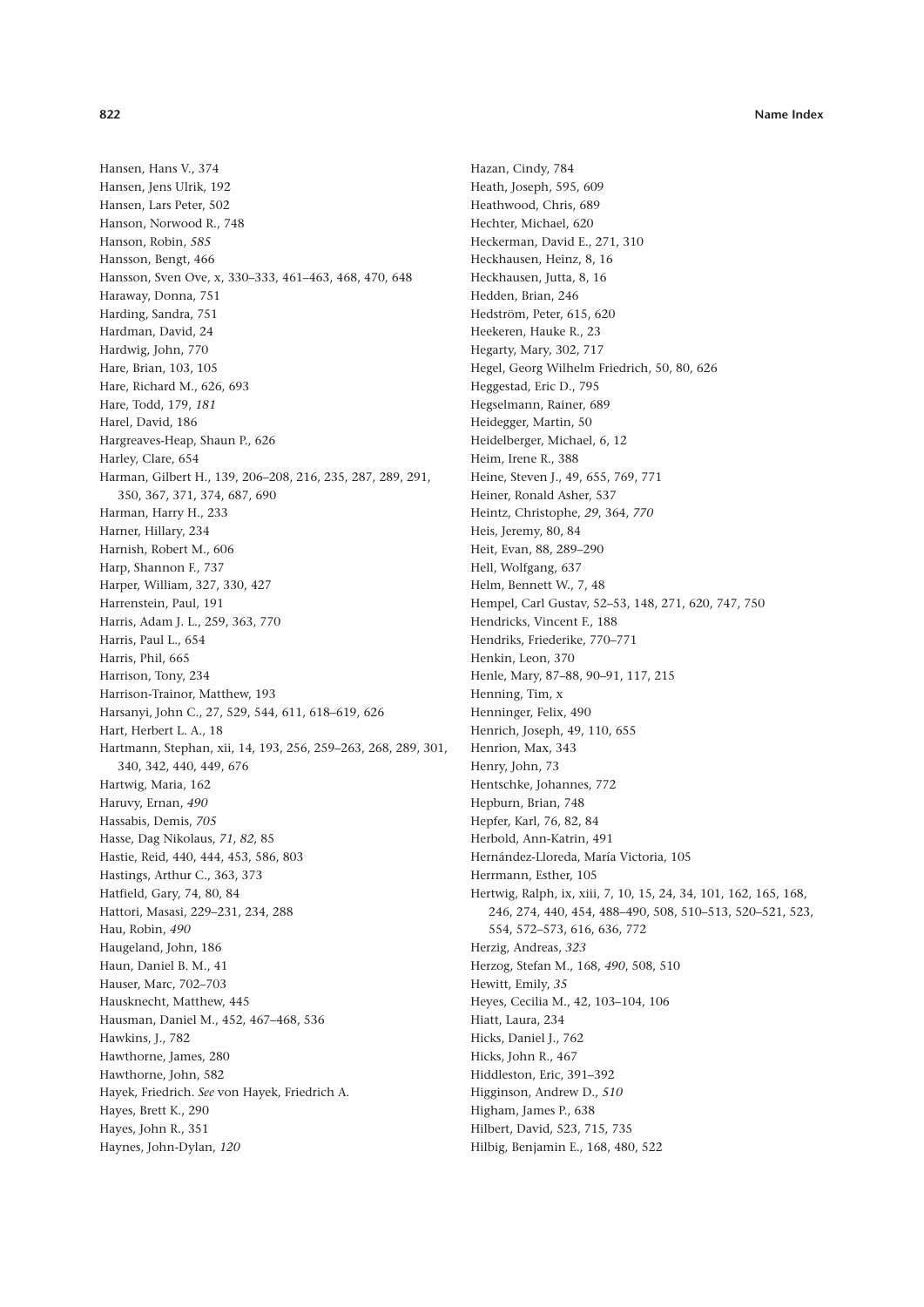Hansen, Hans V., 374
Hansen, Jens Ulrik, 192
Hansen, Lars Peter, 502
Hanson, Norwood R., 748
Hanson, Robin, *585*
Hansson, Bengt, 466
Hansson, Sven Ove, x, 330–333, 461–463, 468, 470, 648
Haraway, Donna, 751
Harding, Sandra, 751
Hardman, David, 24
Hardwig, John, 770
Hare, Brian, 103, 105
Hare, Richard M., 626, 693
Hare, Todd, 179, *181*
Harel, David, 186
Hargreaves-Heap, Shaun P., 626
Harley, Clare, 654
Harman, Gilbert H., 139, 206–208, 216, 235, 287, 289, 291, 350, 367, 371, 374, 687, 690
Harman, Harry H., 233
Harner, Hillary, 234
Harnish, Robert M., 606
Harp, Shannon F., 737
Harper, William, 327, 330, 427
Harrenstein, Paul, 191
Harris, Adam J. L., 259, 363, 770
Harris, Paul L., 654
Harris, Phil, 665
Harrison, Tony, 234
Harrison-Trainor, Matthew, 193
Harsanyi, John C., 27, 529, 544, 611, 618–619, 626
Hart, Herbert L. A., 18
Hartmann, Stephan, xii, 14, 193, 256, 259–263, 268, 289, 301, 340, 342, 440, 449, 676
Hartwig, Maria, 162
Haruvy, Ernan, *490*
Hassabis, Demis, *705*
Hasse, Dag Nikolaus, *71*, *82*, 85
Hastie, Reid, 440, 444, 453, 586, 803
Hastings, Arthur C., 363, 373
Hatfield, Gary, 74, 80, 84
Hattori, Masasi, 229–231, 234, 288
Hau, Robin, *490*
Haugeland, John, 186
Haun, Daniel B. M., 41
Hauser, Marc, 702–703
Hausknecht, Matthew, 445
Hausman, Daniel M., 452, 467–468, 536
Hawkins, J., 782
Hawthorne, James, 280
Hawthorne, John, 582
Hayek, Friedrich. *See* von Hayek, Friedrich A.
Hayes, Brett K., 290
Hayes, John R., 351
Haynes, John-Dylan, *120*
Hazan, Cindy, 784
Heath, Joseph, 595, 609
Heathwood, Chris, 689
Hechter, Michael, 620
Heckerman, David E., 271, 310
Heckhausen, Heinz, 8, 16
Heckhausen, Jutta, 8, 16
Hedden, Brian, 246
Hedström, Peter, 615, 620
Heekeren, Hauke R., 23
Hegarty, Mary, 302, 717
Hegel, Georg Wilhelm Friedrich, 50, 80, 626
Heggestad, Eric D., 795
Hegselmann, Rainer, 689
Heidegger, Martin, 50
Heidelberger, Michael, 6, 12
Heim, Irene R., 388
Heine, Steven J., 49, 655, 769, 771
Heiner, Ronald Asher, 537
Heintz, Christophe, *29*, 364, *770*
Heis, Jeremy, 80, 84
Heit, Evan, 88, 289–290
Hell, Wolfgang, 637
Helm, Bennett W., 7, 48
Hempel, Carl Gustav, 52–53, 148, 271, 620, 747, 750
Hendricks, Vincent F., 188
Hendriks, Friederike, 770–771
Henkin, Leon, 370
Henle, Mary, 87–88, 90–91, 117, 215
Henning, Tim, x
Henninger, Felix, 490
Henrich, Joseph, 49, 110, 655
Henrion, Max, 343
Henry, John, 73
Hentschke, Johannes, 772
Hepburn, Brian, 748
Hepfer, Karl, 76, 82, 84
Herbold, Ann-Katrin, 491
Hernández-Lloreda, María Victoria, 105
Herrmann, Esther, 105
Hertwig, Ralph, ix, xiii, 7, 10, 15, 24, 34, 101, 162, 165, 168, 246, 274, 440, 454, 488–490, 508, 510–513, 520–521, 523, 554, 572–573, 616, 636, 772
Herzig, Andreas, *323*
Herzog, Stefan M., 168, *490*, 508, 510
Hewitt, Emily, *35*
Heyes, Cecilia M., 42, 103–104, 106
Hiatt, Laura, 234
Hicks, Daniel J., 762
Hicks, John R., 467
Hiddleston, Eric, 391–392
Higginson, Andrew D., *510*
Higham, James P., 638
Hilbert, David, 523, 715, 735
Hilbig, Benjamin E., 168, 480, 522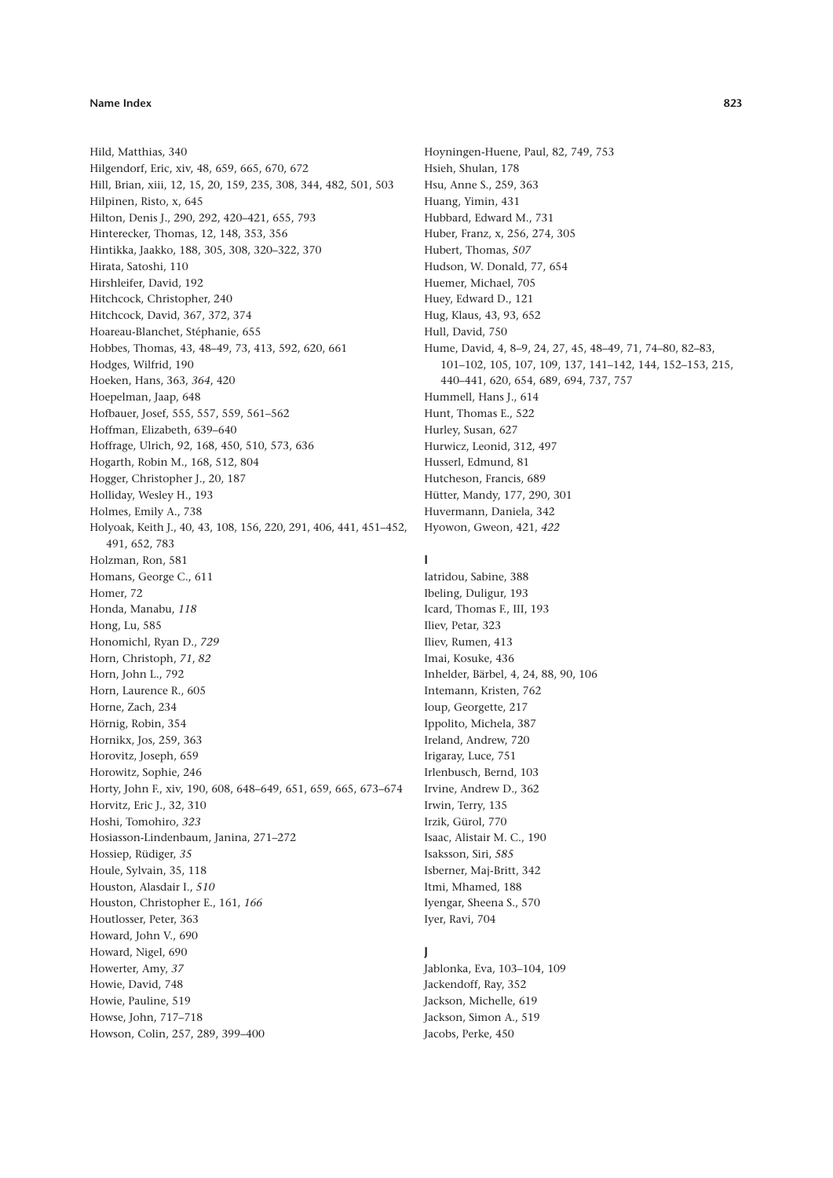Hild, Matthias, 340
Hilgendorf, Eric, xiv, 48, 659, 665, 670, 672
Hill, Brian, xiii, 12, 15, 20, 159, 235, 308, 344, 482, 501, 503
Hilpinen, Risto, x, 645
Hilton, Denis J., 290, 292, 420–421, 655, 793
Hinterecker, Thomas, 12, 148, 353, 356
Hintikka, Jaakko, 188, 305, 308, 320–322, 370
Hirata, Satoshi, 110
Hirshleifer, David, 192
Hitchcock, Christopher, 240
Hitchcock, David, 367, 372, 374
Hoareau-Blanchet, Stéphanie, 655
Hobbes, Thomas, 43, 48–49, 73, 413, 592, 620, 661
Hodges, Wilfrid, 190
Hoeken, Hans, 363, *364*, 420
Hoepelman, Jaap, 648
Hofbauer, Josef, 555, 557, 559, 561–562
Hoffman, Elizabeth, 639–640
Hoffrage, Ulrich, 92, 168, 450, 510, 573, 636
Hogarth, Robin M., 168, 512, 804
Hogger, Christopher J., 20, 187
Holliday, Wesley H., 193
Holmes, Emily A., 738
Holyoak, Keith J., 40, 43, 108, 156, 220, 291, 406, 441, 451–452, 491, 652, 783
Holzman, Ron, 581
Homans, George C., 611
Homer, 72
Honda, Manabu, *118*
Hong, Lu, 585
Honomichl, Ryan D., *729*
Horn, Christoph, *71*, *82*
Horn, John L., 792
Horn, Laurence R., 605
Horne, Zach, 234
Hörnig, Robin, 354
Hornikx, Jos, 259, 363
Horovitz, Joseph, 659
Horowitz, Sophie, 246
Horty, John F., xiv, 190, 608, 648–649, 651, 659, 665, 673–674
Horvitz, Eric J., 32, 310
Hoshi, Tomohiro, *323*
Hosiasson-Lindenbaum, Janina, 271–272
Hossiep, Rüdiger, *35*
Houle, Sylvain, 35, 118
Houston, Alasdair I., *510*
Houston, Christopher E., 161, *166*
Houtlosser, Peter, 363
Howard, John V., 690
Howard, Nigel, 690
Howerter, Amy, *37*
Howie, David, 748
Howie, Pauline, 519
Howse, John, 717–718
Howson, Colin, 257, 289, 399–400
Hoyningen-Huene, Paul, 82, 749, 753
Hsieh, Shulan, 178
Hsu, Anne S., 259, 363
Huang, Yimin, 431
Hubbard, Edward M., 731
Huber, Franz, x, 256, 274, 305
Hubert, Thomas, *507*
Hudson, W. Donald, 77, 654
Huemer, Michael, 705
Huey, Edward D., 121
Hug, Klaus, 43, 93, 652
Hull, David, 750
Hume, David, 4, 8–9, 24, 27, 45, 48–49, 71, 74–80, 82–83, 101–102, 105, 107, 109, 137, 141–142, 144, 152–153, 215, 440–441, 620, 654, 689, 694, 737, 757
Hummell, Hans J., 614
Hunt, Thomas E., 522
Hurley, Susan, 627
Hurwicz, Leonid, 312, 497
Husserl, Edmund, 81
Hutcheson, Francis, 689
Hütter, Mandy, 177, 290, 301
Huvermann, Daniela, 342
Hyowon, Gweon, 421, *422*

**I**

Iatridou, Sabine, 388
Ibeling, Duligur, 193
Icard, Thomas F., III, 193
Iliev, Petar, 323
Iliev, Rumen, 413
Imai, Kosuke, 436
Inhelder, Bärbel, 4, 24, 88, 90, 106
Intemann, Kristen, 762
Ioup, Georgette, 217
Ippolito, Michela, 387
Ireland, Andrew, 720
Irigaray, Luce, 751
Irlenbusch, Bernd, 103
Irvine, Andrew D., 362
Irwin, Terry, 135
Irzik, Gürol, 770
Isaac, Alistair M. C., 190
Isaksson, Siri, *585*
Isberner, Maj-Britt, 342
Itmi, Mhamed, 188
Iyengar, Sheena S., 570
Iyer, Ravi, 704

**J**

Jablonka, Eva, 103–104, 109
Jackendoff, Ray, 352
Jackson, Michelle, 619
Jackson, Simon A., 519
Jacobs, Perke, 450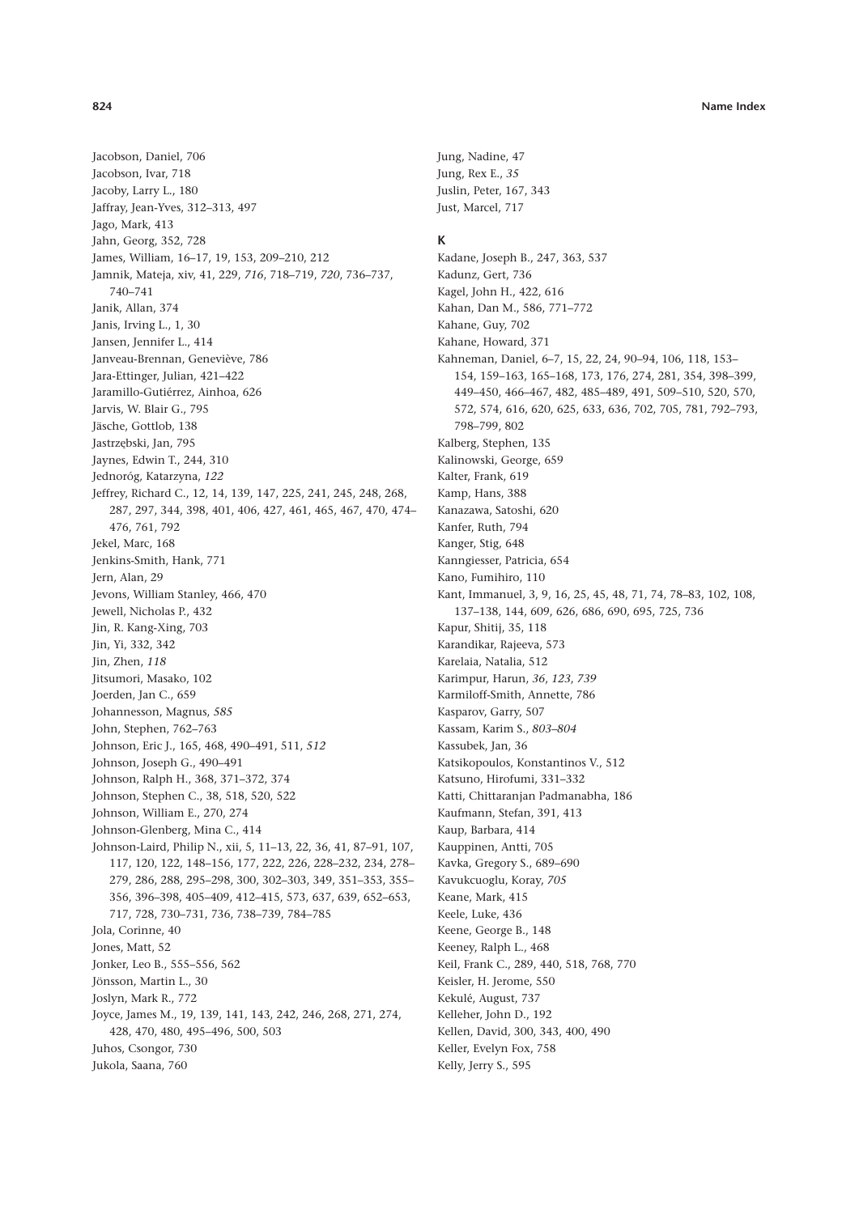Jacobson, Daniel, 706
Jacobson, Ivar, 718
Jacoby, Larry L., 180
Jaffray, Jean-Yves, 312–313, 497
Jago, Mark, 413
Jahn, Georg, 352, 728
James, William, 16–17, 19, 153, 209–210, 212
Jamnik, Mateja, xiv, 41, 229, *716*, 718–719, *720*, 736–737, 740–741
Janik, Allan, 374
Janis, Irving L., 1, 30
Jansen, Jennifer L., 414
Janveau-Brennan, Geneviève, 786
Jara-Ettinger, Julian, 421–422
Jaramillo-Gutiérrez, Ainhoa, 626
Jarvis, W. Blair G., 795
Jäsche, Gottlob, 138
Jastrzębski, Jan, 795
Jaynes, Edwin T., 244, 310
Jednoróg, Katarzyna, *122*
Jeffrey, Richard C., 12, 14, 139, 147, 225, 241, 245, 248, 268, 287, 297, 344, 398, 401, 406, 427, 461, 465, 467, 470, 474–476, 761, 792
Jekel, Marc, 168
Jenkins-Smith, Hank, 771
Jern, Alan, 29
Jevons, William Stanley, 466, 470
Jewell, Nicholas P., 432
Jin, R. Kang-Xing, 703
Jin, Yi, 332, 342
Jin, Zhen, *118*
Jitsumori, Masako, 102
Joerden, Jan C., 659
Johannesson, Magnus, *585*
John, Stephen, 762–763
Johnson, Eric J., 165, 468, 490–491, 511, *512*
Johnson, Joseph G., 490–491
Johnson, Ralph H., 368, 371–372, 374
Johnson, Stephen C., 38, 518, 520, 522
Johnson, William E., 270, 274
Johnson-Glenberg, Mina C., 414
Johnson-Laird, Philip N., xii, 5, 11–13, 22, 36, 41, 87–91, 107, 117, 120, 122, 148–156, 177, 222, 226, 228–232, 234, 278–279, 286, 288, 295–298, 300, 302–303, 349, 351–353, 355–356, 396–398, 405–409, 412–415, 573, 637, 639, 652–653, 717, 728, 730–731, 736, 738–739, 784–785
Jola, Corinne, 40
Jones, Matt, 52
Jonker, Leo B., 555–556, 562
Jönsson, Martin L., 30
Joslyn, Mark R., 772
Joyce, James M., 19, 139, 141, 143, 242, 246, 268, 271, 274, 428, 470, 480, 495–496, 500, 503
Juhos, Csongor, 730
Jukola, Saana, 760
Jung, Nadine, 47
Jung, Rex E., *35*
Juslin, Peter, 167, 343
Just, Marcel, 717

**K**

Kadane, Joseph B., 247, 363, 537
Kadunz, Gert, 736
Kagel, John H., 422, 616
Kahan, Dan M., 586, 771–772
Kahane, Guy, 702
Kahane, Howard, 371
Kahneman, Daniel, 6–7, 15, 22, 24, 90–94, 106, 118, 153–154, 159–163, 165–168, 173, 176, 274, 281, 354, 398–399, 449–450, 466–467, 482, 485–489, 491, 509–510, 520, 570, 572, 574, 616, 620, 625, 633, 636, 702, 705, 781, 792–793, 798–799, 802
Kalberg, Stephen, 135
Kalinowski, George, 659
Kalter, Frank, 619
Kamp, Hans, 388
Kanazawa, Satoshi, 620
Kanfer, Ruth, 794
Kanger, Stig, 648
Kanngiesser, Patricia, 654
Kano, Fumihiro, 110
Kant, Immanuel, 3, 9, 16, 25, 45, 48, 71, 74, 78–83, 102, 108, 137–138, 144, 609, 626, 686, 690, 695, 725, 736
Kapur, Shitij, 35, 118
Karandikar, Rajeeva, 573
Karelaia, Natalia, 512
Karimpur, Harun, *36*, *123*, *739*
Karmiloff-Smith, Annette, 786
Kasparov, Garry, 507
Kassam, Karim S., *803–804*
Kassubek, Jan, 36
Katsikopoulos, Konstantinos V., 512
Katsuno, Hirofumi, 331–332
Katti, Chittaranjan Padmanabha, 186
Kaufmann, Stefan, 391, 413
Kaup, Barbara, 414
Kauppinen, Antti, 705
Kavka, Gregory S., 689–690
Kavukcuoglu, Koray, *705*
Keane, Mark, 415
Keele, Luke, 436
Keene, George B., 148
Keeney, Ralph L., 468
Keil, Frank C., 289, 440, 518, 768, 770
Keisler, H. Jerome, 550
Kekulé, August, 737
Kelleher, John D., 192
Kellen, David, 300, 343, 400, 490
Keller, Evelyn Fox, 758
Kelly, Jerry S., 595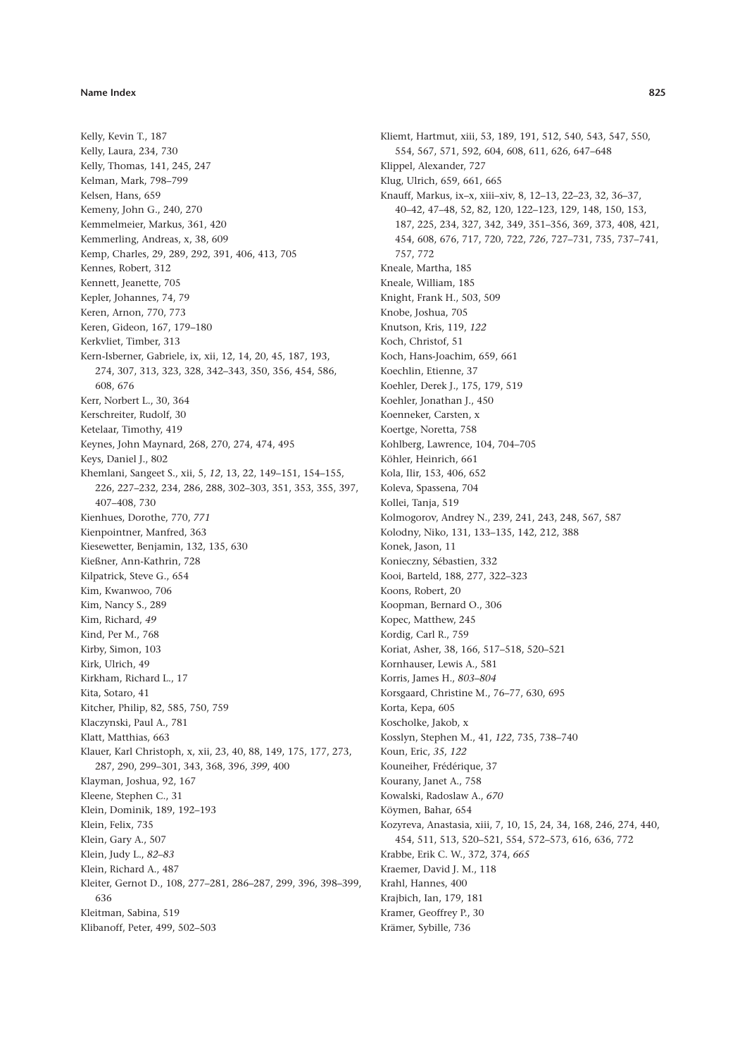Kelly, Kevin T., 187
Kelly, Laura, 234, 730
Kelly, Thomas, 141, 245, 247
Kelman, Mark, 798–799
Kelsen, Hans, 659
Kemeny, John G., 240, 270
Kemmelmeier, Markus, 361, 420
Kemmerling, Andreas, x, 38, 609
Kemp, Charles, 29, 289, 292, 391, 406, 413, 705
Kennes, Robert, 312
Kennett, Jeanette, 705
Kepler, Johannes, 74, 79
Keren, Arnon, 770, 773
Keren, Gideon, 167, 179–180
Kerkvliet, Timber, 313
Kern-Isberner, Gabriele, ix, xii, 12, 14, 20, 45, 187, 193, 274, 307, 313, 323, 328, 342–343, 350, 356, 454, 586, 608, 676
Kerr, Norbert L., 30, 364
Kerschreiter, Rudolf, 30
Ketelaar, Timothy, 419
Keynes, John Maynard, 268, 270, 274, 474, 495
Keys, Daniel J., 802
Khemlani, Sangeet S., xii, 5, *12*, 13, 22, 149–151, 154–155, 226, 227–232, 234, 286, 288, 302–303, 351, 353, 355, 397, 407–408, 730
Kienhues, Dorothe, 770, *771*
Kienpointner, Manfred, 363
Kiesewetter, Benjamin, 132, 135, 630
Kießner, Ann-Kathrin, 728
Kilpatrick, Steve G., 654
Kim, Kwanwoo, 706
Kim, Nancy S., 289
Kim, Richard, *49*
Kind, Per M., 768
Kirby, Simon, 103
Kirk, Ulrich, 49
Kirkham, Richard L., 17
Kita, Sotaro, 41
Kitcher, Philip, 82, 585, 750, 759
Klaczynski, Paul A., 781
Klatt, Matthias, 663
Klauer, Karl Christoph, x, xii, 23, 40, 88, 149, 175, 177, 273, 287, 290, 299–301, 343, 368, 396, *399*, 400
Klayman, Joshua, 92, 167
Kleene, Stephen C., 31
Klein, Dominik, 189, 192–193
Klein, Felix, 735
Klein, Gary A., 507
Klein, Judy L., *82–83*
Klein, Richard A., 487
Kleiter, Gernot D., 108, 277–281, 286–287, 299, 396, 398–399, 636
Kleitman, Sabina, 519
Klibanoff, Peter, 499, 502–503
Kliemt, Hartmut, xiii, 53, 189, 191, 512, 540, 543, 547, 550, 554, 567, 571, 592, 604, 608, 611, 626, 647–648
Klippel, Alexander, 727
Klug, Ulrich, 659, 661, 665
Knauff, Markus, ix–x, xiii–xiv, 8, 12–13, 22–23, 32, 36–37, 40–42, 47–48, 52, 82, 120, 122–123, 129, 148, 150, 153, 187, 225, 234, 327, 342, 349, 351–356, 369, 373, 408, 421, 454, 608, 676, 717, 720, 722, *726*, 727–731, 735, 737–741, 757, 772
Kneale, Martha, 185
Kneale, William, 185
Knight, Frank H., 503, 509
Knobe, Joshua, 705
Knutson, Kris, 119, *122*
Koch, Christof, 51
Koch, Hans-Joachim, 659, 661
Koechlin, Etienne, 37
Koehler, Derek J., 175, 179, 519
Koehler, Jonathan J., 450
Koenneker, Carsten, x
Koertge, Noretta, 758
Kohlberg, Lawrence, 104, 704–705
Köhler, Heinrich, 661
Kola, Ilir, 153, 406, 652
Koleva, Spassena, 704
Kollei, Tanja, 519
Kolmogorov, Andrey N., 239, 241, 243, 248, 567, 587
Kolodny, Niko, 131, 133–135, 142, 212, 388
Konek, Jason, 11
Konieczny, Sébastien, 332
Kooi, Barteld, 188, 277, 322–323
Koons, Robert, 20
Koopman, Bernard O., 306
Kopec, Matthew, 245
Kordig, Carl R., 759
Koriat, Asher, 38, 166, 517–518, 520–521
Kornhauser, Lewis A., 581
Korris, James H., *803–804*
Korsgaard, Christine M., 76–77, 630, 695
Korta, Kepa, 605
Koscholke, Jakob, x
Kosslyn, Stephen M., 41, *122*, 735, 738–740
Koun, Eric, *35*, *122*
Kouneiher, Frédérique, 37
Kourany, Janet A., 758
Kowalski, Radoslaw A., *670*
Köymen, Bahar, 654
Kozyreva, Anastasia, xiii, 7, 10, 15, 24, 34, 168, 246, 274, 440, 454, 511, 513, 520–521, 554, 572–573, 616, 636, 772
Krabbe, Erik C. W., 372, 374, *665*
Kraemer, David J. M., 118
Krahl, Hannes, 400
Krajbich, Ian, 179, 181
Kramer, Geoffrey P., 30
Krämer, Sybille, 736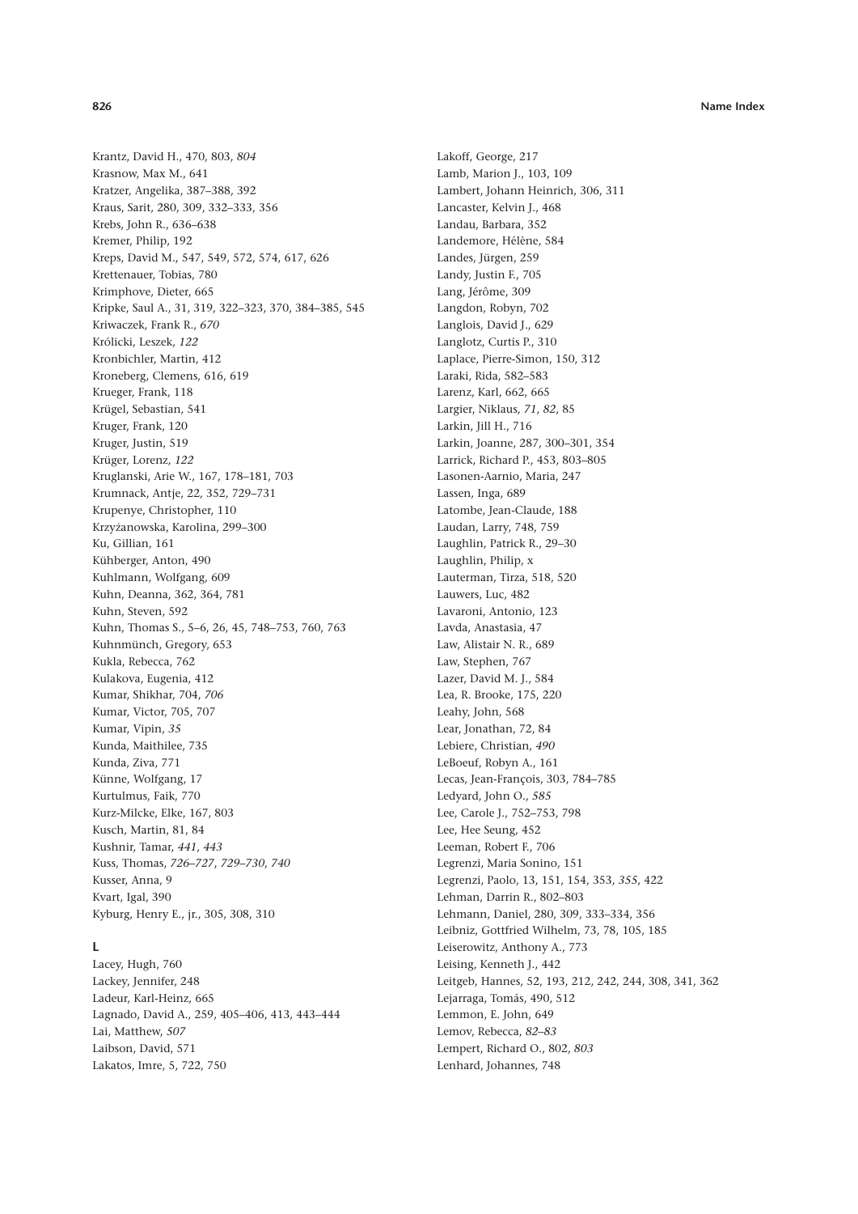Krantz, David H., 470, 803, *804*
Krasnow, Max M., 641
Kratzer, Angelika, 387–388, 392
Kraus, Sarit, 280, 309, 332–333, 356
Krebs, John R., 636–638
Kremer, Philip, 192
Kreps, David M., 547, 549, 572, 574, 617, 626
Krettenauer, Tobias, 780
Krimphove, Dieter, 665
Kripke, Saul A., 31, 319, 322–323, 370, 384–385, 545
Kriwaczek, Frank R., *670*
Królicki, Leszek, *122*
Kronbichler, Martin, 412
Kroneberg, Clemens, 616, 619
Krueger, Frank, 118
Krügel, Sebastian, 541
Kruger, Frank, 120
Kruger, Justin, 519
Krüger, Lorenz, *122*
Kruglanski, Arie W., 167, 178–181, 703
Krumnack, Antje, 22, 352, 729–731
Krupenye, Christopher, 110
Krzyżanowska, Karolina, 299–300
Ku, Gillian, 161
Kühberger, Anton, 490
Kuhlmann, Wolfgang, 609
Kuhn, Deanna, 362, 364, 781
Kuhn, Steven, 592
Kuhn, Thomas S., 5–6, 26, 45, 748–753, 760, 763
Kuhnmünch, Gregory, 653
Kukla, Rebecca, 762
Kulakova, Eugenia, 412
Kumar, Shikhar, 704, *706*
Kumar, Victor, 705, 707
Kumar, Vipin, *35*
Kunda, Maithilee, 735
Kunda, Ziva, 771
Künne, Wolfgang, 17
Kurtulmus, Faik, 770
Kurz-Milcke, Elke, 167, 803
Kusch, Martin, 81, 84
Kushnir, Tamar, *441*, *443*
Kuss, Thomas, *726–727*, *729–730*, *740*
Kusser, Anna, 9
Kvart, Igal, 390
Kyburg, Henry E., jr., 305, 308, 310

**L**

Lacey, Hugh, 760
Lackey, Jennifer, 248
Ladeur, Karl-Heinz, 665
Lagnado, David A., 259, 405–406, 413, 443–444
Lai, Matthew, *507*
Laibson, David, 571
Lakatos, Imre, 5, 722, 750
Lakoff, George, 217
Lamb, Marion J., 103, 109
Lambert, Johann Heinrich, 306, 311
Lancaster, Kelvin J., 468
Landau, Barbara, 352
Landemore, Hélène, 584
Landes, Jürgen, 259
Landy, Justin F., 705
Lang, Jérôme, 309
Langdon, Robyn, 702
Langlois, David J., 629
Langlotz, Curtis P., 310
Laplace, Pierre-Simon, 150, 312
Laraki, Rida, 582–583
Larenz, Karl, 662, 665
Largier, Niklaus, *71*, *82*, 85
Larkin, Jill H., 716
Larkin, Joanne, 287, 300–301, 354
Larrick, Richard P., 453, 803–805
Lasonen-Aarnio, Maria, 247
Lassen, Inga, 689
Latombe, Jean-Claude, 188
Laudan, Larry, 748, 759
Laughlin, Patrick R., 29–30
Laughlin, Philip, x
Lauterman, Tirza, 518, 520
Lauwers, Luc, 482
Lavaroni, Antonio, 123
Lavda, Anastasia, 47
Law, Alistair N. R., 689
Law, Stephen, 767
Lazer, David M. J., 584
Lea, R. Brooke, 175, 220
Leahy, John, 568
Lear, Jonathan, 72, 84
Lebiere, Christian, *490*
LeBoeuf, Robyn A., 161
Lecas, Jean-François, 303, 784–785
Ledyard, John O., *585*
Lee, Carole J., 752–753, 798
Lee, Hee Seung, 452
Leeman, Robert F., 706
Legrenzi, Maria Sonino, 151
Legrenzi, Paolo, 13, 151, 154, 353, *355*, 422
Lehman, Darrin R., 802–803
Lehmann, Daniel, 280, 309, 333–334, 356
Leibniz, Gottfried Wilhelm, 73, 78, 105, 185
Leiserowitz, Anthony A., 773
Leising, Kenneth J., 442
Leitgeb, Hannes, 52, 193, 212, 242, 244, 308, 341, 362
Lejarraga, Tomás, 490, 512
Lemmon, E. John, 649
Lemov, Rebecca, *82–83*
Lempert, Richard O., 802, *803*
Lenhard, Johannes, 748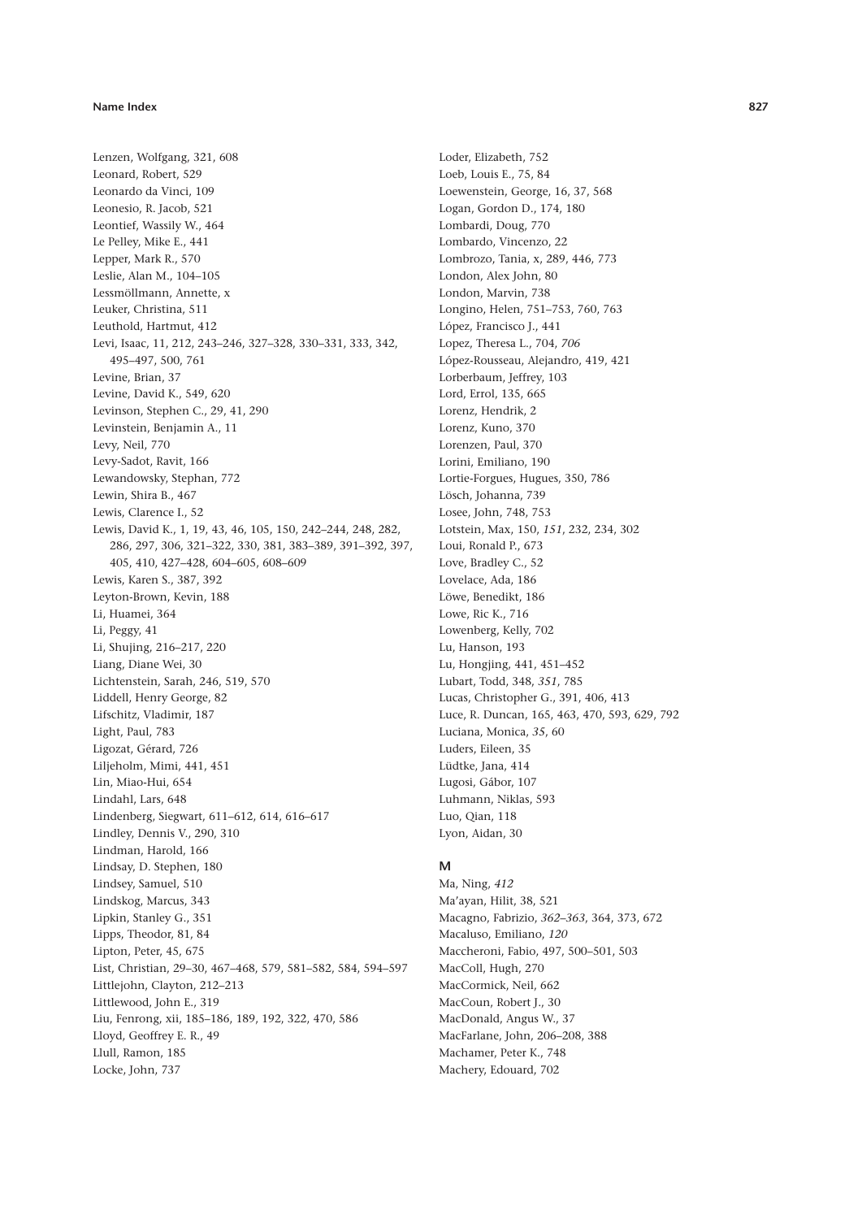Lenzen, Wolfgang, 321, 608
Leonard, Robert, 529
Leonardo da Vinci, 109
Leonesio, R. Jacob, 521
Leontief, Wassily W., 464
Le Pelley, Mike E., 441
Lepper, Mark R., 570
Leslie, Alan M., 104–105
Lessmöllmann, Annette, x
Leuker, Christina, 511
Leuthold, Hartmut, 412
Levi, Isaac, 11, 212, 243–246, 327–328, 330–331, 333, 342, 495–497, 500, 761
Levine, Brian, 37
Levine, David K., 549, 620
Levinson, Stephen C., 29, 41, 290
Levinstein, Benjamin A., 11
Levy, Neil, 770
Levy-Sadot, Ravit, 166
Lewandowsky, Stephan, 772
Lewin, Shira B., 467
Lewis, Clarence I., 52
Lewis, David K., 1, 19, 43, 46, 105, 150, 242–244, 248, 282, 286, 297, 306, 321–322, 330, 381, 383–389, 391–392, 397, 405, 410, 427–428, 604–605, 608–609
Lewis, Karen S., 387, 392
Leyton-Brown, Kevin, 188
Li, Huamei, 364
Li, Peggy, 41
Li, Shujing, 216–217, 220
Liang, Diane Wei, 30
Lichtenstein, Sarah, 246, 519, 570
Liddell, Henry George, 82
Lifschitz, Vladimir, 187
Light, Paul, 783
Ligozat, Gérard, 726
Liljeholm, Mimi, 441, 451
Lin, Miao-Hui, 654
Lindahl, Lars, 648
Lindenberg, Siegwart, 611–612, 614, 616–617
Lindley, Dennis V., 290, 310
Lindman, Harold, 166
Lindsay, D. Stephen, 180
Lindsey, Samuel, 510
Lindskog, Marcus, 343
Lipkin, Stanley G., 351
Lipps, Theodor, 81, 84
Lipton, Peter, 45, 675
List, Christian, 29–30, 467–468, 579, 581–582, 584, 594–597
Littlejohn, Clayton, 212–213
Littlewood, John E., 319
Liu, Fenrong, xii, 185–186, 189, 192, 322, 470, 586
Lloyd, Geoffrey E. R., 49
Llull, Ramon, 185
Locke, John, 737
Loder, Elizabeth, 752
Loeb, Louis E., 75, 84
Loewenstein, George, 16, 37, 568
Logan, Gordon D., 174, 180
Lombardi, Doug, 770
Lombardo, Vincenzo, 22
Lombrozo, Tania, x, 289, 446, 773
London, Alex John, 80
London, Marvin, 738
Longino, Helen, 751–753, 760, 763
López, Francisco J., 441
Lopez, Theresa L., 704, *706*
López-Rousseau, Alejandro, 419, 421
Lorberbaum, Jeffrey, 103
Lord, Errol, 135, 665
Lorenz, Hendrik, 2
Lorenz, Kuno, 370
Lorenzen, Paul, 370
Lorini, Emiliano, 190
Lortie-Forgues, Hugues, 350, 786
Lösch, Johanna, 739
Losee, John, 748, 753
Lotstein, Max, 150, *151*, 232, 234, 302
Loui, Ronald P., 673
Love, Bradley C., 52
Lovelace, Ada, 186
Löwe, Benedikt, 186
Lowe, Ric K., 716
Lowenberg, Kelly, 702
Lu, Hanson, 193
Lu, Hongjing, 441, 451–452
Lubart, Todd, 348, *351*, 785
Lucas, Christopher G., 391, 406, 413
Luce, R. Duncan, 165, 463, 470, 593, 629, 792
Luciana, Monica, *35*, 60
Luders, Eileen, 35
Lüdtke, Jana, 414
Lugosi, Gábor, 107
Luhmann, Niklas, 593
Luo, Qian, 118
Lyon, Aidan, 30

## M

Ma, Ning, *412*
Ma'ayan, Hilit, 38, 521
Macagno, Fabrizio, *362–363*, 364, 373, 672
Macaluso, Emiliano, *120*
Maccheroni, Fabio, 497, 500–501, 503
MacColl, Hugh, 270
MacCormick, Neil, 662
MacCoun, Robert J., 30
MacDonald, Angus W., 37
MacFarlane, John, 206–208, 388
Machamer, Peter K., 748
Machery, Edouard, 702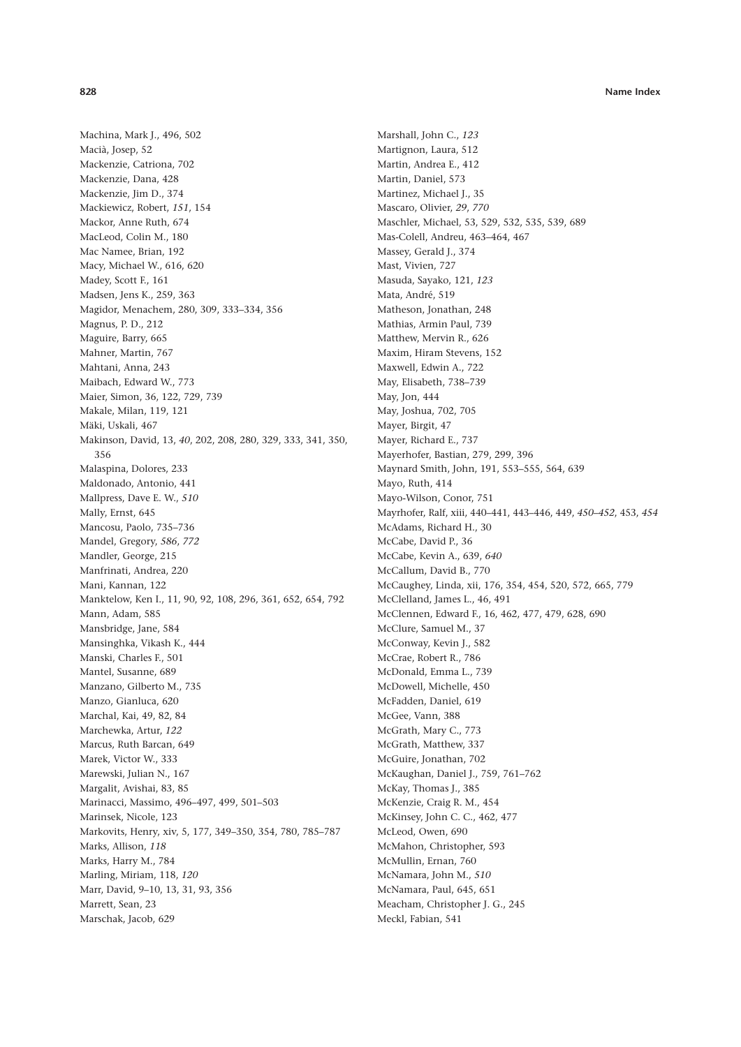Machina, Mark J., 496, 502
Macià, Josep, 52
Mackenzie, Catriona, 702
Mackenzie, Dana, 428
Mackenzie, Jim D., 374
Mackiewicz, Robert, *151*, 154
Mackor, Anne Ruth, 674
MacLeod, Colin M., 180
Mac Namee, Brian, 192
Macy, Michael W., 616, 620
Madey, Scott F., 161
Madsen, Jens K., 259, 363
Magidor, Menachem, 280, 309, 333–334, 356
Magnus, P. D., 212
Maguire, Barry, 665
Mahner, Martin, 767
Mahtani, Anna, 243
Maibach, Edward W., 773
Maier, Simon, 36, 122, 729, 739
Makale, Milan, 119, 121
Mäki, Uskali, 467
Makinson, David, 13, *40*, 202, 208, 280, 329, 333, 341, 350, 356
Malaspina, Dolores, 233
Maldonado, Antonio, 441
Mallpress, Dave E. W., *510*
Mally, Ernst, 645
Mancosu, Paolo, 735–736
Mandel, Gregory, *586*, *772*
Mandler, George, 215
Manfrinati, Andrea, 220
Mani, Kannan, 122
Manktelow, Ken I., 11, 90, 92, 108, 296, 361, 652, 654, 792
Mann, Adam, 585
Mansbridge, Jane, 584
Mansinghka, Vikash K., 444
Manski, Charles F., 501
Mantel, Susanne, 689
Manzano, Gilberto M., 735
Manzo, Gianluca, 620
Marchal, Kai, 49, 82, 84
Marchewka, Artur, *122*
Marcus, Ruth Barcan, 649
Marek, Victor W., 333
Marewski, Julian N., 167
Margalit, Avishai, 83, 85
Marinacci, Massimo, 496–497, 499, 501–503
Marinsek, Nicole, 123
Markovits, Henry, xiv, 5, 177, 349–350, 354, 780, 785–787
Marks, Allison, *118*
Marks, Harry M., 784
Marling, Miriam, 118, *120*
Marr, David, 9–10, 13, 31, 93, 356
Marrett, Sean, 23
Marschak, Jacob, 629
Marshall, John C., *123*
Martignon, Laura, 512
Martin, Andrea E., 412
Martin, Daniel, 573
Martinez, Michael J., 35
Mascaro, Olivier, *29*, *770*
Maschler, Michael, 53, 529, 532, 535, 539, 689
Mas-Colell, Andreu, 463–464, 467
Massey, Gerald J., 374
Mast, Vivien, 727
Masuda, Sayako, 121, *123*
Mata, André, 519
Matheson, Jonathan, 248
Mathias, Armin Paul, 739
Matthew, Mervin R., 626
Maxim, Hiram Stevens, 152
Maxwell, Edwin A., 722
May, Elisabeth, 738–739
May, Jon, 444
May, Joshua, 702, 705
Mayer, Birgit, 47
Mayer, Richard E., 737
Mayerhofer, Bastian, 279, 299, 396
Maynard Smith, John, 191, 553–555, 564, 639
Mayo, Ruth, 414
Mayo-Wilson, Conor, 751
Mayrhofer, Ralf, xiii, 440–441, 443–446, 449, *450–452*, 453, *454*
McAdams, Richard H., 30
McCabe, David P., 36
McCabe, Kevin A., 639, *640*
McCallum, David B., 770
McCaughey, Linda, xii, 176, 354, 454, 520, 572, 665, 779
McClelland, James L., 46, 491
McClennen, Edward F., 16, 462, 477, 479, 628, 690
McClure, Samuel M., 37
McConway, Kevin J., 582
McCrae, Robert R., 786
McDonald, Emma L., 739
McDowell, Michelle, 450
McFadden, Daniel, 619
McGee, Vann, 388
McGrath, Mary C., 773
McGrath, Matthew, 337
McGuire, Jonathan, 702
McKaughan, Daniel J., 759, 761–762
McKay, Thomas J., 385
McKenzie, Craig R. M., 454
McKinsey, John C. C., 462, 477
McLeod, Owen, 690
McMahon, Christopher, 593
McMullin, Ernan, 760
McNamara, John M., *510*
McNamara, Paul, 645, 651
Meacham, Christopher J. G., 245
Meckl, Fabian, 541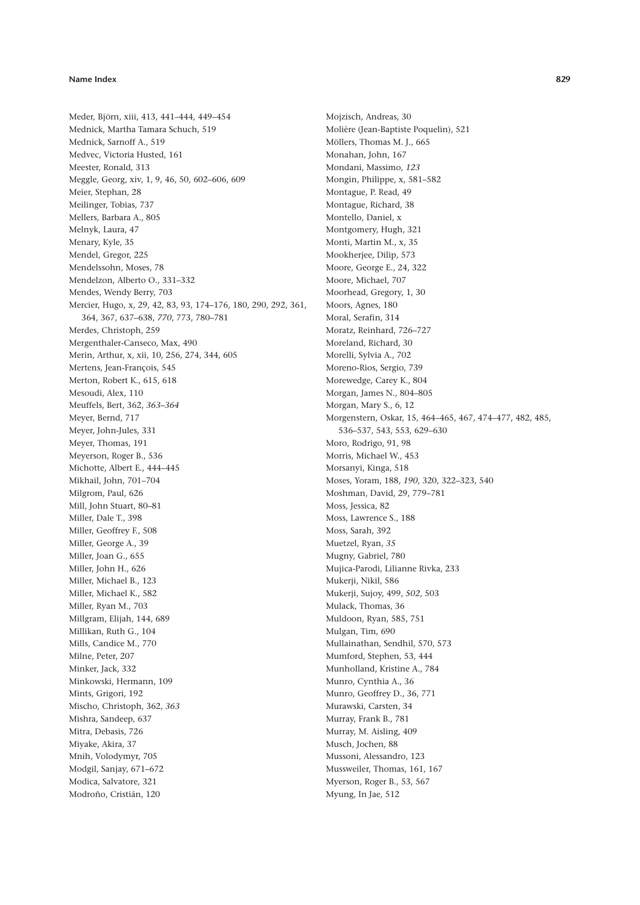Meder, Björn, xiii, 413, 441–444, 449–454
Mednick, Martha Tamara Schuch, 519
Mednick, Sarnoff A., 519
Medvec, Victoria Husted, 161
Meester, Ronald, 313
Meggle, Georg, xiv, 1, 9, 46, 50, 602–606, 609
Meier, Stephan, 28
Meilinger, Tobias, 737
Mellers, Barbara A., 805
Melnyk, Laura, 47
Menary, Kyle, 35
Mendel, Gregor, 225
Mendelssohn, Moses, 78
Mendelzon, Alberto O., 331–332
Mendes, Wendy Berry, 703
Mercier, Hugo, x, 29, 42, 83, 93, 174–176, 180, 290, 292, 361, 364, 367, 637–638, *770*, 773, 780–781
Merdes, Christoph, 259
Mergenthaler-Canseco, Max, 490
Merin, Arthur, x, xii, 10, 256, 274, 344, 605
Mertens, Jean-François, 545
Merton, Robert K., 615, 618
Mesoudi, Alex, 110
Meuffels, Bert, 362, *363–364*
Meyer, Bernd, 717
Meyer, John-Jules, 331
Meyer, Thomas, 191
Meyerson, Roger B., 536
Michotte, Albert E., 444–445
Mikhail, John, 701–704
Milgrom, Paul, 626
Mill, John Stuart, 80–81
Miller, Dale T., 398
Miller, Geoffrey F., 508
Miller, George A., 39
Miller, Joan G., 655
Miller, John H., 626
Miller, Michael B., 123
Miller, Michael K., 582
Miller, Ryan M., 703
Millgram, Elijah, 144, 689
Millikan, Ruth G., 104
Mills, Candice M., 770
Milne, Peter, 207
Minker, Jack, 332
Minkowski, Hermann, 109
Mints, Grigori, 192
Mischo, Christoph, 362, *363*
Mishra, Sandeep, 637
Mitra, Debasis, 726
Miyake, Akira, 37
Mnih, Volodymyr, 705
Modgil, Sanjay, 671–672
Modica, Salvatore, 321
Modroño, Cristián, 120
Mojzisch, Andreas, 30
Molière (Jean-Baptiste Poquelin), 521
Möllers, Thomas M. J., 665
Monahan, John, 167
Mondani, Massimo, *123*
Mongin, Philippe, x, 581–582
Montague, P. Read, 49
Montague, Richard, 38
Montello, Daniel, x
Montgomery, Hugh, 321
Monti, Martin M., x, 35
Mookherjee, Dilip, 573
Moore, George E., 24, 322
Moore, Michael, 707
Moorhead, Gregory, 1, 30
Moors, Agnes, 180
Moral, Serafin, 314
Moratz, Reinhard, 726–727
Moreland, Richard, 30
Morelli, Sylvia A., 702
Moreno-Rios, Sergio, 739
Morewedge, Carey K., 804
Morgan, James N., 804–805
Morgan, Mary S., 6, 12
Morgenstern, Oskar, 15, 464–465, 467, 474–477, 482, 485, 536–537, 543, 553, 629–630
Moro, Rodrigo, 91, 98
Morris, Michael W., 453
Morsanyi, Kinga, 518
Moses, Yoram, 188, *190*, 320, 322–323, 540
Moshman, David, 29, 779–781
Moss, Jessica, 82
Moss, Lawrence S., 188
Moss, Sarah, 392
Muetzel, Ryan, *35*
Mugny, Gabriel, 780
Mujica-Parodi, Lilianne Rivka, 233
Mukerji, Nikil, 586
Mukerji, Sujoy, 499, *502*, 503
Mulack, Thomas, 36
Muldoon, Ryan, 585, 751
Mulgan, Tim, 690
Mullainathan, Sendhil, 570, 573
Mumford, Stephen, 53, 444
Munholland, Kristine A., 784
Munro, Cynthia A., 36
Munro, Geoffrey D., 36, 771
Murawski, Carsten, 34
Murray, Frank B., 781
Murray, M. Aisling, 409
Musch, Jochen, 88
Mussoni, Alessandro, 123
Mussweiler, Thomas, 161, 167
Myerson, Roger B., 53, 567
Myung, In Jae, 512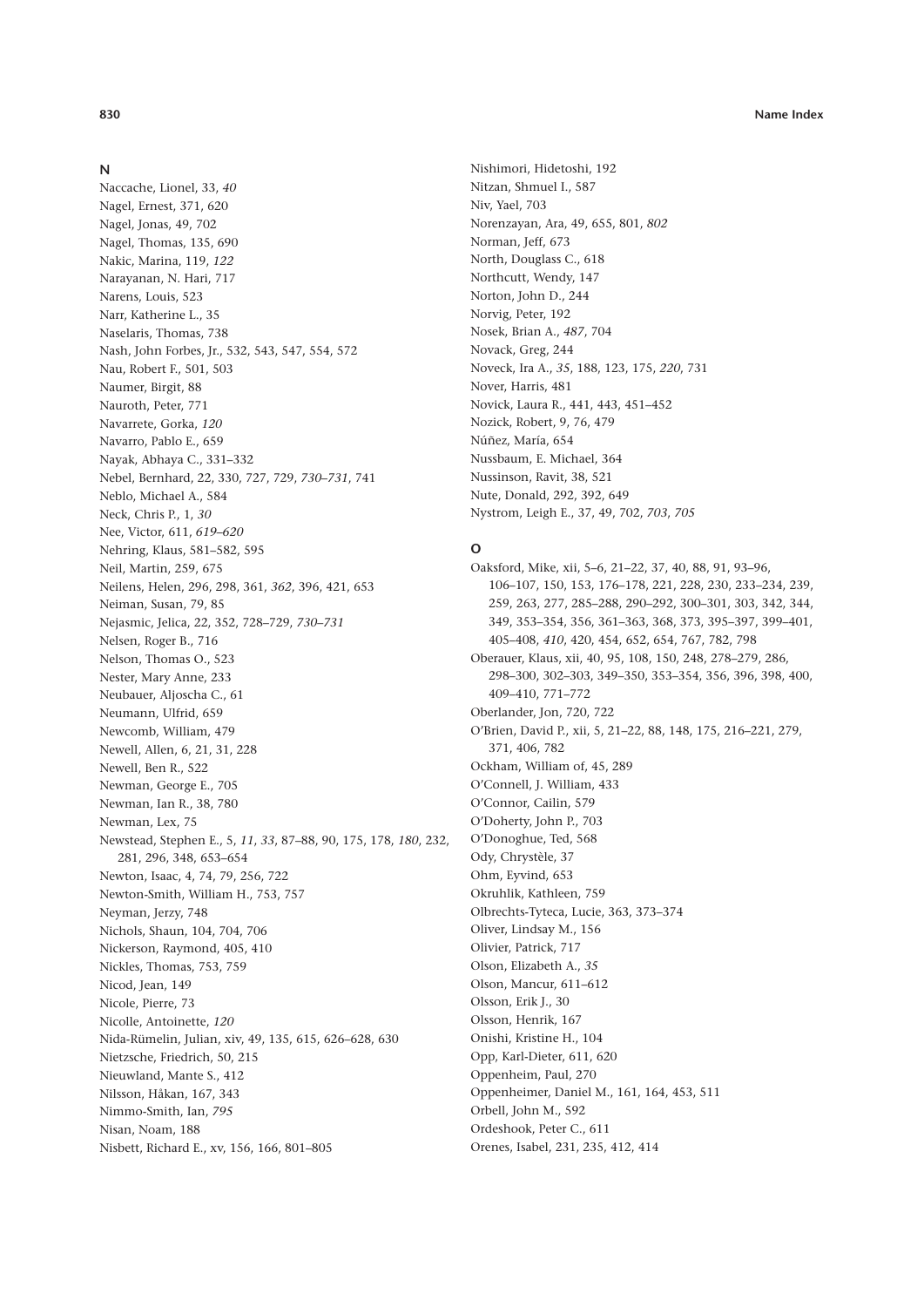## N

Naccache, Lionel, 33, *40*
Nagel, Ernest, 371, 620
Nagel, Jonas, 49, 702
Nagel, Thomas, 135, 690
Nakic, Marina, 119, *122*
Narayanan, N. Hari, 717
Narens, Louis, 523
Narr, Katherine L., 35
Naselaris, Thomas, 738
Nash, John Forbes, Jr., 532, 543, 547, 554, 572
Nau, Robert F., 501, 503
Naumer, Birgit, 88
Nauroth, Peter, 771
Navarrete, Gorka, *120*
Navarro, Pablo E., 659
Nayak, Abhaya C., 331–332
Nebel, Bernhard, 22, 330, 727, 729, *730–731*, 741
Neblo, Michael A., 584
Neck, Chris P., 1, *30*
Nee, Victor, 611, *619–620*
Nehring, Klaus, 581–582, 595
Neil, Martin, 259, 675
Neilens, Helen, 296, 298, 361, *362*, 396, 421, 653
Neiman, Susan, 79, 85
Nejasmic, Jelica, 22, 352, 728–729, *730–731*
Nelsen, Roger B., 716
Nelson, Thomas O., 523
Nester, Mary Anne, 233
Neubauer, Aljoscha C., 61
Neumann, Ulfrid, 659
Newcomb, William, 479
Newell, Allen, 6, 21, 31, 228
Newell, Ben R., 522
Newman, George E., 705
Newman, Ian R., 38, 780
Newman, Lex, 75
Newstead, Stephen E., 5, *11*, *33*, 87–88, 90, 175, 178, *180*, 232, 281, 296, 348, 653–654
Newton, Isaac, 4, 74, 79, 256, 722
Newton-Smith, William H., 753, 757
Neyman, Jerzy, 748
Nichols, Shaun, 104, 704, 706
Nickerson, Raymond, 405, 410
Nickles, Thomas, 753, 759
Nicod, Jean, 149
Nicole, Pierre, 73
Nicolle, Antoinette, *120*
Nida-Rümelin, Julian, xiv, 49, 135, 615, 626–628, 630
Nietzsche, Friedrich, 50, 215
Nieuwland, Mante S., 412
Nilsson, Håkan, 167, 343
Nimmo-Smith, Ian, *795*
Nisan, Noam, 188
Nisbett, Richard E., xv, 156, 166, 801–805
Nishimori, Hidetoshi, 192
Nitzan, Shmuel I., 587
Niv, Yael, 703
Norenzayan, Ara, 49, 655, 801, *802*
Norman, Jeff, 673
North, Douglass C., 618
Northcutt, Wendy, 147
Norton, John D., 244
Norvig, Peter, 192
Nosek, Brian A., *487*, 704
Novack, Greg, 244
Noveck, Ira A., *35*, 188, 123, 175, *220*, 731
Nover, Harris, 481
Novick, Laura R., 441, 443, 451–452
Nozick, Robert, 9, 76, 479
Núñez, María, 654
Nussbaum, E. Michael, 364
Nussinson, Ravit, 38, 521
Nute, Donald, 292, 392, 649
Nystrom, Leigh E., 37, 49, 702, *703*, *705*

## O

Oaksford, Mike, xii, 5–6, 21–22, 37, 40, 88, 91, 93–96, 106–107, 150, 153, 176–178, 221, 228, 230, 233–234, 239, 259, 263, 277, 285–288, 290–292, 300–301, 303, 342, 344, 349, 353–354, 356, 361–363, 368, 373, 395–397, 399–401, 405–408, *410*, 420, 454, 652, 654, 767, 782, 798
Oberauer, Klaus, xii, 40, 95, 108, 150, 248, 278–279, 286, 298–300, 302–303, 349–350, 353–354, 356, 396, 398, 400, 409–410, 771–772
Oberlander, Jon, 720, 722
O'Brien, David P., xii, 5, 21–22, 88, 148, 175, 216–221, 279, 371, 406, 782
Ockham, William of, 45, 289
O'Connell, J. William, 433
O'Connor, Cailin, 579
O'Doherty, John P., 703
O'Donoghue, Ted, 568
Ody, Chrystèle, 37
Ohm, Eyvind, 653
Okruhlik, Kathleen, 759
Olbrechts-Tyteca, Lucie, 363, 373–374
Oliver, Lindsay M., 156
Olivier, Patrick, 717
Olson, Elizabeth A., *35*
Olson, Mancur, 611–612
Olsson, Erik J., 30
Olsson, Henrik, 167
Onishi, Kristine H., 104
Opp, Karl-Dieter, 611, 620
Oppenheim, Paul, 270
Oppenheimer, Daniel M., 161, 164, 453, 511
Orbell, John M., 592
Ordeshook, Peter C., 611
Orenes, Isabel, 231, 235, 412, 414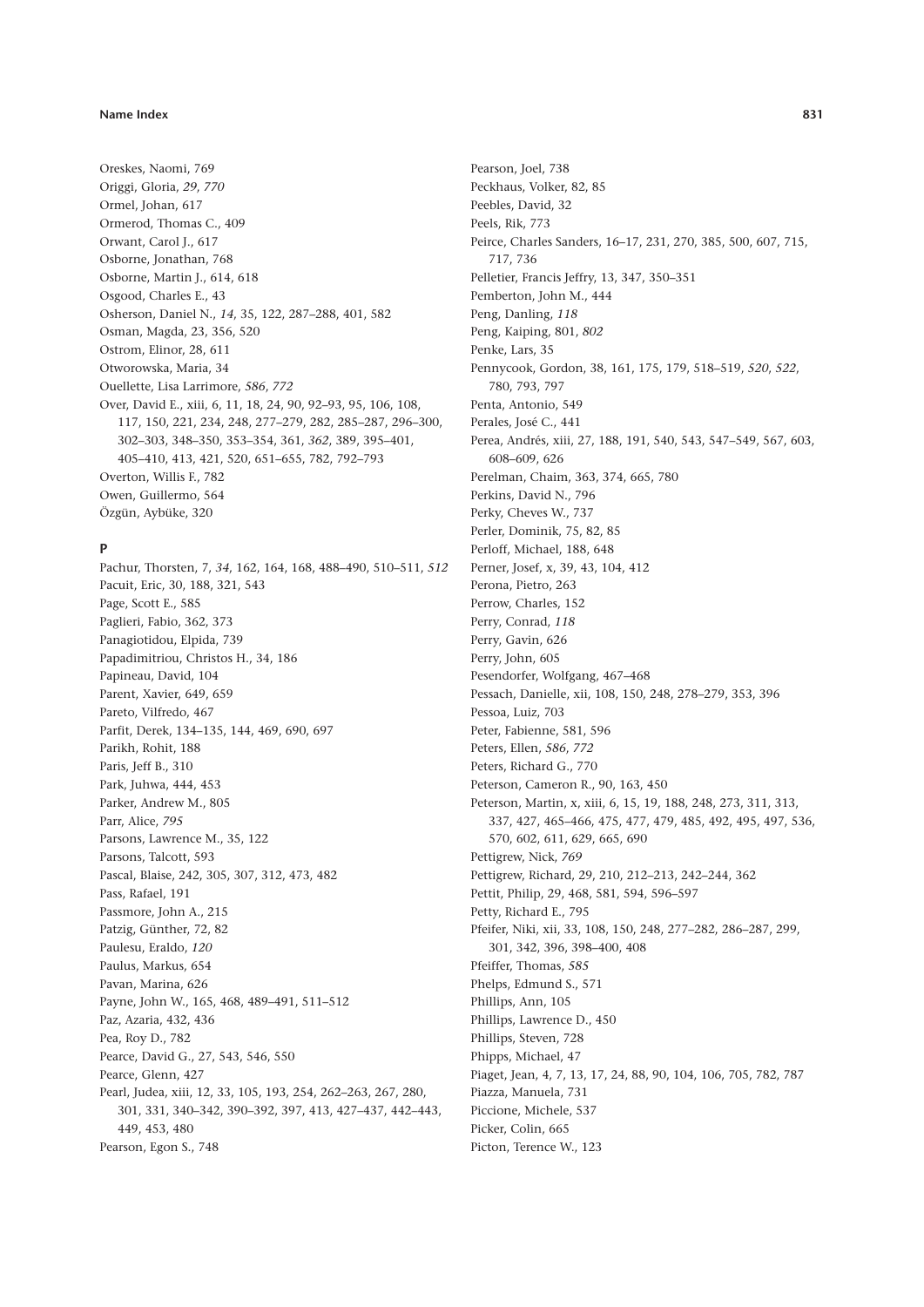Oreskes, Naomi, 769
Origgi, Gloria, *29*, *770*
Ormel, Johan, 617
Ormerod, Thomas C., 409
Orwant, Carol J., 617
Osborne, Jonathan, 768
Osborne, Martin J., 614, 618
Osgood, Charles E., 43
Osherson, Daniel N., *14*, 35, 122, 287–288, 401, 582
Osman, Magda, 23, 356, 520
Ostrom, Elinor, 28, 611
Otworowska, Maria, 34
Ouellette, Lisa Larrimore, *586*, *772*
Over, David E., xiii, 6, 11, 18, 24, 90, 92–93, 95, 106, 108, 117, 150, 221, 234, 248, 277–279, 282, 285–287, 296–300, 302–303, 348–350, 353–354, 361, *362*, 389, 395–401, 405–410, 413, 421, 520, 651–655, 782, 792–793
Overton, Willis F., 782
Owen, Guillermo, 564
Özgün, Aybüke, 320

## P

Pachur, Thorsten, 7, *34*, 162, 164, 168, 488–490, 510–511, *512*
Pacuit, Eric, 30, 188, 321, 543
Page, Scott E., 585
Paglieri, Fabio, 362, 373
Panagiotidou, Elpida, 739
Papadimitriou, Christos H., 34, 186
Papineau, David, 104
Parent, Xavier, 649, 659
Pareto, Vilfredo, 467
Parfit, Derek, 134–135, 144, 469, 690, 697
Parikh, Rohit, 188
Paris, Jeff B., 310
Park, Juhwa, 444, 453
Parker, Andrew M., 805
Parr, Alice, *795*
Parsons, Lawrence M., 35, 122
Parsons, Talcott, 593
Pascal, Blaise, 242, 305, 307, 312, 473, 482
Pass, Rafael, 191
Passmore, John A., 215
Patzig, Günther, 72, 82
Paulesu, Eraldo, *120*
Paulus, Markus, 654
Pavan, Marina, 626
Payne, John W., 165, 468, 489–491, 511–512
Paz, Azaria, 432, 436
Pea, Roy D., 782
Pearce, David G., 27, 543, 546, 550
Pearce, Glenn, 427
Pearl, Judea, xiii, 12, 33, 105, 193, 254, 262–263, 267, 280, 301, 331, 340–342, 390–392, 397, 413, 427–437, 442–443, 449, 453, 480
Pearson, Egon S., 748
Pearson, Joel, 738
Peckhaus, Volker, 82, 85
Peebles, David, 32
Peels, Rik, 773
Peirce, Charles Sanders, 16–17, 231, 270, 385, 500, 607, 715, 717, 736
Pelletier, Francis Jeffry, 13, 347, 350–351
Pemberton, John M., 444
Peng, Danling, *118*
Peng, Kaiping, 801, *802*
Penke, Lars, 35
Pennycook, Gordon, 38, 161, 175, 179, 518–519, *520*, *522*, 780, 793, 797
Penta, Antonio, 549
Perales, José C., 441
Perea, Andrés, xiii, 27, 188, 191, 540, 543, 547–549, 567, 603, 608–609, 626
Perelman, Chaim, 363, 374, 665, 780
Perkins, David N., 796
Perky, Cheves W., 737
Perler, Dominik, 75, 82, 85
Perloff, Michael, 188, 648
Perner, Josef, x, 39, 43, 104, 412
Perona, Pietro, 263
Perrow, Charles, 152
Perry, Conrad, *118*
Perry, Gavin, 626
Perry, John, 605
Pesendorfer, Wolfgang, 467–468
Pessach, Danielle, xii, 108, 150, 248, 278–279, 353, 396
Pessoa, Luiz, 703
Peter, Fabienne, 581, 596
Peters, Ellen, *586*, *772*
Peters, Richard G., 770
Peterson, Cameron R., 90, 163, 450
Peterson, Martin, x, xiii, 6, 15, 19, 188, 248, 273, 311, 313, 337, 427, 465–466, 475, 477, 479, 485, 492, 495, 497, 536, 570, 602, 611, 629, 665, 690
Pettigrew, Nick, *769*
Pettigrew, Richard, 29, 210, 212–213, 242–244, 362
Pettit, Philip, 29, 468, 581, 594, 596–597
Petty, Richard E., 795
Pfeifer, Niki, xii, 33, 108, 150, 248, 277–282, 286–287, 299, 301, 342, 396, 398–400, 408
Pfeiffer, Thomas, *585*
Phelps, Edmund S., 571
Phillips, Ann, 105
Phillips, Lawrence D., 450
Phillips, Steven, 728
Phipps, Michael, 47
Piaget, Jean, 4, 7, 13, 17, 24, 88, 90, 104, 106, 705, 782, 787
Piazza, Manuela, 731
Piccione, Michele, 537
Picker, Colin, 665
Picton, Terence W., 123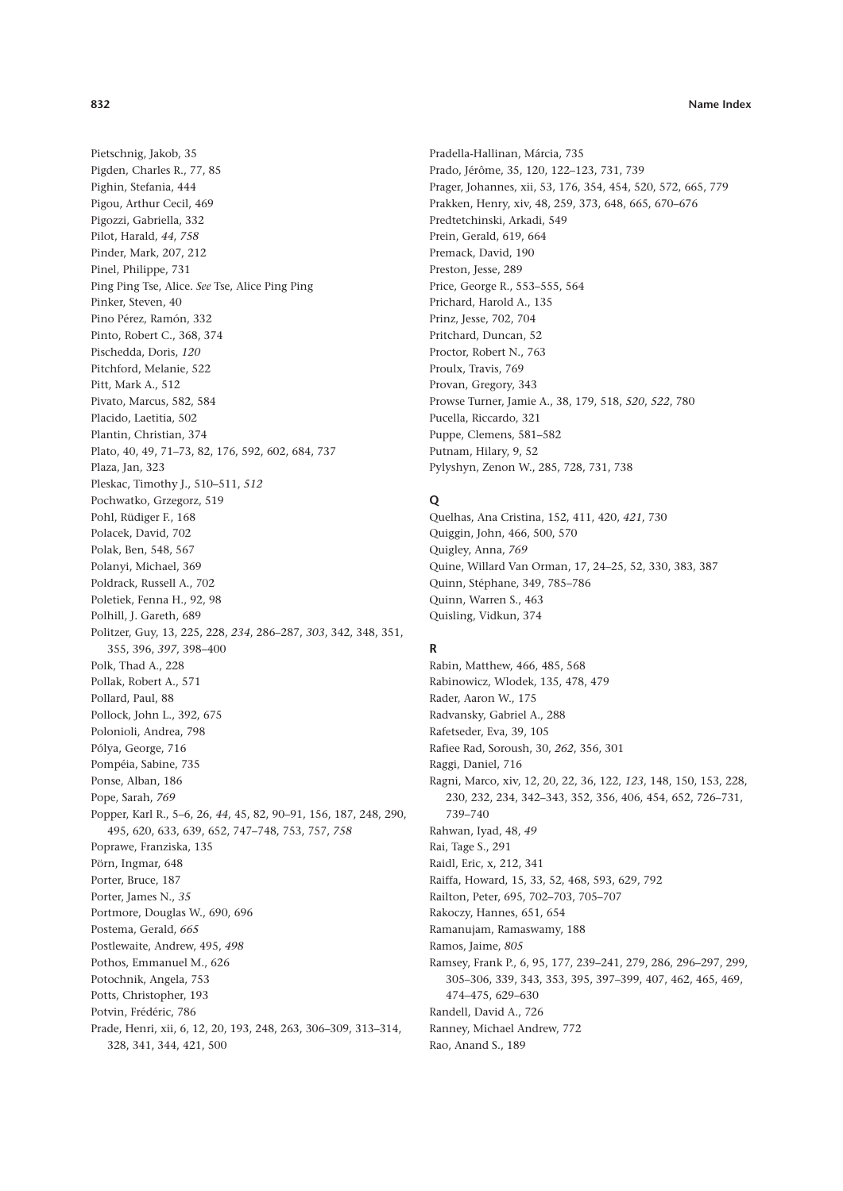Pietschnig, Jakob, 35
Pigden, Charles R., 77, 85
Pighin, Stefania, 444
Pigou, Arthur Cecil, 469
Pigozzi, Gabriella, 332
Pilot, Harald, *44*, *758*
Pinder, Mark, 207, 212
Pinel, Philippe, 731
Ping Ping Tse, Alice. *See* Tse, Alice Ping Ping
Pinker, Steven, 40
Pino Pérez, Ramón, 332
Pinto, Robert C., 368, 374
Pischedda, Doris, *120*
Pitchford, Melanie, 522
Pitt, Mark A., 512
Pivato, Marcus, 582, 584
Placido, Laetitia, 502
Plantin, Christian, 374
Plato, 40, 49, 71–73, 82, 176, 592, 602, 684, 737
Plaza, Jan, 323
Pleskac, Timothy J., 510–511, *512*
Pochwatko, Grzegorz, 519
Pohl, Rüdiger F., 168
Polacek, David, 702
Polak, Ben, 548, 567
Polanyi, Michael, 369
Poldrack, Russell A., 702
Poletiek, Fenna H., 92, 98
Polhill, J. Gareth, 689
Politzer, Guy, 13, 225, 228, *234*, 286–287, *303*, 342, 348, 351, 355, 396, *397*, 398–400
Polk, Thad A., 228
Pollak, Robert A., 571
Pollard, Paul, 88
Pollock, John L., 392, 675
Polonioli, Andrea, 798
Pólya, George, 716
Pompéia, Sabine, 735
Ponse, Alban, 186
Pope, Sarah, *769*
Popper, Karl R., 5–6, 26, *44*, 45, 82, 90–91, 156, 187, 248, 290, 495, 620, 633, 639, 652, 747–748, 753, 757, *758*
Poprawe, Franziska, 135
Pörn, Ingmar, 648
Porter, Bruce, 187
Porter, James N., *35*
Portmore, Douglas W., 690, 696
Postema, Gerald, *665*
Postlewaite, Andrew, 495, *498*
Pothos, Emmanuel M., 626
Potochnik, Angela, 753
Potts, Christopher, 193
Potvin, Frédéric, 786
Prade, Henri, xii, 6, 12, 20, 193, 248, 263, 306–309, 313–314, 328, 341, 344, 421, 500
Pradella-Hallinan, Márcia, 735
Prado, Jérôme, 35, 120, 122–123, 731, 739
Prager, Johannes, xii, 53, 176, 354, 454, 520, 572, 665, 779
Prakken, Henry, xiv, 48, 259, 373, 648, 665, 670–676
Predtetchinski, Arkadi, 549
Prein, Gerald, 619, 664
Premack, David, 190
Preston, Jesse, 289
Price, George R., 553–555, 564
Prichard, Harold A., 135
Prinz, Jesse, 702, 704
Pritchard, Duncan, 52
Proctor, Robert N., 763
Proulx, Travis, 769
Provan, Gregory, 343
Prowse Turner, Jamie A., 38, 179, 518, *520*, *522*, 780
Pucella, Riccardo, 321
Puppe, Clemens, 581–582
Putnam, Hilary, 9, 52
Pylyshyn, Zenon W., 285, 728, 731, 738

## Q

Quelhas, Ana Cristina, 152, 411, 420, *421*, 730
Quiggin, John, 466, 500, 570
Quigley, Anna, *769*
Quine, Willard Van Orman, 17, 24–25, 52, 330, 383, 387
Quinn, Stéphane, 349, 785–786
Quinn, Warren S., 463
Quisling, Vidkun, 374

## R

Rabin, Matthew, 466, 485, 568
Rabinowicz, Wlodek, 135, 478, 479
Rader, Aaron W., 175
Radvansky, Gabriel A., 288
Rafetseder, Eva, 39, 105
Rafiee Rad, Soroush, 30, *262*, 356, 301
Raggi, Daniel, 716
Ragni, Marco, xiv, 12, 20, 22, 36, 122, *123*, 148, 150, 153, 228, 230, 232, 234, 342–343, 352, 356, 406, 454, 652, 726–731, 739–740
Rahwan, Iyad, 48, *49*
Rai, Tage S., 291
Raidl, Eric, x, 212, 341
Raiffa, Howard, 15, 33, 52, 468, 593, 629, 792
Railton, Peter, 695, 702–703, 705–707
Rakoczy, Hannes, 651, 654
Ramanujam, Ramaswamy, 188
Ramos, Jaime, *805*
Ramsey, Frank P., 6, 95, 177, 239–241, 279, 286, 296–297, 299, 305–306, 339, 343, 353, 395, 397–399, 407, 462, 465, 469, 474–475, 629–630
Randell, David A., 726
Ranney, Michael Andrew, 772
Rao, Anand S., 189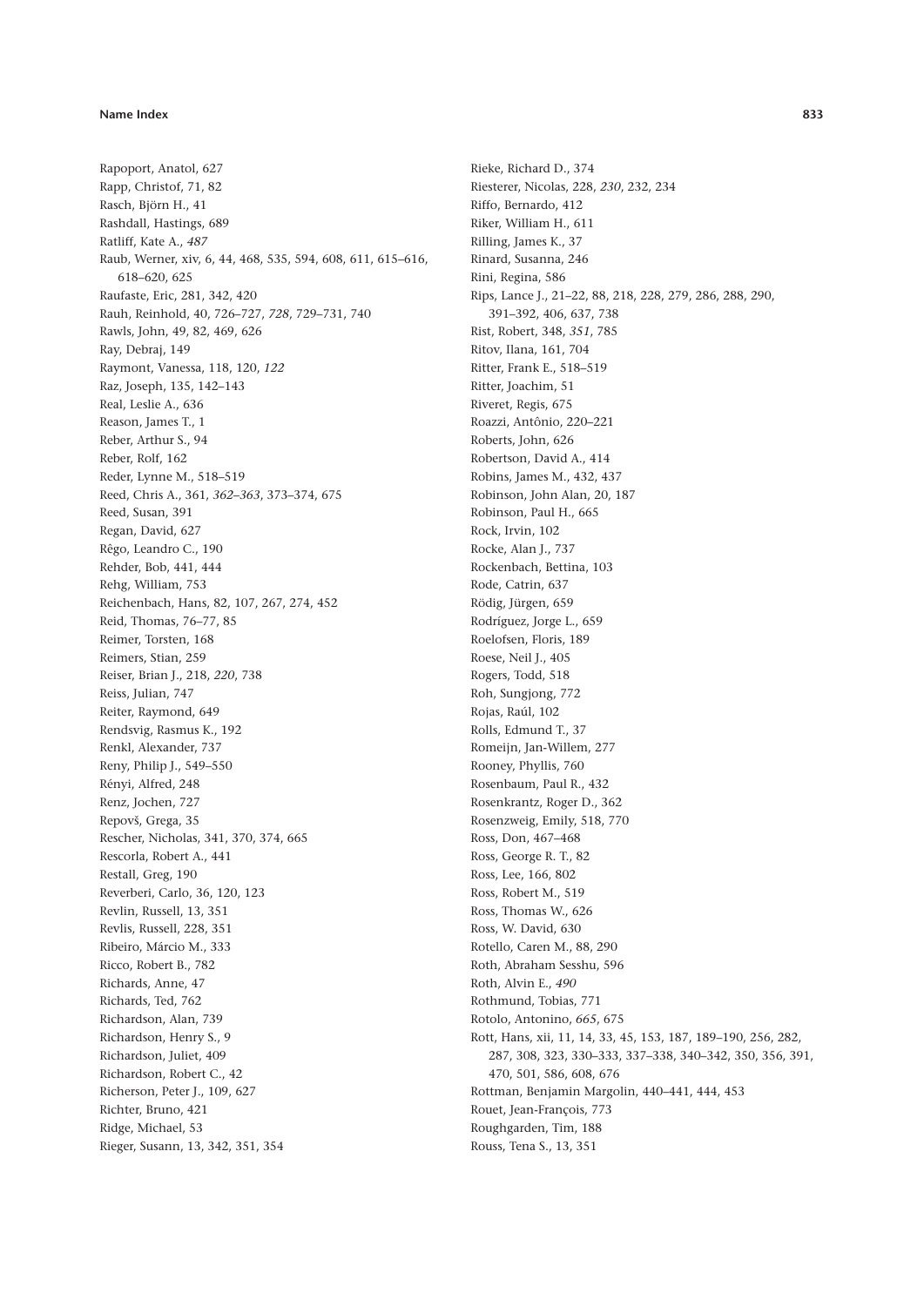Rapoport, Anatol, 627
Rapp, Christof, 71, 82
Rasch, Björn H., 41
Rashdall, Hastings, 689
Ratliff, Kate A., *487*
Raub, Werner, xiv, 6, 44, 468, 535, 594, 608, 611, 615–616, 618–620, 625
Raufaste, Eric, 281, 342, 420
Rauh, Reinhold, 40, 726–727, *728*, 729–731, 740
Rawls, John, 49, 82, 469, 626
Ray, Debraj, 149
Raymont, Vanessa, 118, 120, *122*
Raz, Joseph, 135, 142–143
Real, Leslie A., 636
Reason, James T., 1
Reber, Arthur S., 94
Reber, Rolf, 162
Reder, Lynne M., 518–519
Reed, Chris A., 361, *362–363*, 373–374, 675
Reed, Susan, 391
Regan, David, 627
Rêgo, Leandro C., 190
Rehder, Bob, 441, 444
Rehg, William, 753
Reichenbach, Hans, 82, 107, 267, 274, 452
Reid, Thomas, 76–77, 85
Reimer, Torsten, 168
Reimers, Stian, 259
Reiser, Brian J., 218, *220*, 738
Reiss, Julian, 747
Reiter, Raymond, 649
Rendsvig, Rasmus K., 192
Renkl, Alexander, 737
Reny, Philip J., 549–550
Rényi, Alfred, 248
Renz, Jochen, 727
Repovš, Grega, 35
Rescher, Nicholas, 341, 370, 374, 665
Rescorla, Robert A., 441
Restall, Greg, 190
Reverberi, Carlo, 36, 120, 123
Revlin, Russell, 13, 351
Revlis, Russell, 228, 351
Ribeiro, Márcio M., 333
Ricco, Robert B., 782
Richards, Anne, 47
Richards, Ted, 762
Richardson, Alan, 739
Richardson, Henry S., 9
Richardson, Juliet, 409
Richardson, Robert C., 42
Richerson, Peter J., 109, 627
Richter, Bruno, 421
Ridge, Michael, 53
Rieger, Susann, 13, 342, 351, 354
Rieke, Richard D., 374
Riesterer, Nicolas, 228, *230*, 232, 234
Riffo, Bernardo, 412
Riker, William H., 611
Rilling, James K., 37
Rinard, Susanna, 246
Rini, Regina, 586
Rips, Lance J., 21–22, 88, 218, 228, 279, 286, 288, 290, 391–392, 406, 637, 738
Rist, Robert, 348, *351*, 785
Ritov, Ilana, 161, 704
Ritter, Frank E., 518–519
Ritter, Joachim, 51
Riveret, Regis, 675
Roazzi, Antônio, 220–221
Roberts, John, 626
Robertson, David A., 414
Robins, James M., 432, 437
Robinson, John Alan, 20, 187
Robinson, Paul H., 665
Rock, Irvin, 102
Rocke, Alan J., 737
Rockenbach, Bettina, 103
Rode, Catrin, 637
Rödig, Jürgen, 659
Rodríguez, Jorge L., 659
Roelofsen, Floris, 189
Roese, Neil J., 405
Rogers, Todd, 518
Roh, Sungjong, 772
Rojas, Raúl, 102
Rolls, Edmund T., 37
Romeijn, Jan-Willem, 277
Rooney, Phyllis, 760
Rosenbaum, Paul R., 432
Rosenkrantz, Roger D., 362
Rosenzweig, Emily, 518, 770
Ross, Don, 467–468
Ross, George R. T., 82
Ross, Lee, 166, 802
Ross, Robert M., 519
Ross, Thomas W., 626
Ross, W. David, 630
Rotello, Caren M., 88, 290
Roth, Abraham Sesshu, 596
Roth, Alvin E., *490*
Rothmund, Tobias, 771
Rotolo, Antonino, *665*, 675
Rott, Hans, xii, 11, 14, 33, 45, 153, 187, 189–190, 256, 282, 287, 308, 323, 330–333, 337–338, 340–342, 350, 356, 391, 470, 501, 586, 608, 676
Rottman, Benjamin Margolin, 440–441, 444, 453
Rouet, Jean-François, 773
Roughgarden, Tim, 188
Rouss, Tena S., 13, 351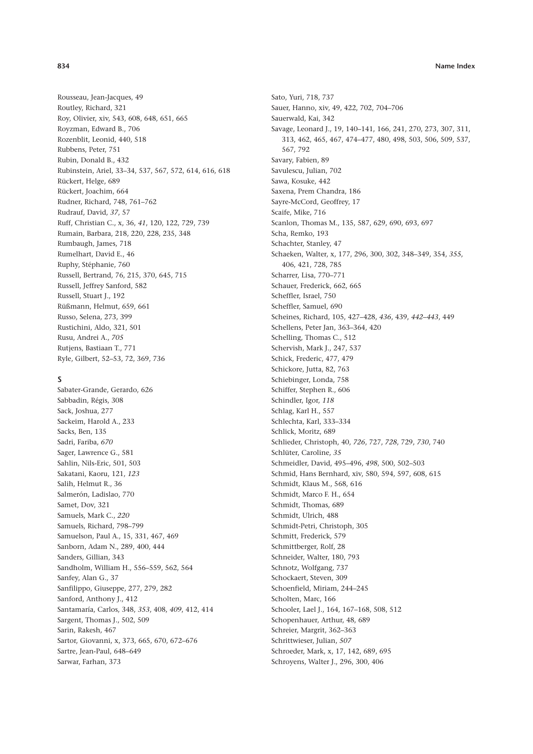Rousseau, Jean-Jacques, 49
Routley, Richard, 321
Roy, Olivier, xiv, 543, 608, 648, 651, 665
Royzman, Edward B., 706
Rozenblit, Leonid, 440, 518
Rubbens, Peter, 751
Rubin, Donald B., 432
Rubinstein, Ariel, 33–34, 537, 567, 572, 614, 616, 618
Rückert, Helge, 689
Rückert, Joachim, 664
Rudner, Richard, 748, 761–762
Rudrauf, David, *37*, 57
Ruff, Christian C., x, 36, *41*, 120, 122, 729, 739
Rumain, Barbara, 218, 220, 228, 235, 348
Rumbaugh, James, 718
Rumelhart, David E., 46
Ruphy, Stéphanie, 760
Russell, Bertrand, 76, 215, 370, 645, 715
Russell, Jeffrey Sanford, 582
Russell, Stuart J., 192
Rüßmann, Helmut, 659, 661
Russo, Selena, 273, 399
Rustichini, Aldo, 321, 501
Rusu, Andrei A., *705*
Rutjens, Bastiaan T., 771
Ryle, Gilbert, 52–53, 72, 369, 736

## S

Sabater-Grande, Gerardo, 626
Sabbadin, Régis, 308
Sack, Joshua, 277
Sackeim, Harold A., 233
Sacks, Ben, 135
Sadri, Fariba, *670*
Sager, Lawrence G., 581
Sahlin, Nils-Eric, 501, 503
Sakatani, Kaoru, 121, *123*
Salih, Helmut R., 36
Salmerón, Ladislao, 770
Samet, Dov, 321
Samuels, Mark C., *220*
Samuels, Richard, 798–799
Samuelson, Paul A., 15, 331, 467, 469
Sanborn, Adam N., 289, 400, 444
Sanders, Gillian, 343
Sandholm, William H., 556–559, 562, 564
Sanfey, Alan G., 37
Sanfilippo, Giuseppe, 277, 279, 282
Sanford, Anthony J., 412
Santamaría, Carlos, 348, *353*, 408, *409*, 412, 414
Sargent, Thomas J., 502, 509
Sarin, Rakesh, 467
Sartor, Giovanni, x, 373, 665, 670, 672–676
Sartre, Jean-Paul, 648–649
Sarwar, Farhan, 373
Sato, Yuri, 718, 737
Sauer, Hanno, xiv, 49, 422, 702, 704–706
Sauerwald, Kai, 342
Savage, Leonard J., 19, 140–141, 166, 241, 270, 273, 307, 311, 313, 462, 465, 467, 474–477, 480, 498, 503, 506, 509, 537, 567, 792
Savary, Fabien, 89
Savulescu, Julian, 702
Sawa, Kosuke, 442
Saxena, Prem Chandra, 186
Sayre-McCord, Geoffrey, 17
Scaife, Mike, 716
Scanlon, Thomas M., 135, 587, 629, 690, 693, 697
Scha, Remko, 193
Schachter, Stanley, 47
Schaeken, Walter, x, 177, 296, 300, 302, 348–349, 354, *355*, 406, 421, 728, 785
Scharrer, Lisa, 770–771
Schauer, Frederick, 662, 665
Scheffler, Israel, 750
Scheffler, Samuel, 690
Scheines, Richard, 105, 427–428, *436*, 439, *442–443*, 449
Schellens, Peter Jan, 363–364, 420
Schelling, Thomas C., 512
Schervish, Mark J., 247, 537
Schick, Frederic, 477, 479
Schickore, Jutta, 82, 763
Schiebinger, Londa, 758
Schiffer, Stephen R., 606
Schindler, Igor, *118*
Schlag, Karl H., 557
Schlechta, Karl, 333–334
Schlick, Moritz, 689
Schlieder, Christoph, 40, *726*, 727, *728*, 729, *730*, 740
Schlüter, Caroline, *35*
Schmeidler, David, 495–496, *498*, 500, 502–503
Schmid, Hans Bernhard, xiv, 580, 594, 597, 608, 615
Schmidt, Klaus M., 568, 616
Schmidt, Marco F. H., 654
Schmidt, Thomas, 689
Schmidt, Ulrich, 488
Schmidt-Petri, Christoph, 305
Schmitt, Frederick, 579
Schmittberger, Rolf, 28
Schneider, Walter, 180, 793
Schnotz, Wolfgang, 737
Schockaert, Steven, 309
Schoenfield, Miriam, 244–245
Scholten, Marc, 166
Schooler, Lael J., 164, 167–168, 508, 512
Schopenhauer, Arthur, 48, 689
Schreier, Margrit, 362–363
Schrittwieser, Julian, *507*
Schroeder, Mark, x, 17, 142, 689, 695
Schroyens, Walter J., 296, 300, 406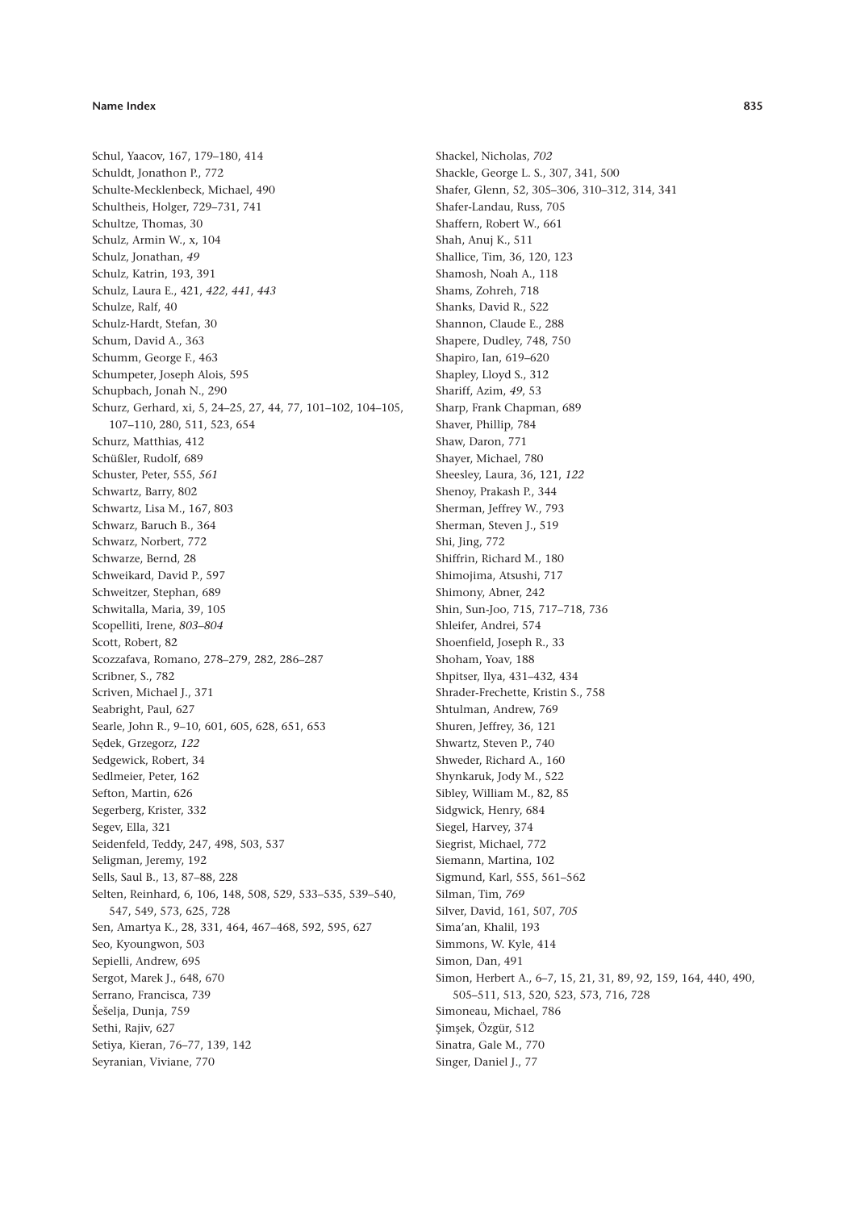Schul, Yaacov, 167, 179–180, 414
Schuldt, Jonathon P., 772
Schulte-Mecklenbeck, Michael, 490
Schultheis, Holger, 729–731, 741
Schultze, Thomas, 30
Schulz, Armin W., x, 104
Schulz, Jonathan, *49*
Schulz, Katrin, 193, 391
Schulz, Laura E., 421, *422*, *441*, *443*
Schulze, Ralf, 40
Schulz-Hardt, Stefan, 30
Schum, David A., 363
Schumm, George F., 463
Schumpeter, Joseph Alois, 595
Schupbach, Jonah N., 290
Schurz, Gerhard, xi, 5, 24–25, 27, 44, 77, 101–102, 104–105, 107–110, 280, 511, 523, 654
Schurz, Matthias, 412
Schüßler, Rudolf, 689
Schuster, Peter, 555, *561*
Schwartz, Barry, 802
Schwartz, Lisa M., 167, 803
Schwartz, Baruch B., 364
Schwarz, Norbert, 772
Schwarze, Bernd, 28
Schweikard, David P., 597
Schweitzer, Stephan, 689
Schwitalla, Maria, 39, 105
Scopelliti, Irene, *803–804*
Scott, Robert, 82
Scozzafava, Romano, 278–279, 282, 286–287
Scribner, S., 782
Scriven, Michael J., 371
Seabright, Paul, 627
Searle, John R., 9–10, 601, 605, 628, 651, 653
Sędek, Grzegorz, *122*
Sedgewick, Robert, 34
Sedlmeier, Peter, 162
Sefton, Martin, 626
Segerberg, Krister, 332
Segev, Ella, 321
Seidenfeld, Teddy, 247, 498, 503, 537
Seligman, Jeremy, 192
Sells, Saul B., 13, 87–88, 228
Selten, Reinhard, 6, 106, 148, 508, 529, 533–535, 539–540, 547, 549, 573, 625, 728
Sen, Amartya K., 28, 331, 464, 467–468, 592, 595, 627
Seo, Kyoungwon, 503
Sepielli, Andrew, 695
Sergot, Marek J., 648, 670
Serrano, Francisca, 739
Šešelja, Dunja, 759
Sethi, Rajiv, 627
Setiya, Kieran, 76–77, 139, 142
Seyranian, Viviane, 770
Shackel, Nicholas, *702*
Shackle, George L. S., 307, 341, 500
Shafer, Glenn, 52, 305–306, 310–312, 314, 341
Shafer-Landau, Russ, 705
Shaffern, Robert W., 661
Shah, Anuj K., 511
Shallice, Tim, 36, 120, 123
Shamosh, Noah A., 118
Shams, Zohreh, 718
Shanks, David R., 522
Shannon, Claude E., 288
Shapere, Dudley, 748, 750
Shapiro, Ian, 619–620
Shapley, Lloyd S., 312
Shariff, Azim, *49*, 53
Sharp, Frank Chapman, 689
Shaver, Phillip, 784
Shaw, Daron, 771
Shayer, Michael, 780
Sheesley, Laura, 36, 121, *122*
Shenoy, Prakash P., 344
Sherman, Jeffrey W., 793
Sherman, Steven J., 519
Shi, Jing, 772
Shiffrin, Richard M., 180
Shimojima, Atsushi, 717
Shimony, Abner, 242
Shin, Sun-Joo, 715, 717–718, 736
Shleifer, Andrei, 574
Shoenfield, Joseph R., 33
Shoham, Yoav, 188
Shpitser, Ilya, 431–432, 434
Shrader-Frechette, Kristin S., 758
Shtulman, Andrew, 769
Shuren, Jeffrey, 36, 121
Shwartz, Steven P., 740
Shweder, Richard A., 160
Shynkaruk, Jody M., 522
Sibley, William M., 82, 85
Sidgwick, Henry, 684
Siegel, Harvey, 374
Siegrist, Michael, 772
Siemann, Martina, 102
Sigmund, Karl, 555, 561–562
Silman, Tim, *769*
Silver, David, 161, 507, *705*
Sima'an, Khalil, 193
Simmons, W. Kyle, 414
Simon, Dan, 491
Simon, Herbert A., 6–7, 15, 21, 31, 89, 92, 159, 164, 440, 490, 505–511, 513, 520, 523, 573, 716, 728
Simoneau, Michael, 786
Şimşek, Özgür, 512
Sinatra, Gale M., 770
Singer, Daniel J., 77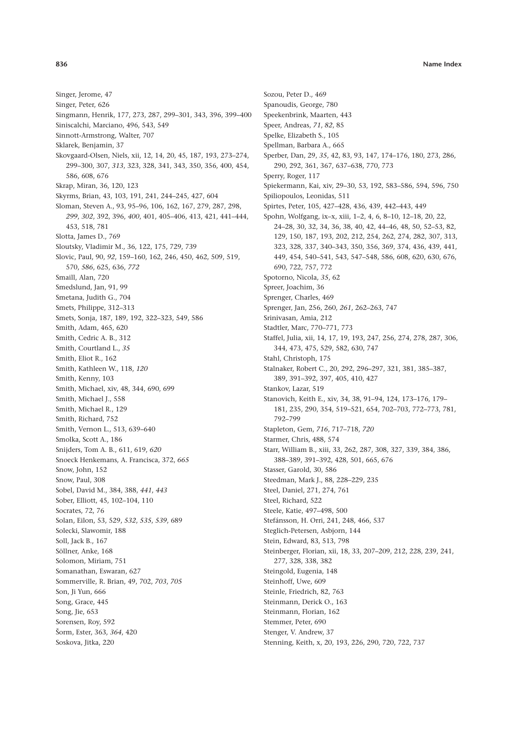Singer, Jerome, 47
Singer, Peter, 626
Singmann, Henrik, 177, 273, 287, 299–301, 343, 396, 399–400
Siniscalchi, Marciano, 496, 543, 549
Sinnott-Armstrong, Walter, 707
Sklarek, Benjamin, 37
Skovgaard-Olsen, Niels, xii, 12, 14, 20, 45, 187, 193, 273–274, 299–300, 307, *313*, 323, 328, 341, 343, 350, 356, 400, 454, 586, 608, 676
Skrap, Miran, 36, 120, 123
Skyrms, Brian, 43, 103, 191, 241, 244–245, 427, 604
Sloman, Steven A., 93, 95–96, 106, 162, 167, 279, 287, 298, *299*, *302*, 392, 396, *400*, 401, 405–406, 413, 421, 441–444, 453, 518, 781
Slotta, James D., 769
Sloutsky, Vladimir M., 36, 122, 175, 729, 739
Slovic, Paul, 90, *92*, 159–160, 162, 246, 450, 462, 509, 519, 570, *586*, 625, 636, *772*
Smaill, Alan, 720
Smedslund, Jan, 91, 99
Smetana, Judith G., 704
Smets, Philippe, 312–313
Smets, Sonja, 187, 189, 192, 322–323, 549, 586
Smith, Adam, 465, 620
Smith, Cedric A. B., 312
Smith, Courtland L., *35*
Smith, Eliot R., 162
Smith, Kathleen W., 118, *120*
Smith, Kenny, 103
Smith, Michael, xiv, 48, 344, 690, 699
Smith, Michael J., 558
Smith, Michael R., 129
Smith, Richard, 752
Smith, Vernon L., 513, 639–640
Smolka, Scott A., 186
Snijders, Tom A. B., 611, 619, *620*
Snoeck Henkemans, A. Francisca, 372, *665*
Snow, John, 152
Snow, Paul, 308
Sobel, David M., 384, 388, *441*, *443*
Sober, Elliott, 45, 102–104, 110
Socrates, 72, 76
Solan, Eilon, 53, 529, *532*, *535*, *539*, 689
Solecki, Slawomir, 188
Soll, Jack B., 167
Söllner, Anke, 168
Solomon, Miriam, 751
Somanathan, Eswaran, 627
Sommerville, R. Brian, 49, 702, *703*, *705*
Son, Ji Yun, 666
Song, Grace, 445
Song, Jie, 653
Sorensen, Roy, 592
Šorm, Ester, 363, *364*, 420
Soskova, Jitka, 220
Sozou, Peter D., 469
Spanoudis, George, 780
Speekenbrink, Maarten, 443
Speer, Andreas, *71*, *82*, 85
Spelke, Elizabeth S., 105
Spellman, Barbara A., 665
Sperber, Dan, 29, *35*, 42, 83, 93, 147, 174–176, 180, 273, 286, 290, 292, 361, 367, 637–638, 770, 773
Sperry, Roger, 117
Spiekermann, Kai, xiv, 29–30, 53, 192, 583–586, 594, 596, 750
Spiliopoulos, Leonidas, 511
Spirtes, Peter, 105, 427–428, 436, 439, 442–443, 449
Spohn, Wolfgang, ix–x, xiii, 1–2, 4, 6, 8–10, 12–18, 20, 22, 24–28, 30, 32, 34, 36, 38, 40, 42, 44–46, 48, 50, 52–53, 82, 129, 150, 187, 193, 202, 212, 254, 262, 274, 282, 307, 313, 323, 328, 337, 340–343, 350, 356, 369, 374, 436, 439, 441, 449, 454, 540–541, 543, 547–548, 586, 608, 620, 630, 676, 690, 722, 757, 772
Spotorno, Nicola, *35*, 62
Spreer, Joachim, 36
Sprenger, Charles, 469
Sprenger, Jan, 256, 260, *261*, 262–263, 747
Srinivasan, Amia, 212
Stadtler, Marc, 770–771, 773
Staffel, Julia, xii, 14, 17, 19, 193, 247, 256, 274, 278, 287, 306, 344, 473, 475, 529, 582, 630, 747
Stahl, Christoph, 175
Stalnaker, Robert C., 20, 292, 296–297, 321, 381, 385–387, 389, 391–392, 397, 405, 410, 427
Stankov, Lazar, 519
Stanovich, Keith E., xiv, 34, 38, 91–94, 124, 173–176, 179–181, 235, 290, 354, 519–521, 654, 702–703, 772–773, 781, 792–799
Stapleton, Gem, *716*, 717–718, *720*
Starmer, Chris, 488, 574
Starr, William B., xiii, 33, 262, 287, 308, 327, 339, 384, 386, 388–389, 391–392, 428, 501, 665, 676
Stasser, Garold, 30, 586
Steedman, Mark J., 88, 228–229, 235
Steel, Daniel, 271, 274, 761
Steel, Richard, 522
Steele, Katie, 497–498, 500
Stefánsson, H. Orri, 241, 248, 466, 537
Steglich-Petersen, Asbjorn, 144
Stein, Edward, 83, 513, 798
Steinberger, Florian, xii, 18, 33, 207–209, 212, 228, 239, 241, 277, 328, 338, 382
Steingold, Eugenia, 148
Steinhoff, Uwe, 609
Steinle, Friedrich, 82, 763
Steinmann, Derick O., 163
Steinmann, Florian, 162
Stemmer, Peter, 690
Stenger, V. Andrew, 37
Stenning, Keith, x, 20, 193, 226, 290, 720, 722, 737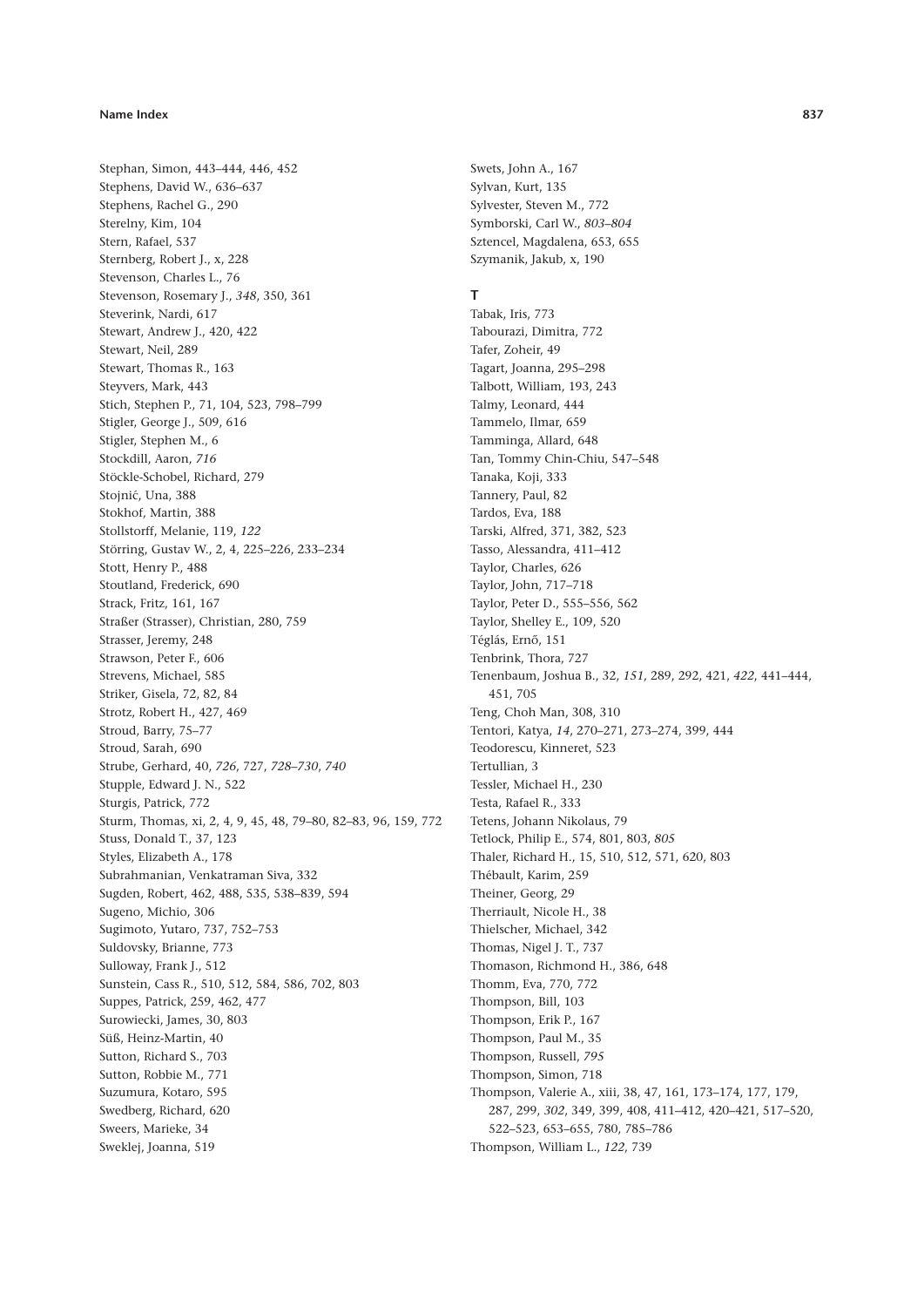Stephan, Simon, 443–444, 446, 452
Stephens, David W., 636–637
Stephens, Rachel G., 290
Sterelny, Kim, 104
Stern, Rafael, 537
Sternberg, Robert J., x, 228
Stevenson, Charles L., 76
Stevenson, Rosemary J., *348*, 350, 361
Steverink, Nardi, 617
Stewart, Andrew J., 420, 422
Stewart, Neil, 289
Stewart, Thomas R., 163
Steyvers, Mark, 443
Stich, Stephen P., 71, 104, 523, 798–799
Stigler, George J., 509, 616
Stigler, Stephen M., 6
Stockdill, Aaron, *716*
Stöckle-Schobel, Richard, 279
Stojnić, Una, 388
Stokhof, Martin, 388
Stollstorff, Melanie, 119, *122*
Störring, Gustav W., 2, 4, 225–226, 233–234
Stott, Henry P., 488
Stoutland, Frederick, 690
Strack, Fritz, 161, 167
Straßer (Strasser), Christian, 280, 759
Strasser, Jeremy, 248
Strawson, Peter F., 606
Strevens, Michael, 585
Striker, Gisela, 72, 82, 84
Strotz, Robert H., 427, 469
Stroud, Barry, 75–77
Stroud, Sarah, 690
Strube, Gerhard, 40, *726*, 727, *728–730*, *740*
Stupple, Edward J. N., 522
Sturgis, Patrick, 772
Sturm, Thomas, xi, 2, 4, 9, 45, 48, 79–80, 82–83, 96, 159, 772
Stuss, Donald T., 37, 123
Styles, Elizabeth A., 178
Subrahmanian, Venkatraman Siva, 332
Sugden, Robert, 462, 488, 535, 538–839, 594
Sugeno, Michio, 306
Sugimoto, Yutaro, 737, 752–753
Suldovsky, Brianne, 773
Sulloway, Frank J., 512
Sunstein, Cass R., 510, 512, 584, 586, 702, 803
Suppes, Patrick, 259, 462, 477
Surowiecki, James, 30, 803
Süß, Heinz-Martin, 40
Sutton, Richard S., 703
Sutton, Robbie M., 771
Suzumura, Kotaro, 595
Swedberg, Richard, 620
Sweers, Marieke, 34
Sweklej, Joanna, 519
Swets, John A., 167
Sylvan, Kurt, 135
Sylvester, Steven M., 772
Symborski, Carl W., *803–804*
Sztencel, Magdalena, 653, 655
Szymanik, Jakub, x, 190

**T**

Tabak, Iris, 773
Tabourazi, Dimitra, 772
Tafer, Zoheir, 49
Tagart, Joanna, 295–298
Talbott, William, 193, 243
Talmy, Leonard, 444
Tammelo, Ilmar, 659
Tamminga, Allard, 648
Tan, Tommy Chin-Chiu, 547–548
Tanaka, Koji, 333
Tannery, Paul, 82
Tardos, Eva, 188
Tarski, Alfred, 371, 382, 523
Tasso, Alessandra, 411–412
Taylor, Charles, 626
Taylor, John, 717–718
Taylor, Peter D., 555–556, 562
Taylor, Shelley E., 109, 520
Téglás, Ernő, 151
Tenbrink, Thora, 727
Tenenbaum, Joshua B., 32, *151*, 289, 292, 421, *422*, 441–444, 451, 705
Teng, Choh Man, 308, 310
Tentori, Katya, *14*, 270–271, 273–274, 399, 444
Teodorescu, Kinneret, 523
Tertullian, 3
Tessler, Michael H., 230
Testa, Rafael R., 333
Tetens, Johann Nikolaus, 79
Tetlock, Philip E., 574, 801, 803, *805*
Thaler, Richard H., 15, 510, 512, 571, 620, 803
Thébault, Karim, 259
Theiner, Georg, 29
Therriault, Nicole H., 38
Thielscher, Michael, 342
Thomas, Nigel J. T., 737
Thomason, Richmond H., 386, 648
Thomm, Eva, 770, 772
Thompson, Bill, 103
Thompson, Erik P., 167
Thompson, Paul M., 35
Thompson, Russell, *795*
Thompson, Simon, 718
Thompson, Valerie A., xiii, 38, 47, 161, 173–174, 177, 179, 287, 299, *302*, 349, 399, 408, 411–412, 420–421, 517–520, 522–523, 653–655, 780, 785–786
Thompson, William L., *122*, 739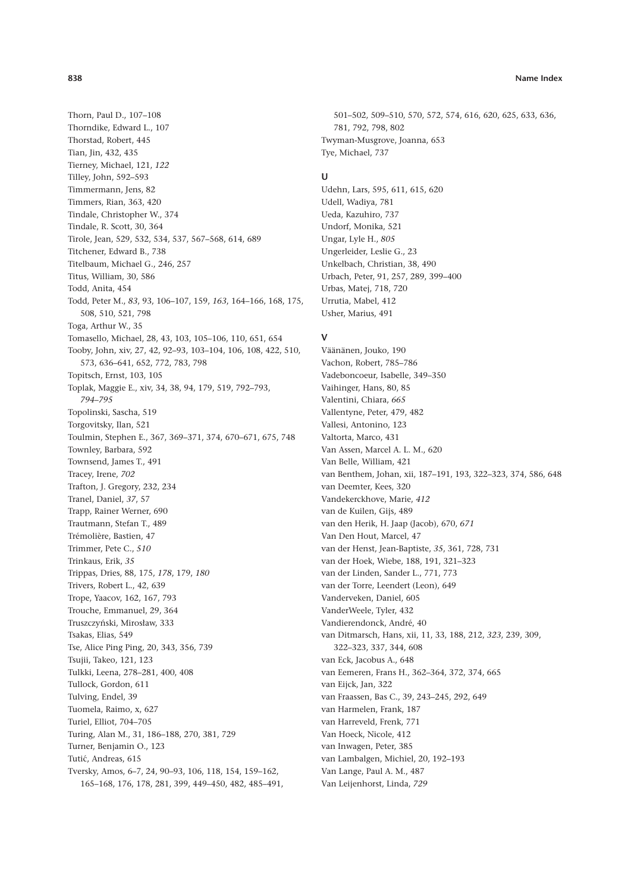Thorn, Paul D., 107–108
Thorndike, Edward L., 107
Thorstad, Robert, 445
Tian, Jin, 432, 435
Tierney, Michael, 121, *122*
Tilley, John, 592–593
Timmermann, Jens, 82
Timmers, Rian, 363, 420
Tindale, Christopher W., 374
Tindale, R. Scott, 30, 364
Tirole, Jean, 529, 532, 534, 537, 567–568, 614, 689
Titchener, Edward B., 738
Titelbaum, Michael G., 246, 257
Titus, William, 30, 586
Todd, Anita, 454
Todd, Peter M., *83*, 93, 106–107, 159, *163*, 164–166, 168, 175, 508, 510, 521, 798
Toga, Arthur W., 35
Tomasello, Michael, 28, 43, 103, 105–106, 110, 651, 654
Tooby, John, xiv, 27, 42, 92–93, 103–104, 106, 108, 422, 510, 573, 636–641, 652, 772, 783, 798
Topitsch, Ernst, 103, 105
Toplak, Maggie E., xiv, 34, 38, 94, 179, 519, 792–793, *794–795*
Topolinski, Sascha, 519
Torgovitsky, Ilan, 521
Toulmin, Stephen E., 367, 369–371, 374, 670–671, 675, 748
Townley, Barbara, 592
Townsend, James T., 491
Tracey, Irene, *702*
Trafton, J. Gregory, 232, 234
Tranel, Daniel, *37*, 57
Trapp, Rainer Werner, 690
Trautmann, Stefan T., 489
Trémolière, Bastien, 47
Trimmer, Pete C., *510*
Trinkaus, Erik, *35*
Trippas, Dries, 88, 175, *178*, 179, *180*
Trivers, Robert L., 42, 639
Trope, Yaacov, 162, 167, 793
Trouche, Emmanuel, 29, 364
Truszczyński, Mirosław, 333
Tsakas, Elias, 549
Tse, Alice Ping Ping, 20, 343, 356, 739
Tsujii, Takeo, 121, 123
Tulkki, Leena, 278–281, 400, 408
Tullock, Gordon, 611
Tulving, Endel, 39
Tuomela, Raimo, x, 627
Turiel, Elliot, 704–705
Turing, Alan M., 31, 186–188, 270, 381, 729
Turner, Benjamin O., 123
Tutić, Andreas, 615
Tversky, Amos, 6–7, 24, 90–93, 106, 118, 154, 159–162, 165–168, 176, 178, 281, 399, 449–450, 482, 485–491, 501–502, 509–510, 570, 572, 574, 616, 620, 625, 633, 636, 781, 792, 798, 802
Twyman-Musgrove, Joanna, 653
Tye, Michael, 737

### U

Udehn, Lars, 595, 611, 615, 620
Udell, Wadiya, 781
Ueda, Kazuhiro, 737
Undorf, Monika, 521
Ungar, Lyle H., *805*
Ungerleider, Leslie G., 23
Unkelbach, Christian, 38, 490
Urbach, Peter, 91, 257, 289, 399–400
Urbas, Matej, 718, 720
Urrutia, Mabel, 412
Usher, Marius, 491

### V

Väänänen, Jouko, 190
Vachon, Robert, 785–786
Vadeboncoeur, Isabelle, 349–350
Vaihinger, Hans, 80, 85
Valentini, Chiara, *665*
Vallentyne, Peter, 479, 482
Vallesi, Antonino, 123
Valtorta, Marco, 431
Van Assen, Marcel A. L. M., 620
Van Belle, William, 421
van Benthem, Johan, xii, 187–191, 193, 322–323, 374, 586, 648
van Deemter, Kees, 320
Vandekerckhove, Marie, *412*
van de Kuilen, Gijs, 489
van den Herik, H. Jaap (Jacob), 670, *671*
Van Den Hout, Marcel, 47
van der Henst, Jean-Baptiste, *35*, 361, 728, 731
van der Hoek, Wiebe, 188, 191, 321–323
van der Linden, Sander L., 771, 773
van der Torre, Leendert (Leon), 649
Vanderveken, Daniel, 605
VanderWeele, Tyler, 432
Vandierendonck, André, 40
van Ditmarsch, Hans, xii, 11, 33, 188, 212, *323*, 239, 309, 322–323, 337, 344, 608
van Eck, Jacobus A., 648
van Eemeren, Frans H., 362–364, 372, 374, 665
van Eijck, Jan, 322
van Fraassen, Bas C., 39, 243–245, 292, 649
van Harmelen, Frank, 187
van Harreveld, Frenk, 771
Van Hoeck, Nicole, 412
van Inwagen, Peter, 385
van Lambalgen, Michiel, 20, 192–193
Van Lange, Paul A. M., 487
Van Leijenhorst, Linda, *729*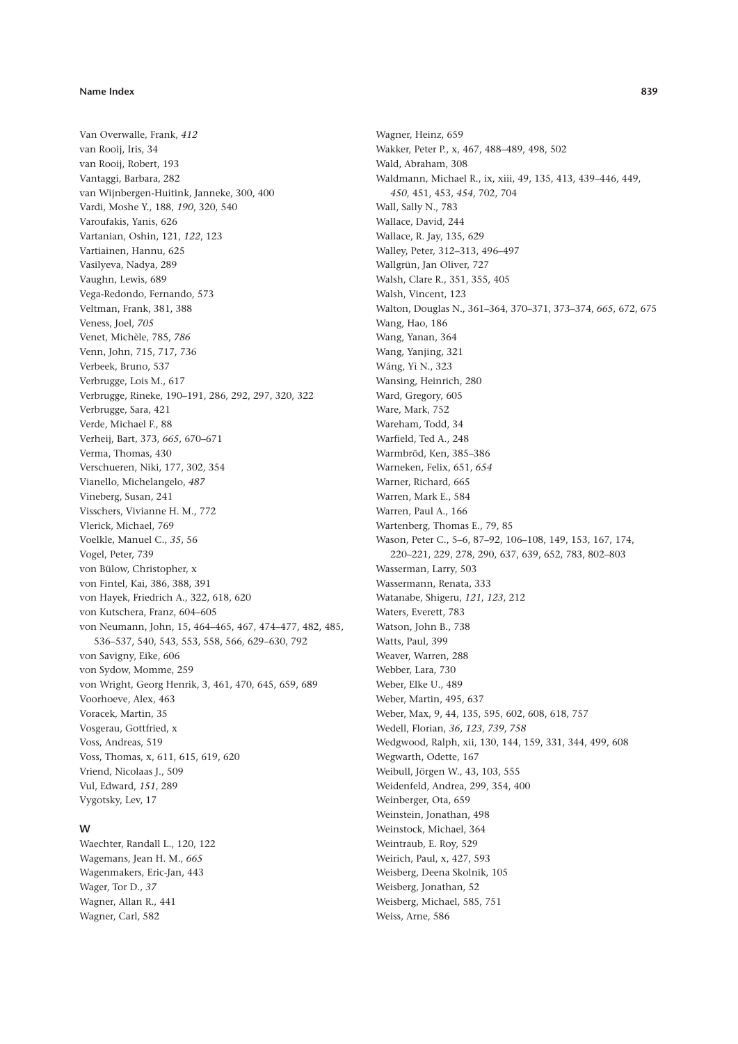Van Overwalle, Frank, *412*
van Rooij, Iris, 34
van Rooij, Robert, 193
Vantaggi, Barbara, 282
van Wijnbergen-Huitink, Janneke, 300, 400
Vardi, Moshe Y., 188, *190*, 320, 540
Varoufakis, Yanis, 626
Vartanian, Oshin, 121, *122*, 123
Vartiainen, Hannu, 625
Vasilyeva, Nadya, 289
Vaughn, Lewis, 689
Vega-Redondo, Fernando, 573
Veltman, Frank, 381, 388
Veness, Joel, *705*
Venet, Michèle, 785, *786*
Venn, John, 715, 717, 736
Verbeek, Bruno, 537
Verbrugge, Lois M., 617
Verbrugge, Rineke, 190–191, 286, 292, 297, 320, 322
Verbrugge, Sara, 421
Verde, Michael F., 88
Verheij, Bart, 373, *665*, 670–671
Verma, Thomas, 430
Verschueren, Niki, 177, 302, 354
Vianello, Michelangelo, *487*
Vineberg, Susan, 241
Visschers, Vivianne H. M., 772
Vlerick, Michael, 769
Voelkle, Manuel C., *35*, 56
Vogel, Peter, 739
von Bülow, Christopher, x
von Fintel, Kai, 386, 388, 391
von Hayek, Friedrich A., 322, 618, 620
von Kutschera, Franz, 604–605
von Neumann, John, 15, 464–465, 467, 474–477, 482, 485, 536–537, 540, 543, 553, 558, 566, 629–630, 792
von Savigny, Eike, 606
von Sydow, Momme, 259
von Wright, Georg Henrik, 3, 461, 470, 645, 659, 689
Voorhoeve, Alex, 463
Voracek, Martin, 35
Vosgerau, Gottfried, x
Voss, Andreas, 519
Voss, Thomas, x, 611, 615, 619, 620
Vriend, Nicolaas J., 509
Vul, Edward, *151*, 289
Vygotsky, Lev, 17

### W

Waechter, Randall L., 120, 122
Wagemans, Jean H. M., *665*
Wagenmakers, Eric-Jan, 443
Wager, Tor D., *37*
Wagner, Allan R., 441
Wagner, Carl, 582
Wagner, Heinz, 659
Wakker, Peter P., x, 467, 488–489, 498, 502
Wald, Abraham, 308
Waldmann, Michael R., ix, xiii, 49, 135, 413, 439–446, 449, *450*, 451, 453, *454*, 702, 704
Wall, Sally N., 783
Wallace, David, 244
Wallace, R. Jay, 135, 629
Walley, Peter, 312–313, 496–497
Wallgrün, Jan Oliver, 727
Walsh, Clare R., 351, 355, 405
Walsh, Vincent, 123
Walton, Douglas N., 361–364, 370–371, 373–374, *665*, 672, 675
Wang, Hao, 186
Wang, Yanan, 364
Wang, Yanjing, 321
Wáng, Yì N., 323
Wansing, Heinrich, 280
Ward, Gregory, 605
Ware, Mark, 752
Wareham, Todd, 34
Warfield, Ted A., 248
Warmbrōd, Ken, 385–386
Warneken, Felix, 651, *654*
Warner, Richard, 665
Warren, Mark E., 584
Warren, Paul A., 166
Wartenberg, Thomas E., 79, 85
Wason, Peter C., 5–6, 87–92, 106–108, 149, 153, 167, 174, 220–221, 229, 278, 290, 637, 639, 652, 783, 802–803
Wasserman, Larry, 503
Wassermann, Renata, 333
Watanabe, Shigeru, *121*, *123*, 212
Waters, Everett, 783
Watson, John B., 738
Watts, Paul, 399
Weaver, Warren, 288
Webber, Lara, 730
Weber, Elke U., 489
Weber, Martin, 495, 637
Weber, Max, 9, 44, 135, 595, 602, 608, 618, 757
Wedell, Florian, *36*, *123*, *739*, *758*
Wedgwood, Ralph, xii, 130, 144, 159, 331, 344, 499, 608
Wegwarth, Odette, 167
Weibull, Jörgen W., 43, 103, 555
Weidenfeld, Andrea, 299, 354, 400
Weinberger, Ota, 659
Weinstein, Jonathan, 498
Weinstock, Michael, 364
Weintraub, E. Roy, 529
Weirich, Paul, x, 427, 593
Weisberg, Deena Skolnik, 105
Weisberg, Jonathan, 52
Weisberg, Michael, 585, 751
Weiss, Arne, 586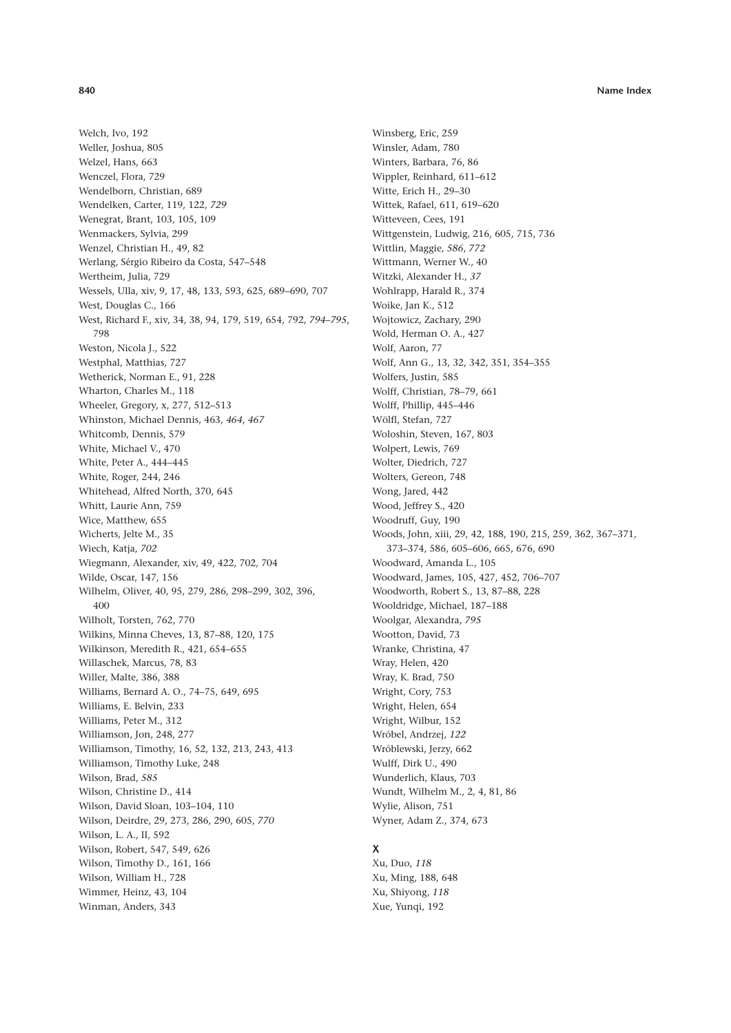Welch, Ivo, 192
Weller, Joshua, 805
Welzel, Hans, 663
Wenczel, Flora, 729
Wendelborn, Christian, 689
Wendelken, Carter, 119, 122, *729*
Wenegrat, Brant, 103, 105, 109
Wenmackers, Sylvia, 299
Wenzel, Christian H., 49, 82
Werlang, Sérgio Ribeiro da Costa, 547–548
Wertheim, Julia, 729
Wessels, Ulla, xiv, 9, 17, 48, 133, 593, 625, 689–690, 707
West, Douglas C., 166
West, Richard F., xiv, 34, 38, 94, 179, 519, 654, 792, *794–795*, 798
Weston, Nicola J., 522
Westphal, Matthias, 727
Wetherick, Norman E., 91, 228
Wharton, Charles M., 118
Wheeler, Gregory, x, 277, 512–513
Whinston, Michael Dennis, 463, *464*, *467*
Whitcomb, Dennis, 579
White, Michael V., 470
White, Peter A., 444–445
White, Roger, 244, 246
Whitehead, Alfred North, 370, 645
Whitt, Laurie Ann, 759
Wice, Matthew, 655
Wicherts, Jelte M., 35
Wiech, Katja, *702*
Wiegmann, Alexander, xiv, 49, 422, 702, 704
Wilde, Oscar, 147, 156
Wilhelm, Oliver, 40, 95, 279, 286, 298–299, 302, 396, 400
Wilholt, Torsten, 762, 770
Wilkins, Minna Cheves, 13, 87–88, 120, 175
Wilkinson, Meredith R., 421, 654–655
Willaschek, Marcus, 78, 83
Willer, Malte, 386, 388
Williams, Bernard A. O., 74–75, 649, 695
Williams, E. Belvin, 233
Williams, Peter M., 312
Williamson, Jon, 248, 277
Williamson, Timothy, 16, 52, 132, 213, 243, 413
Williamson, Timothy Luke, 248
Wilson, Brad, *585*
Wilson, Christine D., 414
Wilson, David Sloan, 103–104, 110
Wilson, Deirdre, 29, 273, 286, 290, 605, *770*
Wilson, L. A., II, 592
Wilson, Robert, 547, 549, 626
Wilson, Timothy D., 161, 166
Wilson, William H., 728
Wimmer, Heinz, 43, 104
Winman, Anders, 343
Winsberg, Eric, 259
Winsler, Adam, 780
Winters, Barbara, 76, 86
Wippler, Reinhard, 611–612
Witte, Erich H., 29–30
Wittek, Rafael, 611, 619–620
Witteveen, Cees, 191
Wittgenstein, Ludwig, 216, 605, 715, 736
Wittlin, Maggie, *586*, *772*
Wittmann, Werner W., 40
Witzki, Alexander H., *37*
Wohlrapp, Harald R., 374
Woike, Jan K., 512
Wojtowicz, Zachary, 290
Wold, Herman O. A., 427
Wolf, Aaron, 77
Wolf, Ann G., 13, 32, 342, 351, 354–355
Wolfers, Justin, 585
Wolff, Christian, 78–79, 661
Wolff, Phillip, 445–446
Wölfl, Stefan, 727
Woloshin, Steven, 167, 803
Wolpert, Lewis, 769
Wolter, Diedrich, 727
Wolters, Gereon, 748
Wong, Jared, 442
Wood, Jeffrey S., 420
Woodruff, Guy, 190
Woods, John, xiii, 29, 42, 188, 190, 215, 259, 362, 367–371, 373–374, 586, 605–606, 665, 676, 690
Woodward, Amanda L., 105
Woodward, James, 105, 427, 452, 706–707
Woodworth, Robert S., 13, 87–88, 228
Wooldridge, Michael, 187–188
Woolgar, Alexandra, *795*
Wootton, David, 73
Wranke, Christina, 47
Wray, Helen, 420
Wray, K. Brad, 750
Wright, Cory, 753
Wright, Helen, 654
Wright, Wilbur, 152
Wróbel, Andrzej, *122*
Wróblewski, Jerzy, 662
Wulff, Dirk U., 490
Wunderlich, Klaus, 703
Wundt, Wilhelm M., 2, 4, 81, 86
Wylie, Alison, 751
Wyner, Adam Z., 374, 673

## X

Xu, Duo, *118*
Xu, Ming, 188, 648
Xu, Shiyong, *118*
Xue, Yunqi, 192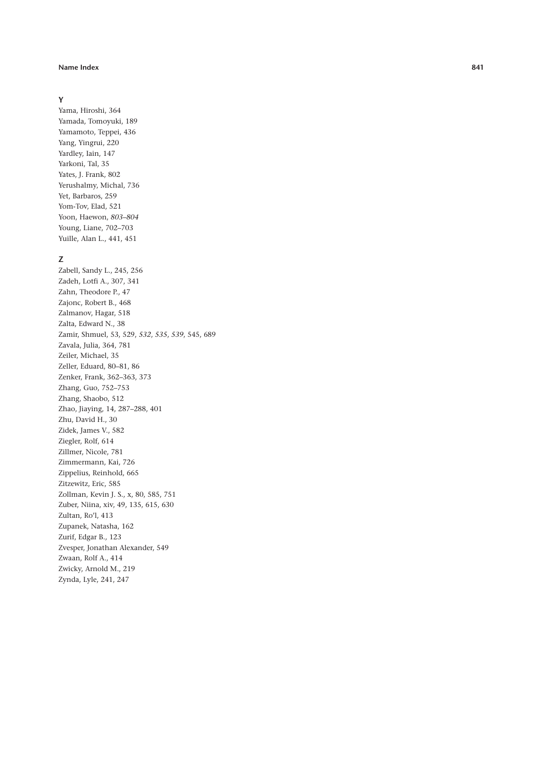## Y

Yama, Hiroshi, 364
Yamada, Tomoyuki, 189
Yamamoto, Teppei, 436
Yang, Yingrui, 220
Yardley, Iain, 147
Yarkoni, Tal, 35
Yates, J. Frank, 802
Yerushalmy, Michal, 736
Yet, Barbaros, 259
Yom-Tov, Elad, 521
Yoon, Haewon, *803–804*
Young, Liane, 702–703
Yuille, Alan L., 441, 451

## Z

Zabell, Sandy L., 245, 256
Zadeh, Lotfi A., 307, 341
Zahn, Theodore P., 47
Zajonc, Robert B., 468
Zalmanov, Hagar, 518
Zalta, Edward N., 38
Zamir, Shmuel, 53, 529, *532*, *535*, *539*, 545, 689
Zavala, Julia, 364, 781
Zeiler, Michael, 35
Zeller, Eduard, 80–81, 86
Zenker, Frank, 362–363, 373
Zhang, Guo, 752–753
Zhang, Shaobo, 512
Zhao, Jiaying, 14, 287–288, 401
Zhu, David H., 30
Zidek, James V., 582
Ziegler, Rolf, 614
Zillmer, Nicole, 781
Zimmermann, Kai, 726
Zippelius, Reinhold, 665
Zitzewitz, Eric, 585
Zollman, Kevin J. S., x, 80, 585, 751
Zuber, Niina, xiv, 49, 135, 615, 630
Zultan, Ro'I, 413
Zupanek, Natasha, 162
Zurif, Edgar B., 123
Zvesper, Jonathan Alexander, 549
Zwaan, Rolf A., 414
Zwicky, Arnold M., 219
Zynda, Lyle, 241, 247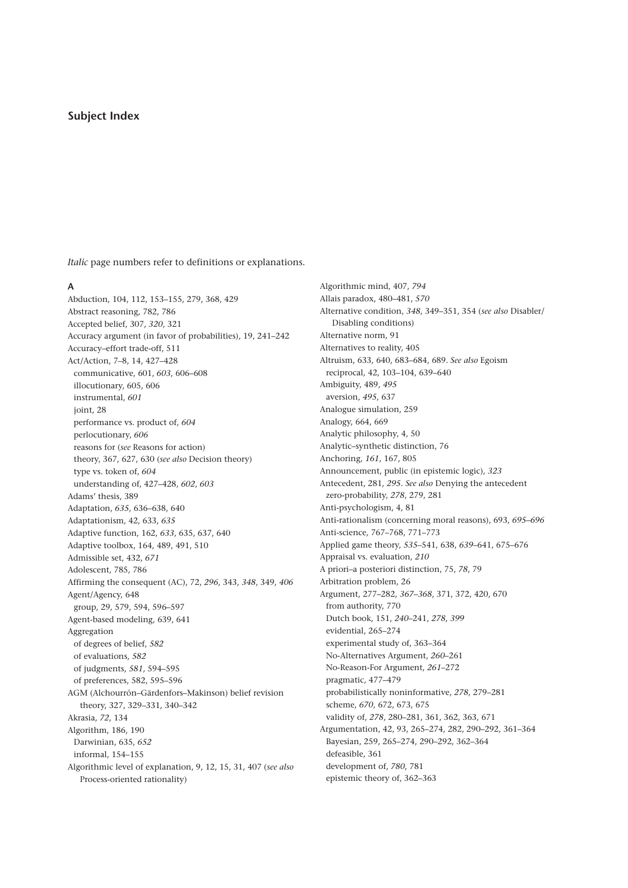# Subject Index

*Italic* page numbers refer to definitions or explanations.

## A

Abduction, 104, 112, 153–155, 279, 368, 429
Abstract reasoning, 782, 786
Accepted belief, 307, *320*, 321
Accuracy argument (in favor of probabilities), 19, 241–242
Accuracy–effort trade-off, 511
Act/Action, 7–8, 14, 427–428
  communicative, 601, *603*, 606–608
  illocutionary, 605, 606
  instrumental, *601*
  joint, 28
  performance vs. product of, *604*
  perlocutionary, *606*
  reasons for (*see* Reasons for action)
  theory, 367, 627, 630 (*see also* Decision theory)
  type vs. token of, *604*
  understanding of, 427–428, *602*, *603*
Adams' thesis, 389
Adaptation, *635*, 636–638, 640
Adaptationism, 42, 633, *635*
Adaptive function, 162, *633*, 635, 637, 640
Adaptive toolbox, 164, 489, 491, 510
Admissible set, 432, *671*
Adolescent, 785, 786
Affirming the consequent (AC), 72, *296*, 343, *348*, 349, *406*
Agent/Agency, 648
  group, 29, 579, 594, 596–597
Agent-based modeling, 639, 641
Aggregation
  of degrees of belief, *582*
  of evaluations, *582*
  of judgments, *581*, 594–595
  of preferences, 582, 595–596
AGM (Alchourrón–Gärdenfors–Makinson) belief revision theory, 327, 329–331, 340–342
Akrasia, *72*, 134
Algorithm, 186, 190
  Darwinian, 635, *652*
  informal, 154–155
Algorithmic level of explanation, 9, 12, 15, 31, 407 (*see also* Process-oriented rationality)
Algorithmic mind, 407, *794*
Allais paradox, 480–481, *570*
Alternative condition, *348*, 349–351, 354 (*see also* Disabler/Disabling conditions)
Alternative norm, 91
Alternatives to reality, 405
Altruism, 633, 640, 683–684, 689. *See also* Egoism
  reciprocal, 42, 103–104, 639–640
Ambiguity, 489, *495*
  aversion, *495*, 637
Analogue simulation, 259
Analogy, 664, 669
Analytic philosophy, 4, 50
Analytic–synthetic distinction, 76
Anchoring, *161*, 167, 805
Announcement, public (in epistemic logic), *323*
Antecedent, 281, *295*. *See also* Denying the antecedent
  zero-probability, *278*, 279, 281
Anti-psychologism, 4, 81
Anti-rationalism (concerning moral reasons), 693, *695–696*
Anti-science, 767–768, 771–773
Applied game theory, *535*–541, 638, *639*–641, 675–676
Appraisal vs. evaluation, *210*
A priori–a posteriori distinction, 75, *78*, 79
Arbitration problem, 26
Argument, 277–282, *367–368*, 371, 372, 420, 670
  from authority, 770
  Dutch book, 151, *240*–241, *278*, *399*
  evidential, 265–274
  experimental study of, 363–364
  No-Alternatives Argument, *260*–261
  No-Reason-For Argument, *261*–272
  pragmatic, 477–479
  probabilistically noninformative, *278*, 279–281
  scheme, *670*, 672, 673, 675
  validity of, *278*, 280–281, 361, 362, 363, 671
Argumentation, 42, 93, 265–274, 282, 290–292, 361–364
  Bayesian, 259, 265–274, 290–292, 362–364
  defeasible, 361
  development of, *780*, 781
  epistemic theory of, 362–363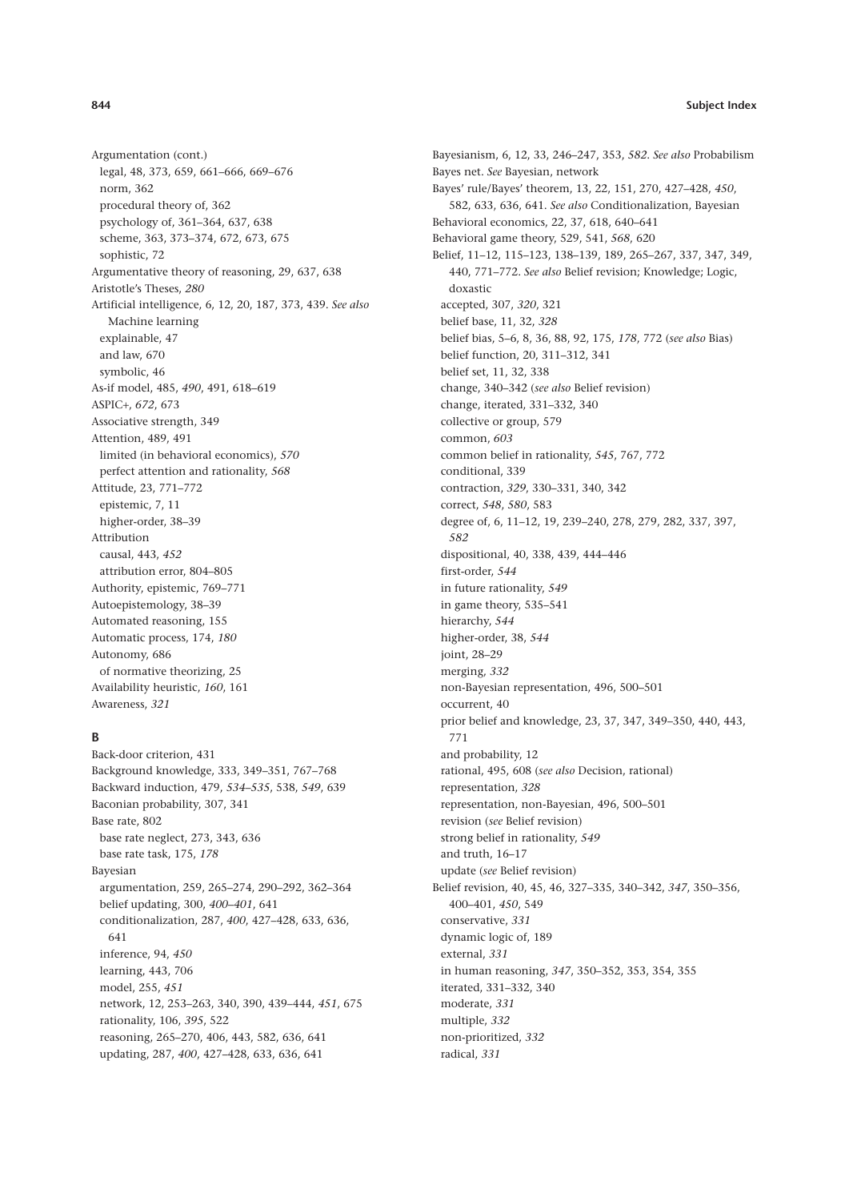Argumentation (cont.)
  legal, 48, 373, 659, 661–666, 669–676
  norm, 362
  procedural theory of, 362
  psychology of, 361–364, 637, 638
  scheme, 363, 373–374, 672, 673, 675
  sophistic, 72
Argumentative theory of reasoning, 29, 637, 638
Aristotle's Theses, *280*
Artificial intelligence, 6, 12, 20, 187, 373, 439. *See also* Machine learning
  explainable, 47
  and law, 670
  symbolic, 46
As-if model, 485, *490*, 491, 618–619
ASPIC+, *672*, 673
Associative strength, 349
Attention, 489, 491
  limited (in behavioral economics), *570*
  perfect attention and rationality, *568*
Attitude, 23, 771–772
  epistemic, 7, 11
  higher-order, 38–39
Attribution
  causal, 443, *452*
  attribution error, 804–805
Authority, epistemic, 769–771
Autoepistemology, 38–39
Automated reasoning, 155
Automatic process, 174, *180*
Autonomy, 686
  of normative theorizing, 25
Availability heuristic, *160*, 161
Awareness, *321*

**B**

Back-door criterion, 431
Background knowledge, 333, 349–351, 767–768
Backward induction, 479, *534–535*, 538, *549*, 639
Baconian probability, 307, 341
Base rate, 802
  base rate neglect, 273, 343, 636
  base rate task, 175, *178*
Bayesian
  argumentation, 259, 265–274, 290–292, 362–364
  belief updating, 300, *400–401*, 641
  conditionalization, 287, *400*, 427–428, 633, 636, 641
  inference, 94, *450*
  learning, 443, 706
  model, 255, *451*
  network, 12, 253–263, 340, 390, 439–444, *451*, 675
  rationality, 106, *395*, 522
  reasoning, 265–270, 406, 443, 582, 636, 641
  updating, 287, *400*, 427–428, 633, 636, 641
Bayesianism, 6, 12, 33, 246–247, 353, *582*. *See also* Probabilism
Bayes net. *See* Bayesian, network
Bayes' rule/Bayes' theorem, 13, 22, 151, 270, 427–428, *450*, 582, 633, 636, 641. *See also* Conditionalization, Bayesian
Behavioral economics, 22, 37, 618, 640–641
Behavioral game theory, 529, 541, *568*, 620
Belief, 11–12, 115–123, 138–139, 189, 265–267, 337, 347, 349, 440, 771–772. *See also* Belief revision; Knowledge; Logic, doxastic
  accepted, 307, *320*, 321
  belief base, 11, 32, *328*
  belief bias, 5–6, 8, 36, 88, 92, 175, *178*, 772 (*see also* Bias)
  belief function, 20, 311–312, 341
  belief set, 11, 32, 338
  change, 340–342 (*see also* Belief revision)
  change, iterated, 331–332, 340
  collective or group, 579
  common, *603*
  common belief in rationality, *545*, 767, 772
  conditional, 339
  contraction, *329*, 330–331, 340, 342
  correct, *548*, *580*, 583
  degree of, 6, 11–12, 19, 239–240, 278, 279, 282, 337, 397, *582*
  dispositional, 40, 338, 439, 444–446
  first-order, *544*
  in future rationality, *549*
  in game theory, 535–541
  hierarchy, *544*
  higher-order, 38, *544*
  joint, 28–29
  merging, *332*
  non-Bayesian representation, 496, 500–501
  occurrent, 40
  prior belief and knowledge, 23, 37, 347, 349–350, 440, 443, 771
  and probability, 12
  rational, 495, 608 (*see also* Decision, rational)
  representation, *328*
  representation, non-Bayesian, 496, 500–501
  revision (*see* Belief revision)
  strong belief in rationality, *549*
  and truth, 16–17
  update (*see* Belief revision)
Belief revision, 40, 45, 46, 327–335, 340–342, *347*, 350–356, 400–401, *450*, 549
  conservative, *331*
  dynamic logic of, 189
  external, *331*
  in human reasoning, *347*, 350–352, 353, 354, 355
  iterated, 331–332, 340
  moderate, *331*
  multiple, *332*
  non-prioritized, *332*
  radical, *331*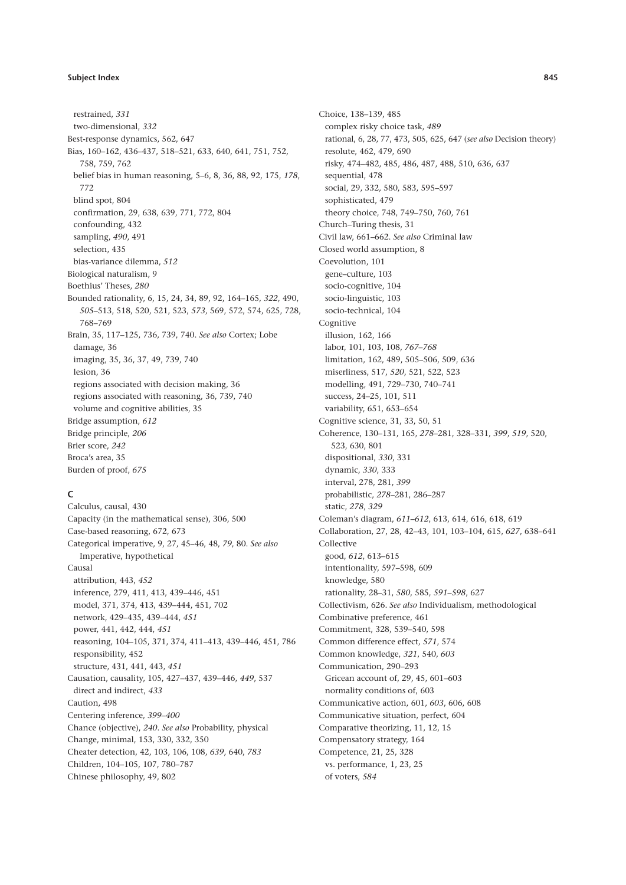restrained, *331*
two-dimensional, *332*

Best-response dynamics, 562, 647

Bias, 160–162, 436–437, 518–521, 633, 640, 641, 751, 752, 758, 759, 762
belief bias in human reasoning, 5–6, 8, 36, 88, 92, 175, *178*, 772
blind spot, 804
confirmation, 29, 638, 639, 771, 772, 804
confounding, 432
sampling, *490*, 491
selection, 435
bias-variance dilemma, *512*

Biological naturalism, *9*

Boethius' Theses, *280*

Bounded rationality, 6, 15, 24, 34, 89, 92, 164–165, *322*, 490, *505*–513, 518, 520, 521, 523, *573*, 569, 572, 574, 625, 728, 768–769

Brain, 35, 117–125, 736, 739, 740. *See also* Cortex; Lobe
damage, 36
imaging, 35, 36, 37, 49, 739, 740
lesion, 36
regions associated with decision making, 36
regions associated with reasoning, 36, 739, 740
volume and cognitive abilities, 35

Bridge assumption, *612*

Bridge principle, *206*

Brier score, *242*

Broca's area, 35

Burden of proof, *675*

## C

Calculus, causal, 430

Capacity (in the mathematical sense), 306, 500

Case-based reasoning, 672, 673

Categorical imperative, 9, 27, 45–46, 48, *79*, 80. *See also* Imperative, hypothetical

Causal
attribution, 443, *452*
inference, 279, 411, 413, 439–446, 451
model, 371, 374, 413, 439–444, 451, 702
network, 429–435, 439–444, *451*
power, 441, 442, 444, *451*
reasoning, 104–105, 371, 374, 411–413, 439–446, 451, 786
responsibility, 452
structure, 431, 441, 443, *451*

Causation, causality, 105, 427–437, 439–446, *449*, 537
direct and indirect, *433*

Caution, 498

Centering inference, *399–400*

Chance (objective), *240*. *See also* Probability, physical

Change, minimal, 153, 330, 332, 350

Cheater detection, 42, 103, 106, 108, *639*, 640, *783*

Children, 104–105, 107, 780–787

Chinese philosophy, 49, 802

Choice, 138–139, 485
complex risky choice task, *489*
rational, 6, 28, 77, 473, 505, 625, 647 (*see also* Decision theory)
resolute, 462, 479, 690
risky, 474–482, 485, 486, 487, 488, 510, 636, 637
sequential, 478
social, 29, 332, 580, 583, 595–597
sophisticated, 479
theory choice, 748, 749–750, 760, 761

Church–Turing thesis, 31

Civil law, 661–662. *See also* Criminal law

Closed world assumption, 8

Coevolution, 101
gene–culture, 103
socio-cognitive, 104
socio-linguistic, 103
socio-technical, 104

Cognitive
illusion, 162, 166
labor, 101, 103, 108, *767–768*
limitation, 162, 489, 505–506, 509, 636
miserliness, 517, *520*, 521, 522, 523
modelling, 491, 729–730, 740–741
success, 24–25, 101, 511
variability, 651, 653–654

Cognitive science, 31, 33, 50, 51

Coherence, 130–131, 165, *278*–281, 328–331, *399*, *519*, 520, 523, 630, 801
dispositional, *330*, 331
dynamic, *330*, 333
interval, 278, 281, *399*
probabilistic, *278*–281, 286–287
static, *278*, *329*

Coleman's diagram, *611–612*, 613, 614, 616, 618, 619

Collaboration, 27, 28, 42–43, 101, 103–104, 615, *627*, 638–641

Collective
good, *612*, 613–615
intentionality, 597–598, 609
knowledge, 580
rationality, 28–31, *580*, 585, *591–598*, 627

Collectivism, 626. *See also* Individualism, methodological

Combinative preference, 461

Commitment, 328, 539–540, 598

Common difference effect, *571*, 574

Common knowledge, *321*, 540, *603*

Communication, 290–293
Gricean account of, 29, 45, 601–603
normality conditions of, 603

Communicative action, 601, *603*, 606, 608

Communicative situation, perfect, 604

Comparative theorizing, 11, 12, 15

Compensatory strategy, 164

Competence, 21, 25, 328
vs. performance, 1, 23, 25
of voters, *584*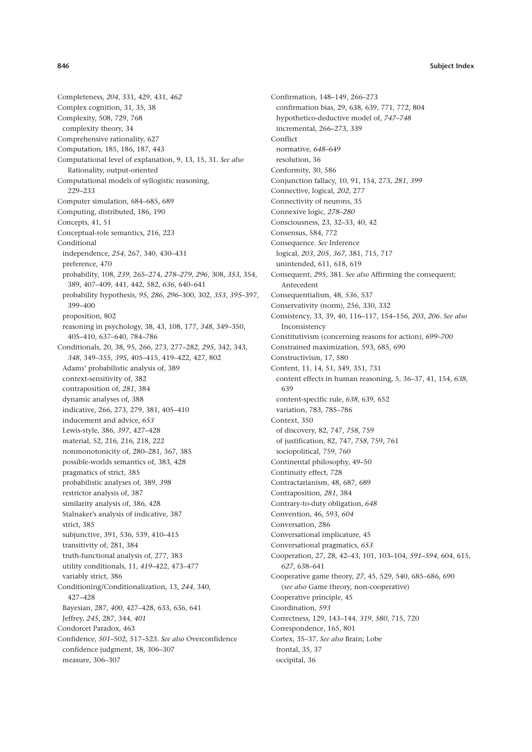Completeness, *204*, 331, 429, 431, *462*
Complex cognition, 31, 35, 38
Complexity, 508, 729, 768
  complexity theory, 34
Comprehensive rationality, 627
Computation, 185, 186, 187, 443
Computational level of explanation, 9, 13, 15, 31. *See also* Rationality, output-oriented
Computational models of syllogistic reasoning, 229–233
Computer simulation, 684–685, 689
Computing, distributed, 186, 190
Concepts, 41, 51
Conceptual-role semantics, 216, 223
Conditional
  independence, *254*, 267, 340, 430–431
  preference, 470
  probability, 108, *239*, 265–274, *278*–*279*, *296*, 308, *353*, 354, 389, 407–409, 441, 442, 582, *636*, 640–641
  probability hypothesis, *95*, *286*, *296*–300, 302, *353*, *395*–397, 399–400
  proposition, 802
  reasoning in psychology, 38, 43, 108, 177, *348*, 349–350, 405–410, 637–640, 784–786
Conditionals, 20, 38, 95, 266, 273, 277–282, *295*, 342, 343, *348*, 349–355, *395*, 405–415, 419–422, 427, 802
  Adams' probabilistic analysis of, 389
  context-sensitivity of, 382
  contraposition of, *281*, 384
  dynamic analyses of, 388
  indicative, 266, 273, 279, 381, 405–410
  inducement and advice, *653*
  Lewis-style, 386, *397*, 427–428
  material, 52, 216, 216, 218, 222
  nonmonotonicity of, 280–281, 367, 385
  possible-worlds semantics of, 383, 428
  pragmatics of strict, 385
  probabilistic analyses of, 389, *398*
  restrictor analysis of, 387
  similarity analysis of, 386, 428
  Stalnaker's analysis of indicative, 387
  strict, 385
  subjunctive, 391, 536, 539, 410–415
  transitivity of, 281, 384
  truth-functional analysis of, 277, 383
  utility conditionals, 11, *419*–422, 473–477
  variably strict, 386
Conditioning/Conditionalization, 13, *244*, 340, 427–428
  Bayesian, 287, *400*, 427–428, 633, 636, 641
  Jeffrey, *245*, 287, 344, *401*
Condorcet Paradox, 463
Confidence, *501*–502, 517–523. *See also* Overconfidence
  confidence judgment, 38, 306–307
  measure, 306–307
Confirmation, 148–149, 266–273
  confirmation bias, 29, 638, 639, 771, 772, 804
  hypothetico-deductive model of, *747*–*748*
  incremental, 266–273, 339
Conflict
  normative, *648*–649
  resolution, 36
Conformity, 30, 586
Conjunction fallacy, 10, 91, 154, 273, *281*, *399*
Connective, logical, *202*, 277
Connectivity of neurons, 35
Connexive logic, *278*–*280*
Consciousness, 23, 32–33, 40, 42
Consensus, 584, 772
Consequence. *See* Inference
  logical, *203*, *205*, *367*, 381, 715, 717
  unintended, 611, 618, 619
Consequent, *295*, 381. *See also* Affirming the consequent; Antecedent
Consequentialism, 48, *536*, 537
Conservativity (norm), 256, 330, 332
Consistency, 33, 39, 40, 116–117, 154–156, *203*, *206*. *See also* Inconsistency
Constitutivism (concerning reasons for action), *699*–*700*
Constrained maximization, 593, 685, 690
Constructivism, 17, 580
Content, 11, 14, 51, 349, 351, 731
  content effects in human reasoning, 5, 36–37, 41, 154, *638*, 639
  content-specific rule, *638*, 639, 652
  variation, 783, 785–786
Context, 350
  of discovery, 82, 747, *758*, 759
  of justification, 82, 747, *758*, 759, 761
  sociopolitical, 759, 760
Continental philosophy, 49–50
Continuity effect, 728
Contractarianism, 48, 687, 689
Contraposition, *281*, 384
Contrary-to-duty obligation, *648*
Convention, 46, 593, *604*
Conversation, 286
Conversational implicature, 45
Conversational pragmatics, *653*
Cooperation, 27, 28, 42–43, 101, 103–104, *591*–*594*, 604, 615, *627*, 638–641
Cooperative game theory, *27*, 45, 529, 540, 685–686, 690 (*see also* Game theory, non-cooperative)
Cooperative principle, 45
Coordination, *593*
Correctness, 129, 143–144, *319*, *580*, 715, 720
Correspondence, 165, 801
Cortex, 35–37. *See also* Brain; Lobe
  frontal, 35, 37
  occipital, 36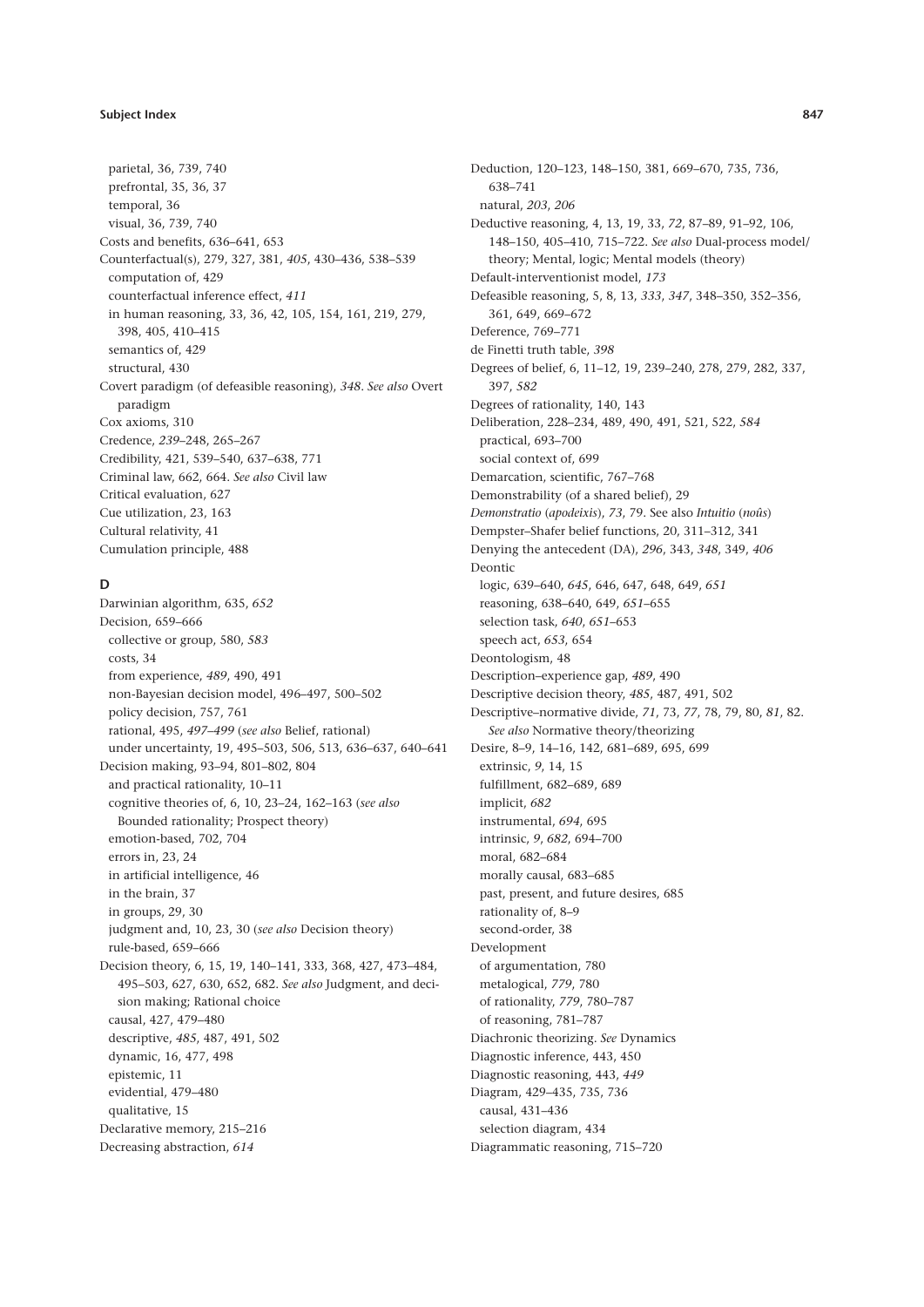parietal, 36, 739, 740
prefrontal, 35, 36, 37
temporal, 36
visual, 36, 739, 740

Costs and benefits, 636–641, 653

Counterfactual(s), 279, 327, 381, *405*, 430–436, 538–539
computation of, 429
counterfactual inference effect, *411*
in human reasoning, 33, 36, 42, 105, 154, 161, 219, 279, 398, 405, 410–415
semantics of, 429
structural, 430

Covert paradigm (of defeasible reasoning), *348*. *See also* Overt paradigm

Cox axioms, 310

Credence, *239*–248, 265–267

Credibility, 421, 539–540, 637–638, 771

Criminal law, 662, 664. *See also* Civil law

Critical evaluation, 627

Cue utilization, 23, 163

Cultural relativity, 41

Cumulation principle, 488

**D**

Darwinian algorithm, 635, *652*

Decision, 659–666
collective or group, 580, *583*
costs, 34
from experience, *489*, 490, 491
non-Bayesian decision model, 496–497, 500–502
policy decision, 757, 761
rational, 495, *497–499* (*see also* Belief, rational)
under uncertainty, 19, 495–503, 506, 513, 636–637, 640–641

Decision making, 93–94, 801–802, 804
and practical rationality, 10–11
cognitive theories of, 6, 10, 23–24, 162–163 (*see also* Bounded rationality; Prospect theory)
emotion-based, 702, 704
errors in, 23, 24
in artificial intelligence, 46
in the brain, 37
in groups, 29, 30
judgment and, 10, 23, 30 (*see also* Decision theory)
rule-based, 659–666

Decision theory, 6, 15, 19, 140–141, 333, 368, 427, 473–484, 495–503, 627, 630, 652, 682. *See also* Judgment, and decision making; Rational choice
causal, 427, 479–480
descriptive, *485*, 487, 491, 502
dynamic, 16, 477, 498
epistemic, 11
evidential, 479–480
qualitative, 15

Declarative memory, 215–216

Decreasing abstraction, *614*

Deduction, 120–123, 148–150, 381, 669–670, 735, 736, 638–741
natural, *203*, *206*

Deductive reasoning, 4, 13, 19, 33, *72*, 87–89, 91–92, 106, 148–150, 405–410, 715–722. *See also* Dual-process model/theory; Mental, logic; Mental models (theory)

Default-interventionist model, *173*

Defeasible reasoning, 5, 8, 13, *333*, *347*, 348–350, 352–356, 361, 649, 669–672

Deference, 769–771

de Finetti truth table, *398*

Degrees of belief, 6, 11–12, 19, 239–240, 278, 279, 282, 337, 397, *582*

Degrees of rationality, 140, 143

Deliberation, 228–234, 489, 490, 491, 521, 522, *584*
practical, 693–700
social context of, 699

Demarcation, scientific, 767–768

Demonstrability (of a shared belief), 29

*Demonstratio* (*apodeixis*), *73*, 79. See also *Intuitio* (*noûs*)

Dempster–Shafer belief functions, 20, 311–312, 341

Denying the antecedent (DA), *296*, 343, *348*, 349, *406*

Deontic
logic, 639–640, *645*, 646, 647, 648, 649, *651*
reasoning, 638–640, 649, *651*–655
selection task, *640*, *651*–653
speech act, *653*, 654

Deontologism, 48

Description–experience gap, *489*, 490

Descriptive decision theory, *485*, 487, 491, 502

Descriptive–normative divide, *71*, 73, *77*, 78, 79, 80, *81*, 82. *See also* Normative theory/theorizing

Desire, 8–9, 14–16, 142, 681–689, 695, 699
extrinsic, *9*, 14, 15
fulfillment, 682–689, 689
implicit, *682*
instrumental, *694*, 695
intrinsic, *9*, *682*, 694–700
moral, 682–684
morally causal, 683–685
past, present, and future desires, 685
rationality of, 8–9
second-order, 38

Development
of argumentation, 780
metalogical, *779*, 780
of rationality, *779*, 780–787
of reasoning, 781–787

Diachronic theorizing. *See* Dynamics

Diagnostic inference, 443, 450

Diagnostic reasoning, 443, *449*

Diagram, 429–435, 735, 736
causal, 431–436
selection diagram, 434

Diagrammatic reasoning, 715–720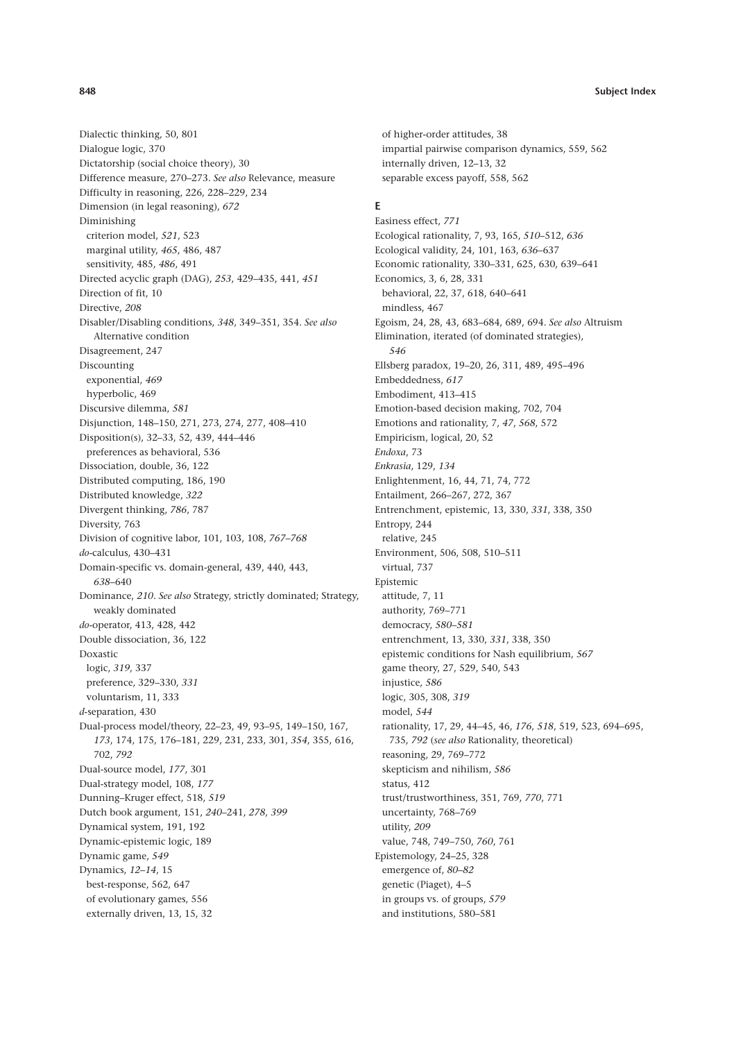Dialectic thinking, 50, 801
Dialogue logic, 370
Dictatorship (social choice theory), 30
Difference measure, 270–273. *See also* Relevance, measure
Difficulty in reasoning, 226, 228–229, 234
Dimension (in legal reasoning), *672*
Diminishing
  criterion model, *521*, 523
  marginal utility, *465*, 486, 487
  sensitivity, 485, *486*, 491
Directed acyclic graph (DAG), *253*, 429–435, 441, *451*
Direction of fit, 10
Directive, *208*
Disabler/Disabling conditions, *348*, 349–351, 354. *See also* Alternative condition
Disagreement, 247
Discounting
  exponential, *469*
  hyperbolic, 469
Discursive dilemma, *581*
Disjunction, 148–150, 271, 273, 274, 277, 408–410
Disposition(s), 32–33, 52, 439, 444–446
  preferences as behavioral, 536
Dissociation, double, 36, 122
Distributed computing, 186, 190
Distributed knowledge, *322*
Divergent thinking, *786*, 787
Diversity, 763
Division of cognitive labor, 101, 103, 108, *767–768*
*do*-calculus, 430–431
Domain-specific vs. domain-general, 439, 440, 443, *638*–640
Dominance, *210*. *See also* Strategy, strictly dominated; Strategy, weakly dominated
*do*-operator, 413, 428, 442
Double dissociation, 36, 122
Doxastic
  logic, *319*, 337
  preference, 329–330, *331*
  voluntarism, 11, 333
*d*-separation, 430
Dual-process model/theory, 22–23, 49, 93–95, 149–150, 167, *173*, 174, 175, 176–181, 229, 231, 233, 301, *354*, 355, 616, 702, *792*
Dual-source model, *177*, 301
Dual-strategy model, 108, *177*
Dunning–Kruger effect, 518, *519*
Dutch book argument, 151, *240*–241, *278*, *399*
Dynamical system, 191, 192
Dynamic-epistemic logic, 189
Dynamic game, *549*
Dynamics, *12–14*, 15
  best-response, 562, 647
  of evolutionary games, 556
  externally driven, 13, 15, 32
  of higher-order attitudes, 38
  impartial pairwise comparison dynamics, 559, 562
  internally driven, 12–13, 32
  separable excess payoff, 558, 562

**E**

Easiness effect, *771*
Ecological rationality, 7, 93, 165, *510*–512, *636*
Ecological validity, 24, 101, 163, *636*–637
Economic rationality, 330–331, 625, 630, 639–641
Economics, 3, 6, 28, 331
  behavioral, 22, 37, 618, 640–641
  mindless, 467
Egoism, 24, 28, 43, 683–684, 689, 694. *See also* Altruism
Elimination, iterated (of dominated strategies), *546*
Ellsberg paradox, 19–20, 26, 311, 489, 495–496
Embeddedness, *617*
Embodiment, 413–415
Emotion-based decision making, 702, 704
Emotions and rationality, 7, *47*, *568*, 572
Empiricism, logical, 20, 52
*Endoxa*, 73
*Enkrasia*, 129, *134*
Enlightenment, 16, 44, 71, 74, 772
Entailment, 266–267, 272, 367
Entrenchment, epistemic, 13, 330, *331*, 338, 350
Entropy, 244
  relative, 245
Environment, 506, 508, 510–511
  virtual, 737
Epistemic
  attitude, 7, 11
  authority, 769–771
  democracy, *580–581*
  entrenchment, 13, 330, *331*, 338, 350
  epistemic conditions for Nash equilibrium, *567*
  game theory, 27, 529, 540, 543
  injustice, *586*
  logic, 305, 308, *319*
  model, *544*
  rationality, 17, 29, 44–45, 46, *176*, *518*, 519, 523, 694–695, 735, *792* (*see also* Rationality, theoretical)
  reasoning, 29, 769–772
  skepticism and nihilism, *586*
  status, 412
  trust/trustworthiness, 351, 769, *770*, 771
  uncertainty, 768–769
  utility, *209*
  value, 748, 749–750, *760*, 761
Epistemology, 24–25, 328
  emergence of, *80–82*
  genetic (Piaget), 4–5
  in groups vs. of groups, *579*
  and institutions, 580–581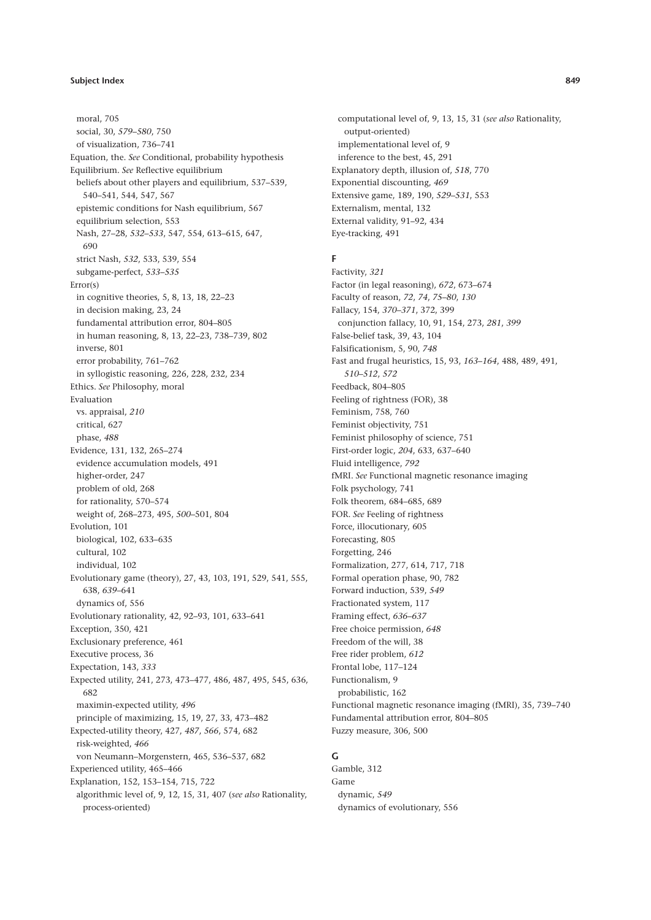moral, 705
social, 30, *579–580*, 750
of visualization, 736–741

Equation, the. *See* Conditional, probability hypothesis

Equilibrium. *See* Reflective equilibrium
beliefs about other players and equilibrium, 537–539, 540–541, 544, 547, 567
epistemic conditions for Nash equilibrium, 567
equilibrium selection, 553
Nash, 27–28, *532–533*, 547, 554, 613–615, 647, 690
strict Nash, *532*, 533, 539, 554
subgame-perfect, *533–535*

Error(s)
in cognitive theories, 5, 8, 13, 18, 22–23
in decision making, 23, 24
fundamental attribution error, 804–805
in human reasoning, 8, 13, 22–23, 738–739, 802
inverse, 801
error probability, 761–762
in syllogistic reasoning, 226, 228, 232, 234

Ethics. *See* Philosophy, moral

Evaluation
vs. appraisal, *210*
critical, 627
phase, *488*

Evidence, 131, 132, 265–274
evidence accumulation models, 491
higher-order, 247
problem of old, 268
for rationality, 570–574
weight of, 268–273, 495, *500*–501, 804

Evolution, 101
biological, 102, 633–635
cultural, 102
individual, 102

Evolutionary game (theory), 27, 43, 103, 191, 529, 541, 555, 638, *639*–641
dynamics of, 556

Evolutionary rationality, 42, 92–93, 101, 633–641

Exception, 350, 421

Exclusionary preference, 461

Executive process, 36

Expectation, 143, *333*

Expected utility, 241, 273, 473–477, 486, 487, 495, 545, 636, 682
maximin-expected utility, *496*
principle of maximizing, 15, 19, 27, 33, 473–482

Expected-utility theory, 427, *487*, *566*, 574, 682
risk-weighted, *466*
von Neumann–Morgenstern, 465, 536–537, 682

Experienced utility, 465–466

Explanation, 152, 153–154, 715, 722
algorithmic level of, 9, 12, 15, 31, 407 (*see also* Rationality, process-oriented)
computational level of, 9, 13, 15, 31 (*see also* Rationality, output-oriented)
implementational level of, 9
inference to the best, 45, 291

Explanatory depth, illusion of, *518*, 770

Exponential discounting, *469*

Extensive game, 189, 190, *529–531*, 553

Externalism, mental, 132

External validity, 91–92, 434

Eye-tracking, 491

**F**

Factivity, *321*

Factor (in legal reasoning), *672*, 673–674

Faculty of reason, *72*, *74*, *75–80*, *130*

Fallacy, 154, *370–371*, 372, 399
conjunction fallacy, 10, 91, 154, 273, *281*, *399*

False-belief task, 39, 43, 104

Falsificationism, 5, 90, *748*

Fast and frugal heuristics, 15, 93, *163–164*, 488, 489, 491, *510–512*, *572*

Feedback, 804–805

Feeling of rightness (FOR), 38

Feminism, 758, 760

Feminist objectivity, 751

Feminist philosophy of science, 751

First-order logic, *204*, 633, 637–640

Fluid intelligence, *792*

fMRI. *See* Functional magnetic resonance imaging

Folk psychology, 741

Folk theorem, 684–685, 689

FOR. *See* Feeling of rightness

Force, illocutionary, 605

Forecasting, 805

Forgetting, 246

Formalization, 277, 614, 717, 718

Formal operation phase, 90, 782

Forward induction, 539, *549*

Fractionated system, 117

Framing effect, *636–637*

Free choice permission, *648*

Freedom of the will, 38

Free rider problem, *612*

Frontal lobe, 117–124

Functionalism, 9
probabilistic, 162

Functional magnetic resonance imaging (fMRI), 35, 739–740

Fundamental attribution error, 804–805

Fuzzy measure, 306, 500

**G**

Gamble, 312

Game
dynamic, *549*
dynamics of evolutionary, 556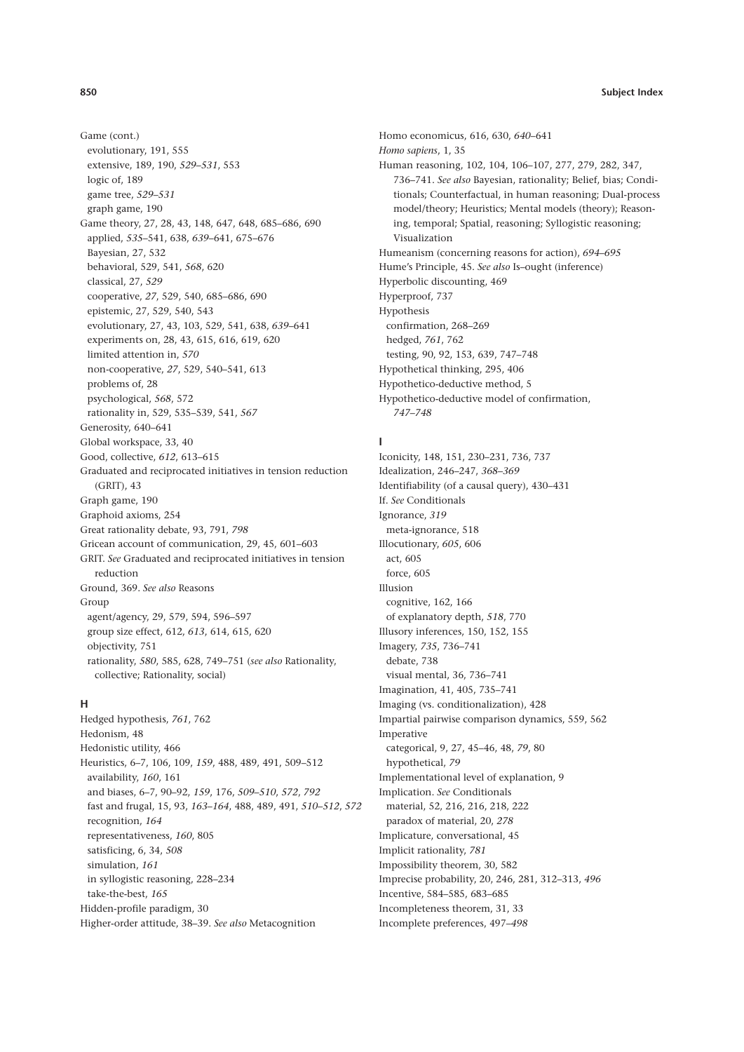Game (cont.)
  evolutionary, 191, 555
  extensive, 189, 190, *529–531*, 553
  logic of, 189
  game tree, *529–531*
  graph game, 190
Game theory, 27, 28, 43, 148, 647, 648, 685–686, 690
  applied, *535*–541, 638, *639*–641, 675–676
  Bayesian, 27, 532
  behavioral, 529, 541, *568*, 620
  classical, 27, *529*
  cooperative, *27*, 529, 540, 685–686, 690
  epistemic, 27, 529, 540, 543
  evolutionary, 27, 43, 103, 529, 541, 638, *639*–641
  experiments on, 28, 43, 615, 616, 619, 620
  limited attention in, *570*
  non-cooperative, *27*, 529, 540–541, 613
  problems of, 28
  psychological, *568*, 572
  rationality in, 529, 535–539, 541, *567*
Generosity, 640–641
Global workspace, 33, 40
Good, collective, *612*, 613–615
Graduated and reciprocated initiatives in tension reduction (GRIT), 43
Graph game, 190
Graphoid axioms, 254
Great rationality debate, 93, 791, *798*
Gricean account of communication, 29, 45, 601–603
GRIT. *See* Graduated and reciprocated initiatives in tension reduction
Ground, 369. *See also* Reasons
Group
  agent/agency, 29, 579, 594, 596–597
  group size effect, 612, *613*, 614, 615, 620
  objectivity, 751
  rationality, *580*, 585, 628, 749–751 (*see also* Rationality, collective; Rationality, social)

**H**

Hedged hypothesis, *761*, 762
Hedonism, 48
Hedonistic utility, 466
Heuristics, 6–7, 106, 109, *159*, 488, 489, 491, 509–512
  availability, *160*, 161
  and biases, 6–7, 90–92, *159*, 176, *509–510*, *572*, *792*
  fast and frugal, 15, 93, *163–164*, 488, 489, 491, *510–512*, *572*
  recognition, *164*
  representativeness, *160*, 805
  satisficing, 6, 34, *508*
  simulation, *161*
  in syllogistic reasoning, 228–234
  take-the-best, *165*
Hidden-profile paradigm, 30
Higher-order attitude, 38–39. *See also* Metacognition
Homo economicus, 616, 630, *640*–641
*Homo sapiens*, 1, 35
Human reasoning, 102, 104, 106–107, 277, 279, 282, 347, 736–741. *See also* Bayesian, rationality; Belief, bias; Conditionals; Counterfactual, in human reasoning; Dual-process model/theory; Heuristics; Mental models (theory); Reasoning, temporal; Spatial, reasoning; Syllogistic reasoning; Visualization
Humeanism (concerning reasons for action), *694–695*
Hume's Principle, 45. *See also* Is–ought (inference)
Hyperbolic discounting, 469
Hyperproof, 737
Hypothesis
  confirmation, 268–269
  hedged, *761*, 762
  testing, 90, 92, 153, 639, 747–748
Hypothetical thinking, 295, 406
Hypothetico-deductive method, 5
Hypothetico-deductive model of confirmation, *747–748*

**I**

Iconicity, 148, 151, 230–231, 736, 737
Idealization, 246–247, *368–369*
Identifiability (of a causal query), 430–431
If. *See* Conditionals
Ignorance, *319*
  meta-ignorance, 518
Illocutionary, *605*, 606
  act, 605
  force, 605
Illusion
  cognitive, 162, 166
  of explanatory depth, *518*, 770
Illusory inferences, 150, 152, 155
Imagery, *735*, 736–741
  debate, 738
  visual mental, 36, 736–741
Imagination, 41, 405, 735–741
Imaging (vs. conditionalization), 428
Impartial pairwise comparison dynamics, 559, 562
Imperative
  categorical, 9, 27, 45–46, 48, *79*, 80
  hypothetical, *79*
Implementational level of explanation, 9
Implication. *See* Conditionals
  material, 52, 216, 216, 218, 222
  paradox of material, 20, *278*
Implicature, conversational, 45
Implicit rationality, *781*
Impossibility theorem, 30, 582
Imprecise probability, 20, 246, 281, 312–313, *496*
Incentive, 584–585, 683–685
Incompleteness theorem, 31, 33
Incomplete preferences, 497–*498*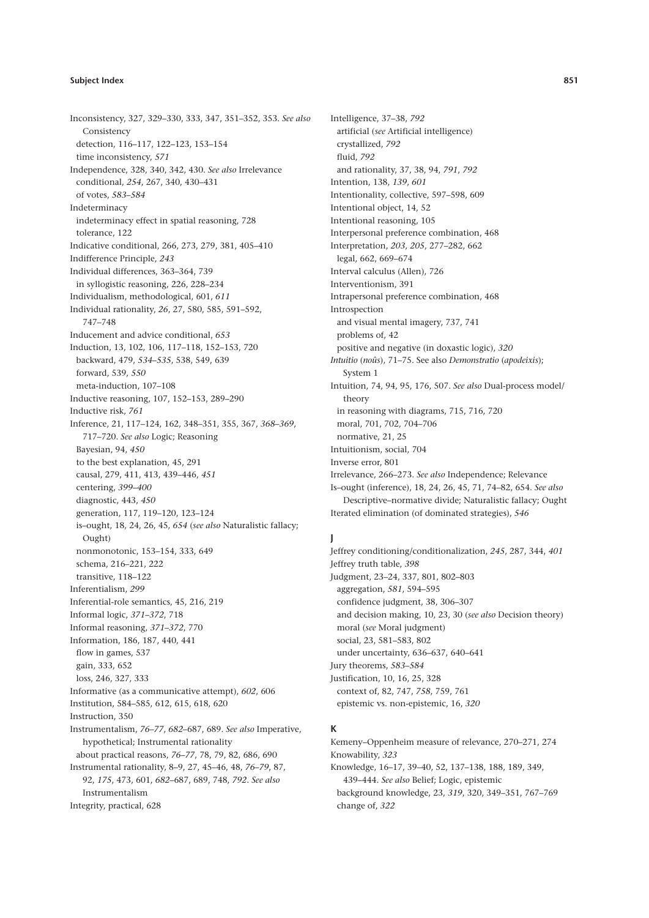Inconsistency, 327, 329–330, 333, 347, 351–352, 353. *See also* Consistency
  detection, 116–117, 122–123, 153–154
  time inconsistency, *571*
Independence, 328, 340, 342, 430. *See also* Irrelevance
  conditional, *254*, 267, 340, 430–431
  of votes, *583–584*
Indeterminacy
  indeterminacy effect in spatial reasoning, 728
  tolerance, 122
Indicative conditional, 266, 273, 279, 381, 405–410
Indifference Principle, *243*
Individual differences, 363–364, 739
  in syllogistic reasoning, 226, 228–234
Individualism, methodological, 601, *611*
Individual rationality, *26*, 27, 580, 585, 591–592, 747–748
Inducement and advice conditional, *653*
Induction, 13, 102, 106, 117–118, 152–153, 720
  backward, 479, *534–535*, 538, 549, 639
  forward, 539, *550*
  meta-induction, 107–108
Inductive reasoning, 107, 152–153, 289–290
Inductive risk, *761*
Inference, 21, 117–124, 162, 348–351, 355, 367, *368–369*, 717–720. *See also* Logic; Reasoning
  Bayesian, 94, *450*
  to the best explanation, 45, 291
  causal, 279, 411, 413, 439–446, *451*
  centering, *399–400*
  diagnostic, 443, *450*
  generation, 117, 119–120, 123–124
  is–ought, 18, 24, 26, 45, *654* (*see also* Naturalistic fallacy; Ought)
  nonmonotonic, 153–154, 333, 649
  schema, 216–221, 222
  transitive, 118–122
Inferentialism, *299*
Inferential-role semantics, 45, 216, 219
Informal logic, *371–372*, 718
Informal reasoning, *371–372*, 770
Information, 186, 187, 440, 441
  flow in games, 537
  gain, 333, 652
  loss, 246, 327, 333
Informative (as a communicative attempt), *602*, 606
Institution, 584–585, 612, 615, 618, 620
Instruction, 350
Instrumentalism, *76–77*, *682*–687, 689. *See also* Imperative, hypothetical; Instrumental rationality
  about practical reasons, *76–77*, 78, 79, 82, 686, 690
Instrumental rationality, 8–9, 27, 45–46, 48, *76–79*, 87, 92, *175*, 473, 601, *682*–687, 689, 748, *792*. *See also* Instrumentalism
Integrity, practical, 628

Intelligence, 37–38, *792*
  artificial (*see* Artificial intelligence)
  crystallized, *792*
  fluid, *792*
  and rationality, 37, 38, 94, *791*, *792*
Intention, 138, *139*, *601*
Intentionality, collective, 597–598, 609
Intentional object, 14, 52
Intentional reasoning, 105
Interpersonal preference combination, 468
Interpretation, *203*, *205*, 277–282, 662
  legal, 662, 669–674
Interval calculus (Allen), 726
Interventionism, 391
Intrapersonal preference combination, 468
Introspection
  and visual mental imagery, 737, 741
  problems of, 42
  positive and negative (in doxastic logic), *320*
*Intuitio* (*noûs*), 71–75. See also *Demonstratio* (*apodeixis*); System 1
Intuition, 74, 94, 95, 176, 507. *See also* Dual-process model/theory
  in reasoning with diagrams, 715, 716, 720
  moral, 701, 702, 704–706
  normative, 21, 25
Intuitionism, social, 704
Inverse error, 801
Irrelevance, 266–273. *See also* Independence; Relevance
Is–ought (inference), 18, 24, 26, 45, 71, 74–82, 654. *See also* Descriptive–normative divide; Naturalistic fallacy; Ought
Iterated elimination (of dominated strategies), *546*

## J

Jeffrey conditioning/conditionalization, *245*, 287, 344, *401*
Jeffrey truth table, *398*
Judgment, 23–24, 337, 801, 802–803
  aggregation, *581*, 594–595
  confidence judgment, 38, 306–307
  and decision making, 10, 23, 30 (*see also* Decision theory)
  moral (*see* Moral judgment)
  social, 23, 581–583, 802
  under uncertainty, 636–637, 640–641
Jury theorems, *583–584*
Justification, 10, 16, 25, 328
  context of, 82, 747, *758*, 759, 761
  epistemic vs. non-epistemic, 16, *320*

## K

Kemeny–Oppenheim measure of relevance, 270–271, 274
Knowability, *323*
Knowledge, 16–17, 39–40, 52, 137–138, 188, 189, 349, 439–444. *See also* Belief; Logic, epistemic
  background knowledge, 23, *319*, 320, 349–351, 767–769
  change of, *322*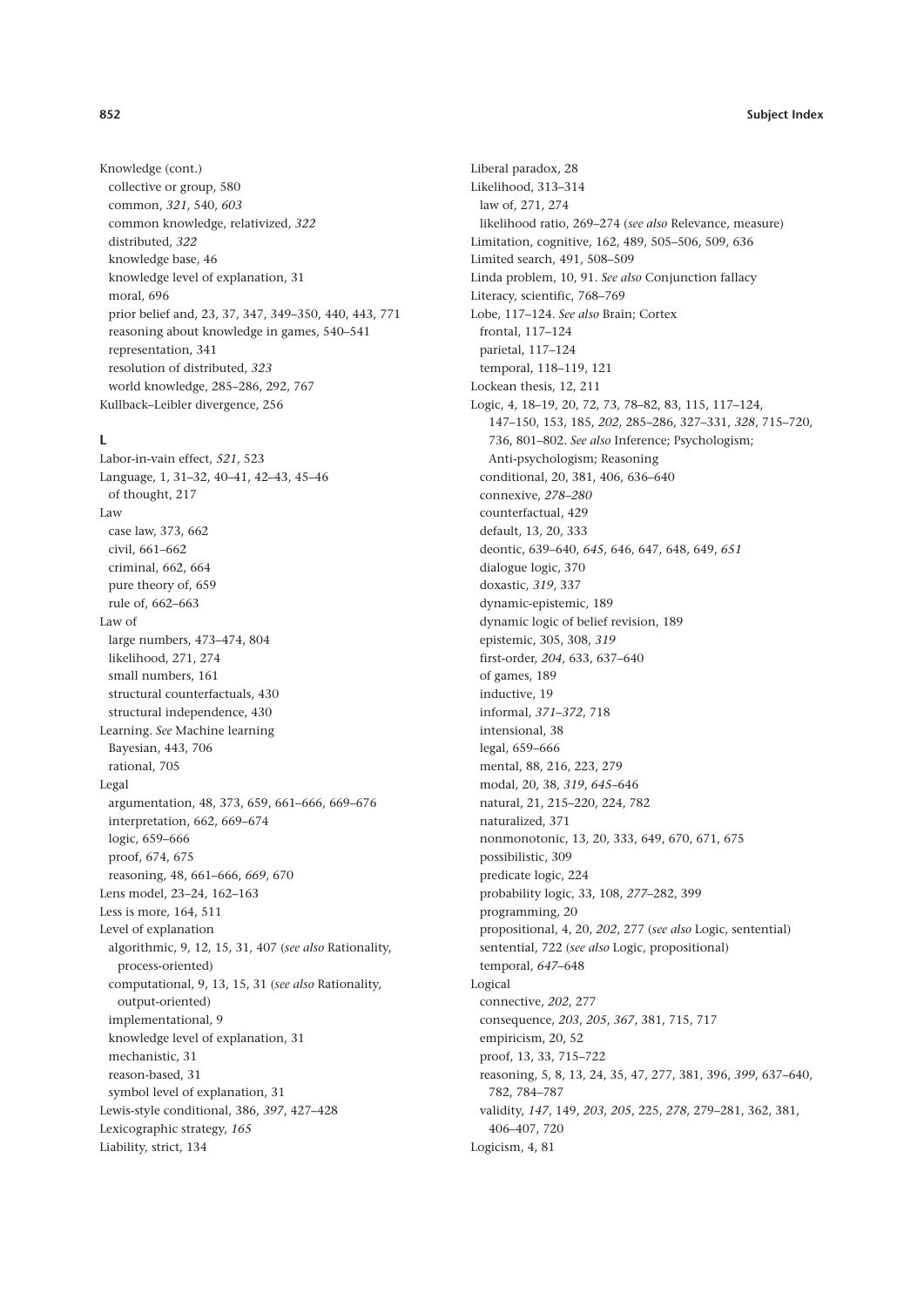Knowledge (cont.)
- collective or group, 580
- common, *321*, 540, *603*
- common knowledge, relativized, *322*
- distributed, *322*
- knowledge base, 46
- knowledge level of explanation, 31
- moral, 696
- prior belief and, 23, 37, 347, 349–350, 440, 443, 771
- reasoning about knowledge in games, 540–541
- representation, 341
- resolution of distributed, *323*
- world knowledge, 285–286, 292, 767

Kullback–Leibler divergence, 256

## L

Labor-in-vain effect, *521*, 523

Language, 1, 31–32, 40–41, 42–43, 45–46
- of thought, 217

Law
- case law, 373, 662
- civil, 661–662
- criminal, 662, 664
- pure theory of, 659
- rule of, 662–663

Law of
- large numbers, 473–474, 804
- likelihood, 271, 274
- small numbers, 161
- structural counterfactuals, 430
- structural independence, 430

Learning. *See* Machine learning
- Bayesian, 443, 706
- rational, 705

Legal
- argumentation, 48, 373, 659, 661–666, 669–676
- interpretation, 662, 669–674
- logic, 659–666
- proof, 674, 675
- reasoning, 48, 661–666, *669*, 670

Lens model, 23–24, 162–163

Less is more, 164, 511

Level of explanation
- algorithmic, 9, 12, 15, 31, 407 (*see also* Rationality, process-oriented)
- computational, 9, 13, 15, 31 (*see also* Rationality, output-oriented)
- implementational, 9
- knowledge level of explanation, 31
- mechanistic, 31
- reason-based, 31
- symbol level of explanation, 31

Lewis-style conditional, 386, *397*, 427–428

Lexicographic strategy, *165*

Liability, strict, 134

Liberal paradox, 28

Likelihood, 313–314
- law of, 271, 274
- likelihood ratio, 269–274 (*see also* Relevance, measure)

Limitation, cognitive, 162, 489, 505–506, 509, 636

Limited search, 491, 508–509

Linda problem, 10, 91. *See also* Conjunction fallacy

Literacy, scientific, 768–769

Lobe, 117–124. *See also* Brain; Cortex
- frontal, 117–124
- parietal, 117–124
- temporal, 118–119, 121

Lockean thesis, 12, 211

Logic, 4, 18–19, 20, 72, 73, 78–82, 83, 115, 117–124, 147–150, 153, 185, *202*, 285–286, 327–331, *328*, 715–720, 736, 801–802. *See also* Inference; Psychologism; Anti-psychologism; Reasoning
- conditional, 20, 381, 406, 636–640
- connexive, *278–280*
- counterfactual, 429
- default, 13, 20, 333
- deontic, 639–640, *645*, 646, 647, 648, 649, *651*
- dialogue logic, 370
- doxastic, *319*, 337
- dynamic-epistemic, 189
- dynamic logic of belief revision, 189
- epistemic, 305, 308, *319*
- first-order, *204*, 633, 637–640
- of games, 189
- inductive, 19
- informal, *371–372*, 718
- intensional, 38
- legal, 659–666
- mental, 88, 216, 223, 279
- modal, 20, 38, *319*, *645*–646
- natural, 21, 215–220, 224, 782
- naturalized, 371
- nonmonotonic, 13, 20, 333, 649, 670, 671, 675
- possibilistic, 309
- predicate logic, 224
- probability logic, 33, 108, *277*–282, 399
- programming, 20
- propositional, 4, 20, *202*, 277 (*see also* Logic, sentential)
- sentential, 722 (*see also* Logic, propositional)
- temporal, *647*–648

Logical
- connective, *202*, 277
- consequence, *203*, *205*, *367*, 381, 715, 717
- empiricism, 20, 52
- proof, 13, 33, 715–722
- reasoning, 5, 8, 13, 24, 35, 47, 277, 381, 396, *399*, 637–640, 782, 784–787
- validity, *147*, 149, *203*, *205*, 225, *278*, 279–281, 362, 381, 406–407, 720

Logicism, 4, 81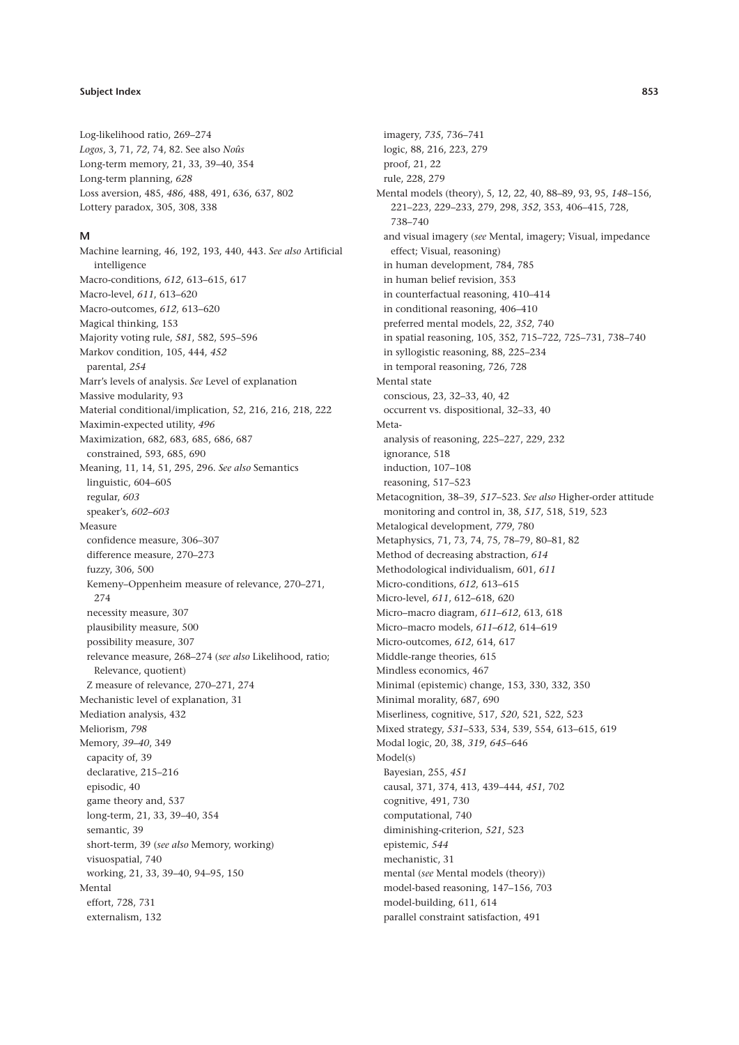Log-likelihood ratio, 269–274
*Logos*, 3, 71, *72*, 74, 82. See also *Noûs*
Long-term memory, 21, 33, 39–40, 354
Long-term planning, *628*
Loss aversion, 485, *486*, 488, 491, 636, 637, 802
Lottery paradox, 305, 308, 338

## M

Machine learning, 46, 192, 193, 440, 443. *See also* Artificial intelligence
Macro-conditions, *612*, 613–615, 617
Macro-level, *611*, 613–620
Macro-outcomes, *612*, 613–620
Magical thinking, 153
Majority voting rule, *581*, 582, 595–596
Markov condition, 105, 444, *452*
  parental, *254*
Marr's levels of analysis. *See* Level of explanation
Massive modularity, 93
Material conditional/implication, 52, 216, 216, 218, 222
Maximin-expected utility, *496*
Maximization, 682, 683, 685, 686, 687
  constrained, 593, 685, 690
Meaning, 11, 14, 51, 295, 296. *See also* Semantics
  linguistic, 604–605
  regular, *603*
  speaker's, *602–603*
Measure
  confidence measure, 306–307
  difference measure, 270–273
  fuzzy, 306, 500
  Kemeny–Oppenheim measure of relevance, 270–271, 274
  necessity measure, 307
  plausibility measure, 500
  possibility measure, 307
  relevance measure, 268–274 (*see also* Likelihood, ratio; Relevance, quotient)
  Z measure of relevance, 270–271, 274
Mechanistic level of explanation, 31
Mediation analysis, 432
Meliorism, *798*
Memory, *39–40*, 349
  capacity of, 39
  declarative, 215–216
  episodic, 40
  game theory and, 537
  long-term, 21, 33, 39–40, 354
  semantic, 39
  short-term, 39 (*see also* Memory, working)
  visuospatial, 740
  working, 21, 33, 39–40, 94–95, 150
Mental
  effort, 728, 731
  externalism, 132
  imagery, *735*, 736–741
  logic, 88, 216, 223, 279
  proof, 21, 22
  rule, 228, 279
Mental models (theory), 5, 12, 22, 40, 88–89, 93, 95, *148*–156, 221–223, 229–233, 279, 298, *352*, 353, 406–415, 728, 738–740
  and visual imagery (*see* Mental, imagery; Visual, impedance effect; Visual, reasoning)
  in human development, 784, 785
  in human belief revision, 353
  in counterfactual reasoning, 410–414
  in conditional reasoning, 406–410
  preferred mental models, 22, *352*, 740
  in spatial reasoning, 105, 352, 715–722, 725–731, 738–740
  in syllogistic reasoning, 88, 225–234
  in temporal reasoning, 726, 728
Mental state
  conscious, 23, 32–33, 40, 42
  occurrent vs. dispositional, 32–33, 40
Meta-
  analysis of reasoning, 225–227, 229, 232
  ignorance, 518
  induction, 107–108
  reasoning, 517–523
Metacognition, 38–39, *517*–523. *See also* Higher-order attitude
  monitoring and control in, 38, *517*, 518, 519, 523
Metalogical development, *779*, 780
Metaphysics, 71, 73, 74, 75, 78–79, 80–81, 82
Method of decreasing abstraction, *614*
Methodological individualism, 601, *611*
Micro-conditions, *612*, 613–615
Micro-level, *611*, 612–618, 620
Micro–macro diagram, *611–612*, 613, 618
Micro–macro models, *611–612*, 614–619
Micro-outcomes, *612*, 614, 617
Middle-range theories, 615
Mindless economics, 467
Minimal (epistemic) change, 153, 330, 332, 350
Minimal morality, 687, 690
Miserliness, cognitive, 517, *520*, 521, 522, 523
Mixed strategy, *531*–533, 534, 539, 554, 613–615, 619
Modal logic, 20, 38, *319*, *645*–646
Model(s)
  Bayesian, 255, *451*
  causal, 371, 374, 413, 439–444, *451*, 702
  cognitive, 491, 730
  computational, 740
  diminishing-criterion, *521*, 523
  epistemic, *544*
  mechanistic, 31
  mental (*see* Mental models (theory))
  model-based reasoning, 147–156, 703
  model-building, 611, 614
  parallel constraint satisfaction, 491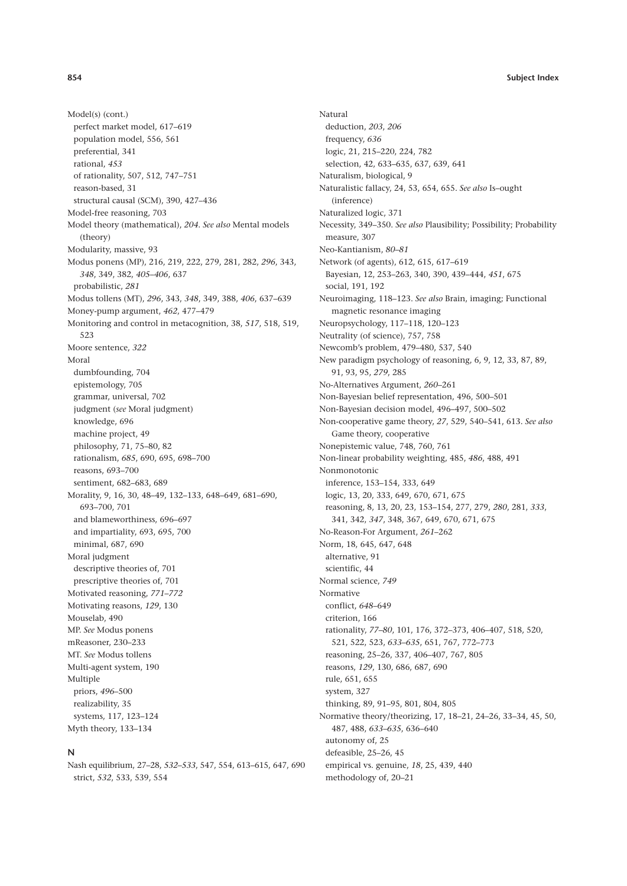Model(s) (cont.)
  perfect market model, 617–619
  population model, 556, 561
  preferential, 341
  rational, *453*
  of rationality, 507, 512, 747–751
  reason-based, 31
  structural causal (SCM), 390, 427–436
Model-free reasoning, 703
Model theory (mathematical), *204*. *See also* Mental models (theory)
Modularity, massive, 93
Modus ponens (MP), 216, 219, 222, 279, 281, 282, *296*, 343, *348*, 349, 382, *405–406*, 637
  probabilistic, *281*
Modus tollens (MT), *296*, 343, *348*, 349, 388, *406*, 637–639
Money-pump argument, *462*, 477–479
Monitoring and control in metacognition, 38, *517*, 518, 519, 523
Moore sentence, *322*
Moral
  dumbfounding, 704
  epistemology, 705
  grammar, universal, 702
  judgment (*see* Moral judgment)
  knowledge, 696
  machine project, 49
  philosophy, 71, 75–80, 82
  rationalism, *685*, 690, 695, 698–700
  reasons, 693–700
  sentiment, 682–683, 689
Morality, 9, 16, 30, 48–49, 132–133, 648–649, 681–690, 693–700, 701
  and blameworthiness, 696–697
  and impartiality, 693, 695, 700
  minimal, 687, 690
Moral judgment
  descriptive theories of, 701
  prescriptive theories of, 701
Motivated reasoning, *771–772*
Motivating reasons, *129*, 130
Mouselab, 490
MP. *See* Modus ponens
mReasoner, 230–233
MT. *See* Modus tollens
Multi-agent system, 190
Multiple
  priors, *496*–500
  realizability, 35
  systems, 117, 123–124
Myth theory, 133–134

**N**

Nash equilibrium, 27–28, *532–533*, 547, 554, 613–615, 647, 690
  strict, *532*, 533, 539, 554

Natural
  deduction, *203*, *206*
  frequency, *636*
  logic, 21, 215–220, 224, 782
  selection, 42, 633–635, 637, 639, 641
Naturalism, biological, 9
Naturalistic fallacy, 24, 53, 654, 655. *See also* Is–ought (inference)
Naturalized logic, 371
Necessity, 349–350. *See also* Plausibility; Possibility; Probability measure, 307
Neo-Kantianism, *80–81*
Network (of agents), 612, 615, 617–619
  Bayesian, 12, 253–263, 340, 390, 439–444, *451*, 675
  social, 191, 192
Neuroimaging, 118–123. *See also* Brain, imaging; Functional magnetic resonance imaging
Neuropsychology, 117–118, 120–123
Neutrality (of science), 757, 758
Newcomb's problem, 479–480, 537, 540
New paradigm psychology of reasoning, 6, 9, 12, 33, 87, 89, 91, 93, 95, *279*, 285
No-Alternatives Argument, *260*–261
Non-Bayesian belief representation, 496, 500–501
Non-Bayesian decision model, 496–497, 500–502
Non-cooperative game theory, *27*, 529, 540–541, 613. *See also* Game theory, cooperative
Nonepistemic value, 748, 760, 761
Non-linear probability weighting, 485, *486*, 488, 491
Nonmonotonic
  inference, 153–154, 333, 649
  logic, 13, 20, 333, 649, 670, 671, 675
  reasoning, 8, 13, 20, 23, 153–154, 277, 279, *280*, 281, *333*, 341, 342, *347*, 348, 367, 649, 670, 671, 675
No-Reason-For Argument, *261*–262
Norm, 18, 645, 647, 648
  alternative, 91
  scientific, 44
Normal science, *749*
Normative
  conflict, *648*–649
  criterion, 166
  rationality, *77–80*, 101, 176, 372–373, 406–407, 518, 520, 521, 522, 523, *633–635*, 651, 767, 772–773
  reasoning, 25–26, 337, 406–407, 767, 805
  reasons, *129*, 130, 686, 687, 690
  rule, 651, 655
  system, 327
  thinking, 89, 91–95, 801, 804, 805
Normative theory/theorizing, 17, 18–21, 24–26, 33–34, 45, 50, 487, 488, *633–635*, 636–640
  autonomy of, 25
  defeasible, 25–26, 45
  empirical vs. genuine, *18*, 25, 439, 440
  methodology of, 20–21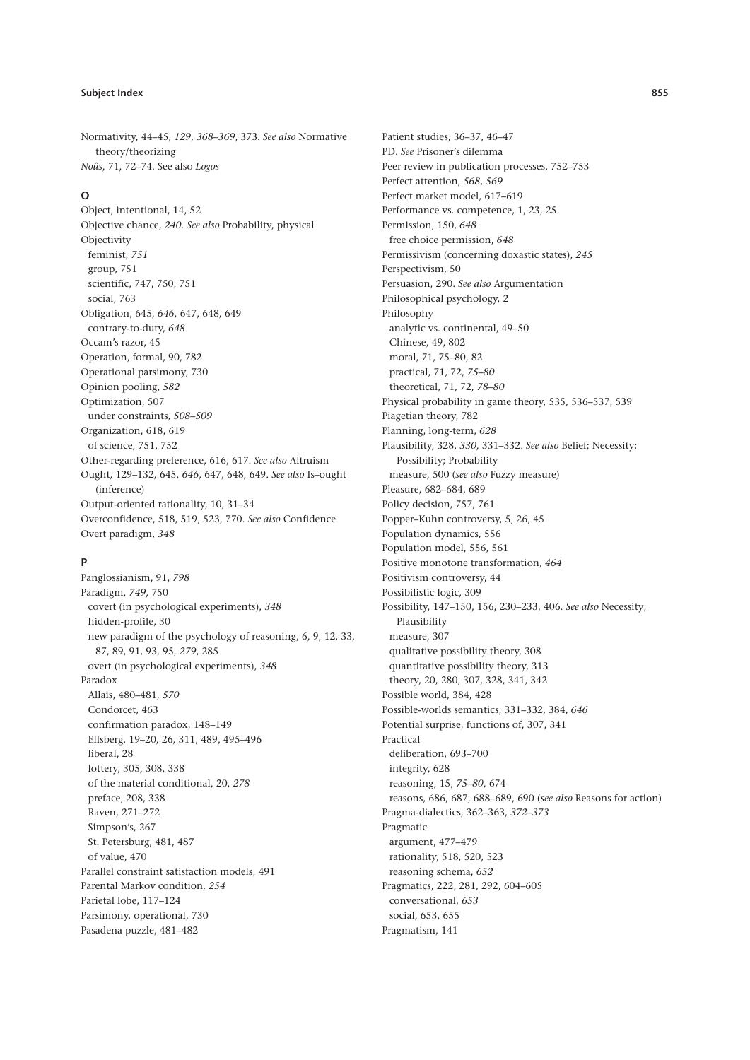Normativity, 44–45, *129*, *368–369*, 373. *See also* Normative theory/theorizing
*Noûs*, 71, 72–74. See also *Logos*

### O

Object, intentional, 14, 52
Objective chance, *240*. *See also* Probability, physical
Objectivity
  feminist, *751*
  group, 751
  scientific, 747, 750, 751
  social, 763
Obligation, 645, *646*, 647, 648, 649
  contrary-to-duty, *648*
Occam's razor, 45
Operation, formal, 90, 782
Operational parsimony, 730
Opinion pooling, *582*
Optimization, 507
  under constraints, *508–509*
Organization, 618, 619
  of science, 751, 752
Other-regarding preference, 616, 617. *See also* Altruism
Ought, 129–132, 645, *646*, 647, 648, 649. *See also* Is–ought (inference)
Output-oriented rationality, 10, 31–34
Overconfidence, 518, 519, 523, 770. *See also* Confidence
Overt paradigm, *348*

### P

Panglossianism, 91, *798*
Paradigm, *749*, 750
  covert (in psychological experiments), *348*
  hidden-profile, 30
  new paradigm of the psychology of reasoning, 6, 9, 12, 33, 87, 89, 91, 93, 95, *279*, 285
  overt (in psychological experiments), *348*
Paradox
  Allais, 480–481, *570*
  Condorcet, 463
  confirmation paradox, 148–149
  Ellsberg, 19–20, 26, 311, 489, 495–496
  liberal, 28
  lottery, 305, 308, 338
  of the material conditional, 20, *278*
  preface, 208, 338
  Raven, 271–272
  Simpson's, 267
  St. Petersburg, 481, 487
  of value, 470
Parallel constraint satisfaction models, 491
Parental Markov condition, *254*
Parietal lobe, 117–124
Parsimony, operational, 730
Pasadena puzzle, 481–482
Patient studies, 36–37, 46–47
PD. *See* Prisoner's dilemma
Peer review in publication processes, 752–753
Perfect attention, *568*, *569*
Perfect market model, 617–619
Performance vs. competence, 1, 23, 25
Permission, 150, *648*
  free choice permission, *648*
Permissivism (concerning doxastic states), *245*
Perspectivism, 50
Persuasion, 290. *See also* Argumentation
Philosophical psychology, 2
Philosophy
  analytic vs. continental, 49–50
  Chinese, 49, 802
  moral, 71, 75–80, 82
  practical, 71, 72, *75–80*
  theoretical, 71, 72, *78–80*
Physical probability in game theory, 535, 536–537, 539
Piagetian theory, 782
Planning, long-term, *628*
Plausibility, 328, *330*, 331–332. *See also* Belief; Necessity; Possibility; Probability
  measure, 500 (*see also* Fuzzy measure)
Pleasure, 682–684, 689
Policy decision, 757, 761
Popper–Kuhn controversy, 5, 26, 45
Population dynamics, 556
Population model, 556, 561
Positive monotone transformation, *464*
Positivism controversy, 44
Possibilistic logic, 309
Possibility, 147–150, 156, 230–233, 406. *See also* Necessity; Plausibility
  measure, 307
  qualitative possibility theory, 308
  quantitative possibility theory, 313
  theory, 20, 280, 307, 328, 341, 342
Possible world, 384, 428
Possible-worlds semantics, 331–332, 384, *646*
Potential surprise, functions of, 307, 341
Practical
  deliberation, 693–700
  integrity, 628
  reasoning, 15, *75–80*, 674
  reasons, 686, 687, 688–689, 690 (*see also* Reasons for action)
Pragma-dialectics, 362–363, *372–373*
Pragmatic
  argument, 477–479
  rationality, 518, 520, 523
  reasoning schema, *652*
Pragmatics, 222, 281, 292, 604–605
  conversational, *653*
  social, 653, 655
Pragmatism, 141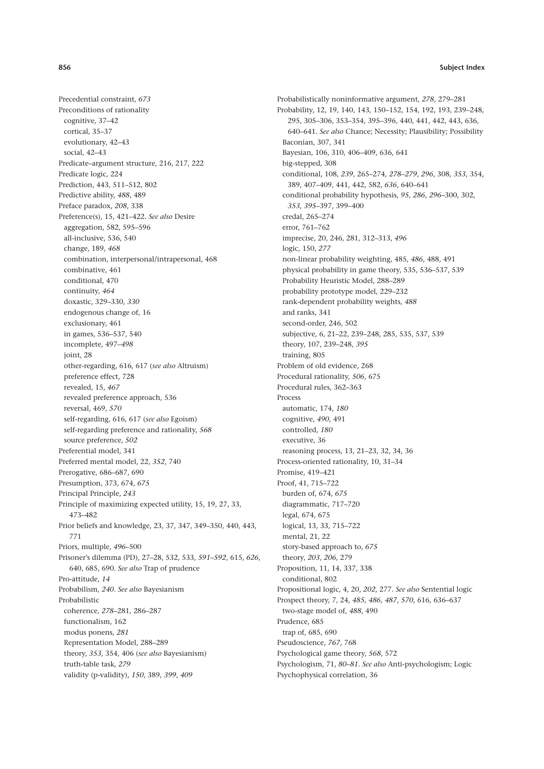Precedential constraint, *673*
Preconditions of rationality
  cognitive, 37–42
  cortical, 35–37
  evolutionary, 42–43
  social, 42–43
Predicate–argument structure, 216, 217, 222
Predicate logic, 224
Prediction, 443, 511–512, 802
Predictive ability, *488*, 489
Preface paradox, *208*, 338
Preference(s), 15, 421–422. *See also* Desire
  aggregation, 582, 595–596
  all-inclusive, 536, 540
  change, 189, *468*
  combination, interpersonal/intrapersonal, 468
  combinative, 461
  conditional, 470
  continuity, *464*
  doxastic, 329–330, *330*
  endogenous change of, 16
  exclusionary, 461
  in games, 536–537, 540
  incomplete, 497–*498*
  joint, 28
  other-regarding, 616, 617 (*see also* Altruism)
  preference effect, 728
  revealed, 15, *467*
  revealed preference approach, 536
  reversal, 469, *570*
  self-regarding, 616, 617 (*see also* Egoism)
  self-regarding preference and rationality, *568*
  source preference, *502*
Preferential model, 341
Preferred mental model, 22, *352*, 740
Prerogative, 686–687, 690
Presumption, 373, 674, *675*
Principal Principle, *243*
Principle of maximizing expected utility, 15, 19, 27, 33, 473–482
Prior beliefs and knowledge, 23, 37, 347, 349–350, 440, 443, 771
Priors, multiple, *496*–500
Prisoner's dilemma (PD), 27–28, 532, 533, *591–592*, 615, *626*, 640, 685, 690. *See also* Trap of prudence
Pro-attitude, *14*
Probabilism, *240*. *See also* Bayesianism
Probabilistic
  coherence, *278*–281, 286–287
  functionalism, 162
  modus ponens, *281*
  Representation Model, 288–289
  theory, *353*, 354, 406 (*see also* Bayesianism)
  truth-table task, *279*
  validity (p-validity), *150*, 389, *399*, *409*
Probabilistically noninformative argument, *278*, 279–281
Probability, 12, 19, 140, 143, 150–152, 154, 192, 193, 239–248, 295, 305–306, 353–354, 395–396, 440, 441, 442, 443, 636, 640–641. *See also* Chance; Necessity; Plausibility; Possibility
  Baconian, 307, 341
  Bayesian, 106, 310, 406–409, 636, 641
  big-stepped, 308
  conditional, 108, *239*, 265–274, *278–279*, *296*, 308, *353*, 354, 389, 407–409, 441, 442, 582, *636*, 640–641
  conditional probability hypothesis, *95*, *286*, *296*–300, 302, *353*, *395*–397, 399–400
  credal, 265–274
  error, 761–762
  imprecise, 20, 246, 281, 312–313, *496*
  logic, 150, *277*
  non-linear probability weighting, 485, *486*, 488, 491
  physical probability in game theory, 535, 536–537, 539
  Probability Heuristic Model, 288–289
  probability prototype model, 229–232
  rank-dependent probability weights, *488*
  and ranks, 341
  second-order, 246, 502
  subjective, 6, 21–22, 239–248, 285, 535, 537, 539
  theory, 107, 239–248, *395*
  training, 805
Problem of old evidence, 268
Procedural rationality, *506*, 675
Procedural rules, 362–363
Process
  automatic, 174, *180*
  cognitive, *490*, 491
  controlled, *180*
  executive, 36
  reasoning process, 13, 21–23, 32, 34, 36
Process-oriented rationality, 10, 31–34
Promise, 419–421
Proof, 41, 715–722
  burden of, 674, *675*
  diagrammatic, 717–720
  legal, 674, 675
  logical, 13, 33, 715–722
  mental, 21, 22
  story-based approach to, *675*
  theory, *203*, *206*, 279
Proposition, 11, 14, 337, 338
  conditional, 802
Propositional logic, 4, 20, *202*, 277. *See also* Sentential logic
Prospect theory, 7, 24, *485*, *486*, *487*, *570*, 616, 636–637
  two-stage model of, *488*, 490
Prudence, 685
  trap of, 685, 690
Pseudoscience, *767*, 768
Psychological game theory, *568*, 572
Psychologism, 71, *80–81*. *See also* Anti-psychologism; Logic
Psychophysical correlation, 36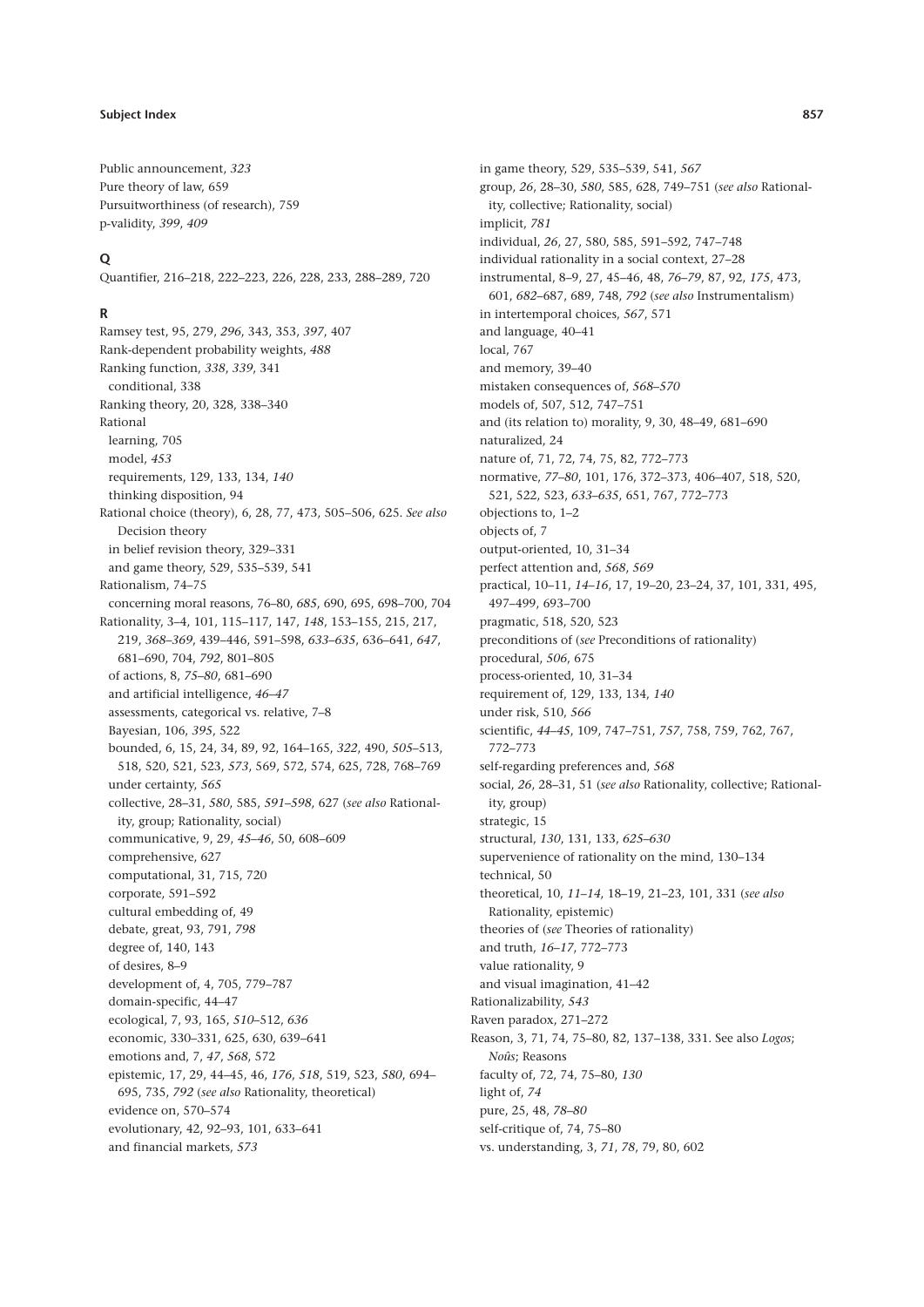Public announcement, *323*
Pure theory of law, 659
Pursuitworthiness (of research), 759
p-validity, *399*, *409*

## Q

Quantifier, 216–218, 222–223, 226, 228, 233, 288–289, 720

## R

Ramsey test, 95, 279, *296*, 343, 353, *397*, 407
Rank-dependent probability weights, *488*
Ranking function, *338*, *339*, 341
  conditional, 338
Ranking theory, 20, 328, 338–340
Rational
  learning, 705
  model, *453*
  requirements, 129, 133, 134, *140*
  thinking disposition, 94
Rational choice (theory), 6, 28, 77, 473, 505–506, 625. *See also* Decision theory
  in belief revision theory, 329–331
  and game theory, 529, 535–539, 541
Rationalism, 74–75
  concerning moral reasons, 76–80, *685*, 690, 695, 698–700, 704
Rationality, 3–4, 101, 115–117, 147, *148*, 153–155, 215, 217, 219, *368–369*, 439–446, 591–598, *633–635*, 636–641, *647*, 681–690, 704, *792*, 801–805
  of actions, 8, *75–80*, 681–690
  and artificial intelligence, *46–47*
  assessments, categorical vs. relative, 7–8
  Bayesian, 106, *395*, 522
  bounded, 6, 15, 24, 34, 89, 92, 164–165, *322*, 490, *505*–513, 518, 520, 521, 523, *573*, 569, 572, 574, 625, 728, 768–769
  under certainty, *565*
  collective, 28–31, *580*, 585, *591–598*, 627 (*see also* Rationality, group; Rationality, social)
  communicative, 9, 29, *45–46*, 50, 608–609
  comprehensive, 627
  computational, 31, 715, 720
  corporate, 591–592
  cultural embedding of, 49
  debate, great, 93, 791, *798*
  degree of, 140, 143
  of desires, 8–9
  development of, 4, 705, 779–787
  domain-specific, 44–47
  ecological, 7, 93, 165, *510*–512, *636*
  economic, 330–331, 625, 630, 639–641
  emotions and, 7, *47*, *568*, 572
  epistemic, 17, 29, 44–45, 46, *176*, *518*, 519, 523, *580*, 694–695, 735, *792* (*see also* Rationality, theoretical)
  evidence on, 570–574
  evolutionary, 42, 92–93, 101, 633–641
  and financial markets, *573*
  in game theory, 529, 535–539, 541, *567*
  group, *26*, 28–30, *580*, 585, 628, 749–751 (*see also* Rationality, collective; Rationality, social)
  implicit, *781*
  individual, *26*, 27, 580, 585, 591–592, 747–748
  individual rationality in a social context, 27–28
  instrumental, 8–9, 27, 45–46, 48, *76–79*, 87, 92, *175*, 473, 601, *682*–687, 689, 748, *792* (*see also* Instrumentalism)
  in intertemporal choices, *567*, 571
  and language, 40–41
  local, 767
  and memory, 39–40
  mistaken consequences of, *568–570*
  models of, 507, 512, 747–751
  and (its relation to) morality, 9, 30, 48–49, 681–690
  naturalized, 24
  nature of, 71, 72, 74, 75, 82, 772–773
  normative, *77–80*, 101, 176, 372–373, 406–407, 518, 520, 521, 522, 523, *633–635*, 651, 767, 772–773
  objections to, 1–2
  objects of, 7
  output-oriented, 10, 31–34
  perfect attention and, *568*, *569*
  practical, 10–11, *14–16*, 17, 19–20, 23–24, 37, 101, 331, 495, 497–499, *693*–700
  pragmatic, 518, 520, 523
  preconditions of (*see* Preconditions of rationality)
  procedural, *506*, 675
  process-oriented, 10, 31–34
  requirement of, 129, 133, 134, *140*
  under risk, 510, *566*
  scientific, *44–45*, 109, 747–751, *757*, 758, 759, 762, 767, 772–773
  self-regarding preferences and, *568*
  social, *26*, 28–31, 51 (*see also* Rationality, collective; Rationality, group)
  strategic, 15
  structural, *130*, 131, 133, *625–630*
  supervenience of rationality on the mind, 130–134
  technical, 50
  theoretical, 10, *11–14*, 18–19, 21–23, 101, 331 (*see also* Rationality, epistemic)
  theories of (*see* Theories of rationality)
  and truth, *16–17*, 772–773
  value rationality, 9
  and visual imagination, 41–42
Rationalizability, *543*
Raven paradox, 271–272
Reason, 3, 71, 74, 75–80, 82, 137–138, 331. See also *Logos*; *Noûs*; Reasons
  faculty of, 72, 74, 75–80, *130*
  light of, *74*
  pure, 25, 48, *78–80*
  self-critique of, 74, 75–80
  vs. understanding, 3, *71*, *78*, 79, 80, 602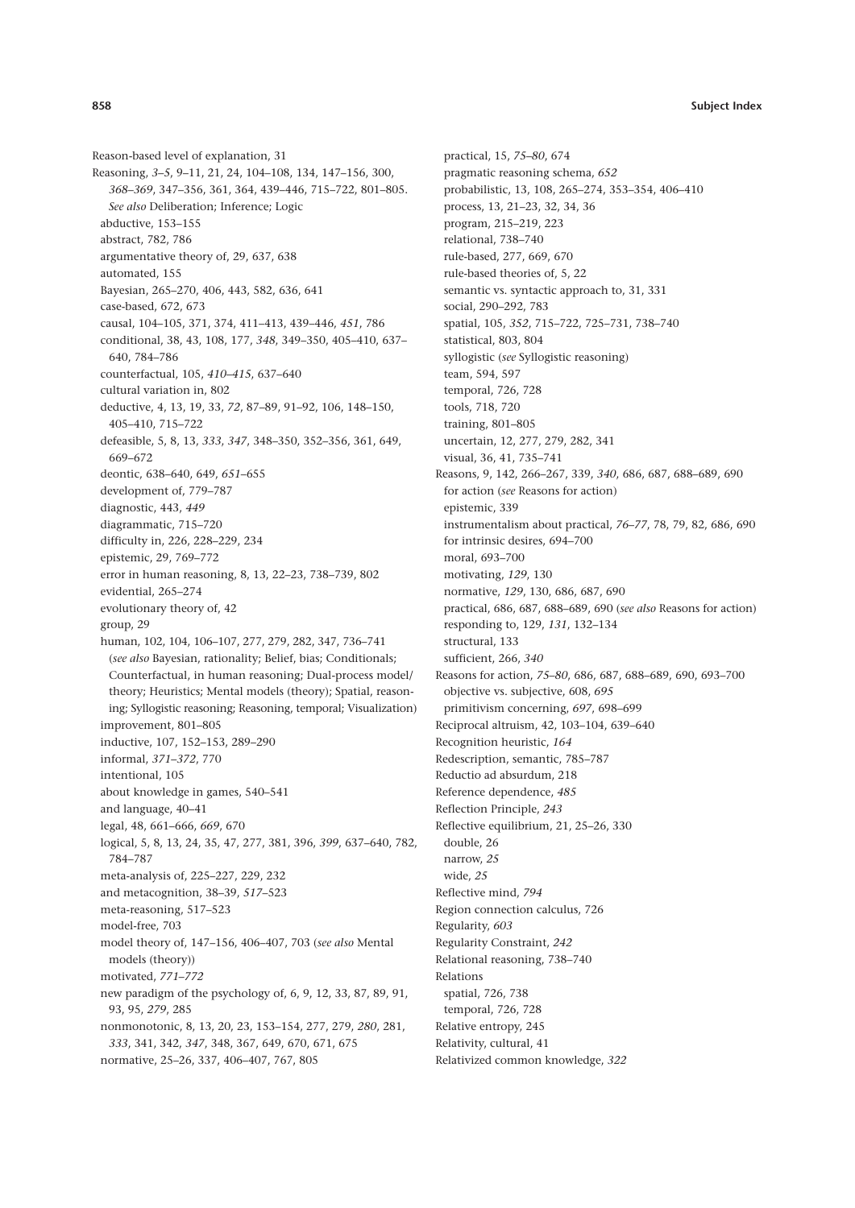Reason-based level of explanation, 31

Reasoning, *3–5*, 9–11, 21, 24, 104–108, 134, 147–156, 300, *368–369*, 347–356, 361, 364, 439–446, 715–722, 801–805. *See also* Deliberation; Inference; Logic

- abductive, 153–155
- abstract, 782, 786
- argumentative theory of, 29, 637, 638
- automated, 155
- Bayesian, 265–270, 406, 443, 582, 636, 641
- case-based, 672, 673
- causal, 104–105, 371, 374, 411–413, 439–446, *451*, 786
- conditional, 38, 43, 108, 177, *348*, 349–350, 405–410, 637–640, 784–786
- counterfactual, 105, *410–415*, 637–640
- cultural variation in, 802
- deductive, 4, 13, 19, 33, *72*, 87–89, 91–92, 106, 148–150, 405–410, 715–722
- defeasible, 5, 8, 13, *333*, *347*, 348–350, 352–356, 361, 649, 669–672
- deontic, 638–640, 649, *651*–655
- development of, 779–787
- diagnostic, 443, *449*
- diagrammatic, 715–720
- difficulty in, 226, 228–229, 234
- epistemic, 29, 769–772
- error in human reasoning, 8, 13, 22–23, 738–739, 802
- evidential, 265–274
- evolutionary theory of, 42
- group, 29
- human, 102, 104, 106–107, 277, 279, 282, 347, 736–741 (*see also* Bayesian, rationality; Belief, bias; Conditionals; Counterfactual, in human reasoning; Dual-process model/theory; Heuristics; Mental models (theory); Spatial, reasoning; Syllogistic reasoning; Reasoning, temporal; Visualization)
- improvement, 801–805
- inductive, 107, 152–153, 289–290
- informal, *371–372*, 770
- intentional, 105
- about knowledge in games, 540–541
- and language, 40–41
- legal, 48, 661–666, *669*, 670
- logical, 5, 8, 13, 24, 35, 47, 277, 381, 396, *399*, 637–640, 782, 784–787
- meta-analysis of, 225–227, 229, 232
- and metacognition, 38–39, *517*–523
- meta-reasoning, 517–523
- model-free, 703
- model theory of, 147–156, 406–407, 703 (*see also* Mental models (theory))
- motivated, *771–772*
- new paradigm of the psychology of, 6, 9, 12, 33, 87, 89, 91, 93, 95, *279*, 285
- nonmonotonic, 8, 13, 20, 23, 153–154, 277, 279, *280*, 281, *333*, 341, 342, *347*, 348, 367, 649, 670, 671, 675
- normative, 25–26, 337, 406–407, 767, 805
- practical, 15, *75–80*, 674
- pragmatic reasoning schema, *652*
- probabilistic, 13, 108, 265–274, 353–354, 406–410
- process, 13, 21–23, 32, 34, 36
- program, 215–219, 223
- relational, 738–740
- rule-based, 277, 669, 670
- rule-based theories of, 5, 22
- semantic vs. syntactic approach to, 31, 331
- social, 290–292, 783
- spatial, 105, *352*, 715–722, 725–731, 738–740
- statistical, 803, 804
- syllogistic (*see* Syllogistic reasoning)
- team, 594, 597
- temporal, 726, 728
- tools, 718, 720
- training, 801–805
- uncertain, 12, 277, 279, 282, 341
- visual, 36, 41, 735–741

Reasons, 9, 142, 266–267, 339, *340*, 686, 687, 688–689, 690

- for action (*see* Reasons for action)
- epistemic, 339
- instrumentalism about practical, *76–77*, 78, 79, 82, 686, 690
- for intrinsic desires, 694–700
- moral, 693–700
- motivating, *129*, 130
- normative, *129*, 130, 686, 687, 690
- practical, 686, 687, 688–689, 690 (*see also* Reasons for action)
- responding to, 129, *131*, 132–134
- structural, 133
- sufficient, 266, *340*

Reasons for action, *75–80*, 686, 687, 688–689, 690, 693–700

- objective vs. subjective, 608, *695*
- primitivism concerning, *697*, 698–699

Reciprocal altruism, 42, 103–104, 639–640

Recognition heuristic, *164*

Redescription, semantic, 785–787

Reductio ad absurdum, 218

Reference dependence, *485*

Reflection Principle, *243*

Reflective equilibrium, 21, 25–26, 330

- double, 26
- narrow, *25*
- wide, *25*

Reflective mind, *794*

Region connection calculus, 726

Regularity, *603*

Regularity Constraint, *242*

Relational reasoning, 738–740

Relations

- spatial, 726, 738
- temporal, 726, 728

Relative entropy, 245

Relativity, cultural, 41

Relativized common knowledge, *322*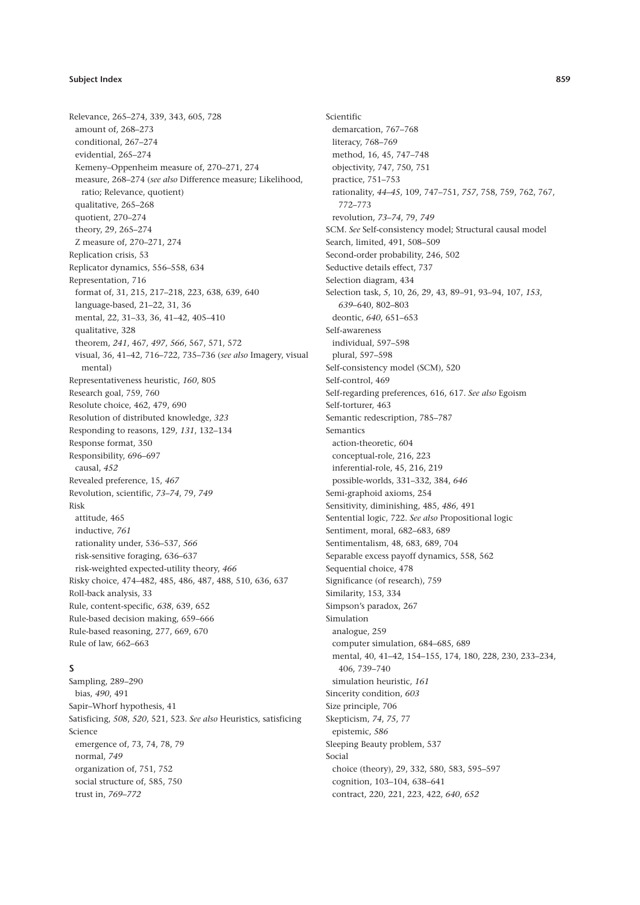Relevance, 265–274, 339, 343, 605, 728
- amount of, 268–273
- conditional, 267–274
- evidential, 265–274
- Kemeny–Oppenheim measure of, 270–271, 274
- measure, 268–274 (*see also* Difference measure; Likelihood, ratio; Relevance, quotient)
- qualitative, 265–268
- quotient, 270–274
- theory, 29, 265–274
- Z measure of, 270–271, 274

Replication crisis, 53
Replicator dynamics, 556–558, 634
Representation, 716
- format of, 31, 215, 217–218, 223, 638, 639, 640
- language-based, 21–22, 31, 36
- mental, 22, 31–33, 36, 41–42, 405–410
- qualitative, 328
- theorem, *241*, 467, *497*, *566*, 567, 571, 572
- visual, 36, 41–42, 716–722, 735–736 (*see also* Imagery, visual mental)

Representativeness heuristic, *160*, 805
Research goal, 759, 760
Resolute choice, 462, 479, 690
Resolution of distributed knowledge, *323*
Responding to reasons, 129, *131*, 132–134
Response format, 350
Responsibility, 696–697
- causal, *452*

Revealed preference, 15, *467*
Revolution, scientific, *73–74*, 79, *749*
Risk
- attitude, 465
- inductive, *761*
- rationality under, 536–537, *566*
- risk-sensitive foraging, 636–637
- risk-weighted expected-utility theory, *466*

Risky choice, 474–482, 485, 486, 487, 488, 510, 636, 637
Roll-back analysis, 33
Rule, content-specific, *638*, 639, 652
Rule-based decision making, 659–666
Rule-based reasoning, 277, 669, 670
Rule of law, 662–663

**S**

Sampling, 289–290
- bias, *490*, 491

Sapir–Whorf hypothesis, 41
Satisficing, *508*, *520*, 521, 523. *See also* Heuristics, satisficing
Science
- emergence of, 73, 74, 78, 79
- normal, *749*
- organization of, 751, 752
- social structure of, 585, 750
- trust in, *769–772*

Scientific
- demarcation, 767–768
- literacy, 768–769
- method, 16, 45, 747–748
- objectivity, 747, 750, 751
- practice, 751–753
- rationality, *44–45*, 109, 747–751, *757*, 758, 759, 762, 767, 772–773
- revolution, *73–74*, 79, *749*

SCM. *See* Self-consistency model; Structural causal model
Search, limited, 491, 508–509
Second-order probability, 246, 502
Seductive details effect, 737
Selection diagram, 434
Selection task, *5*, 10, 26, 29, 43, 89–91, 93–94, 107, *153*, *639*–640, 802–803
- deontic, *640*, 651–653

Self-awareness
- individual, 597–598
- plural, 597–598

Self-consistency model (SCM), 520
Self-control, 469
Self-regarding preferences, 616, 617. *See also* Egoism
Self-torturer, 463
Semantic redescription, 785–787
Semantics
- action-theoretic, 604
- conceptual-role, 216, 223
- inferential-role, 45, 216, 219
- possible-worlds, 331–332, 384, *646*

Semi-graphoid axioms, 254
Sensitivity, diminishing, 485, *486*, 491
Sentential logic, 722. *See also* Propositional logic
Sentiment, moral, 682–683, 689
Sentimentalism, 48, 683, 689, 704
Separable excess payoff dynamics, 558, 562
Sequential choice, 478
Significance (of research), 759
Similarity, 153, 334
Simpson's paradox, 267
Simulation
- analogue, 259
- computer simulation, 684–685, 689
- mental, 40, 41–42, 154–155, 174, 180, 228, 230, 233–234, 406, 739–740
- simulation heuristic, *161*

Sincerity condition, *603*
Size principle, 706
Skepticism, *74*, *75*, 77
- epistemic, *586*

Sleeping Beauty problem, 537
Social
- choice (theory), 29, 332, 580, 583, 595–597
- cognition, 103–104, 638–641
- contract, 220, 221, 223, 422, *640*, *652*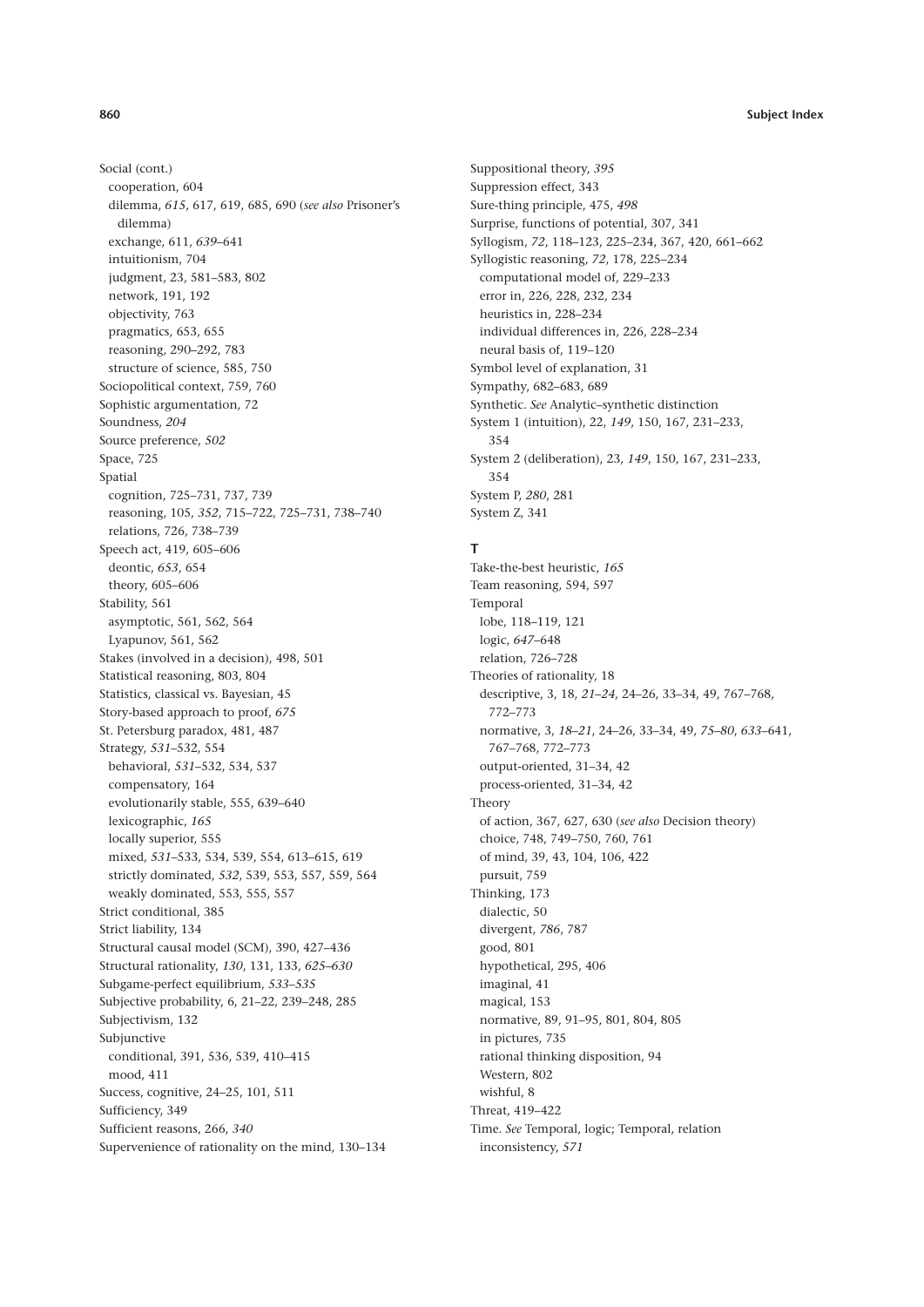Social (cont.)
  cooperation, 604
  dilemma, *615*, 617, 619, 685, 690 (*see also* Prisoner's dilemma)
  exchange, 611, *639*–641
  intuitionism, 704
  judgment, 23, 581–583, 802
  network, 191, 192
  objectivity, 763
  pragmatics, 653, 655
  reasoning, 290–292, 783
  structure of science, 585, 750
Sociopolitical context, 759, 760
Sophistic argumentation, 72
Soundness, *204*
Source preference, *502*
Space, 725
Spatial
  cognition, 725–731, 737, 739
  reasoning, 105, *352*, 715–722, 725–731, 738–740
  relations, 726, 738–739
Speech act, 419, 605–606
  deontic, *653*, 654
  theory, 605–606
Stability, 561
  asymptotic, 561, 562, 564
  Lyapunov, 561, 562
Stakes (involved in a decision), 498, 501
Statistical reasoning, 803, 804
Statistics, classical vs. Bayesian, 45
Story-based approach to proof, *675*
St. Petersburg paradox, 481, 487
Strategy, *531*–532, 554
  behavioral, *531*–532, 534, 537
  compensatory, 164
  evolutionarily stable, 555, 639–640
  lexicographic, *165*
  locally superior, 555
  mixed, *531*–533, 534, 539, 554, 613–615, 619
  strictly dominated, *532*, 539, 553, 557, 559, 564
  weakly dominated, 553, 555, 557
Strict conditional, 385
Strict liability, 134
Structural causal model (SCM), 390, 427–436
Structural rationality, *130*, 131, 133, *625–630*
Subgame-perfect equilibrium, *533–535*
Subjective probability, 6, 21–22, 239–248, 285
Subjectivism, 132
Subjunctive
  conditional, 391, 536, 539, 410–415
  mood, 411
Success, cognitive, 24–25, 101, 511
Sufficiency, 349
Sufficient reasons, 266, *340*
Supervenience of rationality on the mind, 130–134
Suppositional theory, *395*
Suppression effect, 343
Sure-thing principle, 475, *498*
Surprise, functions of potential, 307, 341
Syllogism, *72*, 118–123, 225–234, 367, 420, 661–662
Syllogistic reasoning, *72*, 178, 225–234
  computational model of, 229–233
  error in, 226, 228, 232, 234
  heuristics in, 228–234
  individual differences in, 226, 228–234
  neural basis of, 119–120
Symbol level of explanation, 31
Sympathy, 682–683, 689
Synthetic. *See* Analytic–synthetic distinction
System 1 (intuition), 22, *149*, 150, 167, 231–233, 354
System 2 (deliberation), 23, *149*, 150, 167, 231–233, 354
System P, *280*, 281
System Z, 341

## T

Take-the-best heuristic, *165*
Team reasoning, 594, 597
Temporal
  lobe, 118–119, 121
  logic, *647*–648
  relation, 726–728
Theories of rationality, 18
  descriptive, 3, 18, *21–24*, 24–26, 33–34, 49, 767–768, 772–773
  normative, 3, 18, *18–21*, 24–26, 33–34, 49, *75–80*, *633*–641, 767–768, 772–773
  output-oriented, 31–34, 42
  process-oriented, 31–34, 42
Theory
  of action, 367, 627, 630 (*see also* Decision theory)
  choice, 748, 749–750, 760, 761
  of mind, 39, 43, 104, 106, 422
  pursuit, 759
Thinking, 173
  dialectic, 50
  divergent, *786*, 787
  good, 801
  hypothetical, 295, 406
  imaginal, 41
  magical, 153
  normative, 89, 91–95, 801, 804, 805
  in pictures, 735
  rational thinking disposition, 94
  Western, 802
  wishful, 8
Threat, 419–422
Time. *See* Temporal, logic; Temporal, relation
  inconsistency, *571*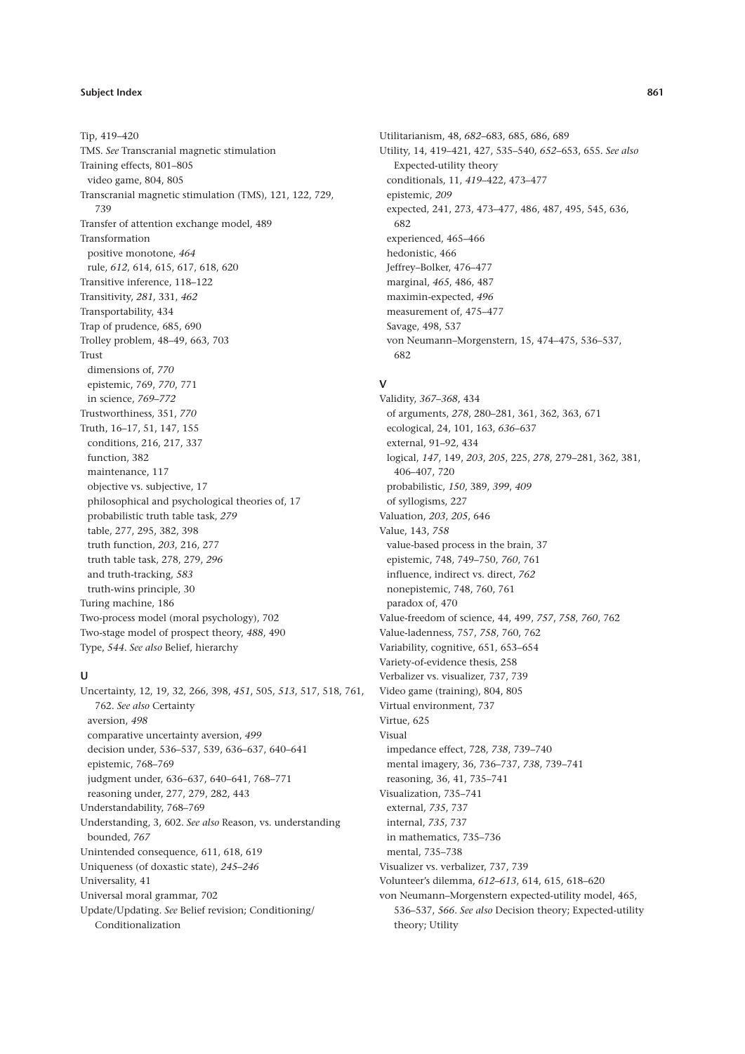Tip, 419–420
TMS. *See* Transcranial magnetic stimulation
Training effects, 801–805
  video game, 804, 805
Transcranial magnetic stimulation (TMS), 121, 122, 729, 739
Transfer of attention exchange model, 489
Transformation
  positive monotone, *464*
  rule, *612*, 614, 615, 617, 618, 620
Transitive inference, 118–122
Transitivity, *281*, 331, *462*
Transportability, 434
Trap of prudence, 685, 690
Trolley problem, 48–49, 663, 703
Trust
  dimensions of, *770*
  epistemic, 769, *770*, 771
  in science, *769–772*
Trustworthiness, 351, *770*
Truth, 16–17, 51, 147, 155
  conditions, 216, 217, 337
  function, 382
  maintenance, 117
  objective vs. subjective, 17
  philosophical and psychological theories of, 17
  probabilistic truth table task, *279*
  table, 277, 295, 382, 398
  truth function, *203*, 216, 277
  truth table task, 278, 279, *296*
  and truth-tracking, *583*
  truth-wins principle, 30
Turing machine, 186
Two-process model (moral psychology), 702
Two-stage model of prospect theory, *488*, 490
Type, *544*. *See also* Belief, hierarchy

## U

Uncertainty, 12, 19, 32, 266, 398, *451*, 505, *513*, 517, 518, 761, 762. *See also* Certainty
  aversion, *498*
  comparative uncertainty aversion, *499*
  decision under, 536–537, 539, 636–637, 640–641
  epistemic, 768–769
  judgment under, 636–637, 640–641, 768–771
  reasoning under, 277, 279, 282, 443
Understandability, 768–769
Understanding, 3, 602. *See also* Reason, vs. understanding
  bounded, *767*
Unintended consequence, 611, 618, 619
Uniqueness (of doxastic state), *245–246*
Universality, 41
Universal moral grammar, 702
Update/Updating. *See* Belief revision; Conditioning/Conditionalization

Utilitarianism, 48, *682*–683, 685, 686, 689
Utility, 14, 419–421, 427, 535–540, *652*–653, 655. *See also* Expected-utility theory
  conditionals, 11, *419*–422, 473–477
  epistemic, *209*
  expected, 241, 273, 473–477, 486, 487, 495, 545, 636, 682
  experienced, 465–466
  hedonistic, 466
  Jeffrey–Bolker, 476–477
  marginal, *465*, 486, 487
  maximin-expected, *496*
  measurement of, 475–477
  Savage, 498, 537
  von Neumann–Morgenstern, 15, 474–475, 536–537, 682

## V

Validity, *367–368*, 434
  of arguments, *278*, 280–281, 361, 362, 363, 671
  ecological, 24, 101, 163, *636*–637
  external, 91–92, 434
  logical, *147*, 149, *203*, *205*, 225, *278*, 279–281, 362, 381, 406–407, 720
  probabilistic, *150*, 389, *399*, *409*
  of syllogisms, 227
Valuation, *203*, *205*, 646
Value, 143, *758*
  value-based process in the brain, 37
  epistemic, 748, 749–750, *760*, 761
  influence, indirect vs. direct, *762*
  nonepistemic, 748, 760, 761
  paradox of, 470
Value-freedom of science, 44, 499, *757*, *758*, *760*, 762
Value-ladenness, 757, *758*, 760, 762
Variability, cognitive, 651, 653–654
Variety-of-evidence thesis, 258
Verbalizer vs. visualizer, 737, 739
Video game (training), 804, 805
Virtual environment, 737
Virtue, 625
Visual
  impedance effect, 728, *738*, 739–740
  mental imagery, 36, 736–737, *738*, 739–741
  reasoning, 36, 41, 735–741
Visualization, 735–741
  external, *735*, 737
  internal, *735*, 737
  in mathematics, 735–736
  mental, 735–738
Visualizer vs. verbalizer, 737, 739
Volunteer's dilemma, *612–613*, 614, 615, 618–620
von Neumann–Morgenstern expected-utility model, 465, 536–537, *566*. *See also* Decision theory; Expected-utility theory; Utility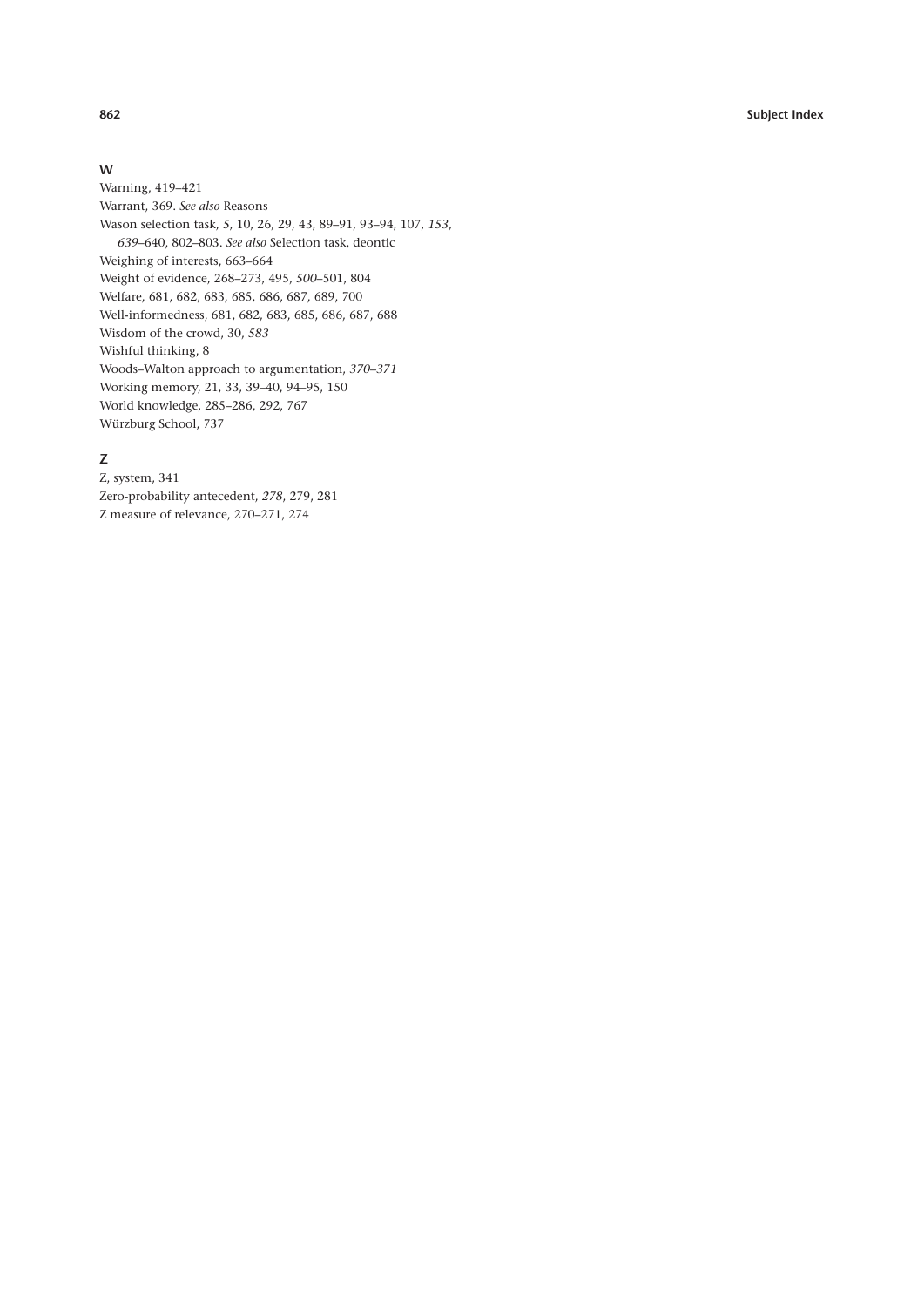## W

Warning, 419–421
Warrant, 369. *See also* Reasons
Wason selection task, *5*, 10, 26, 29, 43, 89–91, 93–94, 107, *153*, *639*–640, 802–803. *See also* Selection task, deontic
Weighing of interests, 663–664
Weight of evidence, 268–273, 495, *500*–501, 804
Welfare, 681, 682, 683, 685, 686, 687, 689, 700
Well-informedness, 681, 682, 683, 685, 686, 687, 688
Wisdom of the crowd, 30, *583*
Wishful thinking, 8
Woods–Walton approach to argumentation, *370–371*
Working memory, 21, 33, 39–40, 94–95, 150
World knowledge, 285–286, 292, 767
Würzburg School, 737

## Z

Z, system, 341
Zero-probability antecedent, *278*, 279, 281
Z measure of relevance, 270–271, 274